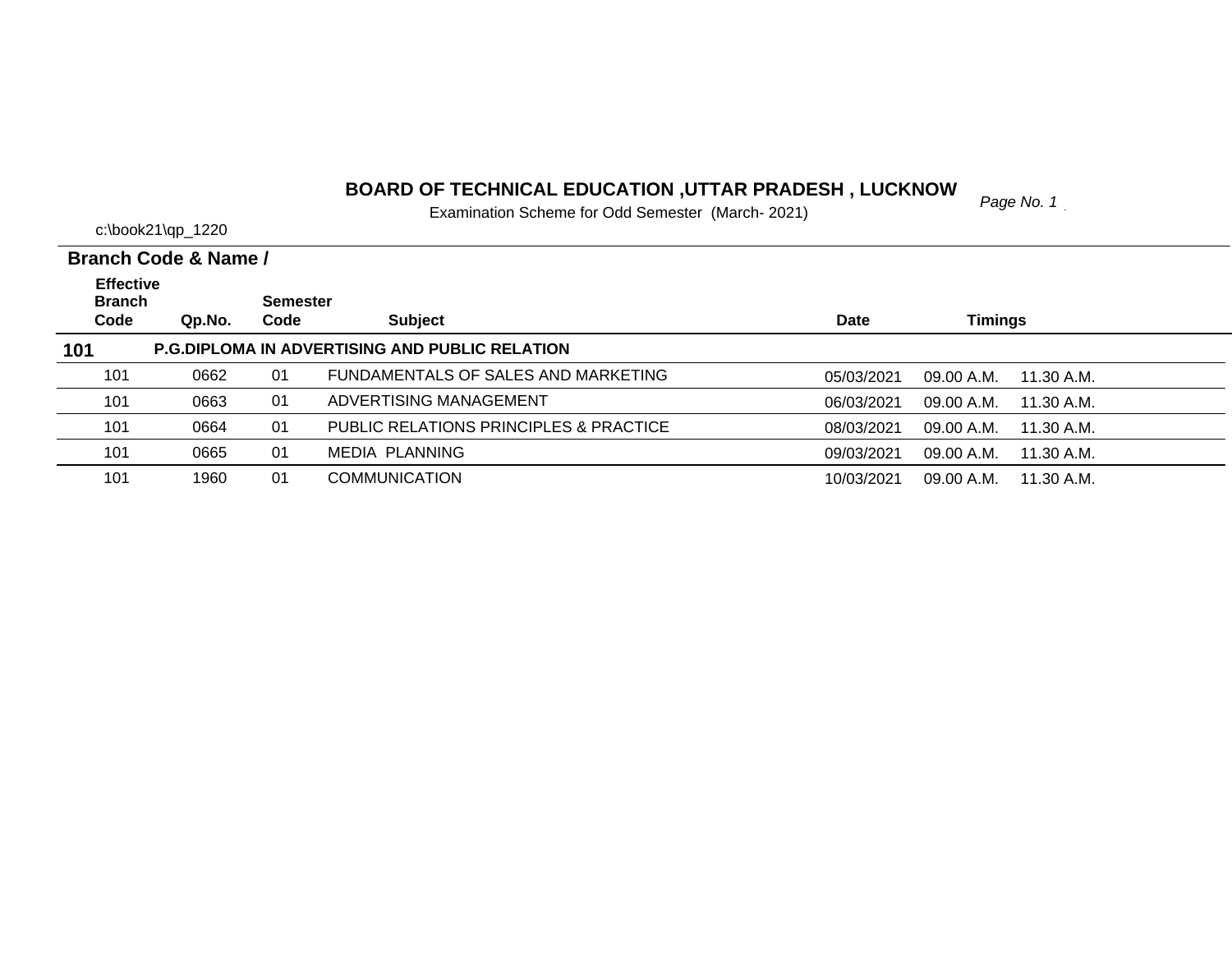# BOARD OF TECHNICAL EDUCATION ,UTTAR PRADESH , LUCKNOW

Examination Scheme for Odd Semester (March- 2021)

c:\book21\qp_1220

**Branch Code & Name /**

| Effective Branch Code | Qp.No. | Semester Code | Subject | Date | Timings | |
|---|---|---|---|---|---|---|
| **101** | **P.G.DIPLOMA IN ADVERTISING AND PUBLIC RELATION** | | | | | |
| 101 | 0662 | 01 | FUNDAMENTALS OF SALES AND MARKETING | 05/03/2021 | 09.00 A.M. | 11.30 A.M. |
| 101 | 0663 | 01 | ADVERTISING MANAGEMENT | 06/03/2021 | 09.00 A.M. | 11.30 A.M. |
| 101 | 0664 | 01 | PUBLIC RELATIONS PRINCIPLES & PRACTICE | 08/03/2021 | 09.00 A.M. | 11.30 A.M. |
| 101 | 0665 | 01 | MEDIA PLANNING | 09/03/2021 | 09.00 A.M. | 11.30 A.M. |
| 101 | 1960 | 01 | COMMUNICATION | 10/03/2021 | 09.00 A.M. | 11.30 A.M. |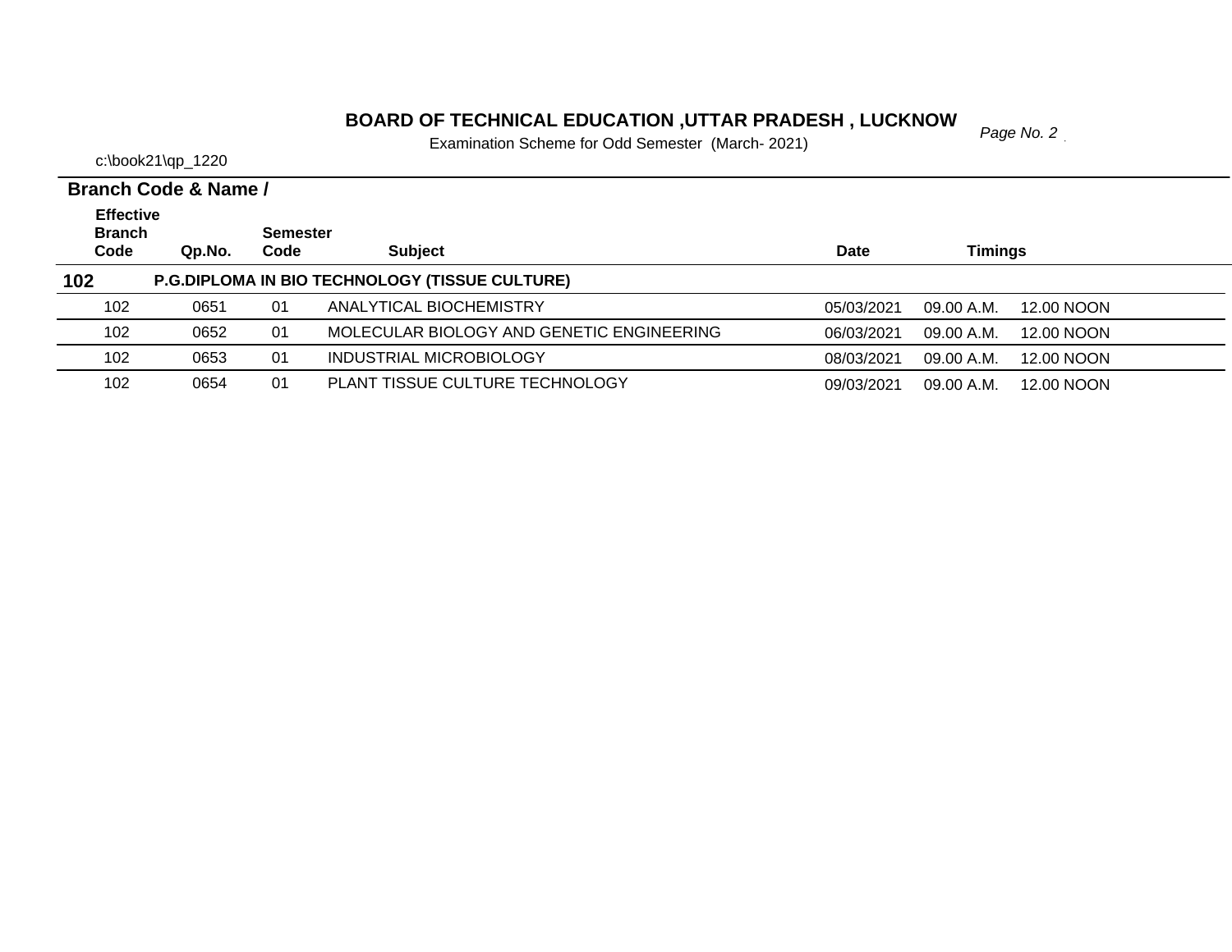# BOARD OF TECHNICAL EDUCATION ,UTTAR PRADESH , LUCKNOW

Examination Scheme for Odd Semester (March- 2021)

c:\book21\qp_1220

**Branch Code & Name /**

| Effective Branch Code | Qp.No. | Semester Code | Subject | Date | Timings | |
|---|---|---|---|---|---|---|
| **102** | | | **P.G.DIPLOMA IN BIO TECHNOLOGY (TISSUE CULTURE)** | | | |
| 102 | 0651 | 01 | ANALYTICAL BIOCHEMISTRY | 05/03/2021 | 09.00 A.M. | 12.00 NOON |
| 102 | 0652 | 01 | MOLECULAR BIOLOGY AND GENETIC ENGINEERING | 06/03/2021 | 09.00 A.M. | 12.00 NOON |
| 102 | 0653 | 01 | INDUSTRIAL MICROBIOLOGY | 08/03/2021 | 09.00 A.M. | 12.00 NOON |
| 102 | 0654 | 01 | PLANT TISSUE CULTURE TECHNOLOGY | 09/03/2021 | 09.00 A.M. | 12.00 NOON |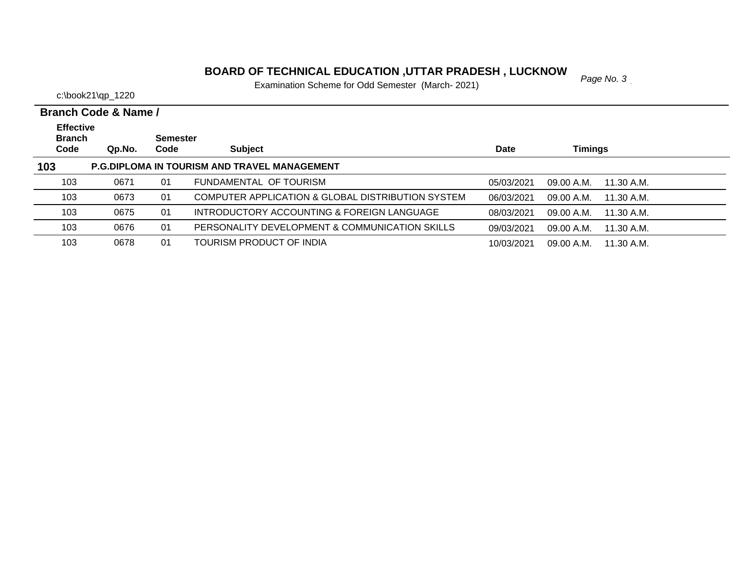# BOARD OF TECHNICAL EDUCATION ,UTTAR PRADESH , LUCKNOW

Examination Scheme for Odd Semester (March- 2021)

c:\book21\qp_1220

**Branch Code & Name /**

| Effective Branch Code | Qp.No. | Semester Code | Subject | Date | Timings | |
|---|---|---|---|---|---|---|
| **103** | **P.G.DIPLOMA IN TOURISM AND TRAVEL MANAGEMENT** | | | | | |
| 103 | 0671 | 01 | FUNDAMENTAL OF TOURISM | 05/03/2021 | 09.00 A.M. | 11.30 A.M. |
| 103 | 0673 | 01 | COMPUTER APPLICATION & GLOBAL DISTRIBUTION SYSTEM | 06/03/2021 | 09.00 A.M. | 11.30 A.M. |
| 103 | 0675 | 01 | INTRODUCTORY ACCOUNTING & FOREIGN LANGUAGE | 08/03/2021 | 09.00 A.M. | 11.30 A.M. |
| 103 | 0676 | 01 | PERSONALITY DEVELOPMENT & COMMUNICATION SKILLS | 09/03/2021 | 09.00 A.M. | 11.30 A.M. |
| 103 | 0678 | 01 | TOURISM PRODUCT OF INDIA | 10/03/2021 | 09.00 A.M. | 11.30 A.M. |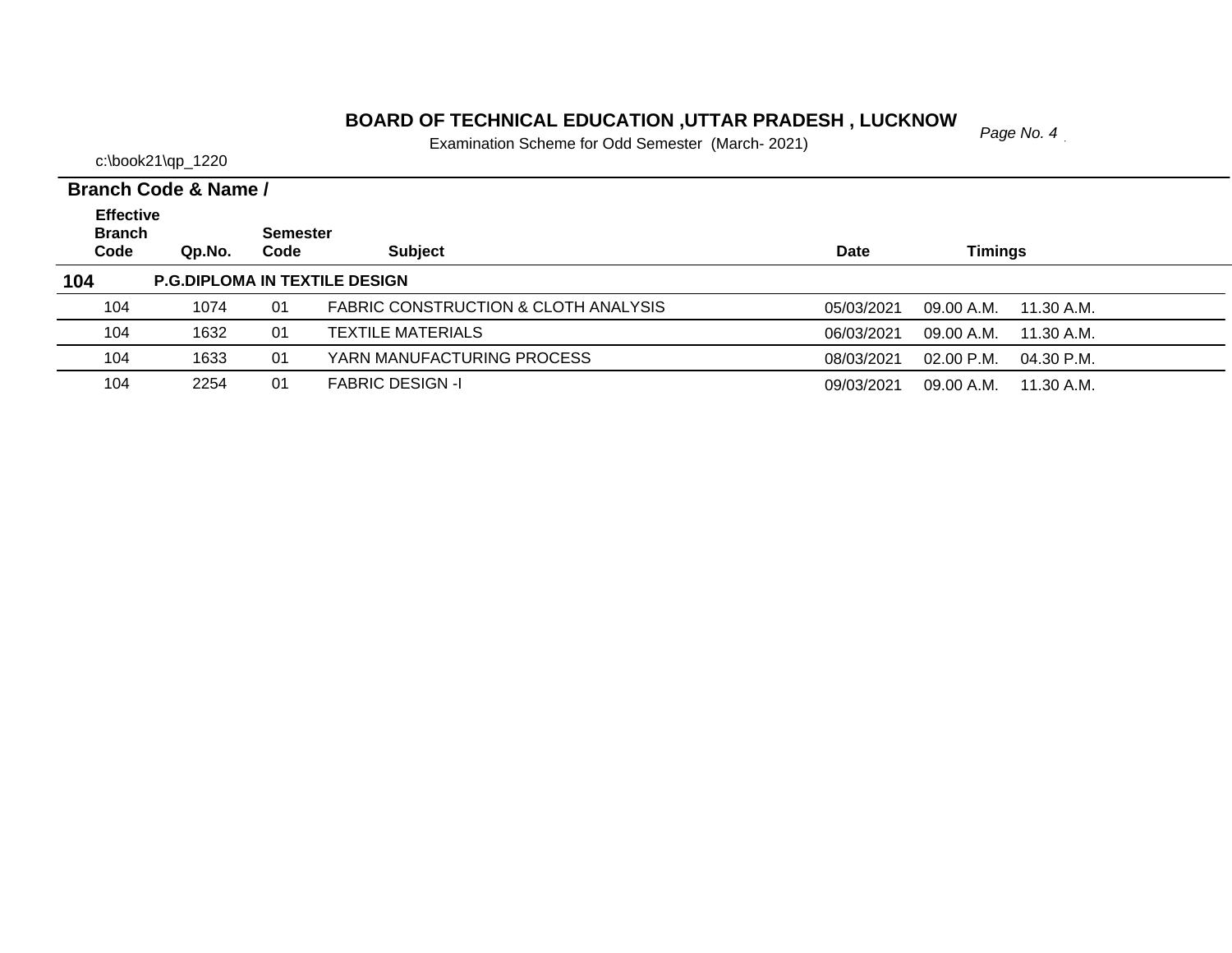# BOARD OF TECHNICAL EDUCATION ,UTTAR PRADESH , LUCKNOW

Examination Scheme for Odd Semester (March- 2021)

c:\book21\qp_1220

**Branch Code & Name /**

| Effective Branch Code | Qp.No. | Semester Code | Subject | Date | Timings | |
|---|---|---|---|---|---|---|
| **104** | **P.G.DIPLOMA IN TEXTILE DESIGN** | | | | | |
| 104 | 1074 | 01 | FABRIC CONSTRUCTION & CLOTH ANALYSIS | 05/03/2021 | 09.00 A.M. | 11.30 A.M. |
| 104 | 1632 | 01 | TEXTILE MATERIALS | 06/03/2021 | 09.00 A.M. | 11.30 A.M. |
| 104 | 1633 | 01 | YARN MANUFACTURING PROCESS | 08/03/2021 | 02.00 P.M. | 04.30 P.M. |
| 104 | 2254 | 01 | FABRIC DESIGN -I | 09/03/2021 | 09.00 A.M. | 11.30 A.M. |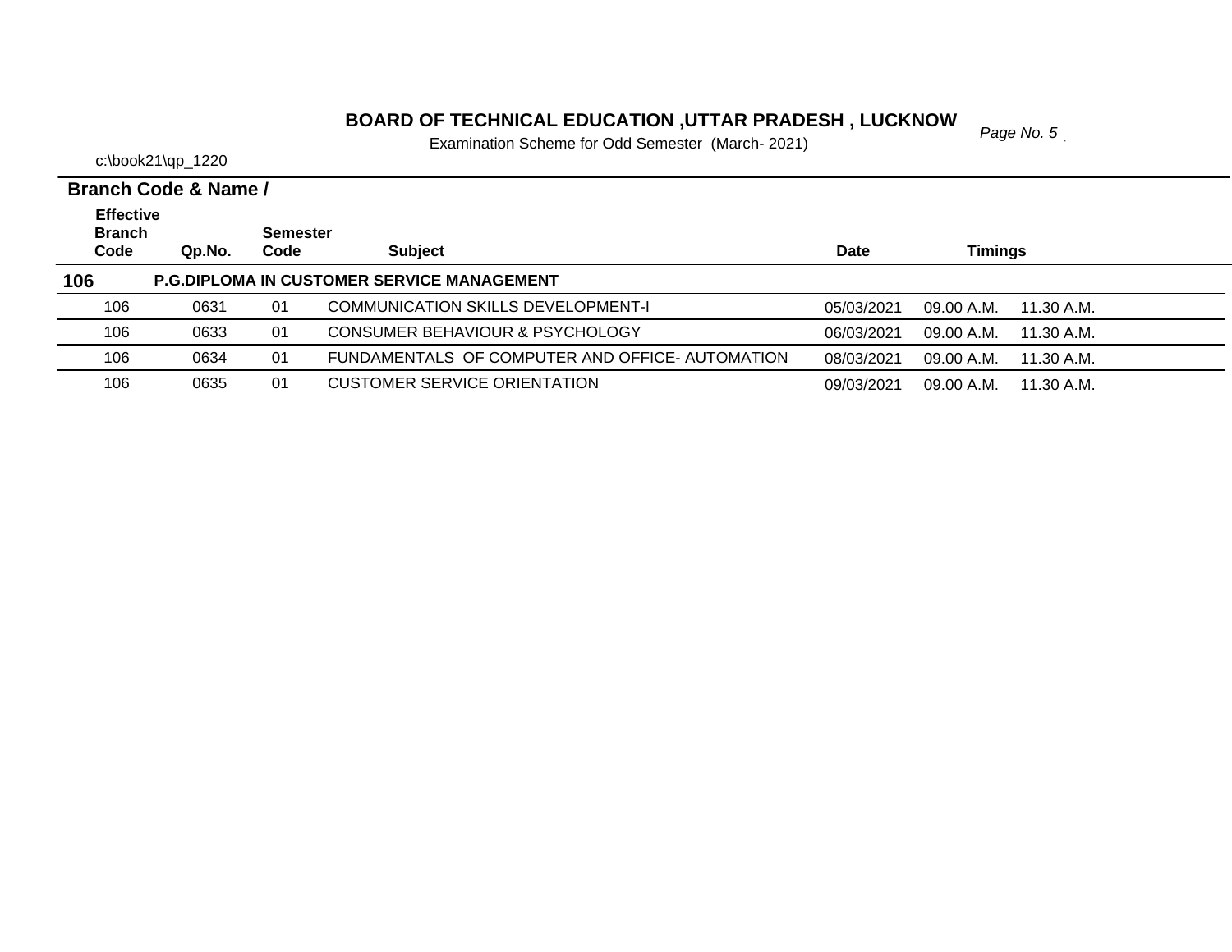# BOARD OF TECHNICAL EDUCATION ,UTTAR PRADESH , LUCKNOW

Examination Scheme for Odd Semester (March- 2021)

c:\book21\qp_1220

**Branch Code & Name /**

| Effective Branch Code | Qp.No. | Semester Code | Subject | Date | Timings | |
|---|---|---|---|---|---|---|
| **106** | **P.G.DIPLOMA IN CUSTOMER SERVICE MANAGEMENT** | | | | | |
| 106 | 0631 | 01 | COMMUNICATION SKILLS DEVELOPMENT-I | 05/03/2021 | 09.00 A.M. | 11.30 A.M. |
| 106 | 0633 | 01 | CONSUMER BEHAVIOUR & PSYCHOLOGY | 06/03/2021 | 09.00 A.M. | 11.30 A.M. |
| 106 | 0634 | 01 | FUNDAMENTALS OF COMPUTER AND OFFICE- AUTOMATION | 08/03/2021 | 09.00 A.M. | 11.30 A.M. |
| 106 | 0635 | 01 | CUSTOMER SERVICE ORIENTATION | 09/03/2021 | 09.00 A.M. | 11.30 A.M. |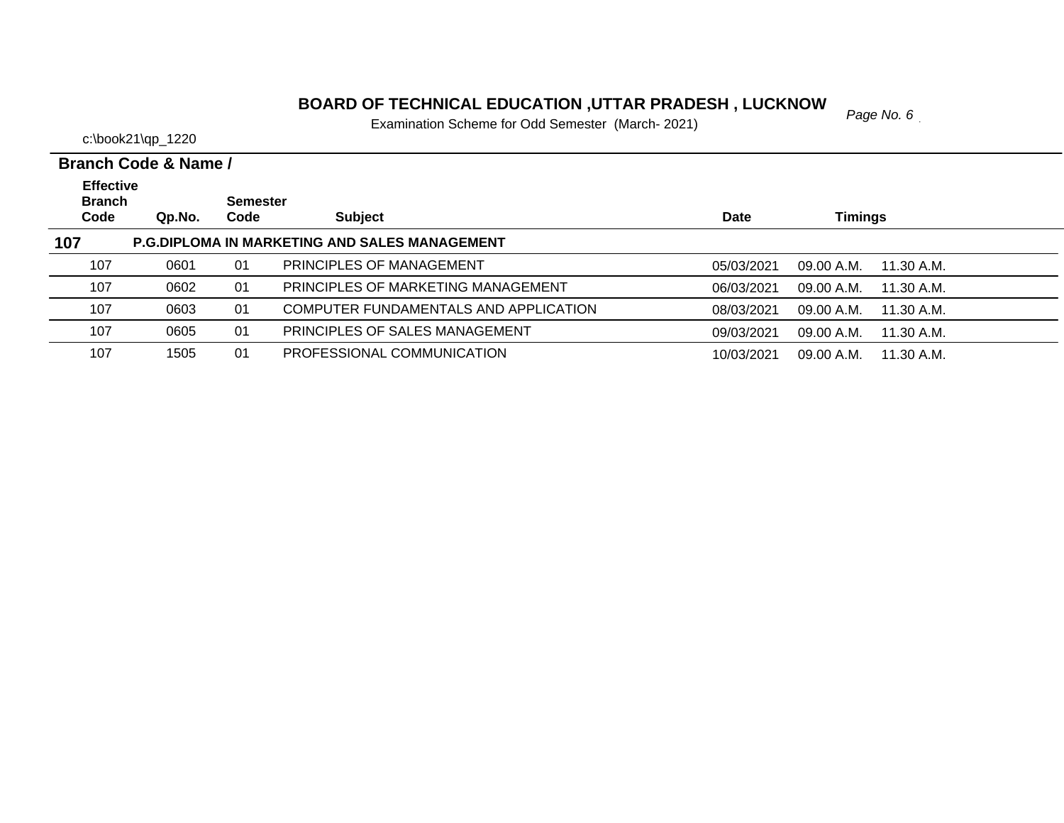# BOARD OF TECHNICAL EDUCATION ,UTTAR PRADESH , LUCKNOW

Examination Scheme for Odd Semester (March- 2021)

c:\book21\qp_1220

**Branch Code & Name /**

| Effective Branch Code | Qp.No. | Semester Code | Subject | Date | Timings | |
|---|---|---|---|---|---|---|
| **107** | **P.G.DIPLOMA IN MARKETING AND SALES MANAGEMENT** | | | | | |
| 107 | 0601 | 01 | PRINCIPLES OF MANAGEMENT | 05/03/2021 | 09.00 A.M. | 11.30 A.M. |
| 107 | 0602 | 01 | PRINCIPLES OF MARKETING MANAGEMENT | 06/03/2021 | 09.00 A.M. | 11.30 A.M. |
| 107 | 0603 | 01 | COMPUTER FUNDAMENTALS AND APPLICATION | 08/03/2021 | 09.00 A.M. | 11.30 A.M. |
| 107 | 0605 | 01 | PRINCIPLES OF SALES MANAGEMENT | 09/03/2021 | 09.00 A.M. | 11.30 A.M. |
| 107 | 1505 | 01 | PROFESSIONAL COMMUNICATION | 10/03/2021 | 09.00 A.M. | 11.30 A.M. |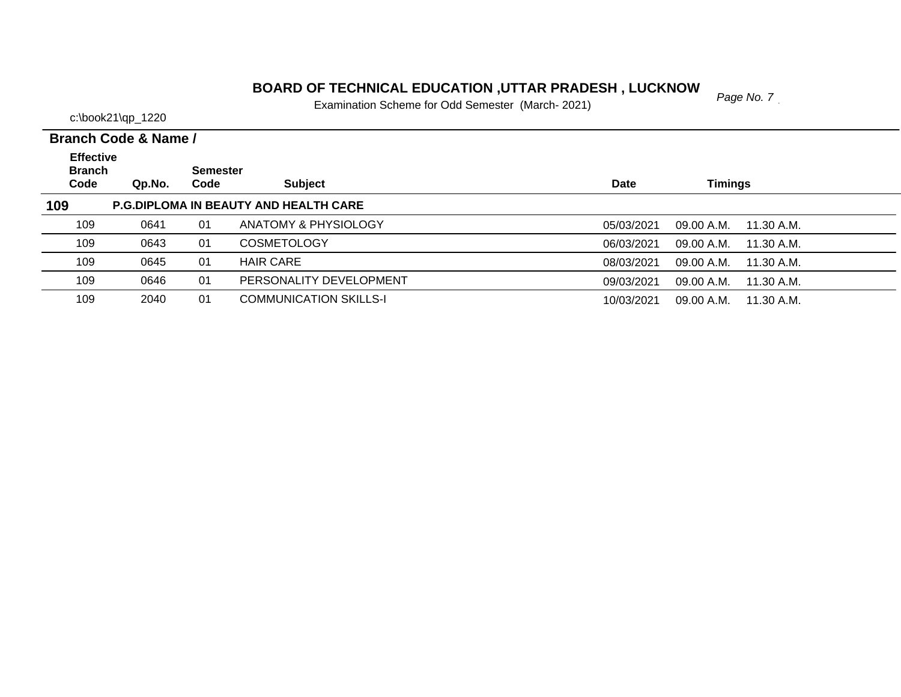# BOARD OF TECHNICAL EDUCATION ,UTTAR PRADESH , LUCKNOW

Examination Scheme for Odd Semester (March- 2021)

c:\book21\qp_1220

**Branch Code & Name /**

| Effective Branch Code | Qp.No. | Semester Code | Subject | Date | Timings | |
|---|---|---|---|---|---|---|
| **109** | **P.G.DIPLOMA IN BEAUTY AND HEALTH CARE** | | | | | |
| 109 | 0641 | 01 | ANATOMY & PHYSIOLOGY | 05/03/2021 | 09.00 A.M. | 11.30 A.M. |
| 109 | 0643 | 01 | COSMETOLOGY | 06/03/2021 | 09.00 A.M. | 11.30 A.M. |
| 109 | 0645 | 01 | HAIR CARE | 08/03/2021 | 09.00 A.M. | 11.30 A.M. |
| 109 | 0646 | 01 | PERSONALITY DEVELOPMENT | 09/03/2021 | 09.00 A.M. | 11.30 A.M. |
| 109 | 2040 | 01 | COMMUNICATION SKILLS-I | 10/03/2021 | 09.00 A.M. | 11.30 A.M. |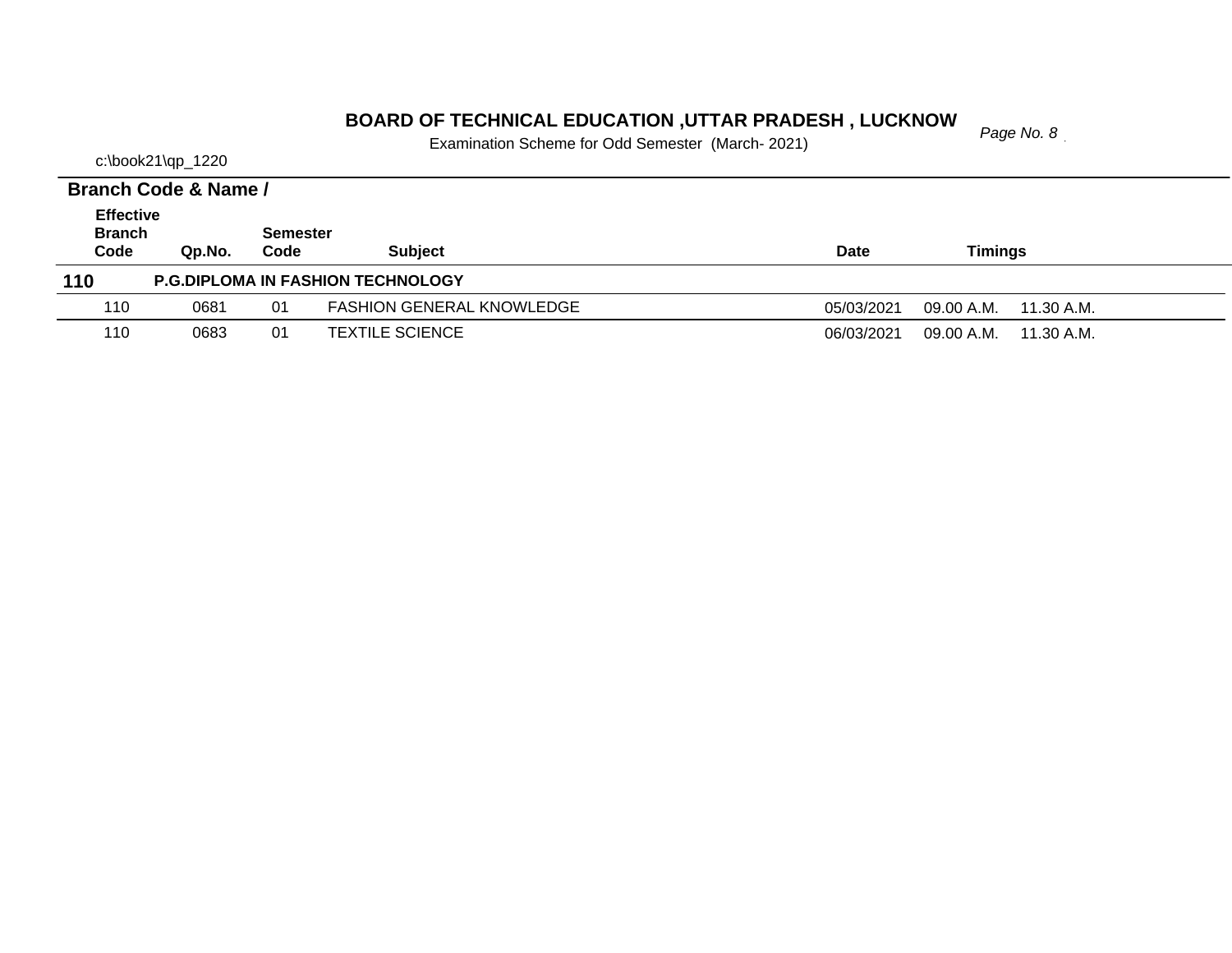# BOARD OF TECHNICAL EDUCATION ,UTTAR PRADESH , LUCKNOW

Examination Scheme for Odd Semester (March- 2021)

c:\book21\qp_1220

**Branch Code & Name /**

| Effective Branch Code | Qp.No. | Semester Code | Subject | Date | Timings | |
|---|---|---|---|---|---|---|
| **110** | **P.G.DIPLOMA IN FASHION TECHNOLOGY** | | | | | |
| 110 | 0681 | 01 | FASHION GENERAL KNOWLEDGE | 05/03/2021 | 09.00 A.M. | 11.30 A.M. |
| 110 | 0683 | 01 | TEXTILE SCIENCE | 06/03/2021 | 09.00 A.M. | 11.30 A.M. |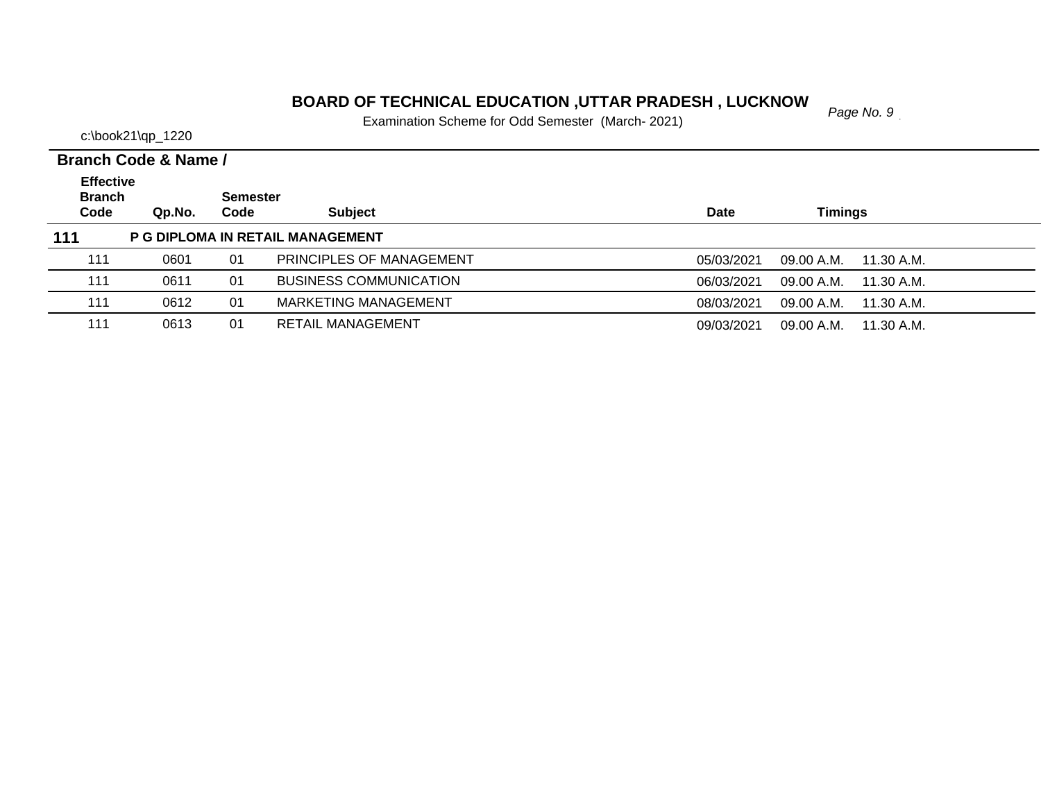# BOARD OF TECHNICAL EDUCATION ,UTTAR PRADESH , LUCKNOW

Examination Scheme for Odd Semester (March- 2021)

c:\book21\qp_1220

**Branch Code & Name /**

| Effective Branch Code | Qp.No. | Semester Code | Subject | Date | Timings | |
|---|---|---|---|---|---|---|
| **111** | **P G DIPLOMA IN RETAIL MANAGEMENT** | | | | | |
| 111 | 0601 | 01 | PRINCIPLES OF MANAGEMENT | 05/03/2021 | 09.00 A.M. | 11.30 A.M. |
| 111 | 0611 | 01 | BUSINESS COMMUNICATION | 06/03/2021 | 09.00 A.M. | 11.30 A.M. |
| 111 | 0612 | 01 | MARKETING MANAGEMENT | 08/03/2021 | 09.00 A.M. | 11.30 A.M. |
| 111 | 0613 | 01 | RETAIL MANAGEMENT | 09/03/2021 | 09.00 A.M. | 11.30 A.M. |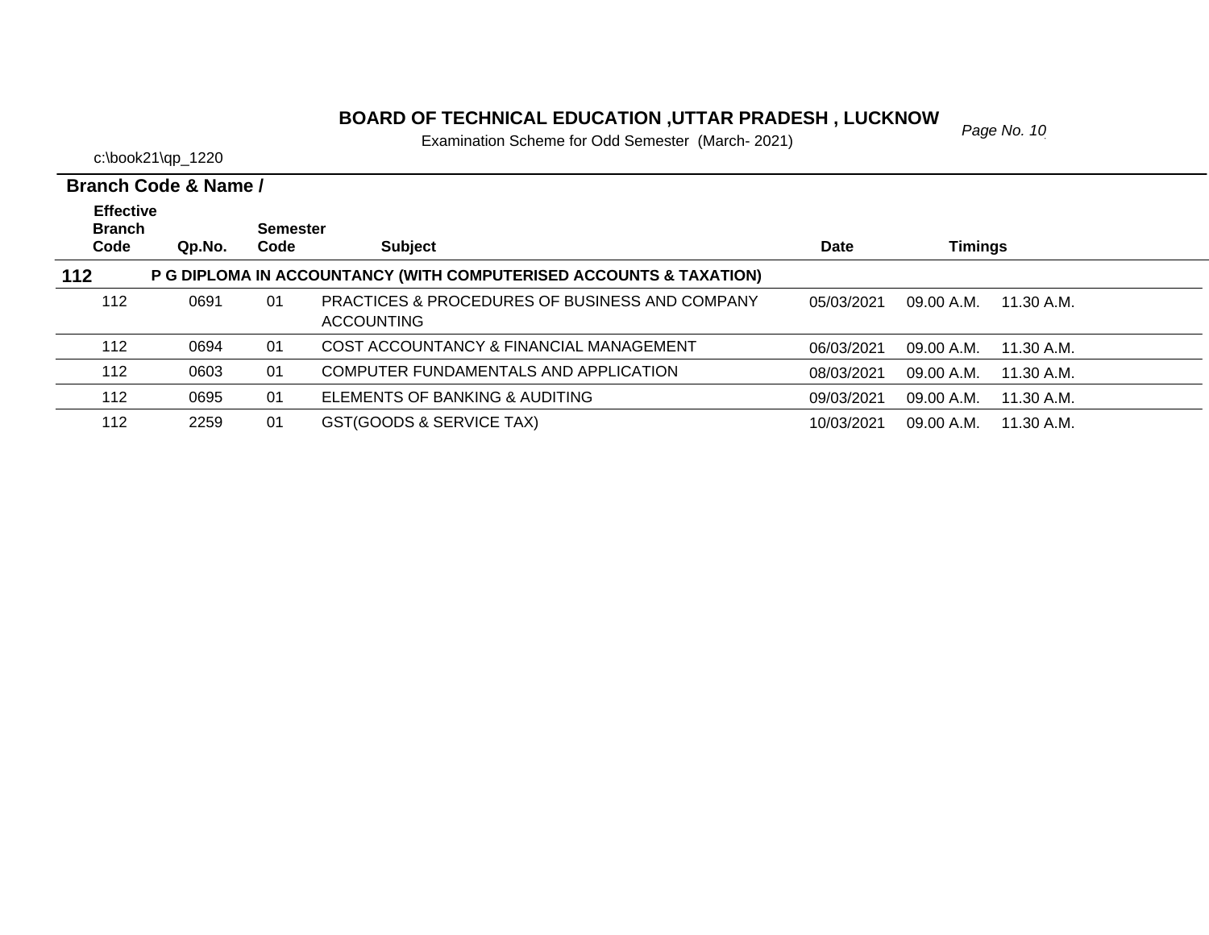# BOARD OF TECHNICAL EDUCATION ,UTTAR PRADESH , LUCKNOW

Examination Scheme for Odd Semester (March- 2021)

c:\book21\qp_1220

**Branch Code & Name /**

| Effective Branch Code | Qp.No. | Semester Code | Subject | Date | Timings | |
|---|---|---|---|---|---|---|
| **112** | **P G DIPLOMA IN ACCOUNTANCY (WITH COMPUTERISED ACCOUNTS & TAXATION)** | | | | | |
| 112 | 0691 | 01 | PRACTICES & PROCEDURES OF BUSINESS AND COMPANY ACCOUNTING | 05/03/2021 | 09.00 A.M. | 11.30 A.M. |
| 112 | 0694 | 01 | COST ACCOUNTANCY & FINANCIAL MANAGEMENT | 06/03/2021 | 09.00 A.M. | 11.30 A.M. |
| 112 | 0603 | 01 | COMPUTER FUNDAMENTALS AND APPLICATION | 08/03/2021 | 09.00 A.M. | 11.30 A.M. |
| 112 | 0695 | 01 | ELEMENTS OF BANKING & AUDITING | 09/03/2021 | 09.00 A.M. | 11.30 A.M. |
| 112 | 2259 | 01 | GST(GOODS & SERVICE TAX) | 10/03/2021 | 09.00 A.M. | 11.30 A.M. |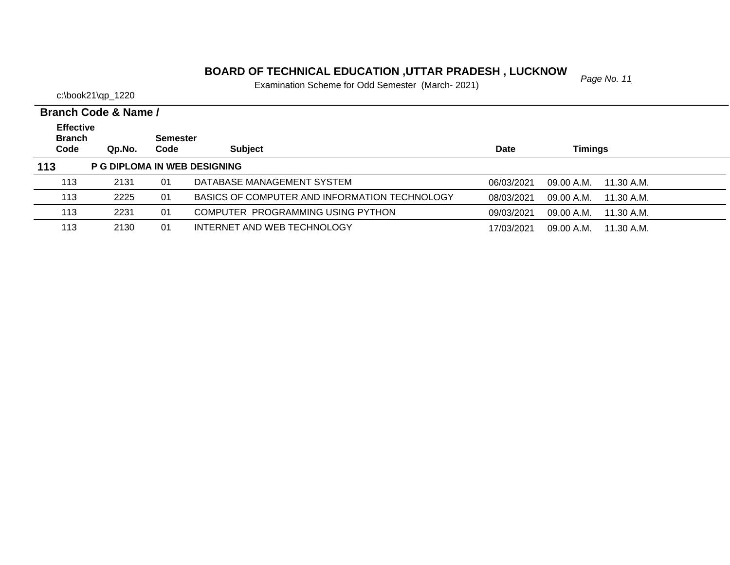# BOARD OF TECHNICAL EDUCATION ,UTTAR PRADESH , LUCKNOW

Examination Scheme for Odd Semester (March- 2021)

c:\book21\qp_1220

**Branch Code & Name /**

| Effective Branch Code | Qp.No. | Semester Code | Subject | Date | Timings | |
|---|---|---|---|---|---|---|
| **113** | **P G DIPLOMA IN WEB DESIGNING** | | | | | |
| 113 | 2131 | 01 | DATABASE MANAGEMENT SYSTEM | 06/03/2021 | 09.00 A.M. | 11.30 A.M. |
| 113 | 2225 | 01 | BASICS OF COMPUTER AND INFORMATION TECHNOLOGY | 08/03/2021 | 09.00 A.M. | 11.30 A.M. |
| 113 | 2231 | 01 | COMPUTER PROGRAMMING USING PYTHON | 09/03/2021 | 09.00 A.M. | 11.30 A.M. |
| 113 | 2130 | 01 | INTERNET AND WEB TECHNOLOGY | 17/03/2021 | 09.00 A.M. | 11.30 A.M. |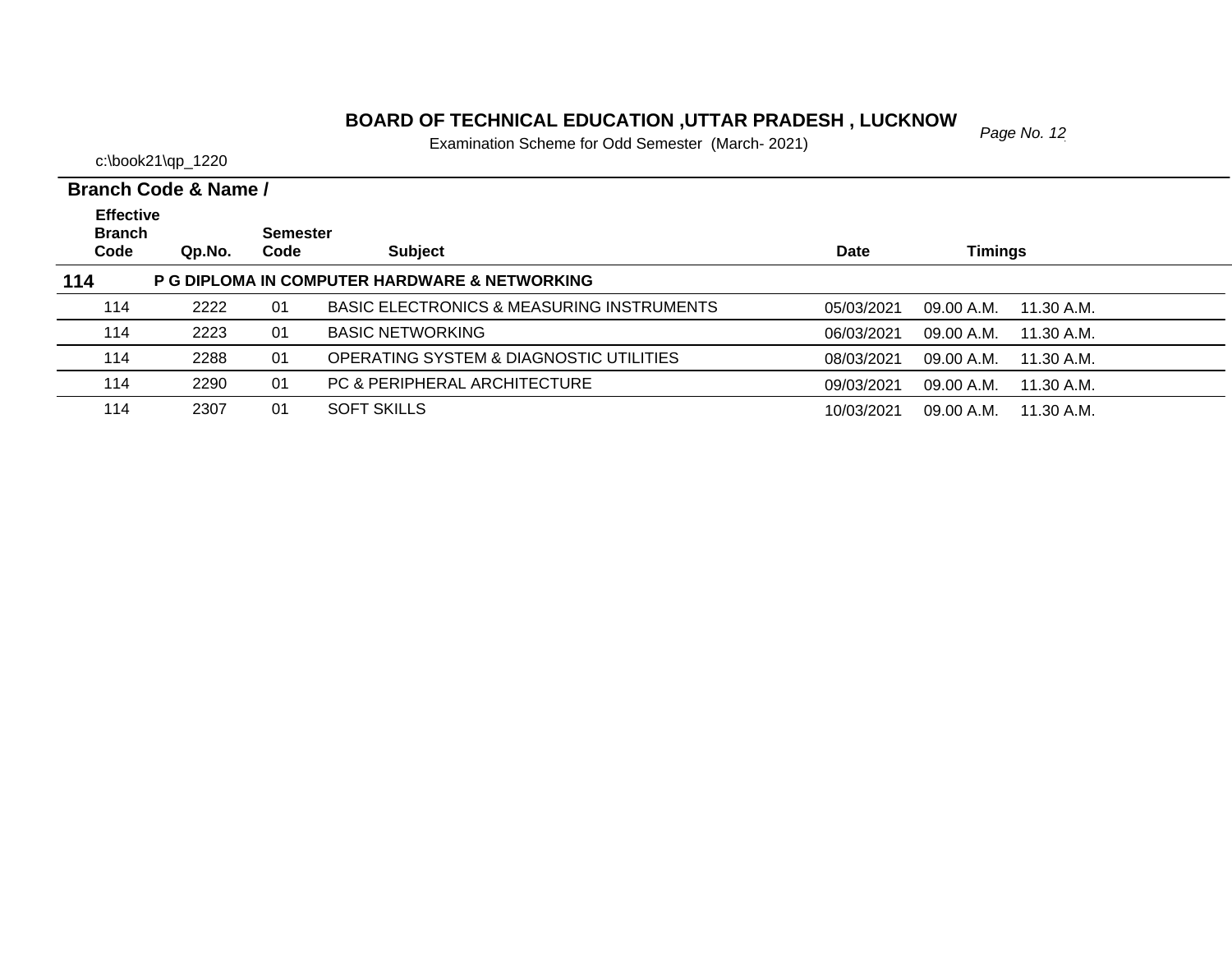# BOARD OF TECHNICAL EDUCATION ,UTTAR PRADESH , LUCKNOW

Examination Scheme for Odd Semester (March- 2021)

c:\book21\qp_1220

**Branch Code & Name /**

| Effective Branch Code | Qp.No. | Semester Code | Subject | Date | Timings | |
|---|---|---|---|---|---|---|
| **114** | **P G DIPLOMA IN COMPUTER HARDWARE & NETWORKING** | | | | | |
| 114 | 2222 | 01 | BASIC ELECTRONICS & MEASURING INSTRUMENTS | 05/03/2021 | 09.00 A.M. | 11.30 A.M. |
| 114 | 2223 | 01 | BASIC NETWORKING | 06/03/2021 | 09.00 A.M. | 11.30 A.M. |
| 114 | 2288 | 01 | OPERATING SYSTEM & DIAGNOSTIC UTILITIES | 08/03/2021 | 09.00 A.M. | 11.30 A.M. |
| 114 | 2290 | 01 | PC & PERIPHERAL ARCHITECTURE | 09/03/2021 | 09.00 A.M. | 11.30 A.M. |
| 114 | 2307 | 01 | SOFT SKILLS | 10/03/2021 | 09.00 A.M. | 11.30 A.M. |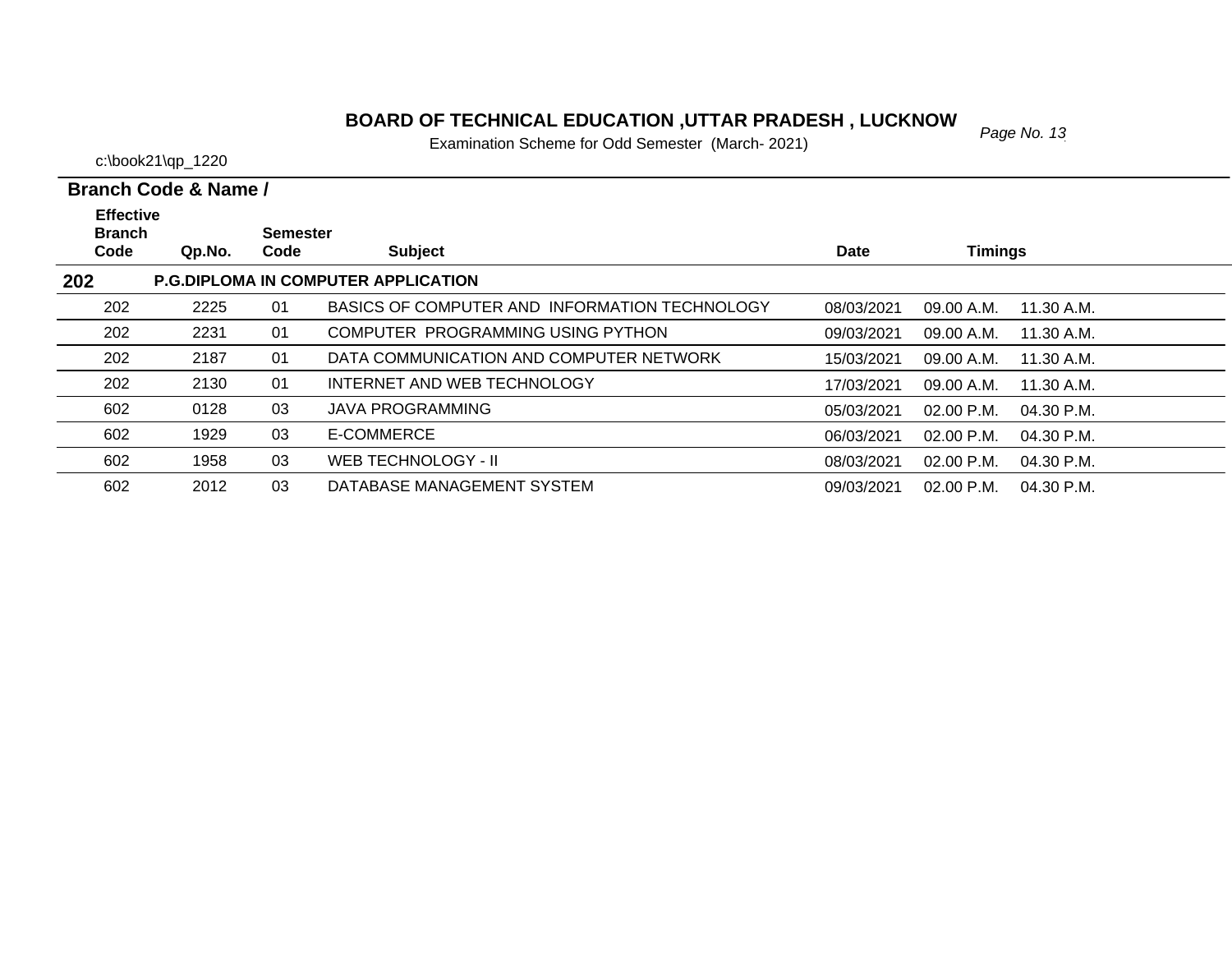# BOARD OF TECHNICAL EDUCATION ,UTTAR PRADESH , LUCKNOW

Examination Scheme for Odd Semester (March- 2021)

c:\book21\qp_1220

**Branch Code & Name /**

| Effective Branch Code | Qp.No. | Semester Code | Subject | Date | Timings | |
|---|---|---|---|---|---|---|
| **202** | **P.G.DIPLOMA IN COMPUTER APPLICATION** | | | | | |
| 202 | 2225 | 01 | BASICS OF COMPUTER AND INFORMATION TECHNOLOGY | 08/03/2021 | 09.00 A.M. | 11.30 A.M. |
| 202 | 2231 | 01 | COMPUTER PROGRAMMING USING PYTHON | 09/03/2021 | 09.00 A.M. | 11.30 A.M. |
| 202 | 2187 | 01 | DATA COMMUNICATION AND COMPUTER NETWORK | 15/03/2021 | 09.00 A.M. | 11.30 A.M. |
| 202 | 2130 | 01 | INTERNET AND WEB TECHNOLOGY | 17/03/2021 | 09.00 A.M. | 11.30 A.M. |
| 602 | 0128 | 03 | JAVA PROGRAMMING | 05/03/2021 | 02.00 P.M. | 04.30 P.M. |
| 602 | 1929 | 03 | E-COMMERCE | 06/03/2021 | 02.00 P.M. | 04.30 P.M. |
| 602 | 1958 | 03 | WEB TECHNOLOGY - II | 08/03/2021 | 02.00 P.M. | 04.30 P.M. |
| 602 | 2012 | 03 | DATABASE MANAGEMENT SYSTEM | 09/03/2021 | 02.00 P.M. | 04.30 P.M. |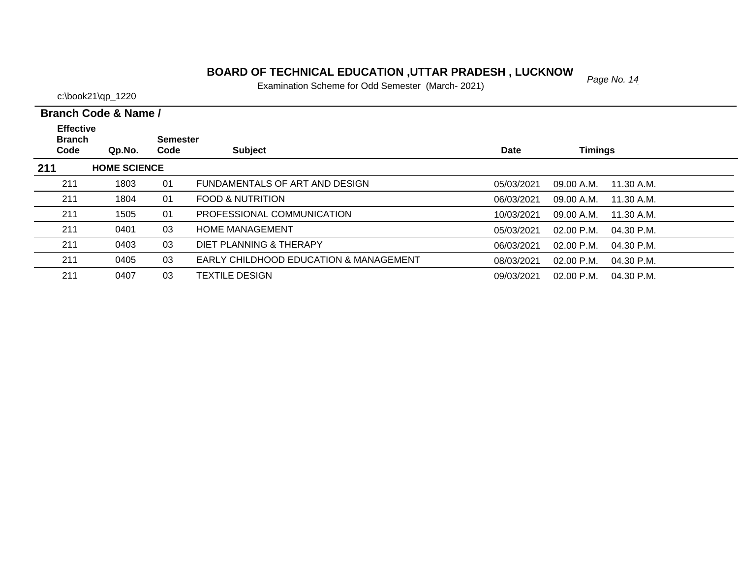**BOARD OF TECHNICAL EDUCATION ,UTTAR PRADESH , LUCKNOW**

Examination Scheme for Odd Semester (March- 2021)

c:\book21\qp_1220

**Branch Code & Name /**

| Effective Branch Code | Qp.No. | Semester Code | Subject | Date | Timings | |
|---|---|---|---|---|---|---|
| **211** | **HOME SCIENCE** | | | | | |
| 211 | 1803 | 01 | FUNDAMENTALS OF ART AND DESIGN | 05/03/2021 | 09.00 A.M. | 11.30 A.M. |
| 211 | 1804 | 01 | FOOD & NUTRITION | 06/03/2021 | 09.00 A.M. | 11.30 A.M. |
| 211 | 1505 | 01 | PROFESSIONAL COMMUNICATION | 10/03/2021 | 09.00 A.M. | 11.30 A.M. |
| 211 | 0401 | 03 | HOME MANAGEMENT | 05/03/2021 | 02.00 P.M. | 04.30 P.M. |
| 211 | 0403 | 03 | DIET PLANNING & THERAPY | 06/03/2021 | 02.00 P.M. | 04.30 P.M. |
| 211 | 0405 | 03 | EARLY CHILDHOOD EDUCATION & MANAGEMENT | 08/03/2021 | 02.00 P.M. | 04.30 P.M. |
| 211 | 0407 | 03 | TEXTILE DESIGN | 09/03/2021 | 02.00 P.M. | 04.30 P.M. |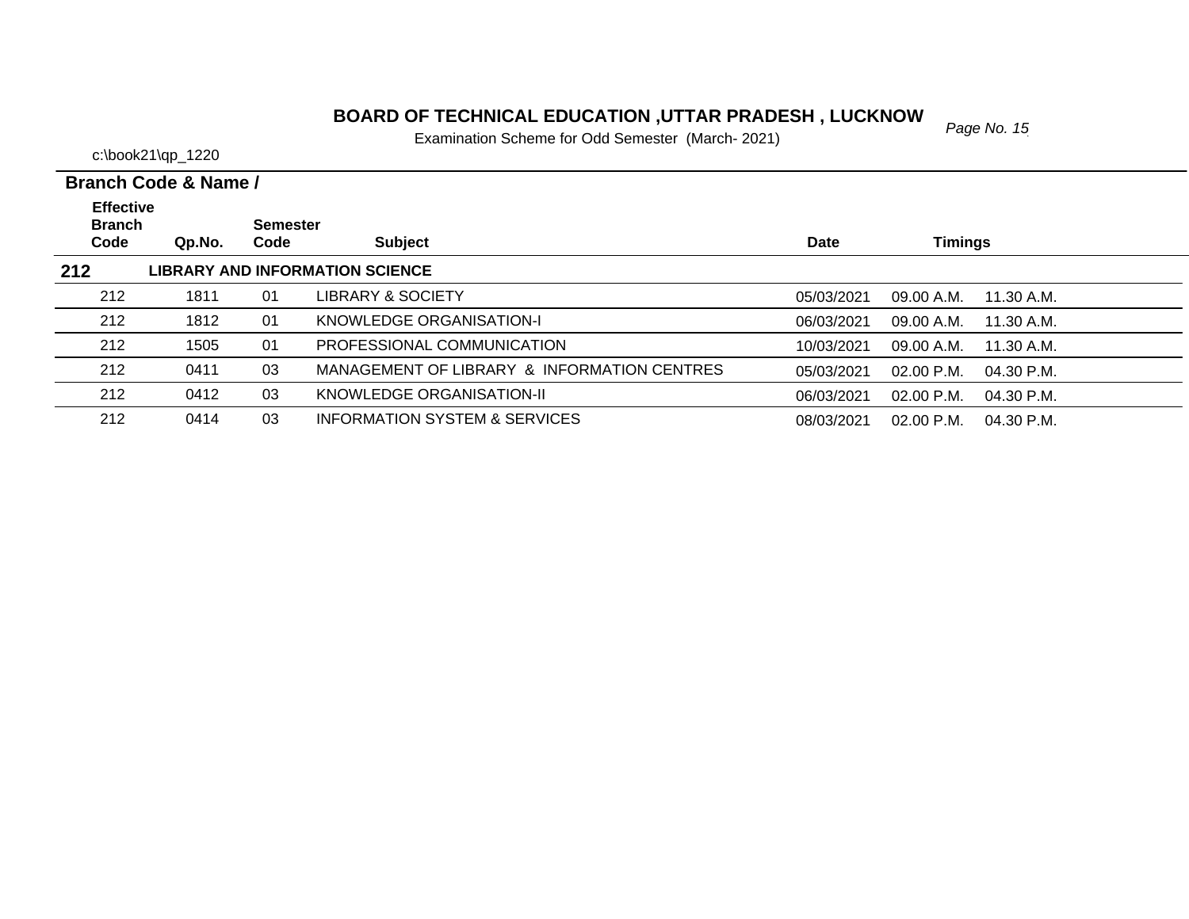# BOARD OF TECHNICAL EDUCATION ,UTTAR PRADESH , LUCKNOW

Examination Scheme for Odd Semester (March- 2021)

c:\book21\qp_1220

**Branch Code & Name /**

| Effective Branch Code | Qp.No. | Semester Code | Subject | Date | Timings | |
|---|---|---|---|---|---|---|
| **212** | **LIBRARY AND INFORMATION SCIENCE** | | | | | |
| 212 | 1811 | 01 | LIBRARY & SOCIETY | 05/03/2021 | 09.00 A.M. | 11.30 A.M. |
| 212 | 1812 | 01 | KNOWLEDGE ORGANISATION-I | 06/03/2021 | 09.00 A.M. | 11.30 A.M. |
| 212 | 1505 | 01 | PROFESSIONAL COMMUNICATION | 10/03/2021 | 09.00 A.M. | 11.30 A.M. |
| 212 | 0411 | 03 | MANAGEMENT OF LIBRARY & INFORMATION CENTRES | 05/03/2021 | 02.00 P.M. | 04.30 P.M. |
| 212 | 0412 | 03 | KNOWLEDGE ORGANISATION-II | 06/03/2021 | 02.00 P.M. | 04.30 P.M. |
| 212 | 0414 | 03 | INFORMATION SYSTEM & SERVICES | 08/03/2021 | 02.00 P.M. | 04.30 P.M. |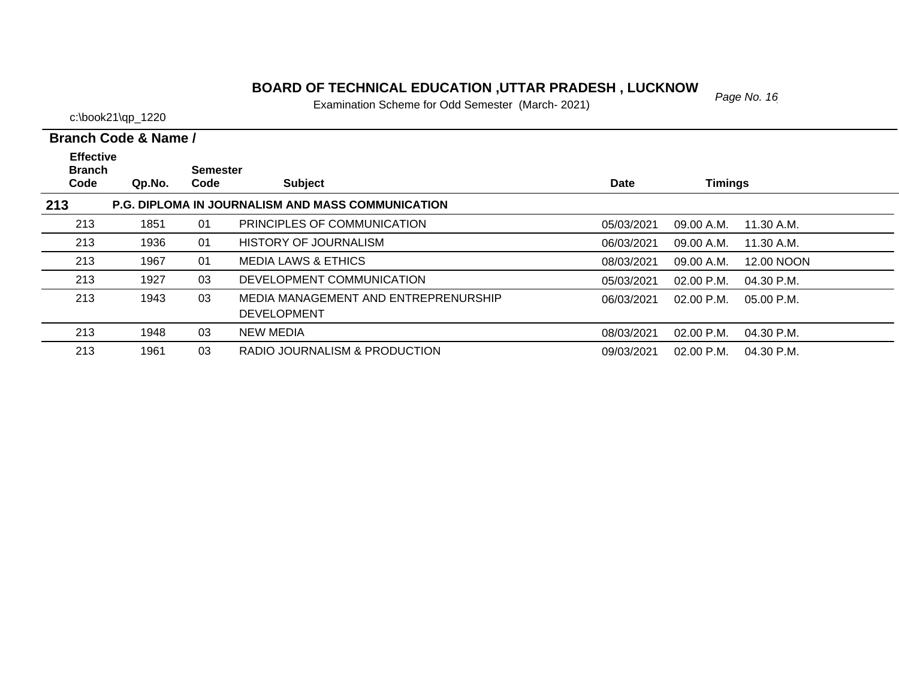**BOARD OF TECHNICAL EDUCATION ,UTTAR PRADESH , LUCKNOW**

Examination Scheme for Odd Semester (March- 2021)

c:\book21\qp_1220

**Branch Code & Name /**

| Effective Branch Code | Qp.No. | Semester Code | Subject | Date | Timings | |
|---|---|---|---|---|---|---|
| **213** | **P.G. DIPLOMA IN JOURNALISM AND MASS COMMUNICATION** | | | | | |
| 213 | 1851 | 01 | PRINCIPLES OF COMMUNICATION | 05/03/2021 | 09.00 A.M. | 11.30 A.M. |
| 213 | 1936 | 01 | HISTORY OF JOURNALISM | 06/03/2021 | 09.00 A.M. | 11.30 A.M. |
| 213 | 1967 | 01 | MEDIA LAWS & ETHICS | 08/03/2021 | 09.00 A.M. | 12.00 NOON |
| 213 | 1927 | 03 | DEVELOPMENT COMMUNICATION | 05/03/2021 | 02.00 P.M. | 04.30 P.M. |
| 213 | 1943 | 03 | MEDIA MANAGEMENT AND ENTREPRENURSHIP DEVELOPMENT | 06/03/2021 | 02.00 P.M. | 05.00 P.M. |
| 213 | 1948 | 03 | NEW MEDIA | 08/03/2021 | 02.00 P.M. | 04.30 P.M. |
| 213 | 1961 | 03 | RADIO JOURNALISM & PRODUCTION | 09/03/2021 | 02.00 P.M. | 04.30 P.M. |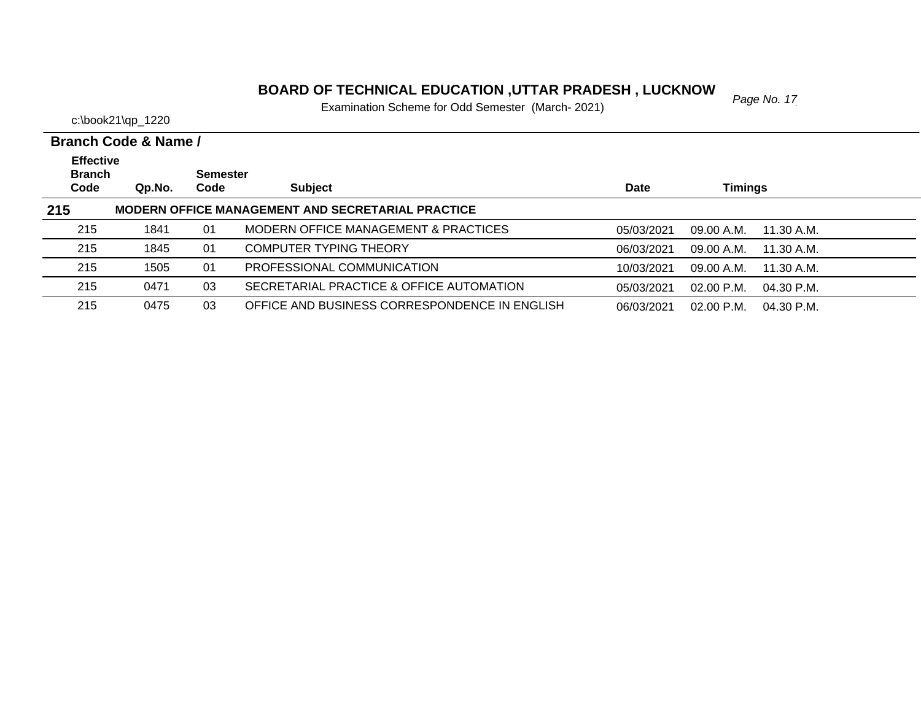# BOARD OF TECHNICAL EDUCATION ,UTTAR PRADESH , LUCKNOW

Examination Scheme for Odd Semester (March- 2021)

c:\book21\qp_1220

**Branch Code & Name /**

| Effective Branch Code | Qp.No. | Semester Code | Subject | Date | Timings | |
|---|---|---|---|---|---|---|
| **215** | **MODERN OFFICE MANAGEMENT AND SECRETARIAL PRACTICE** | | | | | |
| 215 | 1841 | 01 | MODERN OFFICE MANAGEMENT & PRACTICES | 05/03/2021 | 09.00 A.M. | 11.30 A.M. |
| 215 | 1845 | 01 | COMPUTER TYPING THEORY | 06/03/2021 | 09.00 A.M. | 11.30 A.M. |
| 215 | 1505 | 01 | PROFESSIONAL COMMUNICATION | 10/03/2021 | 09.00 A.M. | 11.30 A.M. |
| 215 | 0471 | 03 | SECRETARIAL PRACTICE & OFFICE AUTOMATION | 05/03/2021 | 02.00 P.M. | 04.30 P.M. |
| 215 | 0475 | 03 | OFFICE AND BUSINESS CORRESPONDENCE IN ENGLISH | 06/03/2021 | 02.00 P.M. | 04.30 P.M. |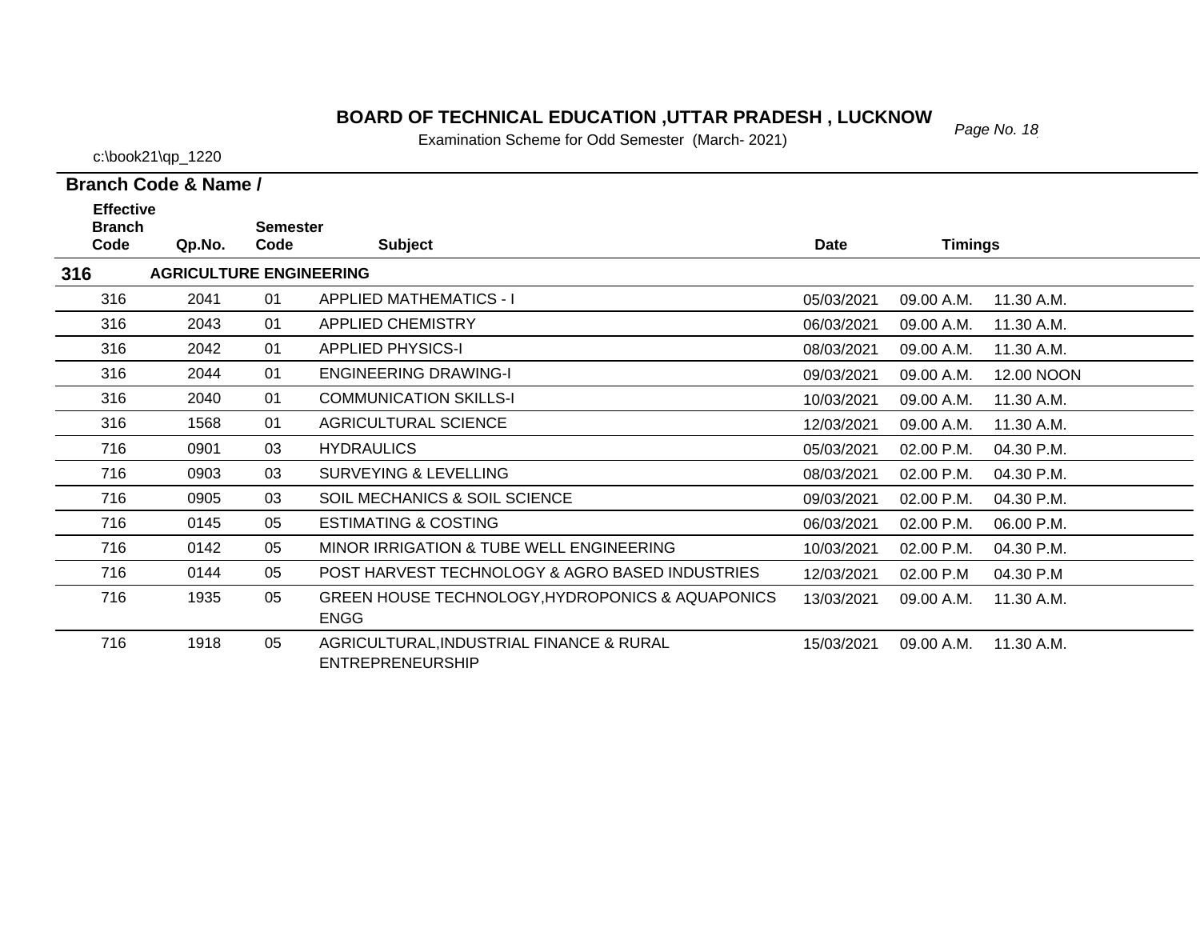# BOARD OF TECHNICAL EDUCATION ,UTTAR PRADESH , LUCKNOW

Examination Scheme for Odd Semester (March- 2021)

c:\book21\qp_1220

**Branch Code & Name /**

| Effective Branch Code | Qp.No. | Semester Code | Subject | Date | Timings | |
|---|---|---|---|---|---|---|
| **316** | **AGRICULTURE ENGINEERING** | | | | | |
| 316 | 2041 | 01 | APPLIED MATHEMATICS - I | 05/03/2021 | 09.00 A.M. | 11.30 A.M. |
| 316 | 2043 | 01 | APPLIED CHEMISTRY | 06/03/2021 | 09.00 A.M. | 11.30 A.M. |
| 316 | 2042 | 01 | APPLIED PHYSICS-I | 08/03/2021 | 09.00 A.M. | 11.30 A.M. |
| 316 | 2044 | 01 | ENGINEERING DRAWING-I | 09/03/2021 | 09.00 A.M. | 12.00 NOON |
| 316 | 2040 | 01 | COMMUNICATION SKILLS-I | 10/03/2021 | 09.00 A.M. | 11.30 A.M. |
| 316 | 1568 | 01 | AGRICULTURAL SCIENCE | 12/03/2021 | 09.00 A.M. | 11.30 A.M. |
| 716 | 0901 | 03 | HYDRAULICS | 05/03/2021 | 02.00 P.M. | 04.30 P.M. |
| 716 | 0903 | 03 | SURVEYING & LEVELLING | 08/03/2021 | 02.00 P.M. | 04.30 P.M. |
| 716 | 0905 | 03 | SOIL MECHANICS & SOIL SCIENCE | 09/03/2021 | 02.00 P.M. | 04.30 P.M. |
| 716 | 0145 | 05 | ESTIMATING & COSTING | 06/03/2021 | 02.00 P.M. | 06.00 P.M. |
| 716 | 0142 | 05 | MINOR IRRIGATION & TUBE WELL ENGINEERING | 10/03/2021 | 02.00 P.M. | 04.30 P.M. |
| 716 | 0144 | 05 | POST HARVEST TECHNOLOGY & AGRO BASED INDUSTRIES | 12/03/2021 | 02.00 P.M | 04.30 P.M |
| 716 | 1935 | 05 | GREEN HOUSE TECHNOLOGY,HYDROPONICS & AQUAPONICS ENGG | 13/03/2021 | 09.00 A.M. | 11.30 A.M. |
| 716 | 1918 | 05 | AGRICULTURAL,INDUSTRIAL FINANCE & RURAL ENTREPRENEURSHIP | 15/03/2021 | 09.00 A.M. | 11.30 A.M. |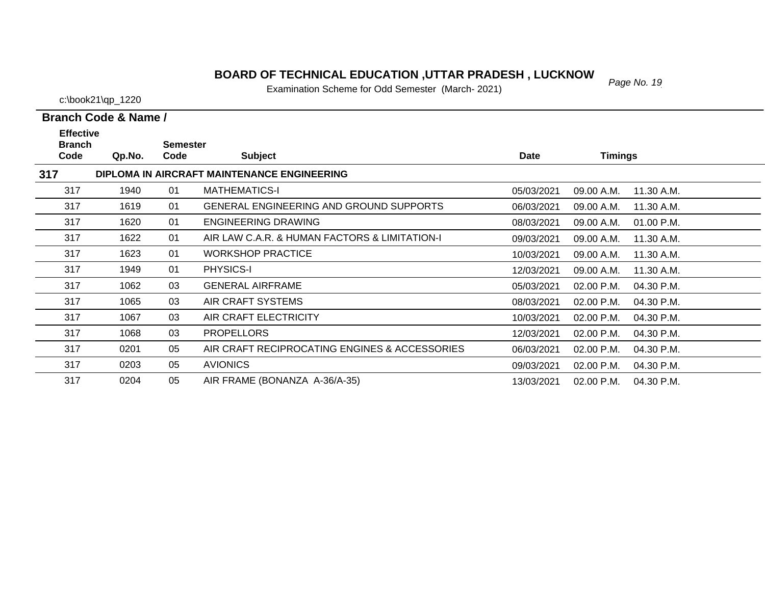# BOARD OF TECHNICAL EDUCATION ,UTTAR PRADESH , LUCKNOW

Examination Scheme for Odd Semester (March- 2021)

c:\book21\qp_1220

**Branch Code & Name /**

| Effective Branch Code | Qp.No. | Semester Code | Subject | Date | Timings | |
|---|---|---|---|---|---|---|
| **317** | | | **DIPLOMA IN AIRCRAFT MAINTENANCE ENGINEERING** | | | |
| 317 | 1940 | 01 | MATHEMATICS-I | 05/03/2021 | 09.00 A.M. | 11.30 A.M. |
| 317 | 1619 | 01 | GENERAL ENGINEERING AND GROUND SUPPORTS | 06/03/2021 | 09.00 A.M. | 11.30 A.M. |
| 317 | 1620 | 01 | ENGINEERING DRAWING | 08/03/2021 | 09.00 A.M. | 01.00 P.M. |
| 317 | 1622 | 01 | AIR LAW C.A.R. & HUMAN FACTORS & LIMITATION-I | 09/03/2021 | 09.00 A.M. | 11.30 A.M. |
| 317 | 1623 | 01 | WORKSHOP PRACTICE | 10/03/2021 | 09.00 A.M. | 11.30 A.M. |
| 317 | 1949 | 01 | PHYSICS-I | 12/03/2021 | 09.00 A.M. | 11.30 A.M. |
| 317 | 1062 | 03 | GENERAL AIRFRAME | 05/03/2021 | 02.00 P.M. | 04.30 P.M. |
| 317 | 1065 | 03 | AIR CRAFT SYSTEMS | 08/03/2021 | 02.00 P.M. | 04.30 P.M. |
| 317 | 1067 | 03 | AIR CRAFT ELECTRICITY | 10/03/2021 | 02.00 P.M. | 04.30 P.M. |
| 317 | 1068 | 03 | PROPELLORS | 12/03/2021 | 02.00 P.M. | 04.30 P.M. |
| 317 | 0201 | 05 | AIR CRAFT RECIPROCATING ENGINES & ACCESSORIES | 06/03/2021 | 02.00 P.M. | 04.30 P.M. |
| 317 | 0203 | 05 | AVIONICS | 09/03/2021 | 02.00 P.M. | 04.30 P.M. |
| 317 | 0204 | 05 | AIR FRAME (BONANZA A-36/A-35) | 13/03/2021 | 02.00 P.M. | 04.30 P.M. |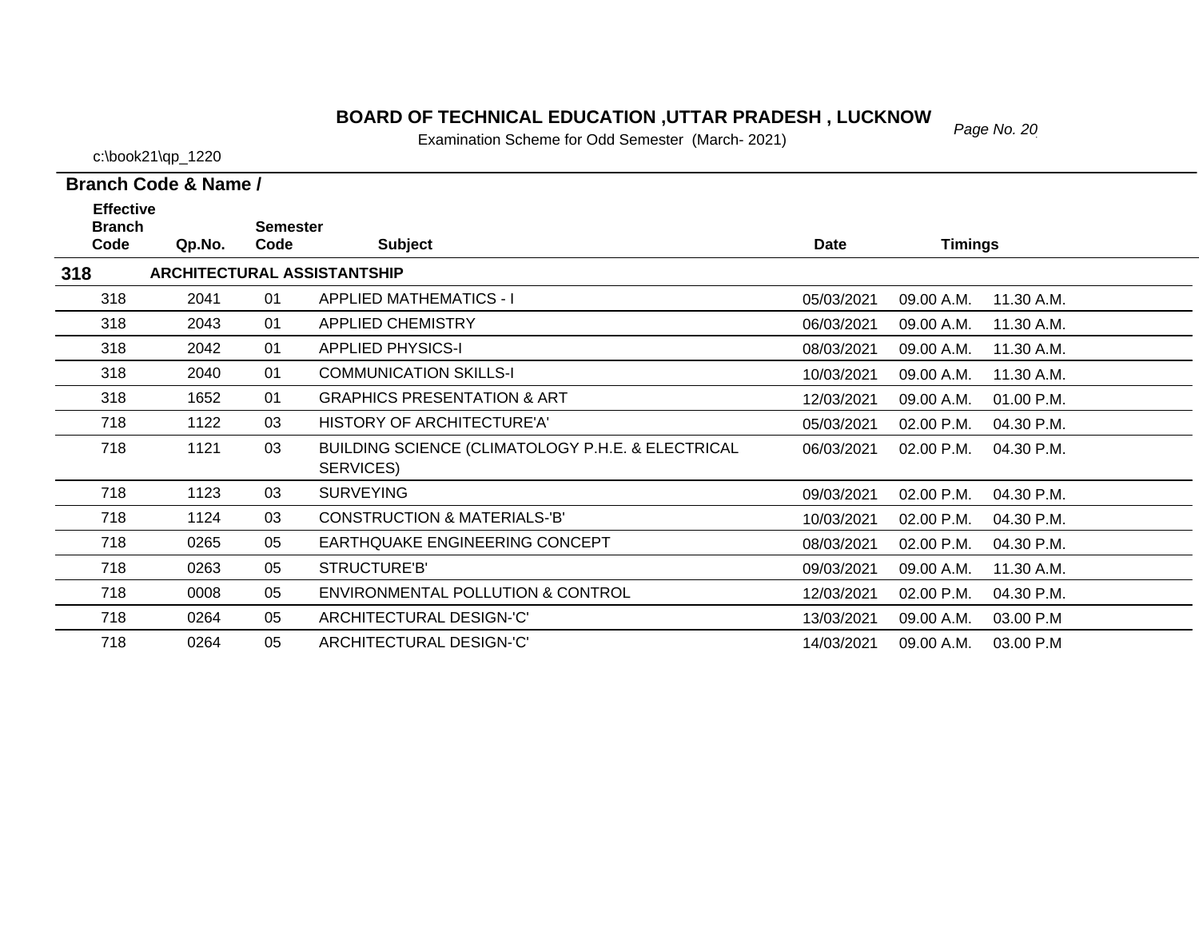# BOARD OF TECHNICAL EDUCATION ,UTTAR PRADESH , LUCKNOW

Examination Scheme for Odd Semester (March- 2021)

c:\book21\qp_1220

**Branch Code & Name /**

| Effective Branch Code | Qp.No. | Semester Code | Subject | Date | Timings | |
|---|---|---|---|---|---|---|
| **318** | **ARCHITECTURAL ASSISTANTSHIP** | | | | | |
| 318 | 2041 | 01 | APPLIED MATHEMATICS - I | 05/03/2021 | 09.00 A.M. | 11.30 A.M. |
| 318 | 2043 | 01 | APPLIED CHEMISTRY | 06/03/2021 | 09.00 A.M. | 11.30 A.M. |
| 318 | 2042 | 01 | APPLIED PHYSICS-I | 08/03/2021 | 09.00 A.M. | 11.30 A.M. |
| 318 | 2040 | 01 | COMMUNICATION SKILLS-I | 10/03/2021 | 09.00 A.M. | 11.30 A.M. |
| 318 | 1652 | 01 | GRAPHICS PRESENTATION & ART | 12/03/2021 | 09.00 A.M. | 01.00 P.M. |
| 718 | 1122 | 03 | HISTORY OF ARCHITECTURE'A' | 05/03/2021 | 02.00 P.M. | 04.30 P.M. |
| 718 | 1121 | 03 | BUILDING SCIENCE (CLIMATOLOGY P.H.E. & ELECTRICAL SERVICES) | 06/03/2021 | 02.00 P.M. | 04.30 P.M. |
| 718 | 1123 | 03 | SURVEYING | 09/03/2021 | 02.00 P.M. | 04.30 P.M. |
| 718 | 1124 | 03 | CONSTRUCTION & MATERIALS-'B' | 10/03/2021 | 02.00 P.M. | 04.30 P.M. |
| 718 | 0265 | 05 | EARTHQUAKE ENGINEERING CONCEPT | 08/03/2021 | 02.00 P.M. | 04.30 P.M. |
| 718 | 0263 | 05 | STRUCTURE'B' | 09/03/2021 | 09.00 A.M. | 11.30 A.M. |
| 718 | 0008 | 05 | ENVIRONMENTAL POLLUTION & CONTROL | 12/03/2021 | 02.00 P.M. | 04.30 P.M. |
| 718 | 0264 | 05 | ARCHITECTURAL DESIGN-'C' | 13/03/2021 | 09.00 A.M. | 03.00 P.M |
| 718 | 0264 | 05 | ARCHITECTURAL DESIGN-'C' | 14/03/2021 | 09.00 A.M. | 03.00 P.M |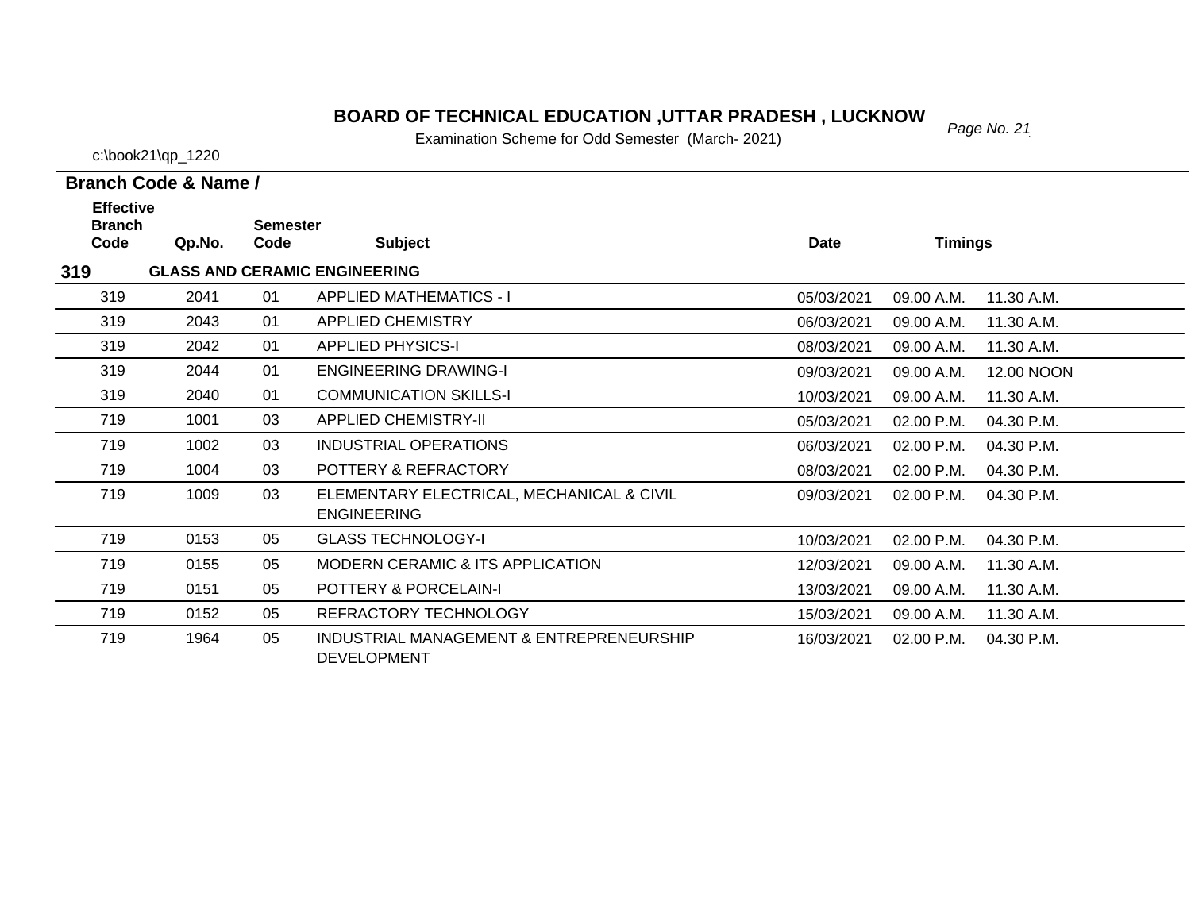# BOARD OF TECHNICAL EDUCATION ,UTTAR PRADESH , LUCKNOW

Examination Scheme for Odd Semester (March- 2021)

c:\book21\qp_1220

**Branch Code & Name /**

| Effective Branch Code | Qp.No. | Semester Code | Subject | Date | Timings | |
|---|---|---|---|---|---|---|
| **319** | **GLASS AND CERAMIC ENGINEERING** | | | | | |
| 319 | 2041 | 01 | APPLIED MATHEMATICS - I | 05/03/2021 | 09.00 A.M. | 11.30 A.M. |
| 319 | 2043 | 01 | APPLIED CHEMISTRY | 06/03/2021 | 09.00 A.M. | 11.30 A.M. |
| 319 | 2042 | 01 | APPLIED PHYSICS-I | 08/03/2021 | 09.00 A.M. | 11.30 A.M. |
| 319 | 2044 | 01 | ENGINEERING DRAWING-I | 09/03/2021 | 09.00 A.M. | 12.00 NOON |
| 319 | 2040 | 01 | COMMUNICATION SKILLS-I | 10/03/2021 | 09.00 A.M. | 11.30 A.M. |
| 719 | 1001 | 03 | APPLIED CHEMISTRY-II | 05/03/2021 | 02.00 P.M. | 04.30 P.M. |
| 719 | 1002 | 03 | INDUSTRIAL OPERATIONS | 06/03/2021 | 02.00 P.M. | 04.30 P.M. |
| 719 | 1004 | 03 | POTTERY & REFRACTORY | 08/03/2021 | 02.00 P.M. | 04.30 P.M. |
| 719 | 1009 | 03 | ELEMENTARY ELECTRICAL, MECHANICAL & CIVIL ENGINEERING | 09/03/2021 | 02.00 P.M. | 04.30 P.M. |
| 719 | 0153 | 05 | GLASS TECHNOLOGY-I | 10/03/2021 | 02.00 P.M. | 04.30 P.M. |
| 719 | 0155 | 05 | MODERN CERAMIC & ITS APPLICATION | 12/03/2021 | 09.00 A.M. | 11.30 A.M. |
| 719 | 0151 | 05 | POTTERY & PORCELAIN-I | 13/03/2021 | 09.00 A.M. | 11.30 A.M. |
| 719 | 0152 | 05 | REFRACTORY TECHNOLOGY | 15/03/2021 | 09.00 A.M. | 11.30 A.M. |
| 719 | 1964 | 05 | INDUSTRIAL MANAGEMENT & ENTREPRENEURSHIP DEVELOPMENT | 16/03/2021 | 02.00 P.M. | 04.30 P.M. |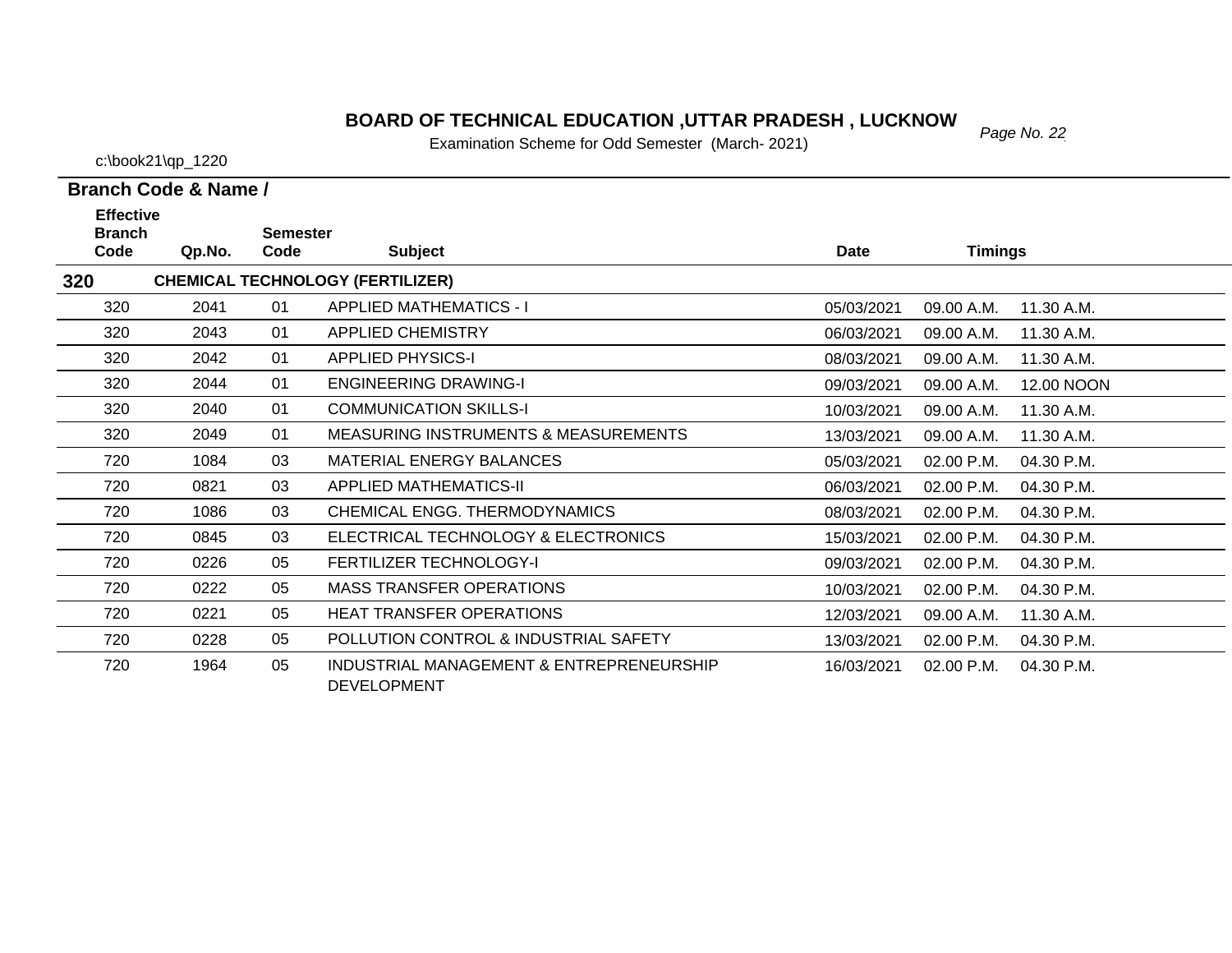# BOARD OF TECHNICAL EDUCATION ,UTTAR PRADESH , LUCKNOW

Examination Scheme for Odd Semester (March- 2021)

c:\book21\qp_1220

**Branch Code & Name /**

| Effective Branch Code | Qp.No. | Semester Code | Subject | Date | Timings | |
|---|---|---|---|---|---|---|
| **320** | | | **CHEMICAL TECHNOLOGY (FERTILIZER)** | | | |
| 320 | 2041 | 01 | APPLIED MATHEMATICS - I | 05/03/2021 | 09.00 A.M. | 11.30 A.M. |
| 320 | 2043 | 01 | APPLIED CHEMISTRY | 06/03/2021 | 09.00 A.M. | 11.30 A.M. |
| 320 | 2042 | 01 | APPLIED PHYSICS-I | 08/03/2021 | 09.00 A.M. | 11.30 A.M. |
| 320 | 2044 | 01 | ENGINEERING DRAWING-I | 09/03/2021 | 09.00 A.M. | 12.00 NOON |
| 320 | 2040 | 01 | COMMUNICATION SKILLS-I | 10/03/2021 | 09.00 A.M. | 11.30 A.M. |
| 320 | 2049 | 01 | MEASURING INSTRUMENTS & MEASUREMENTS | 13/03/2021 | 09.00 A.M. | 11.30 A.M. |
| 720 | 1084 | 03 | MATERIAL ENERGY BALANCES | 05/03/2021 | 02.00 P.M. | 04.30 P.M. |
| 720 | 0821 | 03 | APPLIED MATHEMATICS-II | 06/03/2021 | 02.00 P.M. | 04.30 P.M. |
| 720 | 1086 | 03 | CHEMICAL ENGG. THERMODYNAMICS | 08/03/2021 | 02.00 P.M. | 04.30 P.M. |
| 720 | 0845 | 03 | ELECTRICAL TECHNOLOGY & ELECTRONICS | 15/03/2021 | 02.00 P.M. | 04.30 P.M. |
| 720 | 0226 | 05 | FERTILIZER TECHNOLOGY-I | 09/03/2021 | 02.00 P.M. | 04.30 P.M. |
| 720 | 0222 | 05 | MASS TRANSFER OPERATIONS | 10/03/2021 | 02.00 P.M. | 04.30 P.M. |
| 720 | 0221 | 05 | HEAT TRANSFER OPERATIONS | 12/03/2021 | 09.00 A.M. | 11.30 A.M. |
| 720 | 0228 | 05 | POLLUTION CONTROL & INDUSTRIAL SAFETY | 13/03/2021 | 02.00 P.M. | 04.30 P.M. |
| 720 | 1964 | 05 | INDUSTRIAL MANAGEMENT & ENTREPRENEURSHIP DEVELOPMENT | 16/03/2021 | 02.00 P.M. | 04.30 P.M. |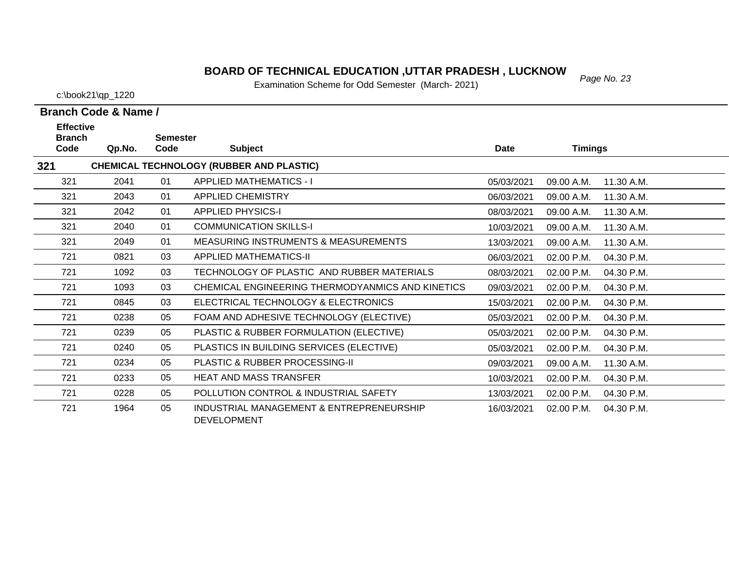# BOARD OF TECHNICAL EDUCATION ,UTTAR PRADESH , LUCKNOW

Examination Scheme for Odd Semester (March- 2021)

c:\book21\qp_1220

**Branch Code & Name /**

| Effective Branch Code | Qp.No. | Semester Code | Subject | Date | Timings | |
|---|---|---|---|---|---|---|
| **321** | | | **CHEMICAL TECHNOLOGY (RUBBER AND PLASTIC)** | | | |
| 321 | 2041 | 01 | APPLIED MATHEMATICS - I | 05/03/2021 | 09.00 A.M. | 11.30 A.M. |
| 321 | 2043 | 01 | APPLIED CHEMISTRY | 06/03/2021 | 09.00 A.M. | 11.30 A.M. |
| 321 | 2042 | 01 | APPLIED PHYSICS-I | 08/03/2021 | 09.00 A.M. | 11.30 A.M. |
| 321 | 2040 | 01 | COMMUNICATION SKILLS-I | 10/03/2021 | 09.00 A.M. | 11.30 A.M. |
| 321 | 2049 | 01 | MEASURING INSTRUMENTS & MEASUREMENTS | 13/03/2021 | 09.00 A.M. | 11.30 A.M. |
| 721 | 0821 | 03 | APPLIED MATHEMATICS-II | 06/03/2021 | 02.00 P.M. | 04.30 P.M. |
| 721 | 1092 | 03 | TECHNOLOGY OF PLASTIC AND RUBBER MATERIALS | 08/03/2021 | 02.00 P.M. | 04.30 P.M. |
| 721 | 1093 | 03 | CHEMICAL ENGINEERING THERMODYANMICS AND KINETICS | 09/03/2021 | 02.00 P.M. | 04.30 P.M. |
| 721 | 0845 | 03 | ELECTRICAL TECHNOLOGY & ELECTRONICS | 15/03/2021 | 02.00 P.M. | 04.30 P.M. |
| 721 | 0238 | 05 | FOAM AND ADHESIVE TECHNOLOGY (ELECTIVE) | 05/03/2021 | 02.00 P.M. | 04.30 P.M. |
| 721 | 0239 | 05 | PLASTIC & RUBBER FORMULATION (ELECTIVE) | 05/03/2021 | 02.00 P.M. | 04.30 P.M. |
| 721 | 0240 | 05 | PLASTICS IN BUILDING SERVICES (ELECTIVE) | 05/03/2021 | 02.00 P.M. | 04.30 P.M. |
| 721 | 0234 | 05 | PLASTIC & RUBBER PROCESSING-II | 09/03/2021 | 09.00 A.M. | 11.30 A.M. |
| 721 | 0233 | 05 | HEAT AND MASS TRANSFER | 10/03/2021 | 02.00 P.M. | 04.30 P.M. |
| 721 | 0228 | 05 | POLLUTION CONTROL & INDUSTRIAL SAFETY | 13/03/2021 | 02.00 P.M. | 04.30 P.M. |
| 721 | 1964 | 05 | INDUSTRIAL MANAGEMENT & ENTREPRENEURSHIP DEVELOPMENT | 16/03/2021 | 02.00 P.M. | 04.30 P.M. |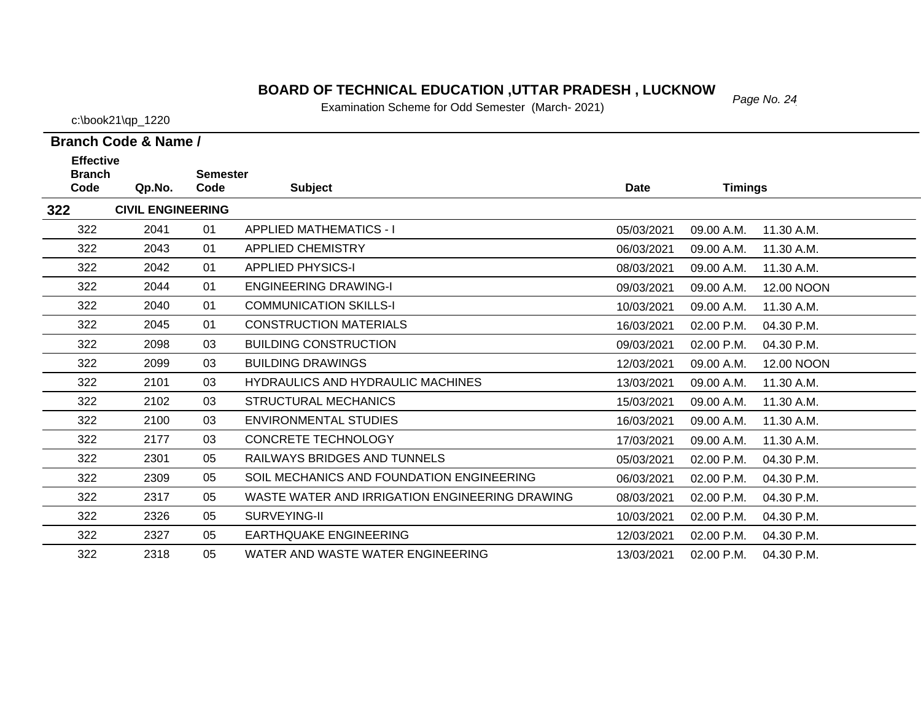# BOARD OF TECHNICAL EDUCATION ,UTTAR PRADESH , LUCKNOW

Examination Scheme for Odd Semester (March- 2021)

c:\book21\qp_1220

**Branch Code & Name /**

| Effective Branch Code | Qp.No. | Semester Code | Subject | Date | Timings | |
|---|---|---|---|---|---|---|
| **322** | **CIVIL ENGINEERING** | | | | | |
| 322 | 2041 | 01 | APPLIED MATHEMATICS - I | 05/03/2021 | 09.00 A.M. | 11.30 A.M. |
| 322 | 2043 | 01 | APPLIED CHEMISTRY | 06/03/2021 | 09.00 A.M. | 11.30 A.M. |
| 322 | 2042 | 01 | APPLIED PHYSICS-I | 08/03/2021 | 09.00 A.M. | 11.30 A.M. |
| 322 | 2044 | 01 | ENGINEERING DRAWING-I | 09/03/2021 | 09.00 A.M. | 12.00 NOON |
| 322 | 2040 | 01 | COMMUNICATION SKILLS-I | 10/03/2021 | 09.00 A.M. | 11.30 A.M. |
| 322 | 2045 | 01 | CONSTRUCTION MATERIALS | 16/03/2021 | 02.00 P.M. | 04.30 P.M. |
| 322 | 2098 | 03 | BUILDING CONSTRUCTION | 09/03/2021 | 02.00 P.M. | 04.30 P.M. |
| 322 | 2099 | 03 | BUILDING DRAWINGS | 12/03/2021 | 09.00 A.M. | 12.00 NOON |
| 322 | 2101 | 03 | HYDRAULICS AND HYDRAULIC MACHINES | 13/03/2021 | 09.00 A.M. | 11.30 A.M. |
| 322 | 2102 | 03 | STRUCTURAL MECHANICS | 15/03/2021 | 09.00 A.M. | 11.30 A.M. |
| 322 | 2100 | 03 | ENVIRONMENTAL STUDIES | 16/03/2021 | 09.00 A.M. | 11.30 A.M. |
| 322 | 2177 | 03 | CONCRETE TECHNOLOGY | 17/03/2021 | 09.00 A.M. | 11.30 A.M. |
| 322 | 2301 | 05 | RAILWAYS BRIDGES AND TUNNELS | 05/03/2021 | 02.00 P.M. | 04.30 P.M. |
| 322 | 2309 | 05 | SOIL MECHANICS AND FOUNDATION ENGINEERING | 06/03/2021 | 02.00 P.M. | 04.30 P.M. |
| 322 | 2317 | 05 | WASTE WATER AND IRRIGATION ENGINEERING DRAWING | 08/03/2021 | 02.00 P.M. | 04.30 P.M. |
| 322 | 2326 | 05 | SURVEYING-II | 10/03/2021 | 02.00 P.M. | 04.30 P.M. |
| 322 | 2327 | 05 | EARTHQUAKE ENGINEERING | 12/03/2021 | 02.00 P.M. | 04.30 P.M. |
| 322 | 2318 | 05 | WATER AND WASTE WATER ENGINEERING | 13/03/2021 | 02.00 P.M. | 04.30 P.M. |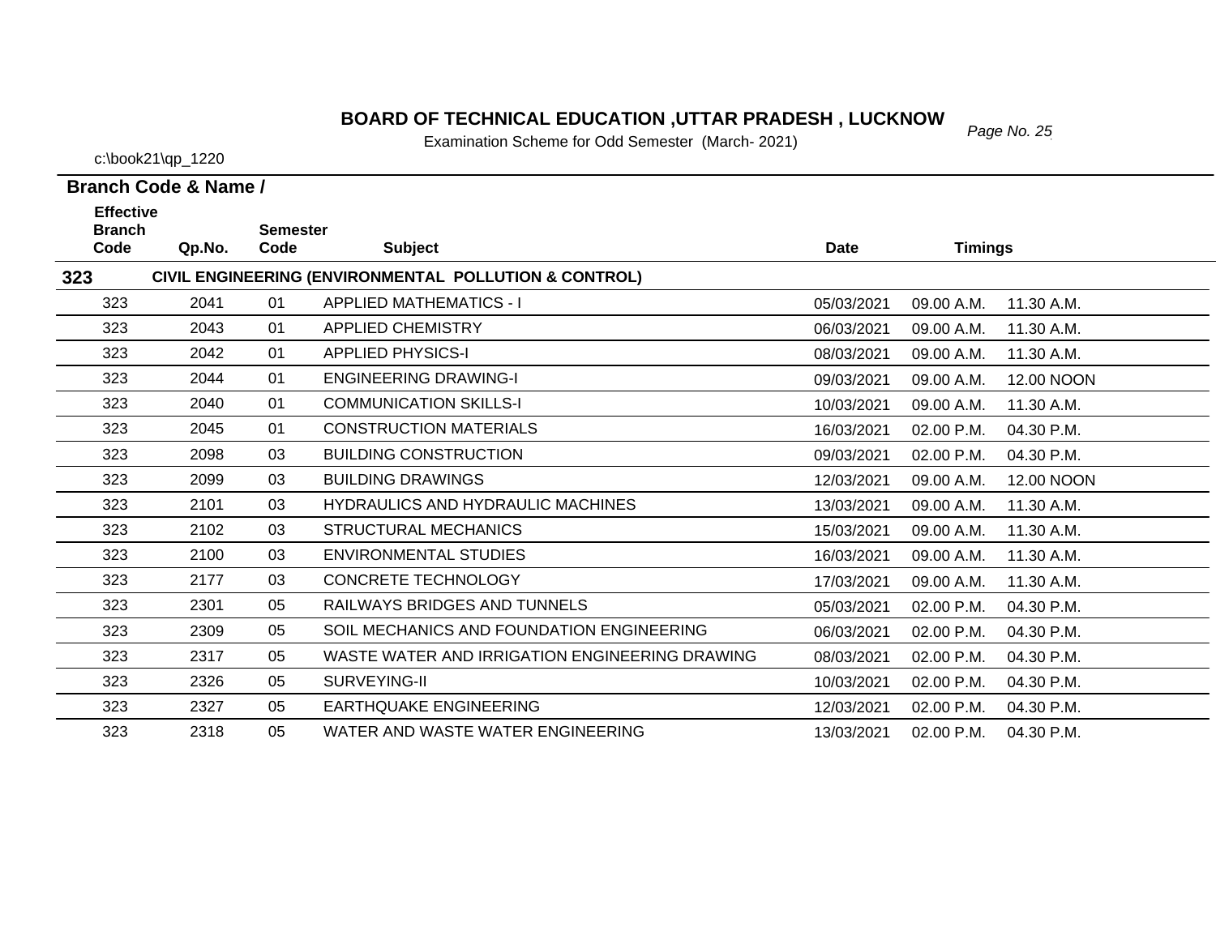# BOARD OF TECHNICAL EDUCATION ,UTTAR PRADESH , LUCKNOW

Examination Scheme for Odd Semester (March- 2021)

c:\book21\qp_1220

**Branch Code & Name /**

| Effective Branch Code | Qp.No. | Semester Code | Subject | Date | Timings | |
|---|---|---|---|---|---|---|
| **323** | | | **CIVIL ENGINEERING (ENVIRONMENTAL POLLUTION & CONTROL)** | | | |
| 323 | 2041 | 01 | APPLIED MATHEMATICS - I | 05/03/2021 | 09.00 A.M. | 11.30 A.M. |
| 323 | 2043 | 01 | APPLIED CHEMISTRY | 06/03/2021 | 09.00 A.M. | 11.30 A.M. |
| 323 | 2042 | 01 | APPLIED PHYSICS-I | 08/03/2021 | 09.00 A.M. | 11.30 A.M. |
| 323 | 2044 | 01 | ENGINEERING DRAWING-I | 09/03/2021 | 09.00 A.M. | 12.00 NOON |
| 323 | 2040 | 01 | COMMUNICATION SKILLS-I | 10/03/2021 | 09.00 A.M. | 11.30 A.M. |
| 323 | 2045 | 01 | CONSTRUCTION MATERIALS | 16/03/2021 | 02.00 P.M. | 04.30 P.M. |
| 323 | 2098 | 03 | BUILDING CONSTRUCTION | 09/03/2021 | 02.00 P.M. | 04.30 P.M. |
| 323 | 2099 | 03 | BUILDING DRAWINGS | 12/03/2021 | 09.00 A.M. | 12.00 NOON |
| 323 | 2101 | 03 | HYDRAULICS AND HYDRAULIC MACHINES | 13/03/2021 | 09.00 A.M. | 11.30 A.M. |
| 323 | 2102 | 03 | STRUCTURAL MECHANICS | 15/03/2021 | 09.00 A.M. | 11.30 A.M. |
| 323 | 2100 | 03 | ENVIRONMENTAL STUDIES | 16/03/2021 | 09.00 A.M. | 11.30 A.M. |
| 323 | 2177 | 03 | CONCRETE TECHNOLOGY | 17/03/2021 | 09.00 A.M. | 11.30 A.M. |
| 323 | 2301 | 05 | RAILWAYS BRIDGES AND TUNNELS | 05/03/2021 | 02.00 P.M. | 04.30 P.M. |
| 323 | 2309 | 05 | SOIL MECHANICS AND FOUNDATION ENGINEERING | 06/03/2021 | 02.00 P.M. | 04.30 P.M. |
| 323 | 2317 | 05 | WASTE WATER AND IRRIGATION ENGINEERING DRAWING | 08/03/2021 | 02.00 P.M. | 04.30 P.M. |
| 323 | 2326 | 05 | SURVEYING-II | 10/03/2021 | 02.00 P.M. | 04.30 P.M. |
| 323 | 2327 | 05 | EARTHQUAKE ENGINEERING | 12/03/2021 | 02.00 P.M. | 04.30 P.M. |
| 323 | 2318 | 05 | WATER AND WASTE WATER ENGINEERING | 13/03/2021 | 02.00 P.M. | 04.30 P.M. |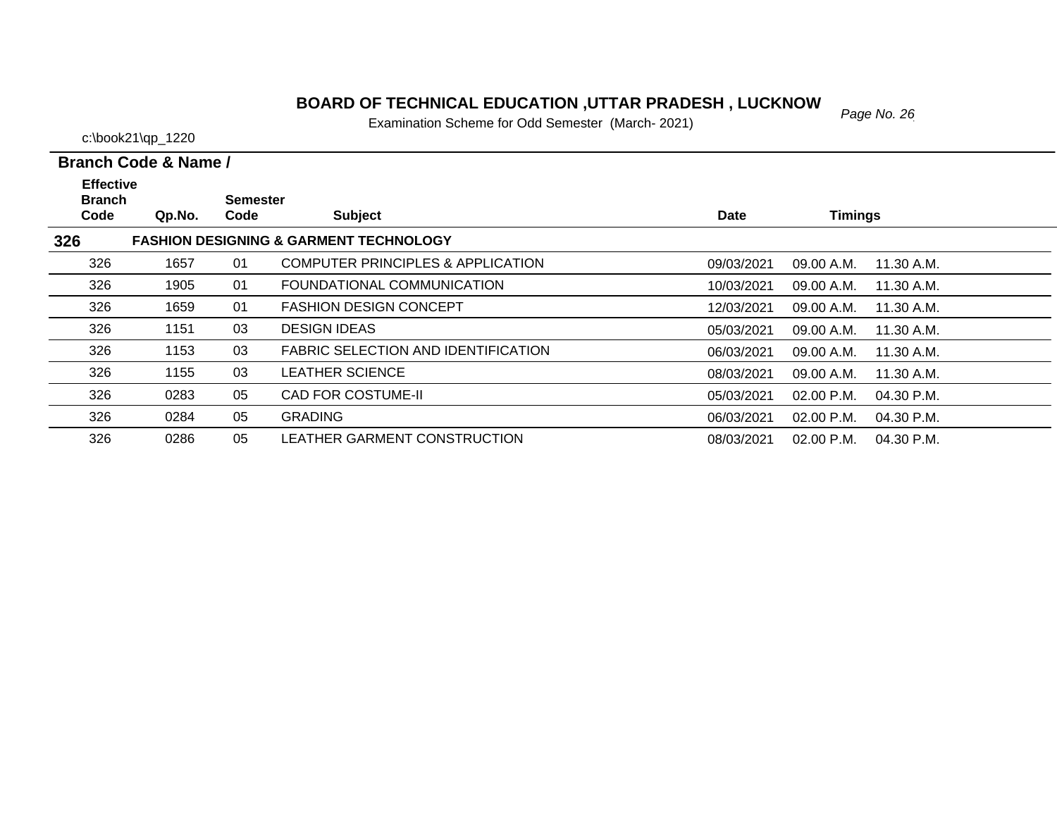# BOARD OF TECHNICAL EDUCATION ,UTTAR PRADESH , LUCKNOW

Examination Scheme for Odd Semester (March- 2021)

c:\book21\qp_1220

**Branch Code & Name /**

| Effective Branch Code | Qp.No. | Semester Code | Subject | Date | Timings | |
|---|---|---|---|---|---|---|
| **326** | | | **FASHION DESIGNING & GARMENT TECHNOLOGY** | | | |
| 326 | 1657 | 01 | COMPUTER PRINCIPLES & APPLICATION | 09/03/2021 | 09.00 A.M. | 11.30 A.M. |
| 326 | 1905 | 01 | FOUNDATIONAL COMMUNICATION | 10/03/2021 | 09.00 A.M. | 11.30 A.M. |
| 326 | 1659 | 01 | FASHION DESIGN CONCEPT | 12/03/2021 | 09.00 A.M. | 11.30 A.M. |
| 326 | 1151 | 03 | DESIGN IDEAS | 05/03/2021 | 09.00 A.M. | 11.30 A.M. |
| 326 | 1153 | 03 | FABRIC SELECTION AND IDENTIFICATION | 06/03/2021 | 09.00 A.M. | 11.30 A.M. |
| 326 | 1155 | 03 | LEATHER SCIENCE | 08/03/2021 | 09.00 A.M. | 11.30 A.M. |
| 326 | 0283 | 05 | CAD FOR COSTUME-II | 05/03/2021 | 02.00 P.M. | 04.30 P.M. |
| 326 | 0284 | 05 | GRADING | 06/03/2021 | 02.00 P.M. | 04.30 P.M. |
| 326 | 0286 | 05 | LEATHER GARMENT CONSTRUCTION | 08/03/2021 | 02.00 P.M. | 04.30 P.M. |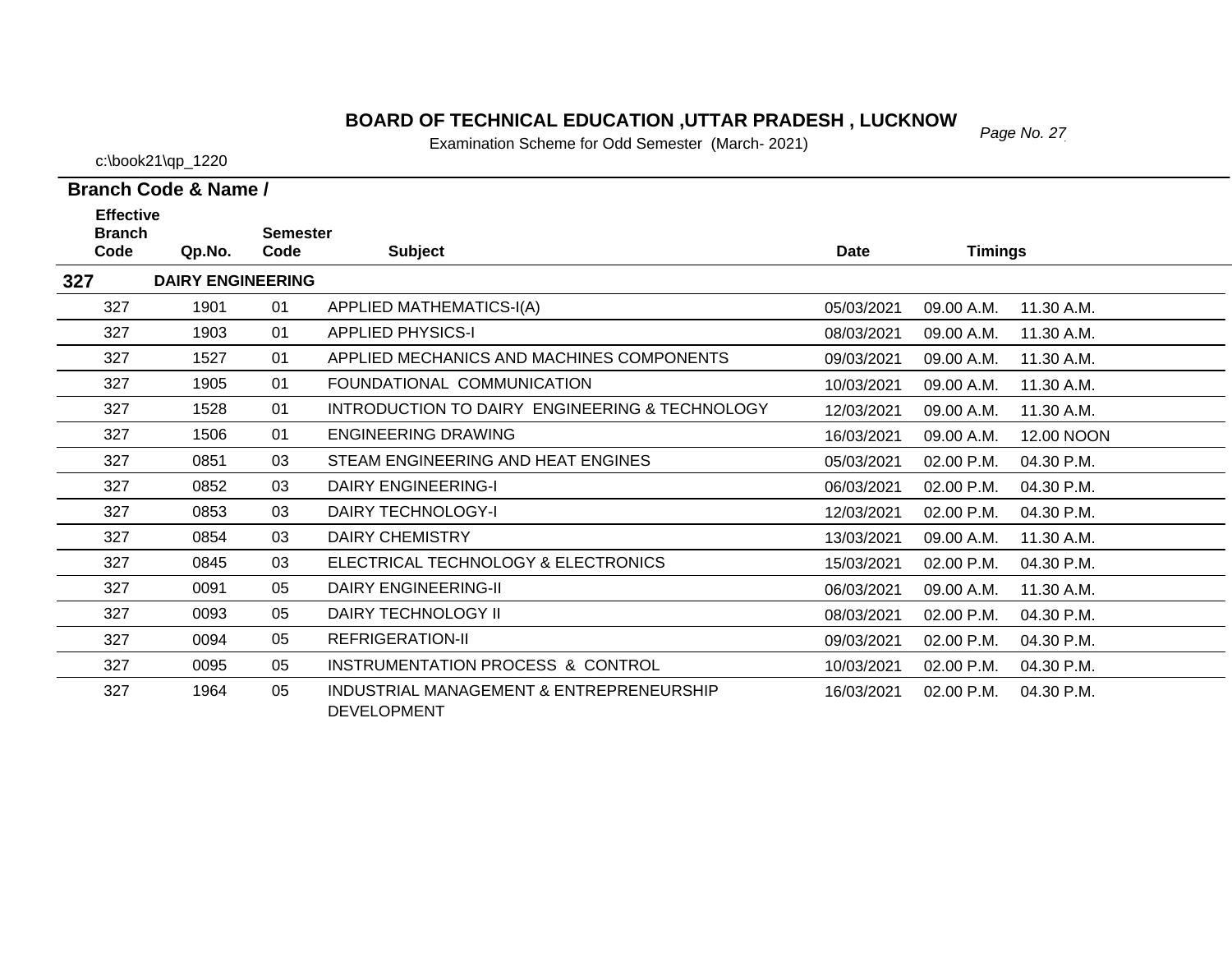# BOARD OF TECHNICAL EDUCATION ,UTTAR PRADESH , LUCKNOW

Examination Scheme for Odd Semester (March- 2021)

c:\book21\qp_1220

**Branch Code & Name /**

| Effective Branch Code | Qp.No. | Semester Code | Subject | Date | Timings | |
|---|---|---|---|---|---|---|
| **327** | **DAIRY ENGINEERING** | | | | | |
| 327 | 1901 | 01 | APPLIED MATHEMATICS-I(A) | 05/03/2021 | 09.00 A.M. | 11.30 A.M. |
| 327 | 1903 | 01 | APPLIED PHYSICS-I | 08/03/2021 | 09.00 A.M. | 11.30 A.M. |
| 327 | 1527 | 01 | APPLIED MECHANICS AND MACHINES COMPONENTS | 09/03/2021 | 09.00 A.M. | 11.30 A.M. |
| 327 | 1905 | 01 | FOUNDATIONAL COMMUNICATION | 10/03/2021 | 09.00 A.M. | 11.30 A.M. |
| 327 | 1528 | 01 | INTRODUCTION TO DAIRY ENGINEERING & TECHNOLOGY | 12/03/2021 | 09.00 A.M. | 11.30 A.M. |
| 327 | 1506 | 01 | ENGINEERING DRAWING | 16/03/2021 | 09.00 A.M. | 12.00 NOON |
| 327 | 0851 | 03 | STEAM ENGINEERING AND HEAT ENGINES | 05/03/2021 | 02.00 P.M. | 04.30 P.M. |
| 327 | 0852 | 03 | DAIRY ENGINEERING-I | 06/03/2021 | 02.00 P.M. | 04.30 P.M. |
| 327 | 0853 | 03 | DAIRY TECHNOLOGY-I | 12/03/2021 | 02.00 P.M. | 04.30 P.M. |
| 327 | 0854 | 03 | DAIRY CHEMISTRY | 13/03/2021 | 09.00 A.M. | 11.30 A.M. |
| 327 | 0845 | 03 | ELECTRICAL TECHNOLOGY & ELECTRONICS | 15/03/2021 | 02.00 P.M. | 04.30 P.M. |
| 327 | 0091 | 05 | DAIRY ENGINEERING-II | 06/03/2021 | 09.00 A.M. | 11.30 A.M. |
| 327 | 0093 | 05 | DAIRY TECHNOLOGY II | 08/03/2021 | 02.00 P.M. | 04.30 P.M. |
| 327 | 0094 | 05 | REFRIGERATION-II | 09/03/2021 | 02.00 P.M. | 04.30 P.M. |
| 327 | 0095 | 05 | INSTRUMENTATION PROCESS & CONTROL | 10/03/2021 | 02.00 P.M. | 04.30 P.M. |
| 327 | 1964 | 05 | INDUSTRIAL MANAGEMENT & ENTREPRENEURSHIP DEVELOPMENT | 16/03/2021 | 02.00 P.M. | 04.30 P.M. |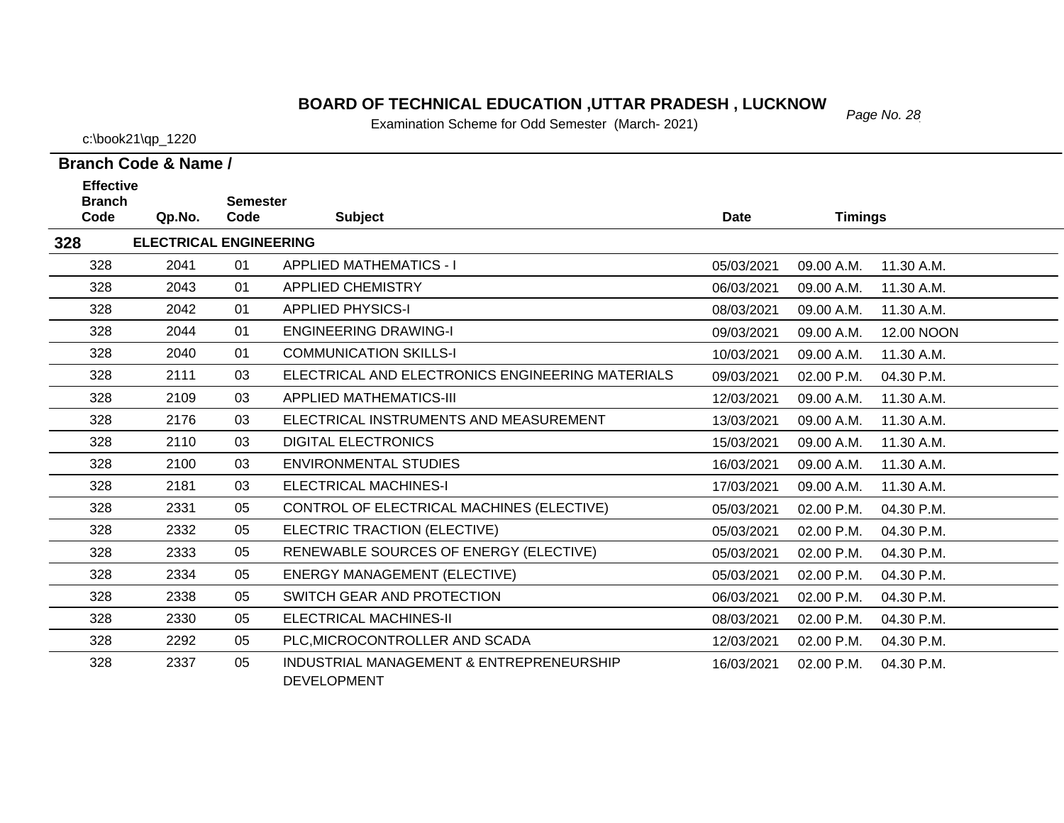# BOARD OF TECHNICAL EDUCATION ,UTTAR PRADESH , LUCKNOW

Examination Scheme for Odd Semester (March- 2021)

c:\book21\qp_1220

**Branch Code & Name /**

| Effective Branch Code | Qp.No. | Semester Code | Subject | Date | Timings | |
|---|---|---|---|---|---|---|
| **328** | **ELECTRICAL ENGINEERING** | | | | | |
| 328 | 2041 | 01 | APPLIED MATHEMATICS - I | 05/03/2021 | 09.00 A.M. | 11.30 A.M. |
| 328 | 2043 | 01 | APPLIED CHEMISTRY | 06/03/2021 | 09.00 A.M. | 11.30 A.M. |
| 328 | 2042 | 01 | APPLIED PHYSICS-I | 08/03/2021 | 09.00 A.M. | 11.30 A.M. |
| 328 | 2044 | 01 | ENGINEERING DRAWING-I | 09/03/2021 | 09.00 A.M. | 12.00 NOON |
| 328 | 2040 | 01 | COMMUNICATION SKILLS-I | 10/03/2021 | 09.00 A.M. | 11.30 A.M. |
| 328 | 2111 | 03 | ELECTRICAL AND ELECTRONICS ENGINEERING MATERIALS | 09/03/2021 | 02.00 P.M. | 04.30 P.M. |
| 328 | 2109 | 03 | APPLIED MATHEMATICS-III | 12/03/2021 | 09.00 A.M. | 11.30 A.M. |
| 328 | 2176 | 03 | ELECTRICAL INSTRUMENTS AND MEASUREMENT | 13/03/2021 | 09.00 A.M. | 11.30 A.M. |
| 328 | 2110 | 03 | DIGITAL ELECTRONICS | 15/03/2021 | 09.00 A.M. | 11.30 A.M. |
| 328 | 2100 | 03 | ENVIRONMENTAL STUDIES | 16/03/2021 | 09.00 A.M. | 11.30 A.M. |
| 328 | 2181 | 03 | ELECTRICAL MACHINES-I | 17/03/2021 | 09.00 A.M. | 11.30 A.M. |
| 328 | 2331 | 05 | CONTROL OF ELECTRICAL MACHINES (ELECTIVE) | 05/03/2021 | 02.00 P.M. | 04.30 P.M. |
| 328 | 2332 | 05 | ELECTRIC TRACTION (ELECTIVE) | 05/03/2021 | 02.00 P.M. | 04.30 P.M. |
| 328 | 2333 | 05 | RENEWABLE SOURCES OF ENERGY (ELECTIVE) | 05/03/2021 | 02.00 P.M. | 04.30 P.M. |
| 328 | 2334 | 05 | ENERGY MANAGEMENT (ELECTIVE) | 05/03/2021 | 02.00 P.M. | 04.30 P.M. |
| 328 | 2338 | 05 | SWITCH GEAR AND PROTECTION | 06/03/2021 | 02.00 P.M. | 04.30 P.M. |
| 328 | 2330 | 05 | ELECTRICAL MACHINES-II | 08/03/2021 | 02.00 P.M. | 04.30 P.M. |
| 328 | 2292 | 05 | PLC,MICROCONTROLLER AND SCADA | 12/03/2021 | 02.00 P.M. | 04.30 P.M. |
| 328 | 2337 | 05 | INDUSTRIAL MANAGEMENT & ENTREPRENEURSHIP DEVELOPMENT | 16/03/2021 | 02.00 P.M. | 04.30 P.M. |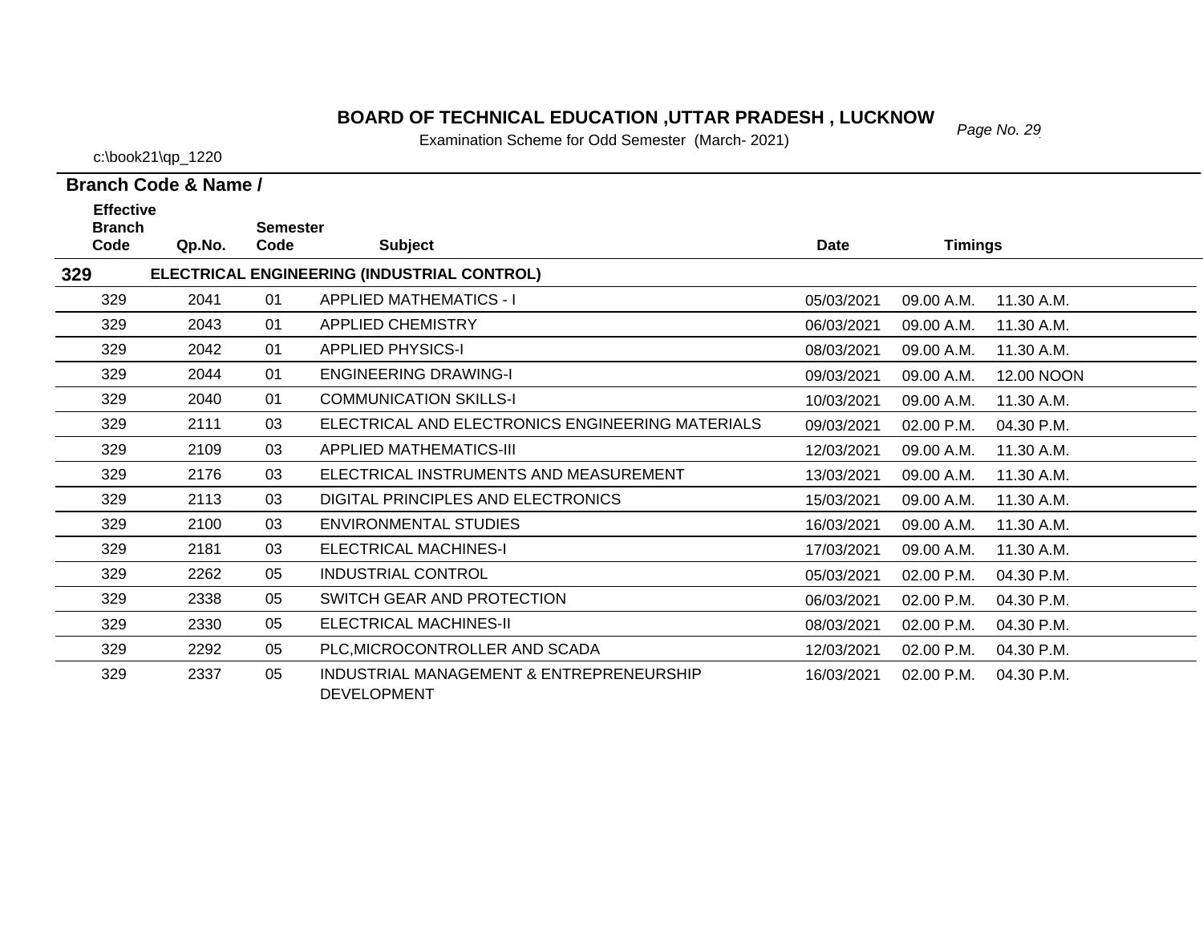# BOARD OF TECHNICAL EDUCATION ,UTTAR PRADESH , LUCKNOW

Examination Scheme for Odd Semester (March- 2021)

c:\book21\qp_1220

**Branch Code & Name /**

| Effective Branch Code | Qp.No. | Semester Code | Subject | Date | Timings | |
|---|---|---|---|---|---|---|
| **329** | **ELECTRICAL ENGINEERING (INDUSTRIAL CONTROL)** | | | | | |
| 329 | 2041 | 01 | APPLIED MATHEMATICS - I | 05/03/2021 | 09.00 A.M. | 11.30 A.M. |
| 329 | 2043 | 01 | APPLIED CHEMISTRY | 06/03/2021 | 09.00 A.M. | 11.30 A.M. |
| 329 | 2042 | 01 | APPLIED PHYSICS-I | 08/03/2021 | 09.00 A.M. | 11.30 A.M. |
| 329 | 2044 | 01 | ENGINEERING DRAWING-I | 09/03/2021 | 09.00 A.M. | 12.00 NOON |
| 329 | 2040 | 01 | COMMUNICATION SKILLS-I | 10/03/2021 | 09.00 A.M. | 11.30 A.M. |
| 329 | 2111 | 03 | ELECTRICAL AND ELECTRONICS ENGINEERING MATERIALS | 09/03/2021 | 02.00 P.M. | 04.30 P.M. |
| 329 | 2109 | 03 | APPLIED MATHEMATICS-III | 12/03/2021 | 09.00 A.M. | 11.30 A.M. |
| 329 | 2176 | 03 | ELECTRICAL INSTRUMENTS AND MEASUREMENT | 13/03/2021 | 09.00 A.M. | 11.30 A.M. |
| 329 | 2113 | 03 | DIGITAL PRINCIPLES AND ELECTRONICS | 15/03/2021 | 09.00 A.M. | 11.30 A.M. |
| 329 | 2100 | 03 | ENVIRONMENTAL STUDIES | 16/03/2021 | 09.00 A.M. | 11.30 A.M. |
| 329 | 2181 | 03 | ELECTRICAL MACHINES-I | 17/03/2021 | 09.00 A.M. | 11.30 A.M. |
| 329 | 2262 | 05 | INDUSTRIAL CONTROL | 05/03/2021 | 02.00 P.M. | 04.30 P.M. |
| 329 | 2338 | 05 | SWITCH GEAR AND PROTECTION | 06/03/2021 | 02.00 P.M. | 04.30 P.M. |
| 329 | 2330 | 05 | ELECTRICAL MACHINES-II | 08/03/2021 | 02.00 P.M. | 04.30 P.M. |
| 329 | 2292 | 05 | PLC,MICROCONTROLLER AND SCADA | 12/03/2021 | 02.00 P.M. | 04.30 P.M. |
| 329 | 2337 | 05 | INDUSTRIAL MANAGEMENT & ENTREPRENEURSHIP DEVELOPMENT | 16/03/2021 | 02.00 P.M. | 04.30 P.M. |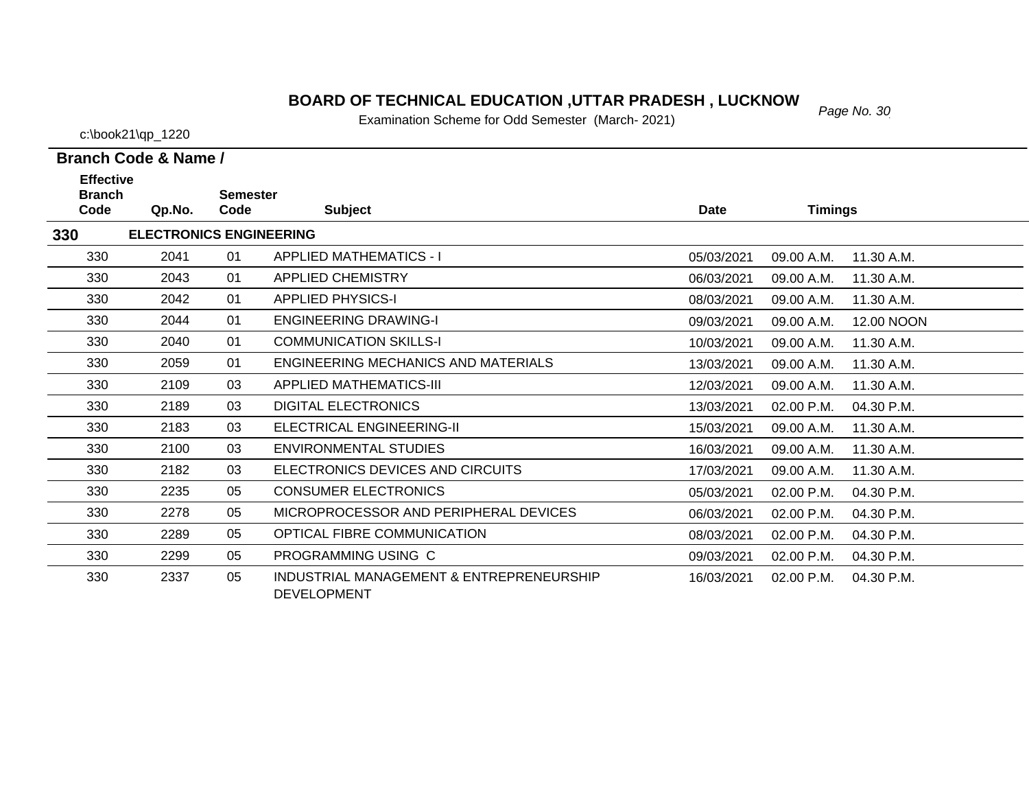# BOARD OF TECHNICAL EDUCATION ,UTTAR PRADESH , LUCKNOW

Examination Scheme for Odd Semester (March- 2021)

c:\book21\qp_1220

**Branch Code & Name /**

| Effective Branch Code | Qp.No. | Semester Code | Subject | Date | Timings | |
|---|---|---|---|---|---|---|
| **330** | **ELECTRONICS ENGINEERING** | | | | | |
| 330 | 2041 | 01 | APPLIED MATHEMATICS - I | 05/03/2021 | 09.00 A.M. | 11.30 A.M. |
| 330 | 2043 | 01 | APPLIED CHEMISTRY | 06/03/2021 | 09.00 A.M. | 11.30 A.M. |
| 330 | 2042 | 01 | APPLIED PHYSICS-I | 08/03/2021 | 09.00 A.M. | 11.30 A.M. |
| 330 | 2044 | 01 | ENGINEERING DRAWING-I | 09/03/2021 | 09.00 A.M. | 12.00 NOON |
| 330 | 2040 | 01 | COMMUNICATION SKILLS-I | 10/03/2021 | 09.00 A.M. | 11.30 A.M. |
| 330 | 2059 | 01 | ENGINEERING MECHANICS AND MATERIALS | 13/03/2021 | 09.00 A.M. | 11.30 A.M. |
| 330 | 2109 | 03 | APPLIED MATHEMATICS-III | 12/03/2021 | 09.00 A.M. | 11.30 A.M. |
| 330 | 2189 | 03 | DIGITAL ELECTRONICS | 13/03/2021 | 02.00 P.M. | 04.30 P.M. |
| 330 | 2183 | 03 | ELECTRICAL ENGINEERING-II | 15/03/2021 | 09.00 A.M. | 11.30 A.M. |
| 330 | 2100 | 03 | ENVIRONMENTAL STUDIES | 16/03/2021 | 09.00 A.M. | 11.30 A.M. |
| 330 | 2182 | 03 | ELECTRONICS DEVICES AND CIRCUITS | 17/03/2021 | 09.00 A.M. | 11.30 A.M. |
| 330 | 2235 | 05 | CONSUMER ELECTRONICS | 05/03/2021 | 02.00 P.M. | 04.30 P.M. |
| 330 | 2278 | 05 | MICROPROCESSOR AND PERIPHERAL DEVICES | 06/03/2021 | 02.00 P.M. | 04.30 P.M. |
| 330 | 2289 | 05 | OPTICAL FIBRE COMMUNICATION | 08/03/2021 | 02.00 P.M. | 04.30 P.M. |
| 330 | 2299 | 05 | PROGRAMMING USING C | 09/03/2021 | 02.00 P.M. | 04.30 P.M. |
| 330 | 2337 | 05 | INDUSTRIAL MANAGEMENT & ENTREPRENEURSHIP DEVELOPMENT | 16/03/2021 | 02.00 P.M. | 04.30 P.M. |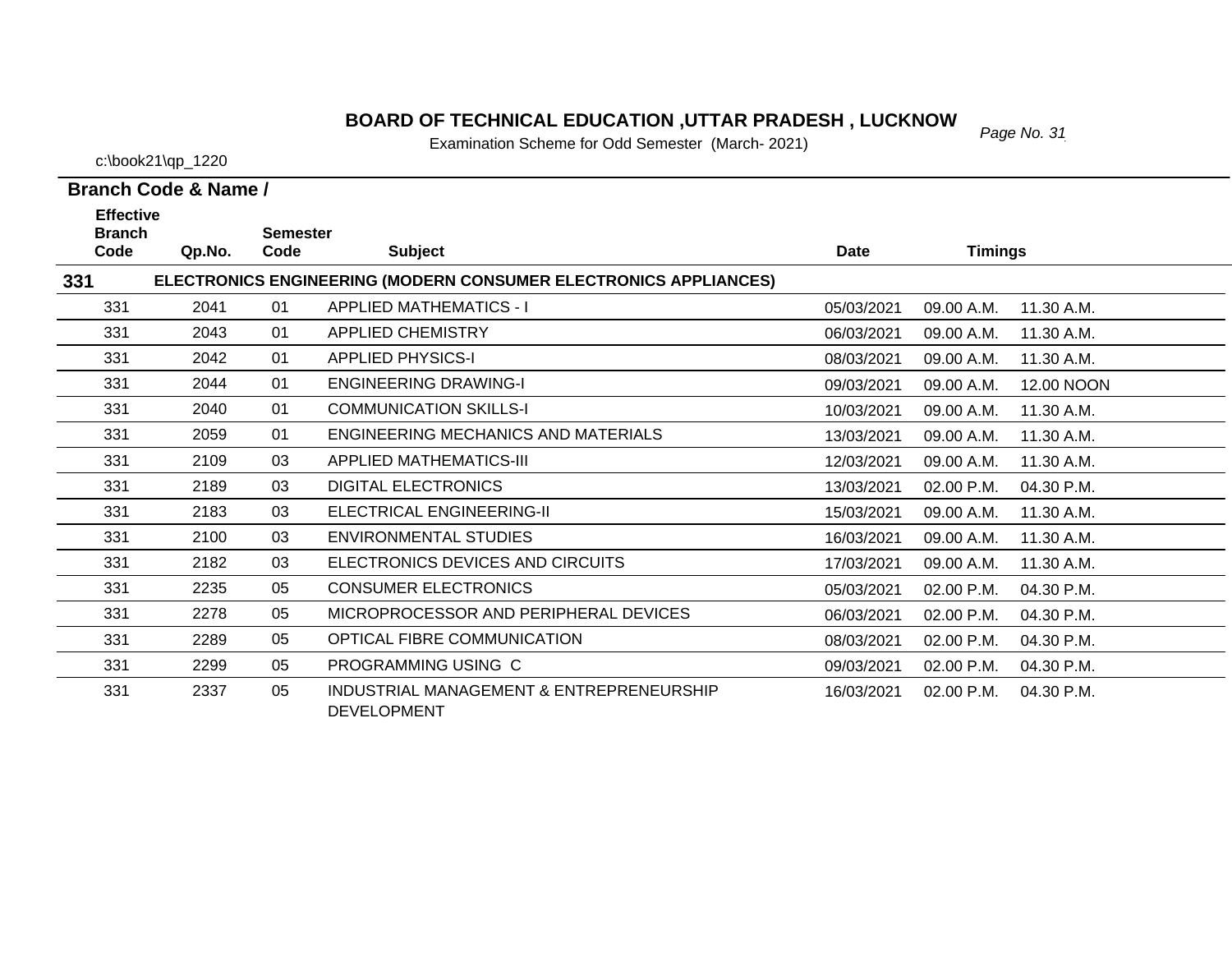# BOARD OF TECHNICAL EDUCATION ,UTTAR PRADESH , LUCKNOW

Examination Scheme for Odd Semester (March- 2021)

c:\book21\qp_1220

**Branch Code & Name /**

| Effective Branch Code | Qp.No. | Semester Code | Subject | Date | Timings | |
|---|---|---|---|---|---|---|
| **331** | | | **ELECTRONICS ENGINEERING (MODERN CONSUMER ELECTRONICS APPLIANCES)** | | | |
| 331 | 2041 | 01 | APPLIED MATHEMATICS - I | 05/03/2021 | 09.00 A.M. | 11.30 A.M. |
| 331 | 2043 | 01 | APPLIED CHEMISTRY | 06/03/2021 | 09.00 A.M. | 11.30 A.M. |
| 331 | 2042 | 01 | APPLIED PHYSICS-I | 08/03/2021 | 09.00 A.M. | 11.30 A.M. |
| 331 | 2044 | 01 | ENGINEERING DRAWING-I | 09/03/2021 | 09.00 A.M. | 12.00 NOON |
| 331 | 2040 | 01 | COMMUNICATION SKILLS-I | 10/03/2021 | 09.00 A.M. | 11.30 A.M. |
| 331 | 2059 | 01 | ENGINEERING MECHANICS AND MATERIALS | 13/03/2021 | 09.00 A.M. | 11.30 A.M. |
| 331 | 2109 | 03 | APPLIED MATHEMATICS-III | 12/03/2021 | 09.00 A.M. | 11.30 A.M. |
| 331 | 2189 | 03 | DIGITAL ELECTRONICS | 13/03/2021 | 02.00 P.M. | 04.30 P.M. |
| 331 | 2183 | 03 | ELECTRICAL ENGINEERING-II | 15/03/2021 | 09.00 A.M. | 11.30 A.M. |
| 331 | 2100 | 03 | ENVIRONMENTAL STUDIES | 16/03/2021 | 09.00 A.M. | 11.30 A.M. |
| 331 | 2182 | 03 | ELECTRONICS DEVICES AND CIRCUITS | 17/03/2021 | 09.00 A.M. | 11.30 A.M. |
| 331 | 2235 | 05 | CONSUMER ELECTRONICS | 05/03/2021 | 02.00 P.M. | 04.30 P.M. |
| 331 | 2278 | 05 | MICROPROCESSOR AND PERIPHERAL DEVICES | 06/03/2021 | 02.00 P.M. | 04.30 P.M. |
| 331 | 2289 | 05 | OPTICAL FIBRE COMMUNICATION | 08/03/2021 | 02.00 P.M. | 04.30 P.M. |
| 331 | 2299 | 05 | PROGRAMMING USING C | 09/03/2021 | 02.00 P.M. | 04.30 P.M. |
| 331 | 2337 | 05 | INDUSTRIAL MANAGEMENT & ENTREPRENEURSHIP DEVELOPMENT | 16/03/2021 | 02.00 P.M. | 04.30 P.M. |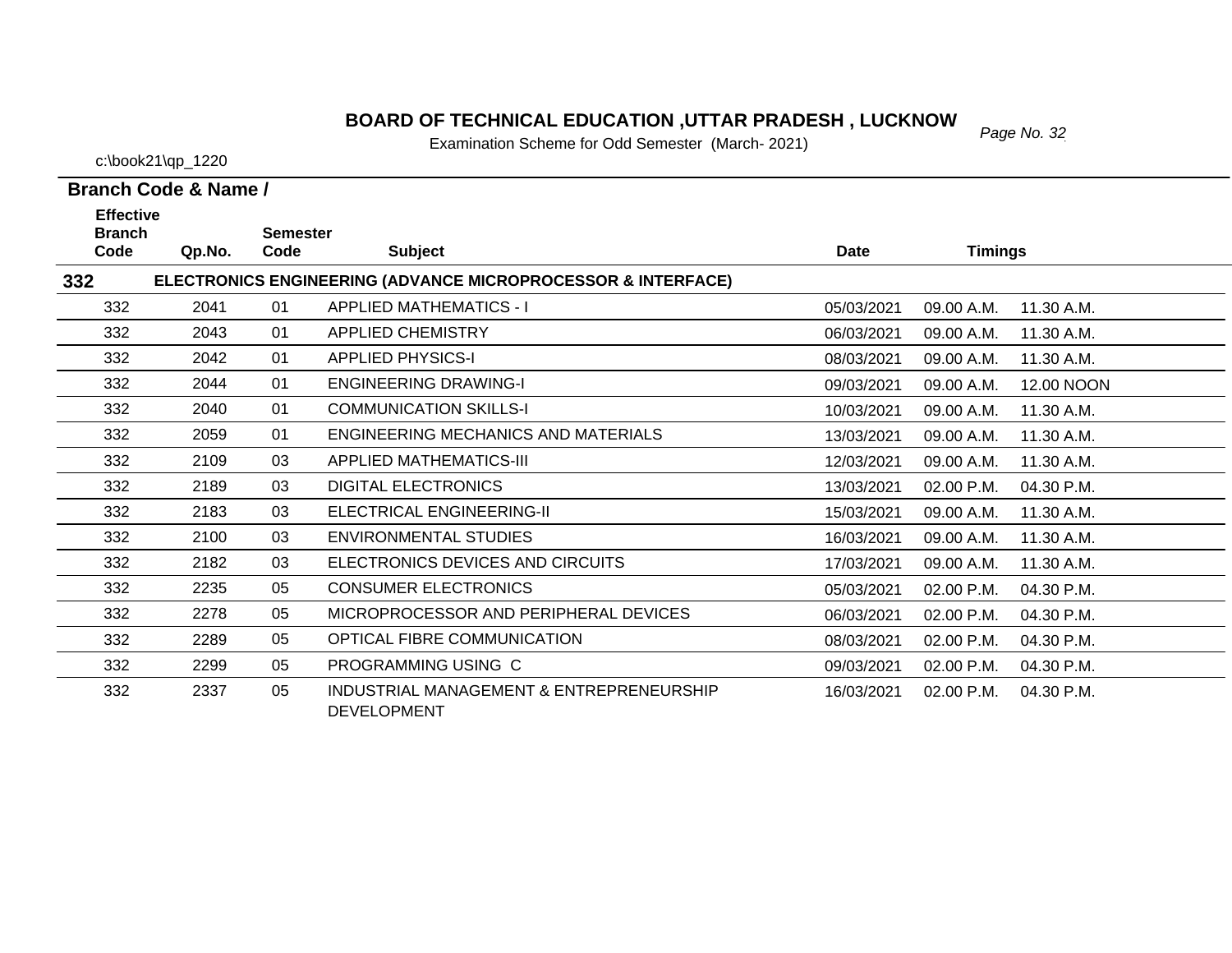# BOARD OF TECHNICAL EDUCATION ,UTTAR PRADESH , LUCKNOW

Examination Scheme for Odd Semester (March- 2021)

c:\book21\qp_1220

**Branch Code & Name /**

| Effective Branch Code | Qp.No. | Semester Code | Subject | Date | Timings | |
|---|---|---|---|---|---|---|
| **332** | | | **ELECTRONICS ENGINEERING (ADVANCE MICROPROCESSOR & INTERFACE)** | | | |
| 332 | 2041 | 01 | APPLIED MATHEMATICS - I | 05/03/2021 | 09.00 A.M. | 11.30 A.M. |
| 332 | 2043 | 01 | APPLIED CHEMISTRY | 06/03/2021 | 09.00 A.M. | 11.30 A.M. |
| 332 | 2042 | 01 | APPLIED PHYSICS-I | 08/03/2021 | 09.00 A.M. | 11.30 A.M. |
| 332 | 2044 | 01 | ENGINEERING DRAWING-I | 09/03/2021 | 09.00 A.M. | 12.00 NOON |
| 332 | 2040 | 01 | COMMUNICATION SKILLS-I | 10/03/2021 | 09.00 A.M. | 11.30 A.M. |
| 332 | 2059 | 01 | ENGINEERING MECHANICS AND MATERIALS | 13/03/2021 | 09.00 A.M. | 11.30 A.M. |
| 332 | 2109 | 03 | APPLIED MATHEMATICS-III | 12/03/2021 | 09.00 A.M. | 11.30 A.M. |
| 332 | 2189 | 03 | DIGITAL ELECTRONICS | 13/03/2021 | 02.00 P.M. | 04.30 P.M. |
| 332 | 2183 | 03 | ELECTRICAL ENGINEERING-II | 15/03/2021 | 09.00 A.M. | 11.30 A.M. |
| 332 | 2100 | 03 | ENVIRONMENTAL STUDIES | 16/03/2021 | 09.00 A.M. | 11.30 A.M. |
| 332 | 2182 | 03 | ELECTRONICS DEVICES AND CIRCUITS | 17/03/2021 | 09.00 A.M. | 11.30 A.M. |
| 332 | 2235 | 05 | CONSUMER ELECTRONICS | 05/03/2021 | 02.00 P.M. | 04.30 P.M. |
| 332 | 2278 | 05 | MICROPROCESSOR AND PERIPHERAL DEVICES | 06/03/2021 | 02.00 P.M. | 04.30 P.M. |
| 332 | 2289 | 05 | OPTICAL FIBRE COMMUNICATION | 08/03/2021 | 02.00 P.M. | 04.30 P.M. |
| 332 | 2299 | 05 | PROGRAMMING USING C | 09/03/2021 | 02.00 P.M. | 04.30 P.M. |
| 332 | 2337 | 05 | INDUSTRIAL MANAGEMENT & ENTREPRENEURSHIP DEVELOPMENT | 16/03/2021 | 02.00 P.M. | 04.30 P.M. |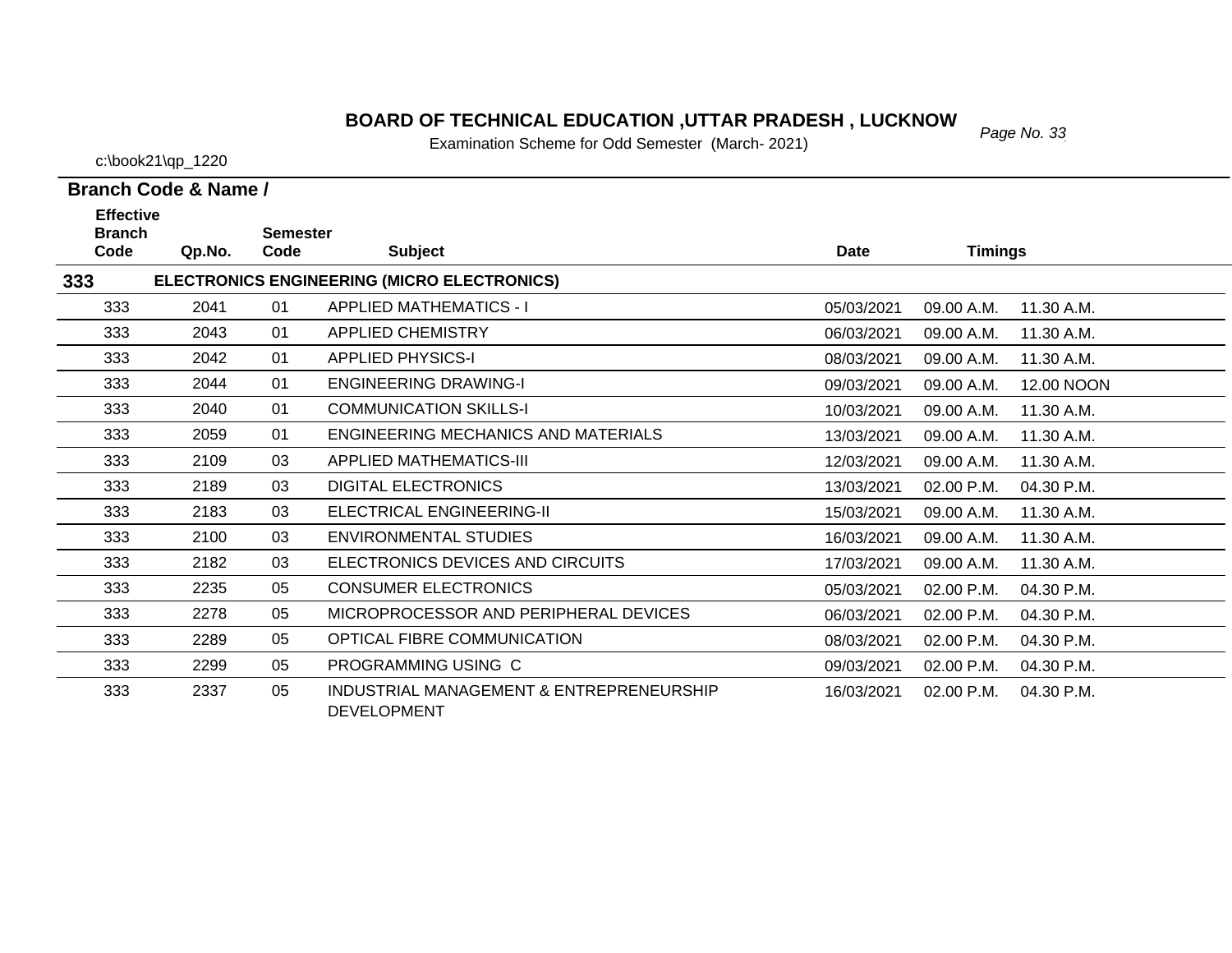# BOARD OF TECHNICAL EDUCATION ,UTTAR PRADESH , LUCKNOW

Examination Scheme for Odd Semester (March- 2021)

c:\book21\qp_1220

**Branch Code & Name /**

| Effective Branch Code | Qp.No. | Semester Code | Subject | Date | Timings | |
|---|---|---|---|---|---|---|
| **333** | | | **ELECTRONICS ENGINEERING (MICRO ELECTRONICS)** | | | |
| 333 | 2041 | 01 | APPLIED MATHEMATICS - I | 05/03/2021 | 09.00 A.M. | 11.30 A.M. |
| 333 | 2043 | 01 | APPLIED CHEMISTRY | 06/03/2021 | 09.00 A.M. | 11.30 A.M. |
| 333 | 2042 | 01 | APPLIED PHYSICS-I | 08/03/2021 | 09.00 A.M. | 11.30 A.M. |
| 333 | 2044 | 01 | ENGINEERING DRAWING-I | 09/03/2021 | 09.00 A.M. | 12.00 NOON |
| 333 | 2040 | 01 | COMMUNICATION SKILLS-I | 10/03/2021 | 09.00 A.M. | 11.30 A.M. |
| 333 | 2059 | 01 | ENGINEERING MECHANICS AND MATERIALS | 13/03/2021 | 09.00 A.M. | 11.30 A.M. |
| 333 | 2109 | 03 | APPLIED MATHEMATICS-III | 12/03/2021 | 09.00 A.M. | 11.30 A.M. |
| 333 | 2189 | 03 | DIGITAL ELECTRONICS | 13/03/2021 | 02.00 P.M. | 04.30 P.M. |
| 333 | 2183 | 03 | ELECTRICAL ENGINEERING-II | 15/03/2021 | 09.00 A.M. | 11.30 A.M. |
| 333 | 2100 | 03 | ENVIRONMENTAL STUDIES | 16/03/2021 | 09.00 A.M. | 11.30 A.M. |
| 333 | 2182 | 03 | ELECTRONICS DEVICES AND CIRCUITS | 17/03/2021 | 09.00 A.M. | 11.30 A.M. |
| 333 | 2235 | 05 | CONSUMER ELECTRONICS | 05/03/2021 | 02.00 P.M. | 04.30 P.M. |
| 333 | 2278 | 05 | MICROPROCESSOR AND PERIPHERAL DEVICES | 06/03/2021 | 02.00 P.M. | 04.30 P.M. |
| 333 | 2289 | 05 | OPTICAL FIBRE COMMUNICATION | 08/03/2021 | 02.00 P.M. | 04.30 P.M. |
| 333 | 2299 | 05 | PROGRAMMING USING C | 09/03/2021 | 02.00 P.M. | 04.30 P.M. |
| 333 | 2337 | 05 | INDUSTRIAL MANAGEMENT & ENTREPRENEURSHIP DEVELOPMENT | 16/03/2021 | 02.00 P.M. | 04.30 P.M. |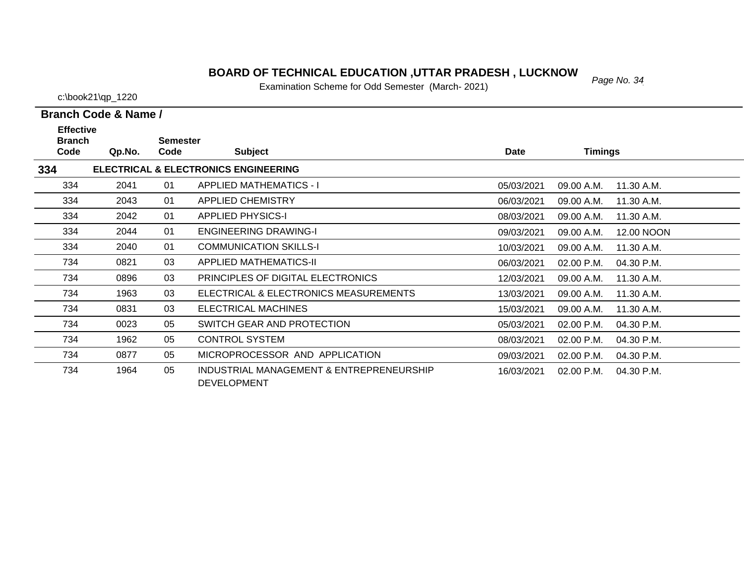# BOARD OF TECHNICAL EDUCATION ,UTTAR PRADESH , LUCKNOW

Examination Scheme for Odd Semester (March- 2021)

c:\book21\qp_1220

**Branch Code & Name /**

| Effective Branch Code | Qp.No. | Semester Code | Subject | Date | Timings | |
|---|---|---|---|---|---|---|
| **334** | | | **ELECTRICAL & ELECTRONICS ENGINEERING** | | | |
| 334 | 2041 | 01 | APPLIED MATHEMATICS - I | 05/03/2021 | 09.00 A.M. | 11.30 A.M. |
| 334 | 2043 | 01 | APPLIED CHEMISTRY | 06/03/2021 | 09.00 A.M. | 11.30 A.M. |
| 334 | 2042 | 01 | APPLIED PHYSICS-I | 08/03/2021 | 09.00 A.M. | 11.30 A.M. |
| 334 | 2044 | 01 | ENGINEERING DRAWING-I | 09/03/2021 | 09.00 A.M. | 12.00 NOON |
| 334 | 2040 | 01 | COMMUNICATION SKILLS-I | 10/03/2021 | 09.00 A.M. | 11.30 A.M. |
| 734 | 0821 | 03 | APPLIED MATHEMATICS-II | 06/03/2021 | 02.00 P.M. | 04.30 P.M. |
| 734 | 0896 | 03 | PRINCIPLES OF DIGITAL ELECTRONICS | 12/03/2021 | 09.00 A.M. | 11.30 A.M. |
| 734 | 1963 | 03 | ELECTRICAL & ELECTRONICS MEASUREMENTS | 13/03/2021 | 09.00 A.M. | 11.30 A.M. |
| 734 | 0831 | 03 | ELECTRICAL MACHINES | 15/03/2021 | 09.00 A.M. | 11.30 A.M. |
| 734 | 0023 | 05 | SWITCH GEAR AND PROTECTION | 05/03/2021 | 02.00 P.M. | 04.30 P.M. |
| 734 | 1962 | 05 | CONTROL SYSTEM | 08/03/2021 | 02.00 P.M. | 04.30 P.M. |
| 734 | 0877 | 05 | MICROPROCESSOR AND APPLICATION | 09/03/2021 | 02.00 P.M. | 04.30 P.M. |
| 734 | 1964 | 05 | INDUSTRIAL MANAGEMENT & ENTREPRENEURSHIP DEVELOPMENT | 16/03/2021 | 02.00 P.M. | 04.30 P.M. |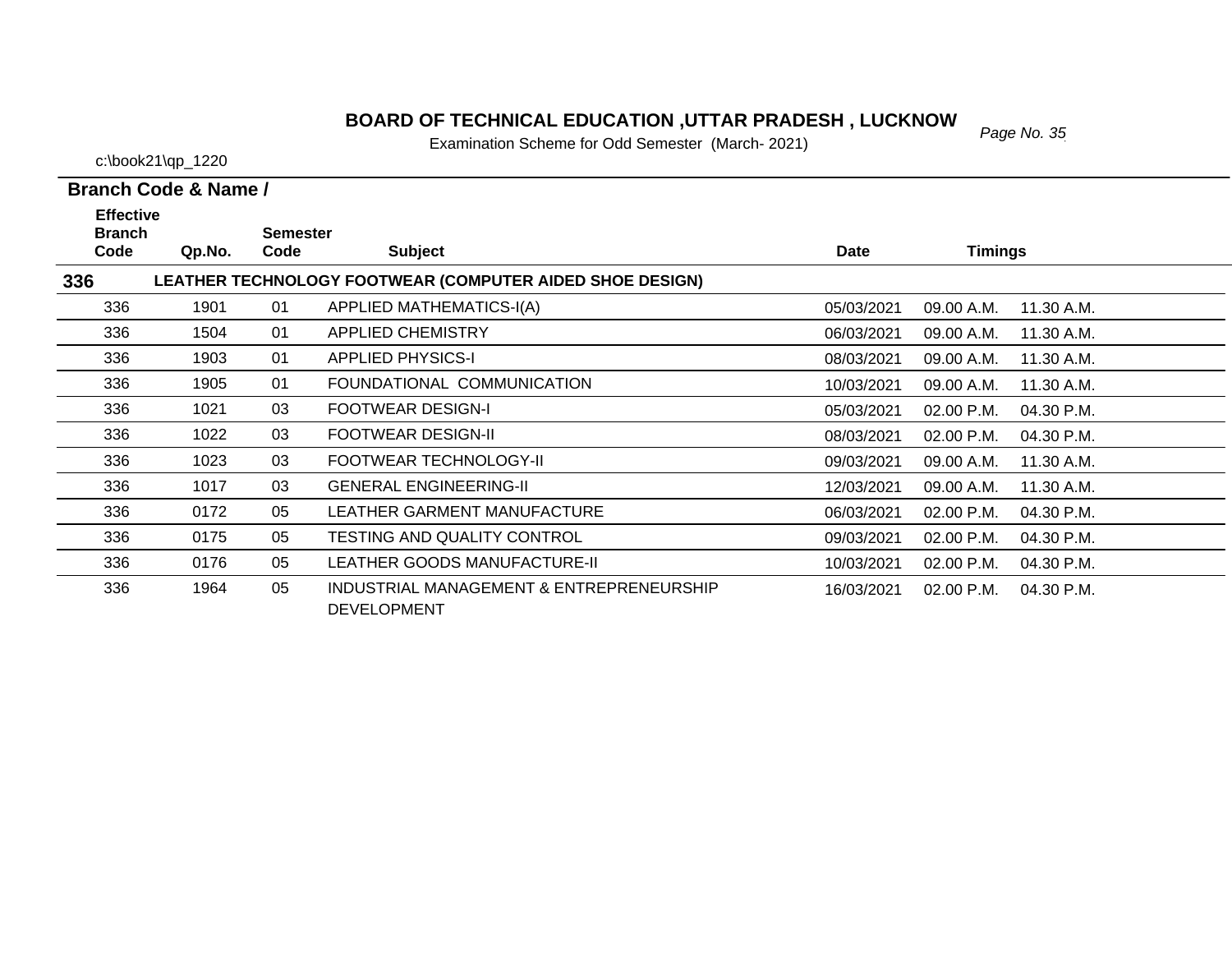# BOARD OF TECHNICAL EDUCATION ,UTTAR PRADESH , LUCKNOW

Examination Scheme for Odd Semester (March- 2021)

c:\book21\qp_1220

**Branch Code & Name /**

| Effective Branch Code | Qp.No. | Semester Code | Subject | Date | Timings | |
|---|---|---|---|---|---|---|
| **336** | **LEATHER TECHNOLOGY FOOTWEAR (COMPUTER AIDED SHOE DESIGN)** | | | | | |
| 336 | 1901 | 01 | APPLIED MATHEMATICS-I(A) | 05/03/2021 | 09.00 A.M. | 11.30 A.M. |
| 336 | 1504 | 01 | APPLIED CHEMISTRY | 06/03/2021 | 09.00 A.M. | 11.30 A.M. |
| 336 | 1903 | 01 | APPLIED PHYSICS-I | 08/03/2021 | 09.00 A.M. | 11.30 A.M. |
| 336 | 1905 | 01 | FOUNDATIONAL COMMUNICATION | 10/03/2021 | 09.00 A.M. | 11.30 A.M. |
| 336 | 1021 | 03 | FOOTWEAR DESIGN-I | 05/03/2021 | 02.00 P.M. | 04.30 P.M. |
| 336 | 1022 | 03 | FOOTWEAR DESIGN-II | 08/03/2021 | 02.00 P.M. | 04.30 P.M. |
| 336 | 1023 | 03 | FOOTWEAR TECHNOLOGY-II | 09/03/2021 | 09.00 A.M. | 11.30 A.M. |
| 336 | 1017 | 03 | GENERAL ENGINEERING-II | 12/03/2021 | 09.00 A.M. | 11.30 A.M. |
| 336 | 0172 | 05 | LEATHER GARMENT MANUFACTURE | 06/03/2021 | 02.00 P.M. | 04.30 P.M. |
| 336 | 0175 | 05 | TESTING AND QUALITY CONTROL | 09/03/2021 | 02.00 P.M. | 04.30 P.M. |
| 336 | 0176 | 05 | LEATHER GOODS MANUFACTURE-II | 10/03/2021 | 02.00 P.M. | 04.30 P.M. |
| 336 | 1964 | 05 | INDUSTRIAL MANAGEMENT & ENTREPRENEURSHIP DEVELOPMENT | 16/03/2021 | 02.00 P.M. | 04.30 P.M. |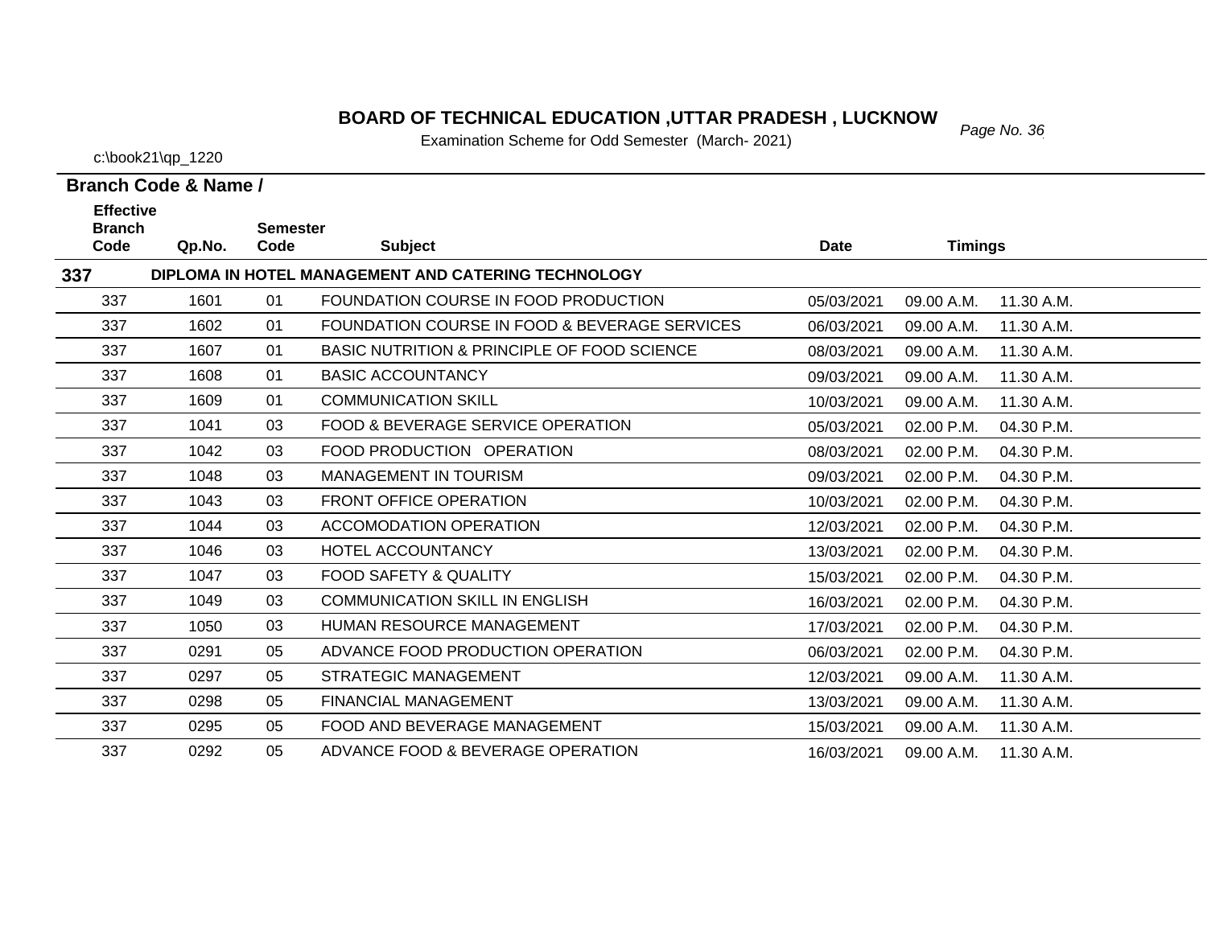# BOARD OF TECHNICAL EDUCATION ,UTTAR PRADESH , LUCKNOW

Examination Scheme for Odd Semester (March- 2021)

c:\book21\qp_1220

**Branch Code & Name /**

| Effective Branch Code | Qp.No. | Semester Code | Subject | Date | Timings | |
|---|---|---|---|---|---|---|
| **337** | | | **DIPLOMA IN HOTEL MANAGEMENT AND CATERING TECHNOLOGY** | | | |
| 337 | 1601 | 01 | FOUNDATION COURSE IN FOOD PRODUCTION | 05/03/2021 | 09.00 A.M. | 11.30 A.M. |
| 337 | 1602 | 01 | FOUNDATION COURSE IN FOOD & BEVERAGE SERVICES | 06/03/2021 | 09.00 A.M. | 11.30 A.M. |
| 337 | 1607 | 01 | BASIC NUTRITION & PRINCIPLE OF FOOD SCIENCE | 08/03/2021 | 09.00 A.M. | 11.30 A.M. |
| 337 | 1608 | 01 | BASIC ACCOUNTANCY | 09/03/2021 | 09.00 A.M. | 11.30 A.M. |
| 337 | 1609 | 01 | COMMUNICATION SKILL | 10/03/2021 | 09.00 A.M. | 11.30 A.M. |
| 337 | 1041 | 03 | FOOD & BEVERAGE SERVICE OPERATION | 05/03/2021 | 02.00 P.M. | 04.30 P.M. |
| 337 | 1042 | 03 | FOOD PRODUCTION OPERATION | 08/03/2021 | 02.00 P.M. | 04.30 P.M. |
| 337 | 1048 | 03 | MANAGEMENT IN TOURISM | 09/03/2021 | 02.00 P.M. | 04.30 P.M. |
| 337 | 1043 | 03 | FRONT OFFICE OPERATION | 10/03/2021 | 02.00 P.M. | 04.30 P.M. |
| 337 | 1044 | 03 | ACCOMODATION OPERATION | 12/03/2021 | 02.00 P.M. | 04.30 P.M. |
| 337 | 1046 | 03 | HOTEL ACCOUNTANCY | 13/03/2021 | 02.00 P.M. | 04.30 P.M. |
| 337 | 1047 | 03 | FOOD SAFETY & QUALITY | 15/03/2021 | 02.00 P.M. | 04.30 P.M. |
| 337 | 1049 | 03 | COMMUNICATION SKILL IN ENGLISH | 16/03/2021 | 02.00 P.M. | 04.30 P.M. |
| 337 | 1050 | 03 | HUMAN RESOURCE MANAGEMENT | 17/03/2021 | 02.00 P.M. | 04.30 P.M. |
| 337 | 0291 | 05 | ADVANCE FOOD PRODUCTION OPERATION | 06/03/2021 | 02.00 P.M. | 04.30 P.M. |
| 337 | 0297 | 05 | STRATEGIC MANAGEMENT | 12/03/2021 | 09.00 A.M. | 11.30 A.M. |
| 337 | 0298 | 05 | FINANCIAL MANAGEMENT | 13/03/2021 | 09.00 A.M. | 11.30 A.M. |
| 337 | 0295 | 05 | FOOD AND BEVERAGE MANAGEMENT | 15/03/2021 | 09.00 A.M. | 11.30 A.M. |
| 337 | 0292 | 05 | ADVANCE FOOD & BEVERAGE OPERATION | 16/03/2021 | 09.00 A.M. | 11.30 A.M. |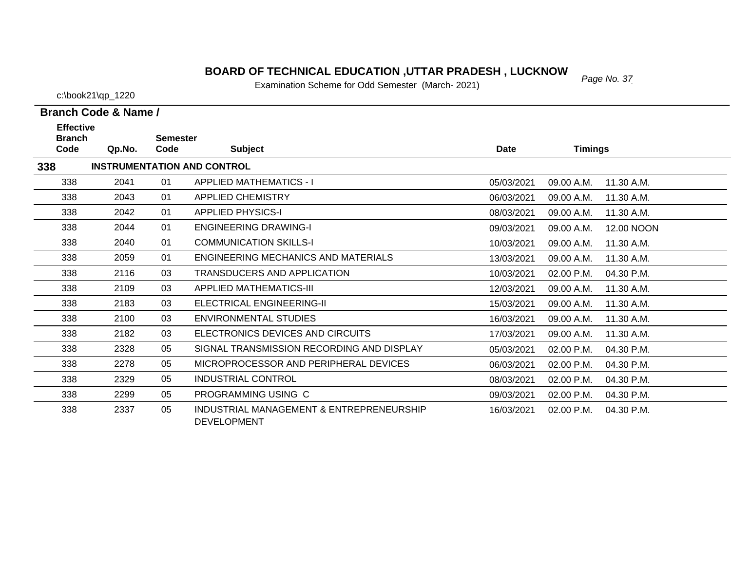# BOARD OF TECHNICAL EDUCATION ,UTTAR PRADESH , LUCKNOW

Examination Scheme for Odd Semester (March- 2021)

c:\book21\qp_1220

**Branch Code & Name /**

| Effective Branch Code | Qp.No. | Semester Code | Subject | Date | Timings | |
|---|---|---|---|---|---|---|
| **338** | **INSTRUMENTATION AND CONTROL** | | | | | |
| 338 | 2041 | 01 | APPLIED MATHEMATICS - I | 05/03/2021 | 09.00 A.M. | 11.30 A.M. |
| 338 | 2043 | 01 | APPLIED CHEMISTRY | 06/03/2021 | 09.00 A.M. | 11.30 A.M. |
| 338 | 2042 | 01 | APPLIED PHYSICS-I | 08/03/2021 | 09.00 A.M. | 11.30 A.M. |
| 338 | 2044 | 01 | ENGINEERING DRAWING-I | 09/03/2021 | 09.00 A.M. | 12.00 NOON |
| 338 | 2040 | 01 | COMMUNICATION SKILLS-I | 10/03/2021 | 09.00 A.M. | 11.30 A.M. |
| 338 | 2059 | 01 | ENGINEERING MECHANICS AND MATERIALS | 13/03/2021 | 09.00 A.M. | 11.30 A.M. |
| 338 | 2116 | 03 | TRANSDUCERS AND APPLICATION | 10/03/2021 | 02.00 P.M. | 04.30 P.M. |
| 338 | 2109 | 03 | APPLIED MATHEMATICS-III | 12/03/2021 | 09.00 A.M. | 11.30 A.M. |
| 338 | 2183 | 03 | ELECTRICAL ENGINEERING-II | 15/03/2021 | 09.00 A.M. | 11.30 A.M. |
| 338 | 2100 | 03 | ENVIRONMENTAL STUDIES | 16/03/2021 | 09.00 A.M. | 11.30 A.M. |
| 338 | 2182 | 03 | ELECTRONICS DEVICES AND CIRCUITS | 17/03/2021 | 09.00 A.M. | 11.30 A.M. |
| 338 | 2328 | 05 | SIGNAL TRANSMISSION RECORDING AND DISPLAY | 05/03/2021 | 02.00 P.M. | 04.30 P.M. |
| 338 | 2278 | 05 | MICROPROCESSOR AND PERIPHERAL DEVICES | 06/03/2021 | 02.00 P.M. | 04.30 P.M. |
| 338 | 2329 | 05 | INDUSTRIAL CONTROL | 08/03/2021 | 02.00 P.M. | 04.30 P.M. |
| 338 | 2299 | 05 | PROGRAMMING USING C | 09/03/2021 | 02.00 P.M. | 04.30 P.M. |
| 338 | 2337 | 05 | INDUSTRIAL MANAGEMENT & ENTREPRENEURSHIP DEVELOPMENT | 16/03/2021 | 02.00 P.M. | 04.30 P.M. |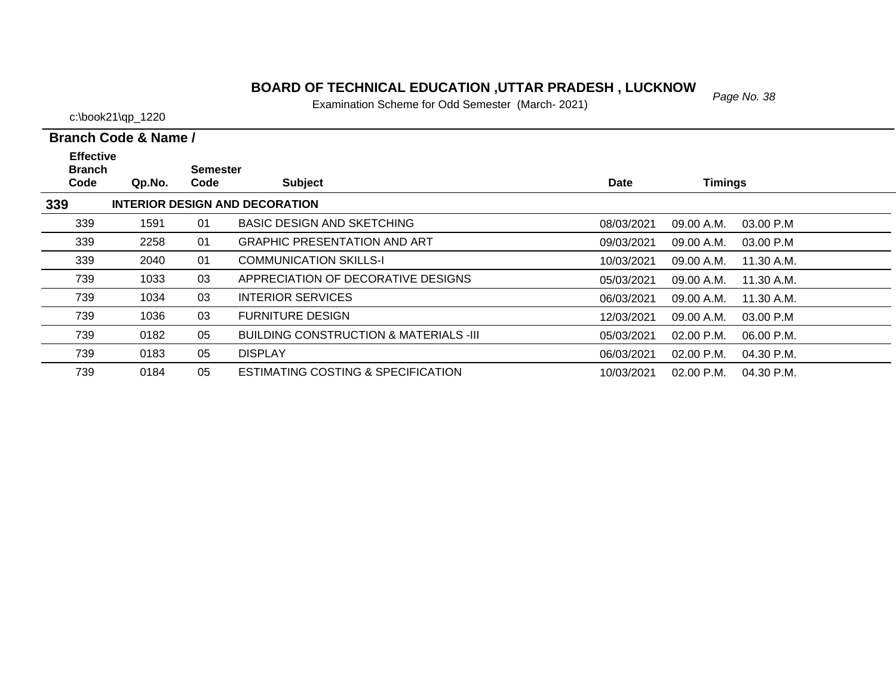# BOARD OF TECHNICAL EDUCATION ,UTTAR PRADESH , LUCKNOW

Examination Scheme for Odd Semester (March- 2021)

c:\book21\qp_1220

**Branch Code & Name /**

| Effective Branch Code | Qp.No. | Semester Code | Subject | Date | Timings | |
|---|---|---|---|---|---|---|
| **339** | **INTERIOR DESIGN AND DECORATION** | | | | | |
| 339 | 1591 | 01 | BASIC DESIGN AND SKETCHING | 08/03/2021 | 09.00 A.M. | 03.00 P.M |
| 339 | 2258 | 01 | GRAPHIC PRESENTATION AND ART | 09/03/2021 | 09.00 A.M. | 03.00 P.M |
| 339 | 2040 | 01 | COMMUNICATION SKILLS-I | 10/03/2021 | 09.00 A.M. | 11.30 A.M. |
| 739 | 1033 | 03 | APPRECIATION OF DECORATIVE DESIGNS | 05/03/2021 | 09.00 A.M. | 11.30 A.M. |
| 739 | 1034 | 03 | INTERIOR SERVICES | 06/03/2021 | 09.00 A.M. | 11.30 A.M. |
| 739 | 1036 | 03 | FURNITURE DESIGN | 12/03/2021 | 09.00 A.M. | 03.00 P.M |
| 739 | 0182 | 05 | BUILDING CONSTRUCTION & MATERIALS -III | 05/03/2021 | 02.00 P.M. | 06.00 P.M. |
| 739 | 0183 | 05 | DISPLAY | 06/03/2021 | 02.00 P.M. | 04.30 P.M. |
| 739 | 0184 | 05 | ESTIMATING COSTING & SPECIFICATION | 10/03/2021 | 02.00 P.M. | 04.30 P.M. |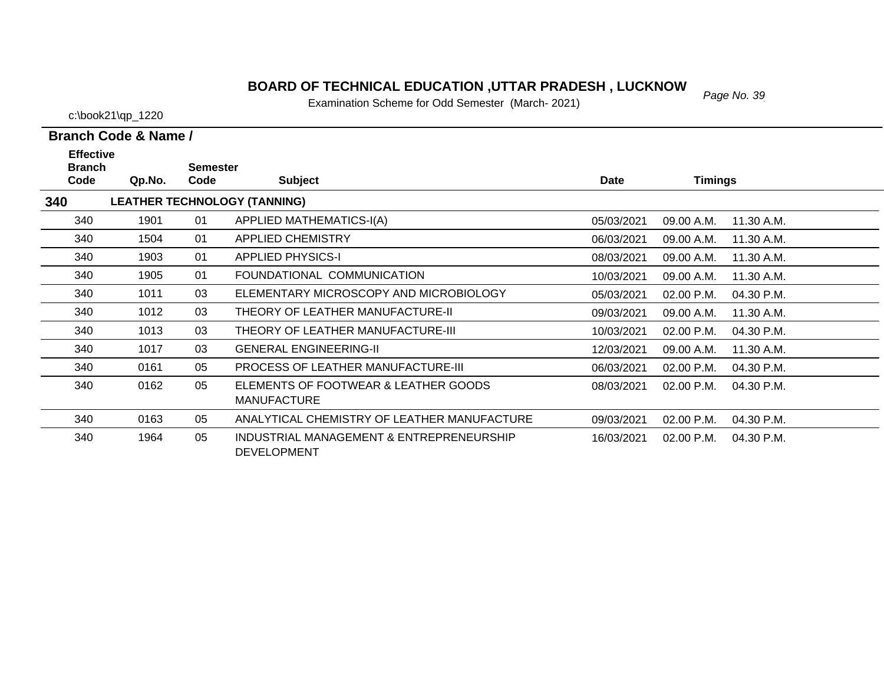# BOARD OF TECHNICAL EDUCATION ,UTTAR PRADESH , LUCKNOW

Examination Scheme for Odd Semester (March- 2021)

c:\book21\qp_1220

**Branch Code & Name /**

| Effective Branch Code | Qp.No. | Semester Code | Subject | Date | Timings | |
|---|---|---|---|---|---|---|
| **340** | **LEATHER TECHNOLOGY (TANNING)** | | | | | |
| 340 | 1901 | 01 | APPLIED MATHEMATICS-I(A) | 05/03/2021 | 09.00 A.M. | 11.30 A.M. |
| 340 | 1504 | 01 | APPLIED CHEMISTRY | 06/03/2021 | 09.00 A.M. | 11.30 A.M. |
| 340 | 1903 | 01 | APPLIED PHYSICS-I | 08/03/2021 | 09.00 A.M. | 11.30 A.M. |
| 340 | 1905 | 01 | FOUNDATIONAL COMMUNICATION | 10/03/2021 | 09.00 A.M. | 11.30 A.M. |
| 340 | 1011 | 03 | ELEMENTARY MICROSCOPY AND MICROBIOLOGY | 05/03/2021 | 02.00 P.M. | 04.30 P.M. |
| 340 | 1012 | 03 | THEORY OF LEATHER MANUFACTURE-II | 09/03/2021 | 09.00 A.M. | 11.30 A.M. |
| 340 | 1013 | 03 | THEORY OF LEATHER MANUFACTURE-III | 10/03/2021 | 02.00 P.M. | 04.30 P.M. |
| 340 | 1017 | 03 | GENERAL ENGINEERING-II | 12/03/2021 | 09.00 A.M. | 11.30 A.M. |
| 340 | 0161 | 05 | PROCESS OF LEATHER MANUFACTURE-III | 06/03/2021 | 02.00 P.M. | 04.30 P.M. |
| 340 | 0162 | 05 | ELEMENTS OF FOOTWEAR & LEATHER GOODS MANUFACTURE | 08/03/2021 | 02.00 P.M. | 04.30 P.M. |
| 340 | 0163 | 05 | ANALYTICAL CHEMISTRY OF LEATHER MANUFACTURE | 09/03/2021 | 02.00 P.M. | 04.30 P.M. |
| 340 | 1964 | 05 | INDUSTRIAL MANAGEMENT & ENTREPRENEURSHIP DEVELOPMENT | 16/03/2021 | 02.00 P.M. | 04.30 P.M. |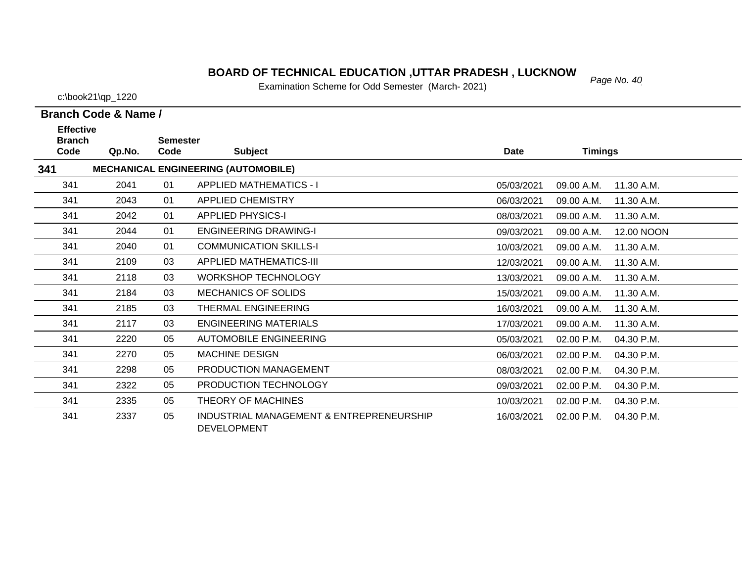# BOARD OF TECHNICAL EDUCATION ,UTTAR PRADESH , LUCKNOW

Examination Scheme for Odd Semester (March- 2021)

c:\book21\qp_1220

**Branch Code & Name /**

| Effective Branch Code | Qp.No. | Semester Code | Subject | Date | Timings | |
|---|---|---|---|---|---|---|
| **341** | | | **MECHANICAL ENGINEERING (AUTOMOBILE)** | | | |
| 341 | 2041 | 01 | APPLIED MATHEMATICS - I | 05/03/2021 | 09.00 A.M. | 11.30 A.M. |
| 341 | 2043 | 01 | APPLIED CHEMISTRY | 06/03/2021 | 09.00 A.M. | 11.30 A.M. |
| 341 | 2042 | 01 | APPLIED PHYSICS-I | 08/03/2021 | 09.00 A.M. | 11.30 A.M. |
| 341 | 2044 | 01 | ENGINEERING DRAWING-I | 09/03/2021 | 09.00 A.M. | 12.00 NOON |
| 341 | 2040 | 01 | COMMUNICATION SKILLS-I | 10/03/2021 | 09.00 A.M. | 11.30 A.M. |
| 341 | 2109 | 03 | APPLIED MATHEMATICS-III | 12/03/2021 | 09.00 A.M. | 11.30 A.M. |
| 341 | 2118 | 03 | WORKSHOP TECHNOLOGY | 13/03/2021 | 09.00 A.M. | 11.30 A.M. |
| 341 | 2184 | 03 | MECHANICS OF SOLIDS | 15/03/2021 | 09.00 A.M. | 11.30 A.M. |
| 341 | 2185 | 03 | THERMAL ENGINEERING | 16/03/2021 | 09.00 A.M. | 11.30 A.M. |
| 341 | 2117 | 03 | ENGINEERING MATERIALS | 17/03/2021 | 09.00 A.M. | 11.30 A.M. |
| 341 | 2220 | 05 | AUTOMOBILE ENGINEERING | 05/03/2021 | 02.00 P.M. | 04.30 P.M. |
| 341 | 2270 | 05 | MACHINE DESIGN | 06/03/2021 | 02.00 P.M. | 04.30 P.M. |
| 341 | 2298 | 05 | PRODUCTION MANAGEMENT | 08/03/2021 | 02.00 P.M. | 04.30 P.M. |
| 341 | 2322 | 05 | PRODUCTION TECHNOLOGY | 09/03/2021 | 02.00 P.M. | 04.30 P.M. |
| 341 | 2335 | 05 | THEORY OF MACHINES | 10/03/2021 | 02.00 P.M. | 04.30 P.M. |
| 341 | 2337 | 05 | INDUSTRIAL MANAGEMENT & ENTREPRENEURSHIP DEVELOPMENT | 16/03/2021 | 02.00 P.M. | 04.30 P.M. |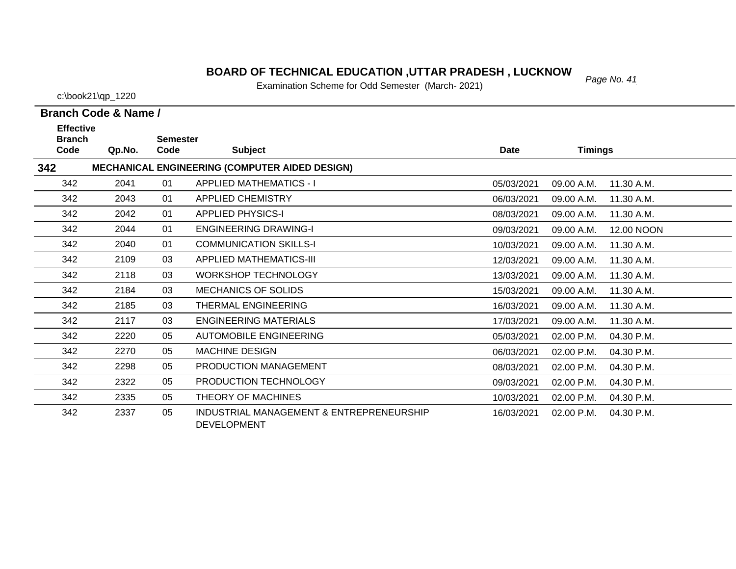# BOARD OF TECHNICAL EDUCATION ,UTTAR PRADESH , LUCKNOW

Examination Scheme for Odd Semester (March- 2021)

c:\book21\qp_1220

**Branch Code & Name /**

| Effective Branch Code | Qp.No. | Semester Code | Subject | Date | Timings | |
|---|---|---|---|---|---|---|
| **342** | | | **MECHANICAL ENGINEERING (COMPUTER AIDED DESIGN)** | | | |
| 342 | 2041 | 01 | APPLIED MATHEMATICS - I | 05/03/2021 | 09.00 A.M. | 11.30 A.M. |
| 342 | 2043 | 01 | APPLIED CHEMISTRY | 06/03/2021 | 09.00 A.M. | 11.30 A.M. |
| 342 | 2042 | 01 | APPLIED PHYSICS-I | 08/03/2021 | 09.00 A.M. | 11.30 A.M. |
| 342 | 2044 | 01 | ENGINEERING DRAWING-I | 09/03/2021 | 09.00 A.M. | 12.00 NOON |
| 342 | 2040 | 01 | COMMUNICATION SKILLS-I | 10/03/2021 | 09.00 A.M. | 11.30 A.M. |
| 342 | 2109 | 03 | APPLIED MATHEMATICS-III | 12/03/2021 | 09.00 A.M. | 11.30 A.M. |
| 342 | 2118 | 03 | WORKSHOP TECHNOLOGY | 13/03/2021 | 09.00 A.M. | 11.30 A.M. |
| 342 | 2184 | 03 | MECHANICS OF SOLIDS | 15/03/2021 | 09.00 A.M. | 11.30 A.M. |
| 342 | 2185 | 03 | THERMAL ENGINEERING | 16/03/2021 | 09.00 A.M. | 11.30 A.M. |
| 342 | 2117 | 03 | ENGINEERING MATERIALS | 17/03/2021 | 09.00 A.M. | 11.30 A.M. |
| 342 | 2220 | 05 | AUTOMOBILE ENGINEERING | 05/03/2021 | 02.00 P.M. | 04.30 P.M. |
| 342 | 2270 | 05 | MACHINE DESIGN | 06/03/2021 | 02.00 P.M. | 04.30 P.M. |
| 342 | 2298 | 05 | PRODUCTION MANAGEMENT | 08/03/2021 | 02.00 P.M. | 04.30 P.M. |
| 342 | 2322 | 05 | PRODUCTION TECHNOLOGY | 09/03/2021 | 02.00 P.M. | 04.30 P.M. |
| 342 | 2335 | 05 | THEORY OF MACHINES | 10/03/2021 | 02.00 P.M. | 04.30 P.M. |
| 342 | 2337 | 05 | INDUSTRIAL MANAGEMENT & ENTREPRENEURSHIP DEVELOPMENT | 16/03/2021 | 02.00 P.M. | 04.30 P.M. |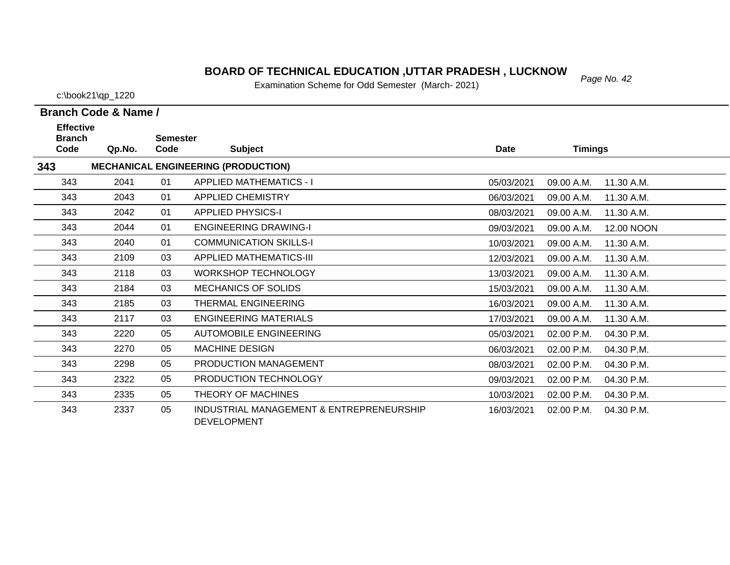**BOARD OF TECHNICAL EDUCATION ,UTTAR PRADESH , LUCKNOW**

Examination Scheme for Odd Semester (March- 2021)

c:\book21\qp_1220

**Branch Code & Name /**

| Effective Branch Code | Qp.No. | Semester Code | Subject | Date | Timings | |
|---|---|---|---|---|---|---|
| **343** | **MECHANICAL ENGINEERING (PRODUCTION)** | | | | | |
| 343 | 2041 | 01 | APPLIED MATHEMATICS - I | 05/03/2021 | 09.00 A.M. | 11.30 A.M. |
| 343 | 2043 | 01 | APPLIED CHEMISTRY | 06/03/2021 | 09.00 A.M. | 11.30 A.M. |
| 343 | 2042 | 01 | APPLIED PHYSICS-I | 08/03/2021 | 09.00 A.M. | 11.30 A.M. |
| 343 | 2044 | 01 | ENGINEERING DRAWING-I | 09/03/2021 | 09.00 A.M. | 12.00 NOON |
| 343 | 2040 | 01 | COMMUNICATION SKILLS-I | 10/03/2021 | 09.00 A.M. | 11.30 A.M. |
| 343 | 2109 | 03 | APPLIED MATHEMATICS-III | 12/03/2021 | 09.00 A.M. | 11.30 A.M. |
| 343 | 2118 | 03 | WORKSHOP TECHNOLOGY | 13/03/2021 | 09.00 A.M. | 11.30 A.M. |
| 343 | 2184 | 03 | MECHANICS OF SOLIDS | 15/03/2021 | 09.00 A.M. | 11.30 A.M. |
| 343 | 2185 | 03 | THERMAL ENGINEERING | 16/03/2021 | 09.00 A.M. | 11.30 A.M. |
| 343 | 2117 | 03 | ENGINEERING MATERIALS | 17/03/2021 | 09.00 A.M. | 11.30 A.M. |
| 343 | 2220 | 05 | AUTOMOBILE ENGINEERING | 05/03/2021 | 02.00 P.M. | 04.30 P.M. |
| 343 | 2270 | 05 | MACHINE DESIGN | 06/03/2021 | 02.00 P.M. | 04.30 P.M. |
| 343 | 2298 | 05 | PRODUCTION MANAGEMENT | 08/03/2021 | 02.00 P.M. | 04.30 P.M. |
| 343 | 2322 | 05 | PRODUCTION TECHNOLOGY | 09/03/2021 | 02.00 P.M. | 04.30 P.M. |
| 343 | 2335 | 05 | THEORY OF MACHINES | 10/03/2021 | 02.00 P.M. | 04.30 P.M. |
| 343 | 2337 | 05 | INDUSTRIAL MANAGEMENT & ENTREPRENEURSHIP DEVELOPMENT | 16/03/2021 | 02.00 P.M. | 04.30 P.M. |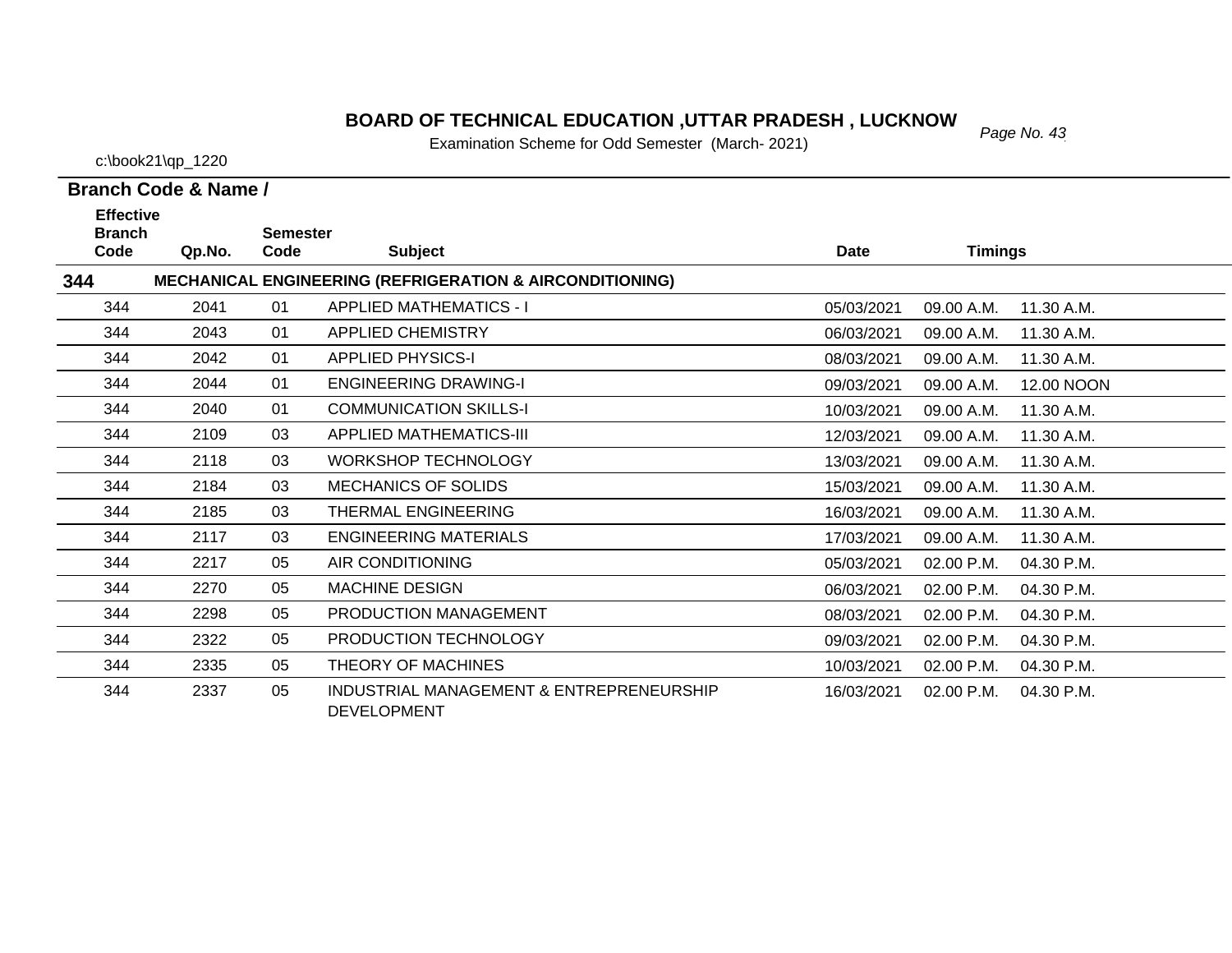# BOARD OF TECHNICAL EDUCATION ,UTTAR PRADESH , LUCKNOW

Examination Scheme for Odd Semester (March- 2021)

c:\book21\qp_1220

**Branch Code & Name /**

| Effective Branch Code | Qp.No. | Semester Code | Subject | Date | Timings | |
|---|---|---|---|---|---|---|
| **344** | | | **MECHANICAL ENGINEERING (REFRIGERATION & AIRCONDITIONING)** | | | |
| 344 | 2041 | 01 | APPLIED MATHEMATICS - I | 05/03/2021 | 09.00 A.M. | 11.30 A.M. |
| 344 | 2043 | 01 | APPLIED CHEMISTRY | 06/03/2021 | 09.00 A.M. | 11.30 A.M. |
| 344 | 2042 | 01 | APPLIED PHYSICS-I | 08/03/2021 | 09.00 A.M. | 11.30 A.M. |
| 344 | 2044 | 01 | ENGINEERING DRAWING-I | 09/03/2021 | 09.00 A.M. | 12.00 NOON |
| 344 | 2040 | 01 | COMMUNICATION SKILLS-I | 10/03/2021 | 09.00 A.M. | 11.30 A.M. |
| 344 | 2109 | 03 | APPLIED MATHEMATICS-III | 12/03/2021 | 09.00 A.M. | 11.30 A.M. |
| 344 | 2118 | 03 | WORKSHOP TECHNOLOGY | 13/03/2021 | 09.00 A.M. | 11.30 A.M. |
| 344 | 2184 | 03 | MECHANICS OF SOLIDS | 15/03/2021 | 09.00 A.M. | 11.30 A.M. |
| 344 | 2185 | 03 | THERMAL ENGINEERING | 16/03/2021 | 09.00 A.M. | 11.30 A.M. |
| 344 | 2117 | 03 | ENGINEERING MATERIALS | 17/03/2021 | 09.00 A.M. | 11.30 A.M. |
| 344 | 2217 | 05 | AIR CONDITIONING | 05/03/2021 | 02.00 P.M. | 04.30 P.M. |
| 344 | 2270 | 05 | MACHINE DESIGN | 06/03/2021 | 02.00 P.M. | 04.30 P.M. |
| 344 | 2298 | 05 | PRODUCTION MANAGEMENT | 08/03/2021 | 02.00 P.M. | 04.30 P.M. |
| 344 | 2322 | 05 | PRODUCTION TECHNOLOGY | 09/03/2021 | 02.00 P.M. | 04.30 P.M. |
| 344 | 2335 | 05 | THEORY OF MACHINES | 10/03/2021 | 02.00 P.M. | 04.30 P.M. |
| 344 | 2337 | 05 | INDUSTRIAL MANAGEMENT & ENTREPRENEURSHIP DEVELOPMENT | 16/03/2021 | 02.00 P.M. | 04.30 P.M. |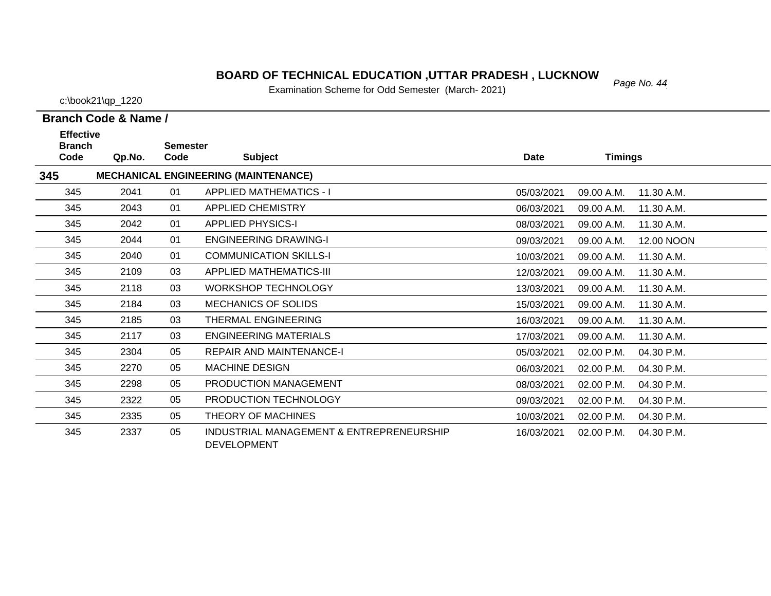# BOARD OF TECHNICAL EDUCATION ,UTTAR PRADESH , LUCKNOW

Examination Scheme for Odd Semester (March- 2021)

c:\book21\qp_1220

**Branch Code & Name /**

| Effective Branch Code | Qp.No. | Semester Code | Subject | Date | Timings | |
|---|---|---|---|---|---|---|
| **345** | | | **MECHANICAL ENGINEERING (MAINTENANCE)** | | | |
| 345 | 2041 | 01 | APPLIED MATHEMATICS - I | 05/03/2021 | 09.00 A.M. | 11.30 A.M. |
| 345 | 2043 | 01 | APPLIED CHEMISTRY | 06/03/2021 | 09.00 A.M. | 11.30 A.M. |
| 345 | 2042 | 01 | APPLIED PHYSICS-I | 08/03/2021 | 09.00 A.M. | 11.30 A.M. |
| 345 | 2044 | 01 | ENGINEERING DRAWING-I | 09/03/2021 | 09.00 A.M. | 12.00 NOON |
| 345 | 2040 | 01 | COMMUNICATION SKILLS-I | 10/03/2021 | 09.00 A.M. | 11.30 A.M. |
| 345 | 2109 | 03 | APPLIED MATHEMATICS-III | 12/03/2021 | 09.00 A.M. | 11.30 A.M. |
| 345 | 2118 | 03 | WORKSHOP TECHNOLOGY | 13/03/2021 | 09.00 A.M. | 11.30 A.M. |
| 345 | 2184 | 03 | MECHANICS OF SOLIDS | 15/03/2021 | 09.00 A.M. | 11.30 A.M. |
| 345 | 2185 | 03 | THERMAL ENGINEERING | 16/03/2021 | 09.00 A.M. | 11.30 A.M. |
| 345 | 2117 | 03 | ENGINEERING MATERIALS | 17/03/2021 | 09.00 A.M. | 11.30 A.M. |
| 345 | 2304 | 05 | REPAIR AND MAINTENANCE-I | 05/03/2021 | 02.00 P.M. | 04.30 P.M. |
| 345 | 2270 | 05 | MACHINE DESIGN | 06/03/2021 | 02.00 P.M. | 04.30 P.M. |
| 345 | 2298 | 05 | PRODUCTION MANAGEMENT | 08/03/2021 | 02.00 P.M. | 04.30 P.M. |
| 345 | 2322 | 05 | PRODUCTION TECHNOLOGY | 09/03/2021 | 02.00 P.M. | 04.30 P.M. |
| 345 | 2335 | 05 | THEORY OF MACHINES | 10/03/2021 | 02.00 P.M. | 04.30 P.M. |
| 345 | 2337 | 05 | INDUSTRIAL MANAGEMENT & ENTREPRENEURSHIP DEVELOPMENT | 16/03/2021 | 02.00 P.M. | 04.30 P.M. |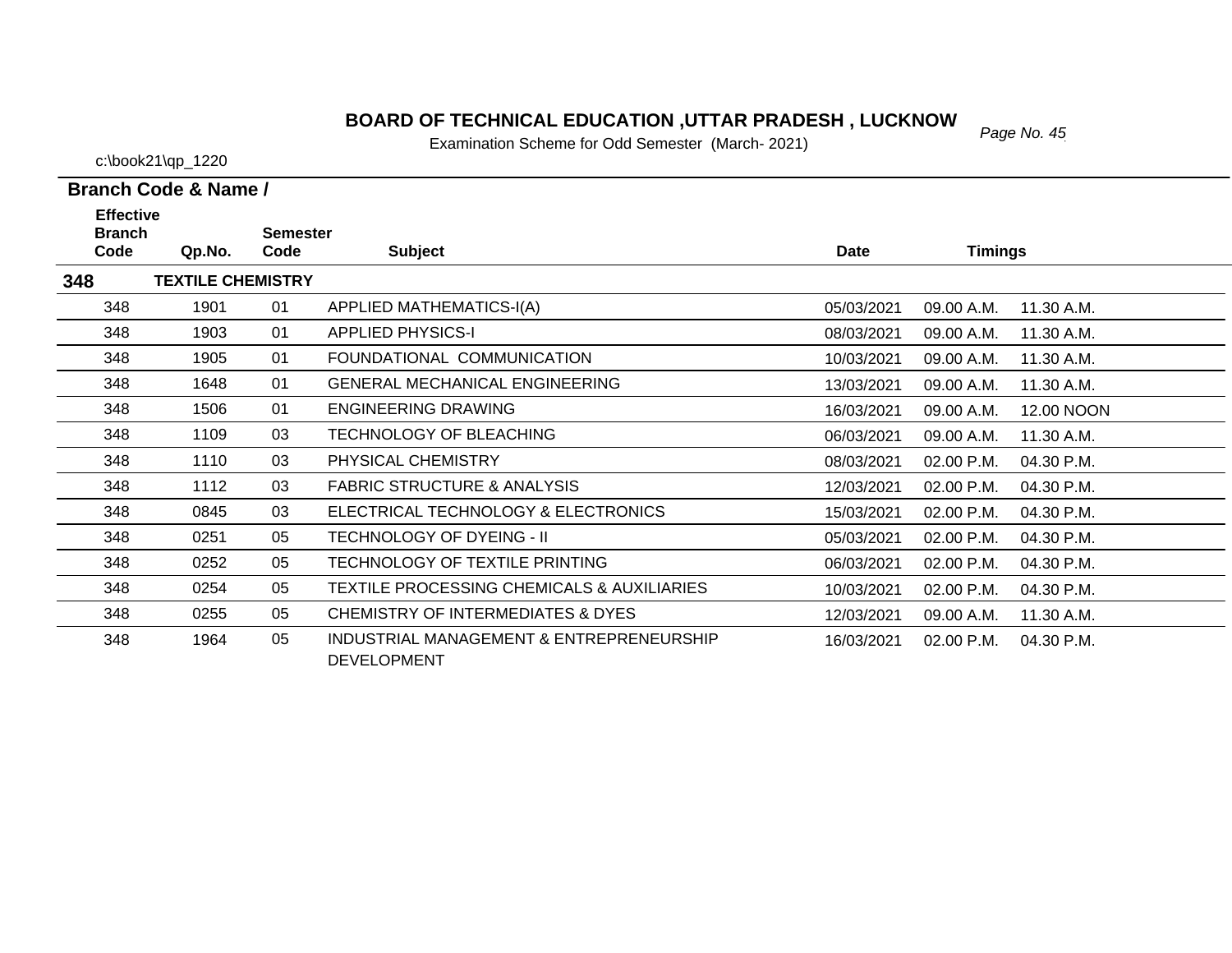# BOARD OF TECHNICAL EDUCATION ,UTTAR PRADESH , LUCKNOW

Examination Scheme for Odd Semester (March- 2021)

c:\book21\qp_1220

**Branch Code & Name /**

| Effective Branch Code | Qp.No. | Semester Code | Subject | Date | Timings | |
|---|---|---|---|---|---|---|
| **348** | **TEXTILE CHEMISTRY** | | | | | |
| 348 | 1901 | 01 | APPLIED MATHEMATICS-I(A) | 05/03/2021 | 09.00 A.M. | 11.30 A.M. |
| 348 | 1903 | 01 | APPLIED PHYSICS-I | 08/03/2021 | 09.00 A.M. | 11.30 A.M. |
| 348 | 1905 | 01 | FOUNDATIONAL COMMUNICATION | 10/03/2021 | 09.00 A.M. | 11.30 A.M. |
| 348 | 1648 | 01 | GENERAL MECHANICAL ENGINEERING | 13/03/2021 | 09.00 A.M. | 11.30 A.M. |
| 348 | 1506 | 01 | ENGINEERING DRAWING | 16/03/2021 | 09.00 A.M. | 12.00 NOON |
| 348 | 1109 | 03 | TECHNOLOGY OF BLEACHING | 06/03/2021 | 09.00 A.M. | 11.30 A.M. |
| 348 | 1110 | 03 | PHYSICAL CHEMISTRY | 08/03/2021 | 02.00 P.M. | 04.30 P.M. |
| 348 | 1112 | 03 | FABRIC STRUCTURE & ANALYSIS | 12/03/2021 | 02.00 P.M. | 04.30 P.M. |
| 348 | 0845 | 03 | ELECTRICAL TECHNOLOGY & ELECTRONICS | 15/03/2021 | 02.00 P.M. | 04.30 P.M. |
| 348 | 0251 | 05 | TECHNOLOGY OF DYEING - II | 05/03/2021 | 02.00 P.M. | 04.30 P.M. |
| 348 | 0252 | 05 | TECHNOLOGY OF TEXTILE PRINTING | 06/03/2021 | 02.00 P.M. | 04.30 P.M. |
| 348 | 0254 | 05 | TEXTILE PROCESSING CHEMICALS & AUXILIARIES | 10/03/2021 | 02.00 P.M. | 04.30 P.M. |
| 348 | 0255 | 05 | CHEMISTRY OF INTERMEDIATES & DYES | 12/03/2021 | 09.00 A.M. | 11.30 A.M. |
| 348 | 1964 | 05 | INDUSTRIAL MANAGEMENT & ENTREPRENEURSHIP DEVELOPMENT | 16/03/2021 | 02.00 P.M. | 04.30 P.M. |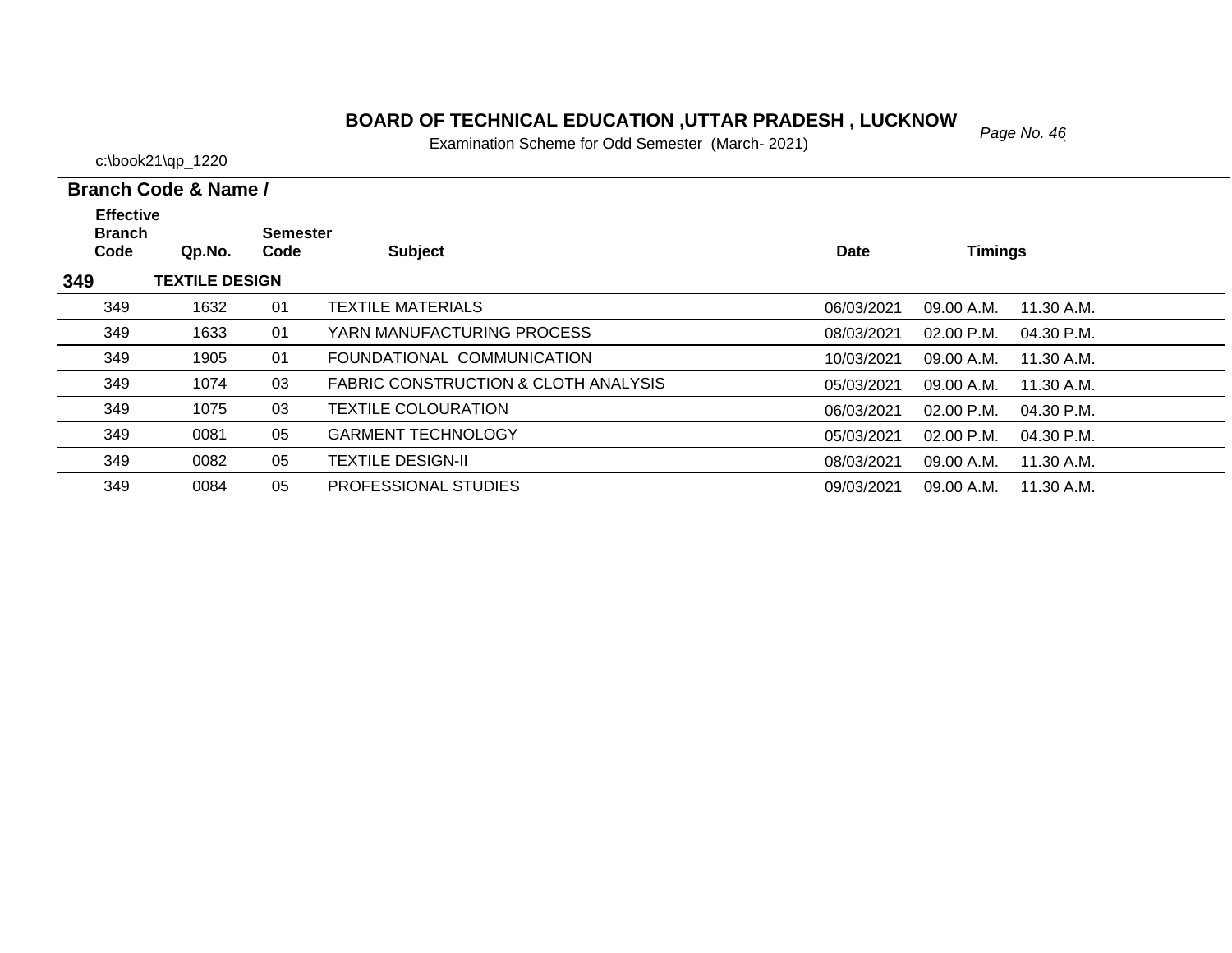# BOARD OF TECHNICAL EDUCATION ,UTTAR PRADESH , LUCKNOW

Examination Scheme for Odd Semester (March- 2021)

c:\book21\qp_1220

**Branch Code & Name /**

| Effective Branch Code | Qp.No. | Semester Code | Subject | Date | Timings | |
|---|---|---|---|---|---|---|
| **349** | **TEXTILE DESIGN** | | | | | |
| 349 | 1632 | 01 | TEXTILE MATERIALS | 06/03/2021 | 09.00 A.M. | 11.30 A.M. |
| 349 | 1633 | 01 | YARN MANUFACTURING PROCESS | 08/03/2021 | 02.00 P.M. | 04.30 P.M. |
| 349 | 1905 | 01 | FOUNDATIONAL COMMUNICATION | 10/03/2021 | 09.00 A.M. | 11.30 A.M. |
| 349 | 1074 | 03 | FABRIC CONSTRUCTION & CLOTH ANALYSIS | 05/03/2021 | 09.00 A.M. | 11.30 A.M. |
| 349 | 1075 | 03 | TEXTILE COLOURATION | 06/03/2021 | 02.00 P.M. | 04.30 P.M. |
| 349 | 0081 | 05 | GARMENT TECHNOLOGY | 05/03/2021 | 02.00 P.M. | 04.30 P.M. |
| 349 | 0082 | 05 | TEXTILE DESIGN-II | 08/03/2021 | 09.00 A.M. | 11.30 A.M. |
| 349 | 0084 | 05 | PROFESSIONAL STUDIES | 09/03/2021 | 09.00 A.M. | 11.30 A.M. |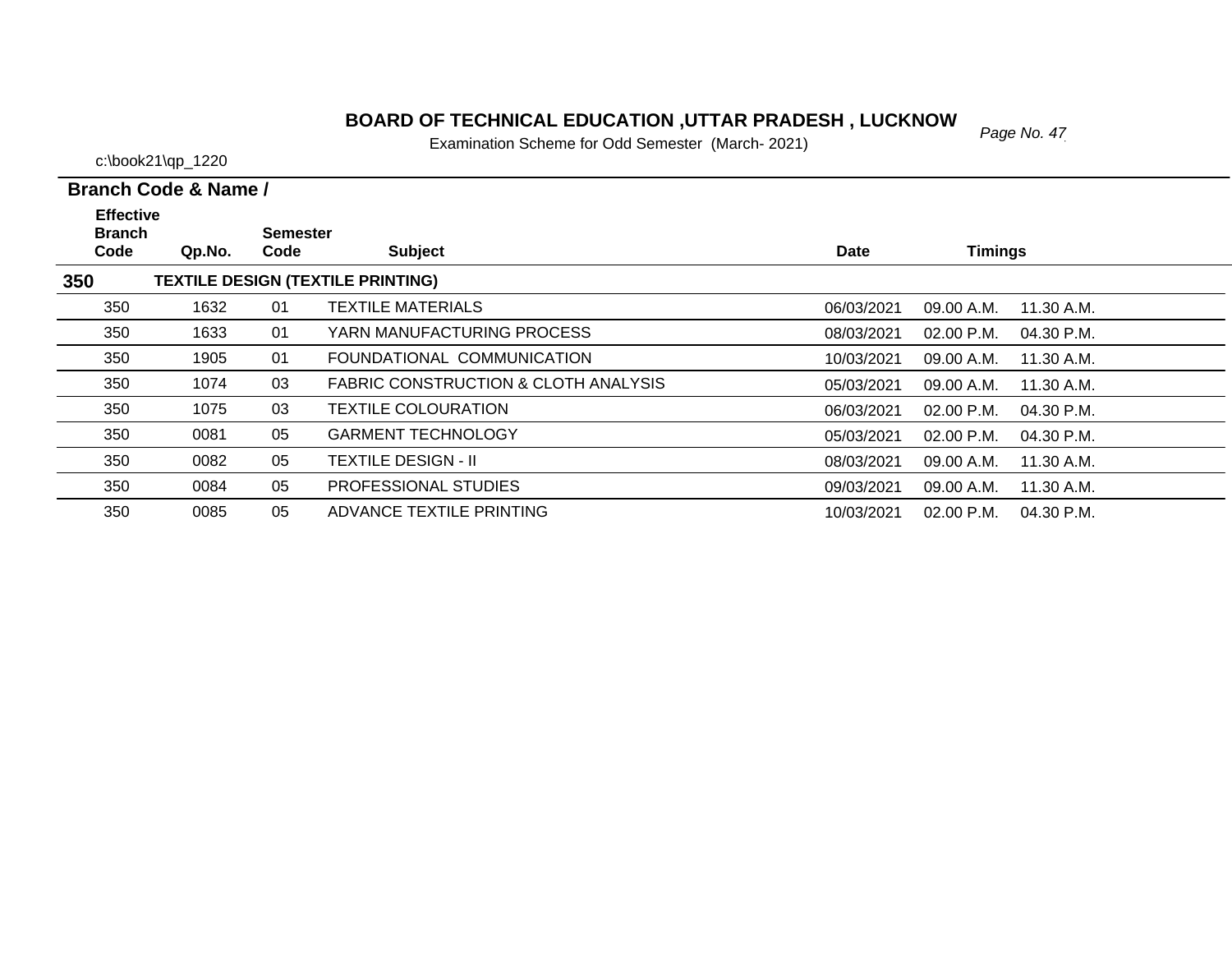# BOARD OF TECHNICAL EDUCATION ,UTTAR PRADESH , LUCKNOW

Examination Scheme for Odd Semester (March- 2021)

c:\book21\qp_1220

**Branch Code & Name /**

| Effective Branch Code | Qp.No. | Semester Code | Subject | Date | Timings | |
|---|---|---|---|---|---|---|
| **350** | **TEXTILE DESIGN (TEXTILE PRINTING)** | | | | | |
| 350 | 1632 | 01 | TEXTILE MATERIALS | 06/03/2021 | 09.00 A.M. | 11.30 A.M. |
| 350 | 1633 | 01 | YARN MANUFACTURING PROCESS | 08/03/2021 | 02.00 P.M. | 04.30 P.M. |
| 350 | 1905 | 01 | FOUNDATIONAL COMMUNICATION | 10/03/2021 | 09.00 A.M. | 11.30 A.M. |
| 350 | 1074 | 03 | FABRIC CONSTRUCTION & CLOTH ANALYSIS | 05/03/2021 | 09.00 A.M. | 11.30 A.M. |
| 350 | 1075 | 03 | TEXTILE COLOURATION | 06/03/2021 | 02.00 P.M. | 04.30 P.M. |
| 350 | 0081 | 05 | GARMENT TECHNOLOGY | 05/03/2021 | 02.00 P.M. | 04.30 P.M. |
| 350 | 0082 | 05 | TEXTILE DESIGN - II | 08/03/2021 | 09.00 A.M. | 11.30 A.M. |
| 350 | 0084 | 05 | PROFESSIONAL STUDIES | 09/03/2021 | 09.00 A.M. | 11.30 A.M. |
| 350 | 0085 | 05 | ADVANCE TEXTILE PRINTING | 10/03/2021 | 02.00 P.M. | 04.30 P.M. |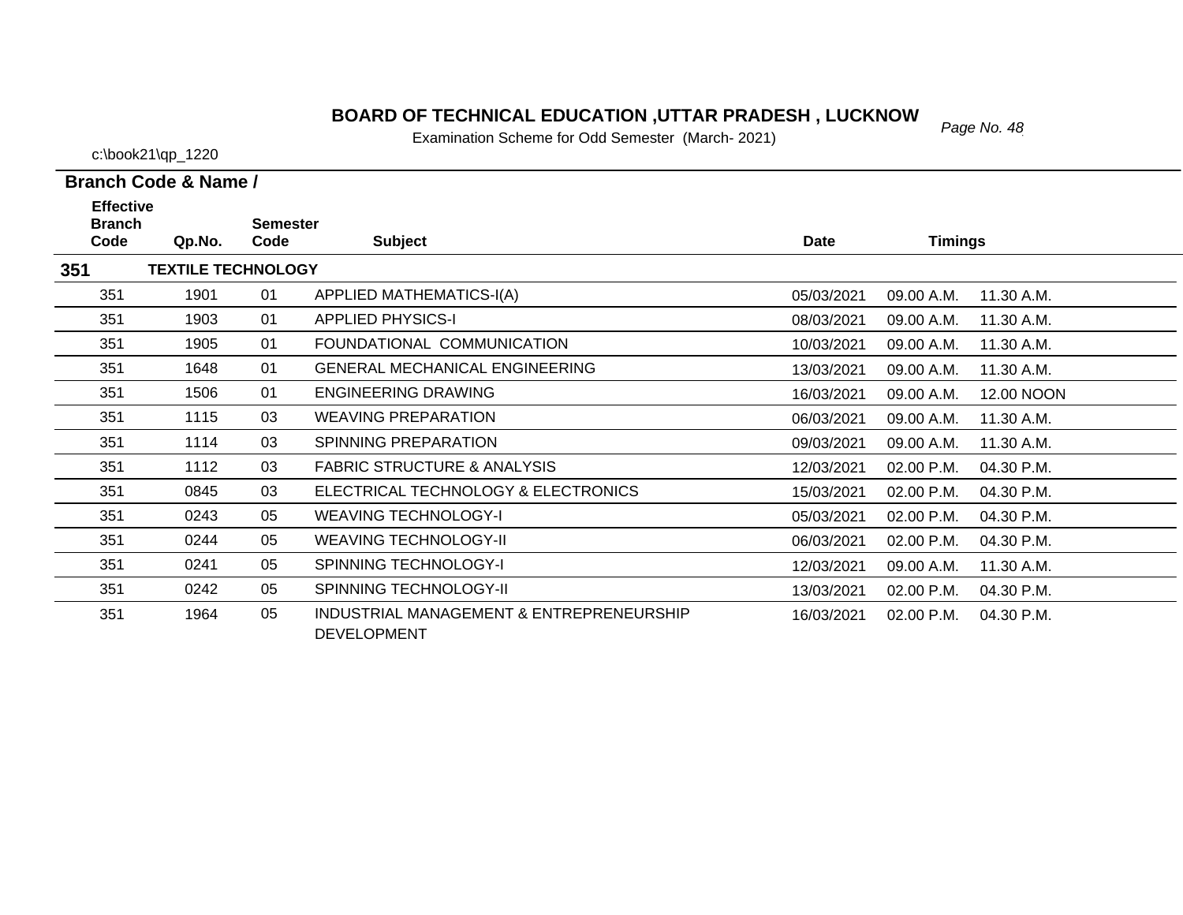# BOARD OF TECHNICAL EDUCATION ,UTTAR PRADESH , LUCKNOW

Examination Scheme for Odd Semester (March- 2021)

c:\book21\qp_1220

**Branch Code & Name /**

| Effective Branch Code | Qp.No. | Semester Code | Subject | Date | Timings | |
|---|---|---|---|---|---|---|
| **351** | **TEXTILE TECHNOLOGY** | | | | | |
| 351 | 1901 | 01 | APPLIED MATHEMATICS-I(A) | 05/03/2021 | 09.00 A.M. | 11.30 A.M. |
| 351 | 1903 | 01 | APPLIED PHYSICS-I | 08/03/2021 | 09.00 A.M. | 11.30 A.M. |
| 351 | 1905 | 01 | FOUNDATIONAL COMMUNICATION | 10/03/2021 | 09.00 A.M. | 11.30 A.M. |
| 351 | 1648 | 01 | GENERAL MECHANICAL ENGINEERING | 13/03/2021 | 09.00 A.M. | 11.30 A.M. |
| 351 | 1506 | 01 | ENGINEERING DRAWING | 16/03/2021 | 09.00 A.M. | 12.00 NOON |
| 351 | 1115 | 03 | WEAVING PREPARATION | 06/03/2021 | 09.00 A.M. | 11.30 A.M. |
| 351 | 1114 | 03 | SPINNING PREPARATION | 09/03/2021 | 09.00 A.M. | 11.30 A.M. |
| 351 | 1112 | 03 | FABRIC STRUCTURE & ANALYSIS | 12/03/2021 | 02.00 P.M. | 04.30 P.M. |
| 351 | 0845 | 03 | ELECTRICAL TECHNOLOGY & ELECTRONICS | 15/03/2021 | 02.00 P.M. | 04.30 P.M. |
| 351 | 0243 | 05 | WEAVING TECHNOLOGY-I | 05/03/2021 | 02.00 P.M. | 04.30 P.M. |
| 351 | 0244 | 05 | WEAVING TECHNOLOGY-II | 06/03/2021 | 02.00 P.M. | 04.30 P.M. |
| 351 | 0241 | 05 | SPINNING TECHNOLOGY-I | 12/03/2021 | 09.00 A.M. | 11.30 A.M. |
| 351 | 0242 | 05 | SPINNING TECHNOLOGY-II | 13/03/2021 | 02.00 P.M. | 04.30 P.M. |
| 351 | 1964 | 05 | INDUSTRIAL MANAGEMENT & ENTREPRENEURSHIP DEVELOPMENT | 16/03/2021 | 02.00 P.M. | 04.30 P.M. |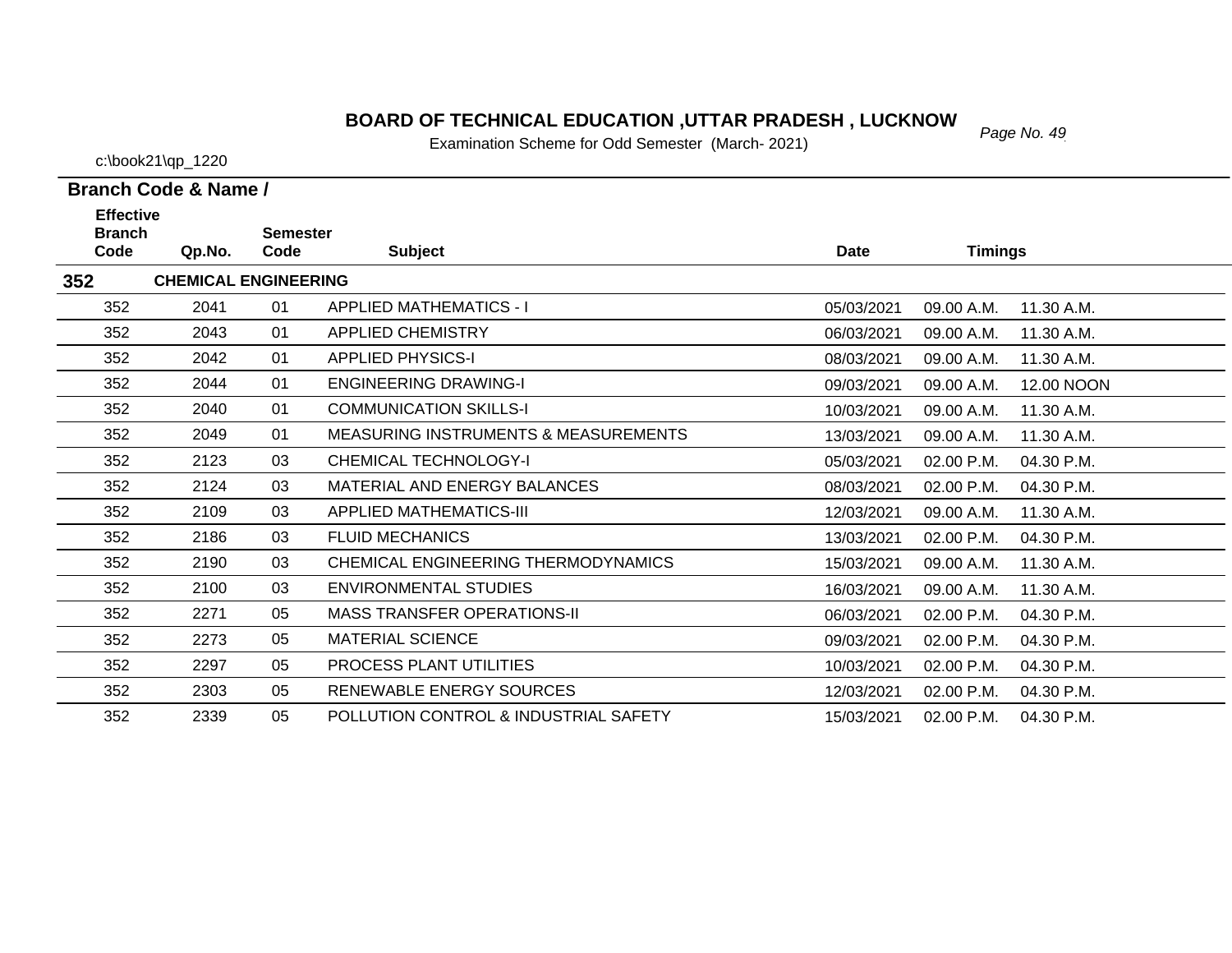# BOARD OF TECHNICAL EDUCATION ,UTTAR PRADESH , LUCKNOW

Examination Scheme for Odd Semester (March- 2021)

c:\book21\qp_1220

**Branch Code & Name /**

| Effective Branch Code | Qp.No. | Semester Code | Subject | Date | Timings | |
|---|---|---|---|---|---|---|
| **352** | **CHEMICAL ENGINEERING** | | | | | |
| 352 | 2041 | 01 | APPLIED MATHEMATICS - I | 05/03/2021 | 09.00 A.M. | 11.30 A.M. |
| 352 | 2043 | 01 | APPLIED CHEMISTRY | 06/03/2021 | 09.00 A.M. | 11.30 A.M. |
| 352 | 2042 | 01 | APPLIED PHYSICS-I | 08/03/2021 | 09.00 A.M. | 11.30 A.M. |
| 352 | 2044 | 01 | ENGINEERING DRAWING-I | 09/03/2021 | 09.00 A.M. | 12.00 NOON |
| 352 | 2040 | 01 | COMMUNICATION SKILLS-I | 10/03/2021 | 09.00 A.M. | 11.30 A.M. |
| 352 | 2049 | 01 | MEASURING INSTRUMENTS & MEASUREMENTS | 13/03/2021 | 09.00 A.M. | 11.30 A.M. |
| 352 | 2123 | 03 | CHEMICAL TECHNOLOGY-I | 05/03/2021 | 02.00 P.M. | 04.30 P.M. |
| 352 | 2124 | 03 | MATERIAL AND ENERGY BALANCES | 08/03/2021 | 02.00 P.M. | 04.30 P.M. |
| 352 | 2109 | 03 | APPLIED MATHEMATICS-III | 12/03/2021 | 09.00 A.M. | 11.30 A.M. |
| 352 | 2186 | 03 | FLUID MECHANICS | 13/03/2021 | 02.00 P.M. | 04.30 P.M. |
| 352 | 2190 | 03 | CHEMICAL ENGINEERING THERMODYNAMICS | 15/03/2021 | 09.00 A.M. | 11.30 A.M. |
| 352 | 2100 | 03 | ENVIRONMENTAL STUDIES | 16/03/2021 | 09.00 A.M. | 11.30 A.M. |
| 352 | 2271 | 05 | MASS TRANSFER OPERATIONS-II | 06/03/2021 | 02.00 P.M. | 04.30 P.M. |
| 352 | 2273 | 05 | MATERIAL SCIENCE | 09/03/2021 | 02.00 P.M. | 04.30 P.M. |
| 352 | 2297 | 05 | PROCESS PLANT UTILITIES | 10/03/2021 | 02.00 P.M. | 04.30 P.M. |
| 352 | 2303 | 05 | RENEWABLE ENERGY SOURCES | 12/03/2021 | 02.00 P.M. | 04.30 P.M. |
| 352 | 2339 | 05 | POLLUTION CONTROL & INDUSTRIAL SAFETY | 15/03/2021 | 02.00 P.M. | 04.30 P.M. |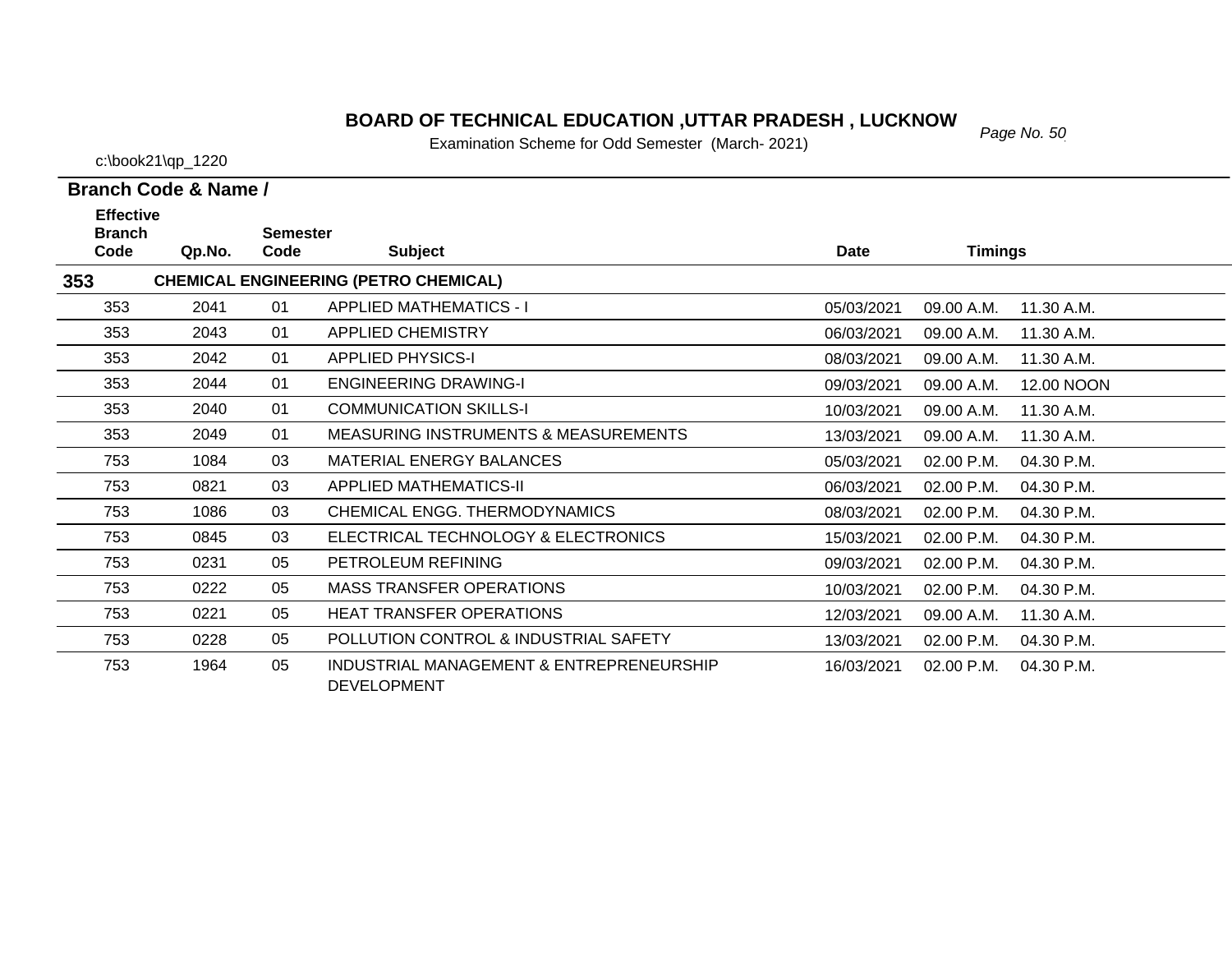# BOARD OF TECHNICAL EDUCATION ,UTTAR PRADESH , LUCKNOW

Examination Scheme for Odd Semester (March- 2021)

c:\book21\qp_1220

**Branch Code & Name /**

| Effective Branch Code | Qp.No. | Semester Code | Subject | Date | Timings | |
|---|---|---|---|---|---|---|
| **353** | | | **CHEMICAL ENGINEERING (PETRO CHEMICAL)** | | | |
| 353 | 2041 | 01 | APPLIED MATHEMATICS - I | 05/03/2021 | 09.00 A.M. | 11.30 A.M. |
| 353 | 2043 | 01 | APPLIED CHEMISTRY | 06/03/2021 | 09.00 A.M. | 11.30 A.M. |
| 353 | 2042 | 01 | APPLIED PHYSICS-I | 08/03/2021 | 09.00 A.M. | 11.30 A.M. |
| 353 | 2044 | 01 | ENGINEERING DRAWING-I | 09/03/2021 | 09.00 A.M. | 12.00 NOON |
| 353 | 2040 | 01 | COMMUNICATION SKILLS-I | 10/03/2021 | 09.00 A.M. | 11.30 A.M. |
| 353 | 2049 | 01 | MEASURING INSTRUMENTS & MEASUREMENTS | 13/03/2021 | 09.00 A.M. | 11.30 A.M. |
| 753 | 1084 | 03 | MATERIAL ENERGY BALANCES | 05/03/2021 | 02.00 P.M. | 04.30 P.M. |
| 753 | 0821 | 03 | APPLIED MATHEMATICS-II | 06/03/2021 | 02.00 P.M. | 04.30 P.M. |
| 753 | 1086 | 03 | CHEMICAL ENGG. THERMODYNAMICS | 08/03/2021 | 02.00 P.M. | 04.30 P.M. |
| 753 | 0845 | 03 | ELECTRICAL TECHNOLOGY & ELECTRONICS | 15/03/2021 | 02.00 P.M. | 04.30 P.M. |
| 753 | 0231 | 05 | PETROLEUM REFINING | 09/03/2021 | 02.00 P.M. | 04.30 P.M. |
| 753 | 0222 | 05 | MASS TRANSFER OPERATIONS | 10/03/2021 | 02.00 P.M. | 04.30 P.M. |
| 753 | 0221 | 05 | HEAT TRANSFER OPERATIONS | 12/03/2021 | 09.00 A.M. | 11.30 A.M. |
| 753 | 0228 | 05 | POLLUTION CONTROL & INDUSTRIAL SAFETY | 13/03/2021 | 02.00 P.M. | 04.30 P.M. |
| 753 | 1964 | 05 | INDUSTRIAL MANAGEMENT & ENTREPRENEURSHIP DEVELOPMENT | 16/03/2021 | 02.00 P.M. | 04.30 P.M. |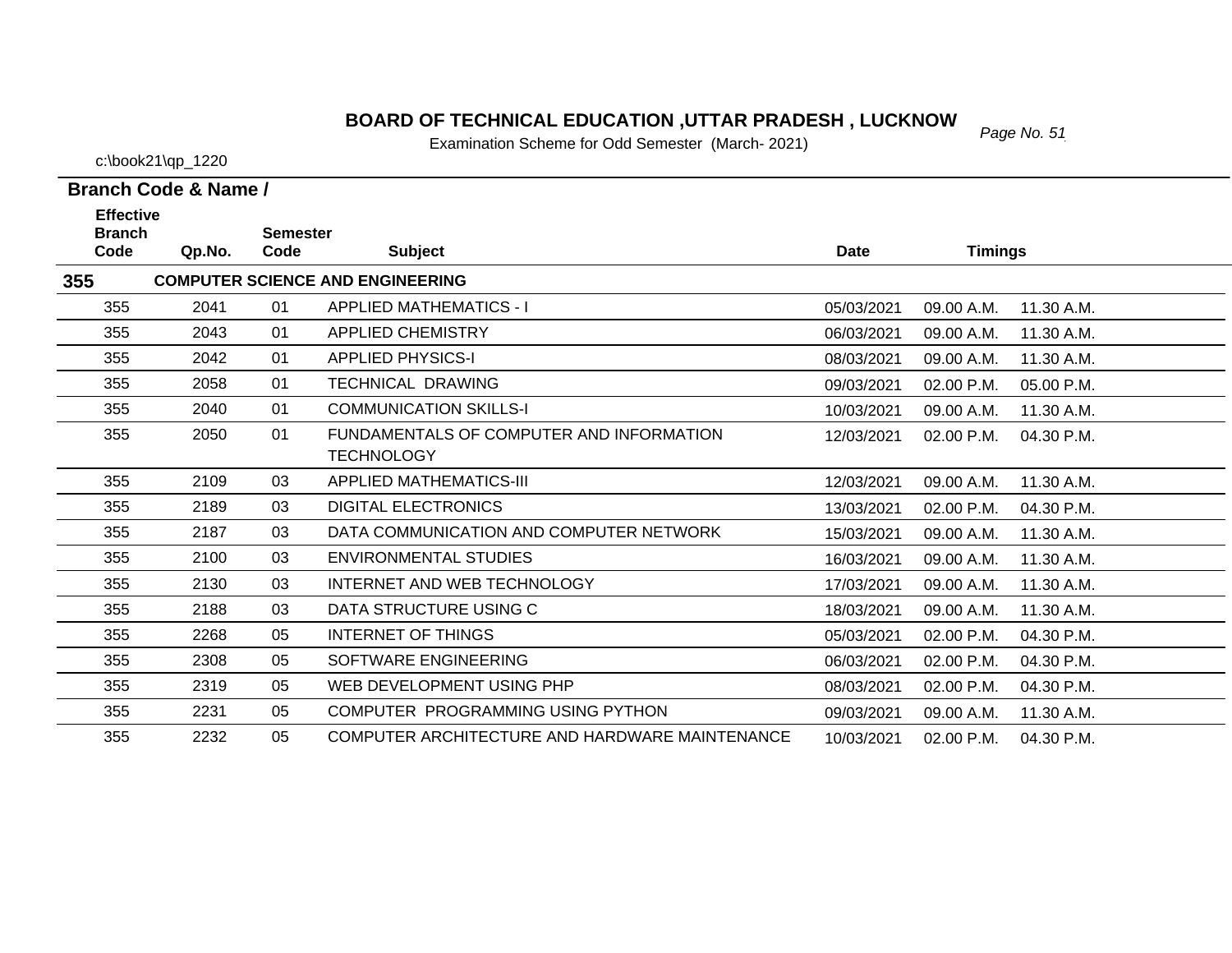# BOARD OF TECHNICAL EDUCATION ,UTTAR PRADESH , LUCKNOW

Examination Scheme for Odd Semester (March- 2021)

c:\book21\qp_1220

**Branch Code & Name /**

| Effective Branch Code | Qp.No. | Semester Code | Subject | Date | Timings | |
|---|---|---|---|---|---|---|
| **355** | | | **COMPUTER SCIENCE AND ENGINEERING** | | | |
| 355 | 2041 | 01 | APPLIED MATHEMATICS - I | 05/03/2021 | 09.00 A.M. | 11.30 A.M. |
| 355 | 2043 | 01 | APPLIED CHEMISTRY | 06/03/2021 | 09.00 A.M. | 11.30 A.M. |
| 355 | 2042 | 01 | APPLIED PHYSICS-I | 08/03/2021 | 09.00 A.M. | 11.30 A.M. |
| 355 | 2058 | 01 | TECHNICAL DRAWING | 09/03/2021 | 02.00 P.M. | 05.00 P.M. |
| 355 | 2040 | 01 | COMMUNICATION SKILLS-I | 10/03/2021 | 09.00 A.M. | 11.30 A.M. |
| 355 | 2050 | 01 | FUNDAMENTALS OF COMPUTER AND INFORMATION TECHNOLOGY | 12/03/2021 | 02.00 P.M. | 04.30 P.M. |
| 355 | 2109 | 03 | APPLIED MATHEMATICS-III | 12/03/2021 | 09.00 A.M. | 11.30 A.M. |
| 355 | 2189 | 03 | DIGITAL ELECTRONICS | 13/03/2021 | 02.00 P.M. | 04.30 P.M. |
| 355 | 2187 | 03 | DATA COMMUNICATION AND COMPUTER NETWORK | 15/03/2021 | 09.00 A.M. | 11.30 A.M. |
| 355 | 2100 | 03 | ENVIRONMENTAL STUDIES | 16/03/2021 | 09.00 A.M. | 11.30 A.M. |
| 355 | 2130 | 03 | INTERNET AND WEB TECHNOLOGY | 17/03/2021 | 09.00 A.M. | 11.30 A.M. |
| 355 | 2188 | 03 | DATA STRUCTURE USING C | 18/03/2021 | 09.00 A.M. | 11.30 A.M. |
| 355 | 2268 | 05 | INTERNET OF THINGS | 05/03/2021 | 02.00 P.M. | 04.30 P.M. |
| 355 | 2308 | 05 | SOFTWARE ENGINEERING | 06/03/2021 | 02.00 P.M. | 04.30 P.M. |
| 355 | 2319 | 05 | WEB DEVELOPMENT USING PHP | 08/03/2021 | 02.00 P.M. | 04.30 P.M. |
| 355 | 2231 | 05 | COMPUTER PROGRAMMING USING PYTHON | 09/03/2021 | 09.00 A.M. | 11.30 A.M. |
| 355 | 2232 | 05 | COMPUTER ARCHITECTURE AND HARDWARE MAINTENANCE | 10/03/2021 | 02.00 P.M. | 04.30 P.M. |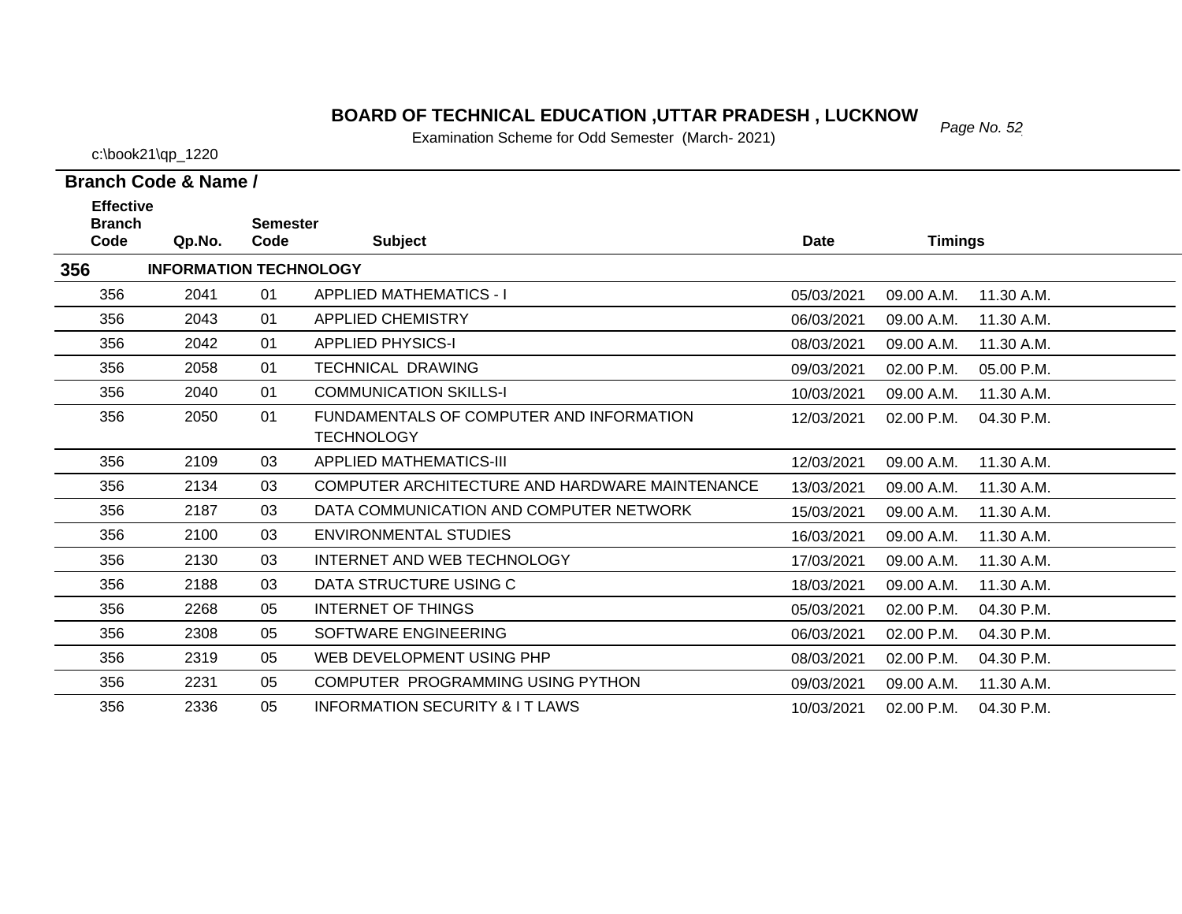# BOARD OF TECHNICAL EDUCATION ,UTTAR PRADESH , LUCKNOW

Examination Scheme for Odd Semester (March- 2021)

c:\book21\qp_1220

**Branch Code & Name /**

| Effective Branch Code | Qp.No. | Semester Code | Subject | Date | Timings | |
|---|---|---|---|---|---|---|
| **356** | **INFORMATION TECHNOLOGY** | | | | | |
| 356 | 2041 | 01 | APPLIED MATHEMATICS - I | 05/03/2021 | 09.00 A.M. | 11.30 A.M. |
| 356 | 2043 | 01 | APPLIED CHEMISTRY | 06/03/2021 | 09.00 A.M. | 11.30 A.M. |
| 356 | 2042 | 01 | APPLIED PHYSICS-I | 08/03/2021 | 09.00 A.M. | 11.30 A.M. |
| 356 | 2058 | 01 | TECHNICAL DRAWING | 09/03/2021 | 02.00 P.M. | 05.00 P.M. |
| 356 | 2040 | 01 | COMMUNICATION SKILLS-I | 10/03/2021 | 09.00 A.M. | 11.30 A.M. |
| 356 | 2050 | 01 | FUNDAMENTALS OF COMPUTER AND INFORMATION TECHNOLOGY | 12/03/2021 | 02.00 P.M. | 04.30 P.M. |
| 356 | 2109 | 03 | APPLIED MATHEMATICS-III | 12/03/2021 | 09.00 A.M. | 11.30 A.M. |
| 356 | 2134 | 03 | COMPUTER ARCHITECTURE AND HARDWARE MAINTENANCE | 13/03/2021 | 09.00 A.M. | 11.30 A.M. |
| 356 | 2187 | 03 | DATA COMMUNICATION AND COMPUTER NETWORK | 15/03/2021 | 09.00 A.M. | 11.30 A.M. |
| 356 | 2100 | 03 | ENVIRONMENTAL STUDIES | 16/03/2021 | 09.00 A.M. | 11.30 A.M. |
| 356 | 2130 | 03 | INTERNET AND WEB TECHNOLOGY | 17/03/2021 | 09.00 A.M. | 11.30 A.M. |
| 356 | 2188 | 03 | DATA STRUCTURE USING C | 18/03/2021 | 09.00 A.M. | 11.30 A.M. |
| 356 | 2268 | 05 | INTERNET OF THINGS | 05/03/2021 | 02.00 P.M. | 04.30 P.M. |
| 356 | 2308 | 05 | SOFTWARE ENGINEERING | 06/03/2021 | 02.00 P.M. | 04.30 P.M. |
| 356 | 2319 | 05 | WEB DEVELOPMENT USING PHP | 08/03/2021 | 02.00 P.M. | 04.30 P.M. |
| 356 | 2231 | 05 | COMPUTER PROGRAMMING USING PYTHON | 09/03/2021 | 09.00 A.M. | 11.30 A.M. |
| 356 | 2336 | 05 | INFORMATION SECURITY & I T LAWS | 10/03/2021 | 02.00 P.M. | 04.30 P.M. |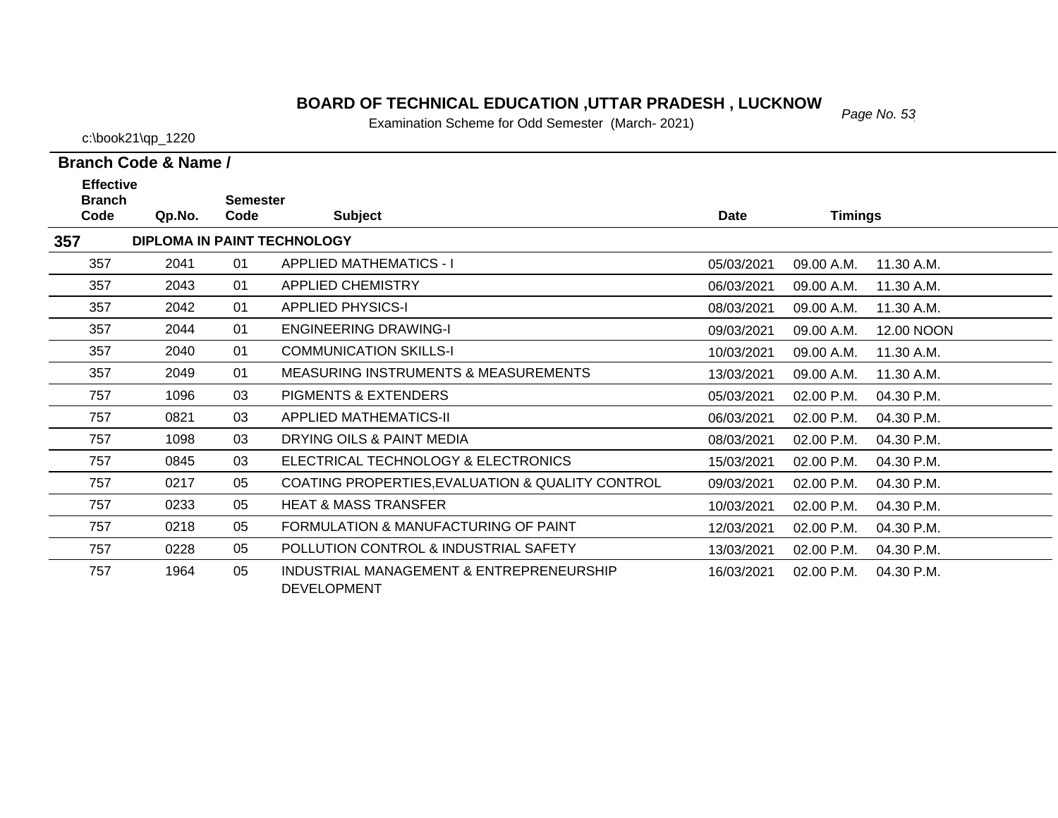# BOARD OF TECHNICAL EDUCATION ,UTTAR PRADESH , LUCKNOW

Examination Scheme for Odd Semester (March- 2021)

c:\book21\qp_1220

**Branch Code & Name /**

| Effective Branch Code | Qp.No. | Semester Code | Subject | Date | Timings | |
|---|---|---|---|---|---|---|
| **357** | **DIPLOMA IN PAINT TECHNOLOGY** | | | | | |
| 357 | 2041 | 01 | APPLIED MATHEMATICS - I | 05/03/2021 | 09.00 A.M. | 11.30 A.M. |
| 357 | 2043 | 01 | APPLIED CHEMISTRY | 06/03/2021 | 09.00 A.M. | 11.30 A.M. |
| 357 | 2042 | 01 | APPLIED PHYSICS-I | 08/03/2021 | 09.00 A.M. | 11.30 A.M. |
| 357 | 2044 | 01 | ENGINEERING DRAWING-I | 09/03/2021 | 09.00 A.M. | 12.00 NOON |
| 357 | 2040 | 01 | COMMUNICATION SKILLS-I | 10/03/2021 | 09.00 A.M. | 11.30 A.M. |
| 357 | 2049 | 01 | MEASURING INSTRUMENTS & MEASUREMENTS | 13/03/2021 | 09.00 A.M. | 11.30 A.M. |
| 757 | 1096 | 03 | PIGMENTS & EXTENDERS | 05/03/2021 | 02.00 P.M. | 04.30 P.M. |
| 757 | 0821 | 03 | APPLIED MATHEMATICS-II | 06/03/2021 | 02.00 P.M. | 04.30 P.M. |
| 757 | 1098 | 03 | DRYING OILS & PAINT MEDIA | 08/03/2021 | 02.00 P.M. | 04.30 P.M. |
| 757 | 0845 | 03 | ELECTRICAL TECHNOLOGY & ELECTRONICS | 15/03/2021 | 02.00 P.M. | 04.30 P.M. |
| 757 | 0217 | 05 | COATING PROPERTIES,EVALUATION & QUALITY CONTROL | 09/03/2021 | 02.00 P.M. | 04.30 P.M. |
| 757 | 0233 | 05 | HEAT & MASS TRANSFER | 10/03/2021 | 02.00 P.M. | 04.30 P.M. |
| 757 | 0218 | 05 | FORMULATION & MANUFACTURING OF PAINT | 12/03/2021 | 02.00 P.M. | 04.30 P.M. |
| 757 | 0228 | 05 | POLLUTION CONTROL & INDUSTRIAL SAFETY | 13/03/2021 | 02.00 P.M. | 04.30 P.M. |
| 757 | 1964 | 05 | INDUSTRIAL MANAGEMENT & ENTREPRENEURSHIP DEVELOPMENT | 16/03/2021 | 02.00 P.M. | 04.30 P.M. |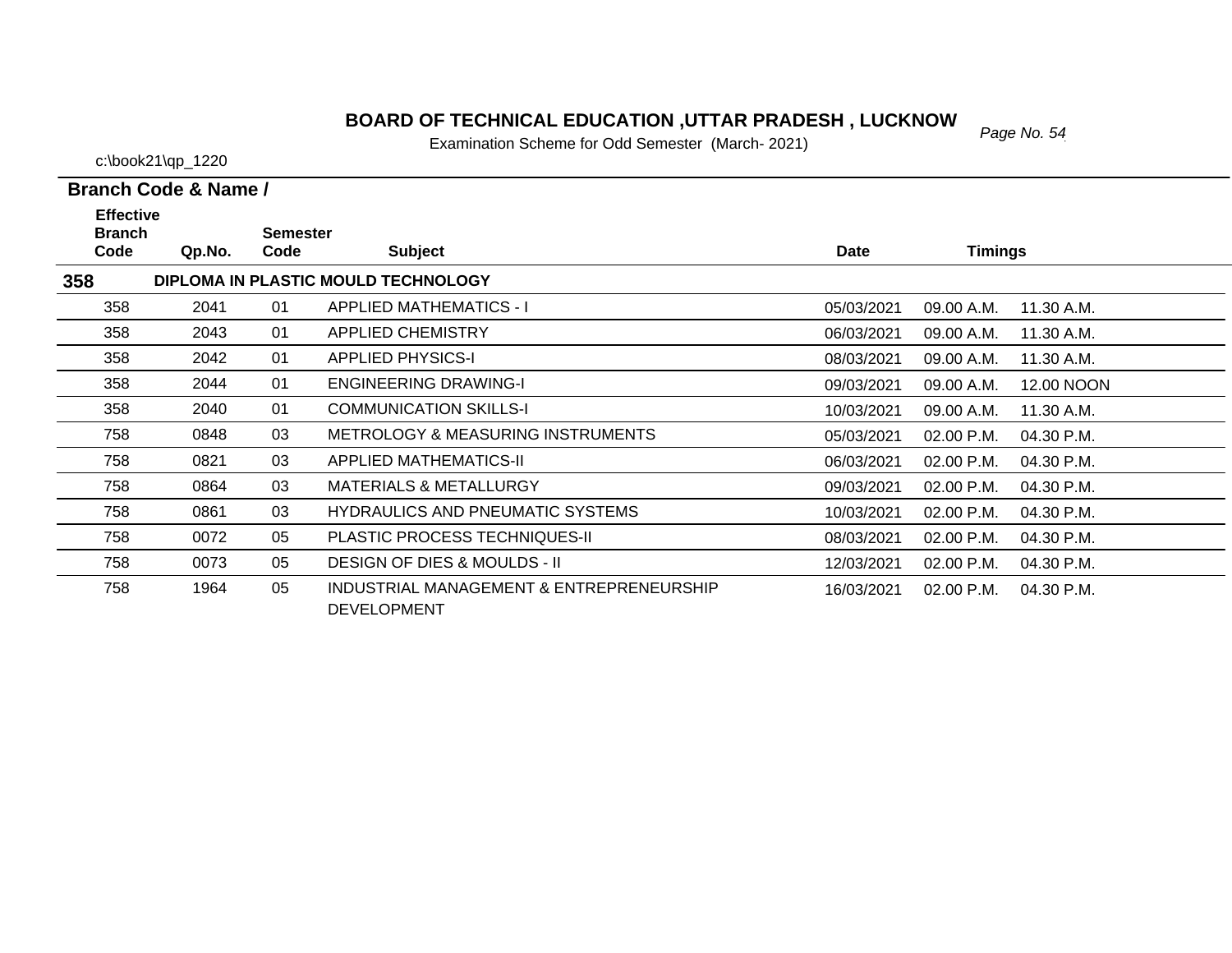# BOARD OF TECHNICAL EDUCATION ,UTTAR PRADESH , LUCKNOW

Examination Scheme for Odd Semester (March- 2021)

c:\book21\qp_1220

**Branch Code & Name /**

| Effective Branch Code | Qp.No. | Semester Code | Subject | Date | Timings | |
|---|---|---|---|---|---|---|
| **358** | **DIPLOMA IN PLASTIC MOULD TECHNOLOGY** | | | | | |
| 358 | 2041 | 01 | APPLIED MATHEMATICS - I | 05/03/2021 | 09.00 A.M. | 11.30 A.M. |
| 358 | 2043 | 01 | APPLIED CHEMISTRY | 06/03/2021 | 09.00 A.M. | 11.30 A.M. |
| 358 | 2042 | 01 | APPLIED PHYSICS-I | 08/03/2021 | 09.00 A.M. | 11.30 A.M. |
| 358 | 2044 | 01 | ENGINEERING DRAWING-I | 09/03/2021 | 09.00 A.M. | 12.00 NOON |
| 358 | 2040 | 01 | COMMUNICATION SKILLS-I | 10/03/2021 | 09.00 A.M. | 11.30 A.M. |
| 758 | 0848 | 03 | METROLOGY & MEASURING INSTRUMENTS | 05/03/2021 | 02.00 P.M. | 04.30 P.M. |
| 758 | 0821 | 03 | APPLIED MATHEMATICS-II | 06/03/2021 | 02.00 P.M. | 04.30 P.M. |
| 758 | 0864 | 03 | MATERIALS & METALLURGY | 09/03/2021 | 02.00 P.M. | 04.30 P.M. |
| 758 | 0861 | 03 | HYDRAULICS AND PNEUMATIC SYSTEMS | 10/03/2021 | 02.00 P.M. | 04.30 P.M. |
| 758 | 0072 | 05 | PLASTIC PROCESS TECHNIQUES-II | 08/03/2021 | 02.00 P.M. | 04.30 P.M. |
| 758 | 0073 | 05 | DESIGN OF DIES & MOULDS - II | 12/03/2021 | 02.00 P.M. | 04.30 P.M. |
| 758 | 1964 | 05 | INDUSTRIAL MANAGEMENT & ENTREPRENEURSHIP DEVELOPMENT | 16/03/2021 | 02.00 P.M. | 04.30 P.M. |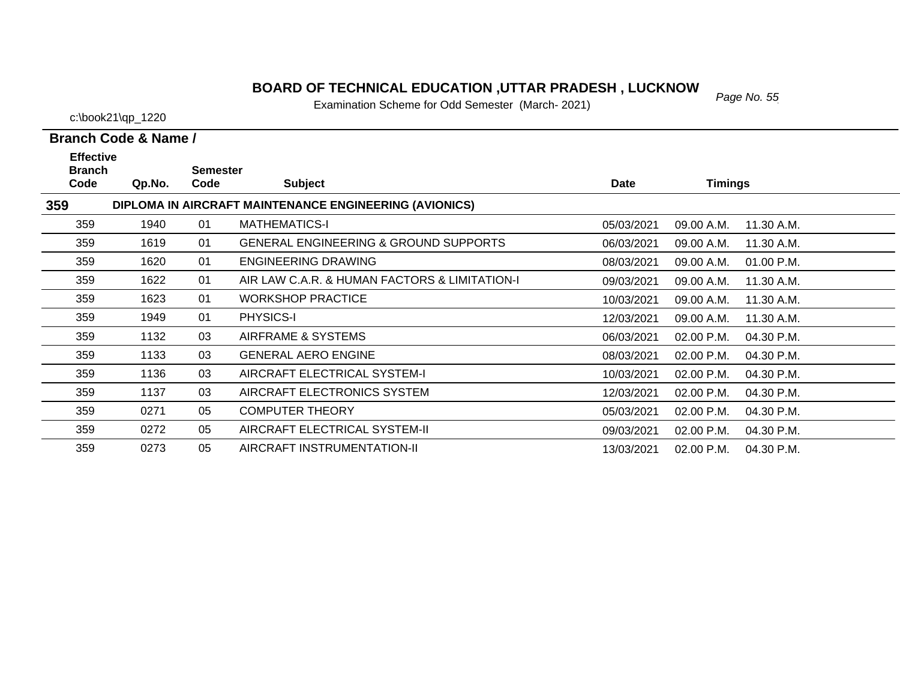# BOARD OF TECHNICAL EDUCATION ,UTTAR PRADESH , LUCKNOW

Examination Scheme for Odd Semester (March- 2021)

c:\book21\qp_1220

**Branch Code & Name /**

| Effective Branch Code | Qp.No. | Semester Code | Subject | Date | Timings | |
|---|---|---|---|---|---|---|
| **359** | | | **DIPLOMA IN AIRCRAFT MAINTENANCE ENGINEERING (AVIONICS)** | | | |
| 359 | 1940 | 01 | MATHEMATICS-I | 05/03/2021 | 09.00 A.M. | 11.30 A.M. |
| 359 | 1619 | 01 | GENERAL ENGINEERING & GROUND SUPPORTS | 06/03/2021 | 09.00 A.M. | 11.30 A.M. |
| 359 | 1620 | 01 | ENGINEERING DRAWING | 08/03/2021 | 09.00 A.M. | 01.00 P.M. |
| 359 | 1622 | 01 | AIR LAW C.A.R. & HUMAN FACTORS & LIMITATION-I | 09/03/2021 | 09.00 A.M. | 11.30 A.M. |
| 359 | 1623 | 01 | WORKSHOP PRACTICE | 10/03/2021 | 09.00 A.M. | 11.30 A.M. |
| 359 | 1949 | 01 | PHYSICS-I | 12/03/2021 | 09.00 A.M. | 11.30 A.M. |
| 359 | 1132 | 03 | AIRFRAME & SYSTEMS | 06/03/2021 | 02.00 P.M. | 04.30 P.M. |
| 359 | 1133 | 03 | GENERAL AERO ENGINE | 08/03/2021 | 02.00 P.M. | 04.30 P.M. |
| 359 | 1136 | 03 | AIRCRAFT ELECTRICAL SYSTEM-I | 10/03/2021 | 02.00 P.M. | 04.30 P.M. |
| 359 | 1137 | 03 | AIRCRAFT ELECTRONICS SYSTEM | 12/03/2021 | 02.00 P.M. | 04.30 P.M. |
| 359 | 0271 | 05 | COMPUTER THEORY | 05/03/2021 | 02.00 P.M. | 04.30 P.M. |
| 359 | 0272 | 05 | AIRCRAFT ELECTRICAL SYSTEM-II | 09/03/2021 | 02.00 P.M. | 04.30 P.M. |
| 359 | 0273 | 05 | AIRCRAFT INSTRUMENTATION-II | 13/03/2021 | 02.00 P.M. | 04.30 P.M. |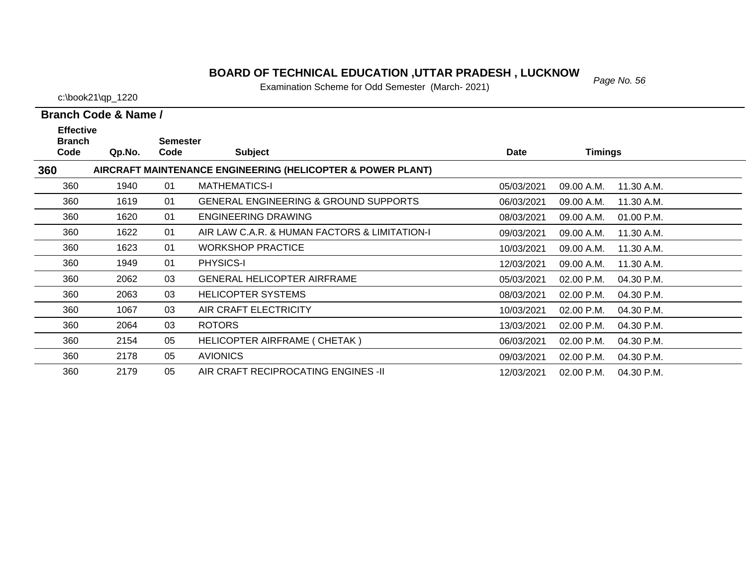# BOARD OF TECHNICAL EDUCATION ,UTTAR PRADESH , LUCKNOW

Examination Scheme for Odd Semester (March- 2021)

c:\book21\qp_1220

**Branch Code & Name /**

| Effective Branch Code | Qp.No. | Semester Code | Subject | Date | Timings | |
|---|---|---|---|---|---|---|
| **360** | | | **AIRCRAFT MAINTENANCE ENGINEERING (HELICOPTER & POWER PLANT)** | | | |
| 360 | 1940 | 01 | MATHEMATICS-I | 05/03/2021 | 09.00 A.M. | 11.30 A.M. |
| 360 | 1619 | 01 | GENERAL ENGINEERING & GROUND SUPPORTS | 06/03/2021 | 09.00 A.M. | 11.30 A.M. |
| 360 | 1620 | 01 | ENGINEERING DRAWING | 08/03/2021 | 09.00 A.M. | 01.00 P.M. |
| 360 | 1622 | 01 | AIR LAW C.A.R. & HUMAN FACTORS & LIMITATION-I | 09/03/2021 | 09.00 A.M. | 11.30 A.M. |
| 360 | 1623 | 01 | WORKSHOP PRACTICE | 10/03/2021 | 09.00 A.M. | 11.30 A.M. |
| 360 | 1949 | 01 | PHYSICS-I | 12/03/2021 | 09.00 A.M. | 11.30 A.M. |
| 360 | 2062 | 03 | GENERAL HELICOPTER AIRFRAME | 05/03/2021 | 02.00 P.M. | 04.30 P.M. |
| 360 | 2063 | 03 | HELICOPTER SYSTEMS | 08/03/2021 | 02.00 P.M. | 04.30 P.M. |
| 360 | 1067 | 03 | AIR CRAFT ELECTRICITY | 10/03/2021 | 02.00 P.M. | 04.30 P.M. |
| 360 | 2064 | 03 | ROTORS | 13/03/2021 | 02.00 P.M. | 04.30 P.M. |
| 360 | 2154 | 05 | HELICOPTER AIRFRAME ( CHETAK ) | 06/03/2021 | 02.00 P.M. | 04.30 P.M. |
| 360 | 2178 | 05 | AVIONICS | 09/03/2021 | 02.00 P.M. | 04.30 P.M. |
| 360 | 2179 | 05 | AIR CRAFT RECIPROCATING ENGINES -II | 12/03/2021 | 02.00 P.M. | 04.30 P.M. |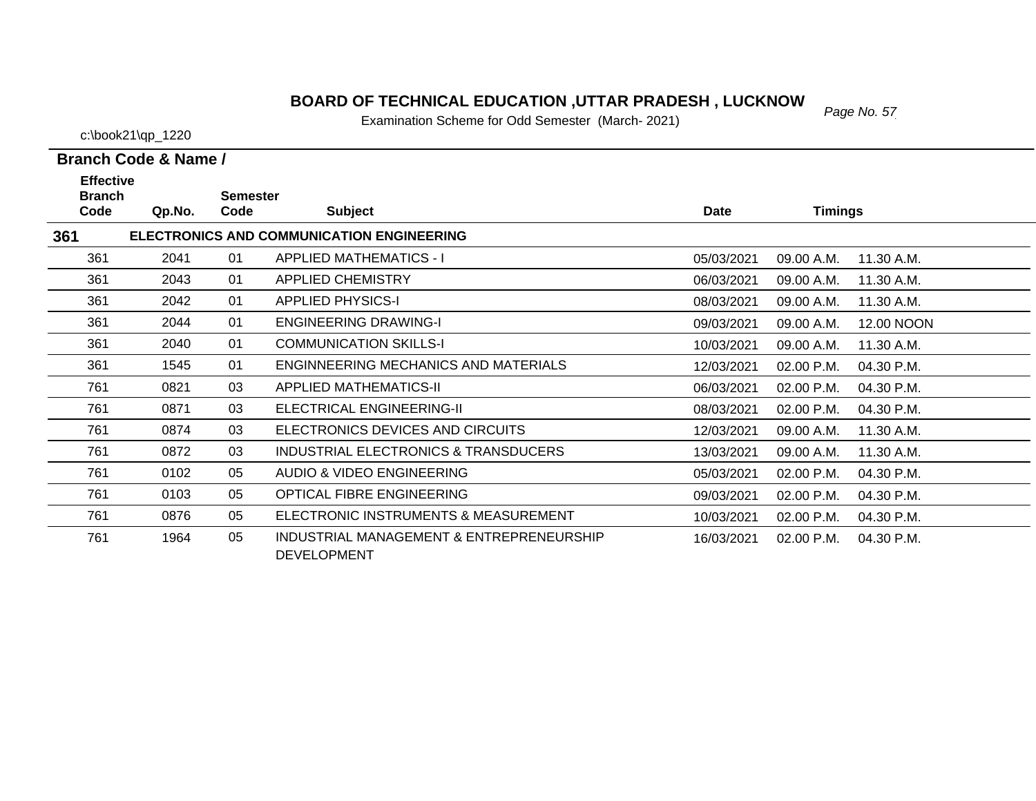# BOARD OF TECHNICAL EDUCATION ,UTTAR PRADESH , LUCKNOW

Examination Scheme for Odd Semester (March- 2021)

c:\book21\qp_1220

**Branch Code & Name /**

| Effective Branch Code | Qp.No. | Semester Code | Subject | Date | Timings | |
|---|---|---|---|---|---|---|
| **361** | | | **ELECTRONICS AND COMMUNICATION ENGINEERING** | | | |
| 361 | 2041 | 01 | APPLIED MATHEMATICS - I | 05/03/2021 | 09.00 A.M. | 11.30 A.M. |
| 361 | 2043 | 01 | APPLIED CHEMISTRY | 06/03/2021 | 09.00 A.M. | 11.30 A.M. |
| 361 | 2042 | 01 | APPLIED PHYSICS-I | 08/03/2021 | 09.00 A.M. | 11.30 A.M. |
| 361 | 2044 | 01 | ENGINEERING DRAWING-I | 09/03/2021 | 09.00 A.M. | 12.00 NOON |
| 361 | 2040 | 01 | COMMUNICATION SKILLS-I | 10/03/2021 | 09.00 A.M. | 11.30 A.M. |
| 361 | 1545 | 01 | ENGINNEERING MECHANICS AND MATERIALS | 12/03/2021 | 02.00 P.M. | 04.30 P.M. |
| 761 | 0821 | 03 | APPLIED MATHEMATICS-II | 06/03/2021 | 02.00 P.M. | 04.30 P.M. |
| 761 | 0871 | 03 | ELECTRICAL ENGINEERING-II | 08/03/2021 | 02.00 P.M. | 04.30 P.M. |
| 761 | 0874 | 03 | ELECTRONICS DEVICES AND CIRCUITS | 12/03/2021 | 09.00 A.M. | 11.30 A.M. |
| 761 | 0872 | 03 | INDUSTRIAL ELECTRONICS & TRANSDUCERS | 13/03/2021 | 09.00 A.M. | 11.30 A.M. |
| 761 | 0102 | 05 | AUDIO & VIDEO ENGINEERING | 05/03/2021 | 02.00 P.M. | 04.30 P.M. |
| 761 | 0103 | 05 | OPTICAL FIBRE ENGINEERING | 09/03/2021 | 02.00 P.M. | 04.30 P.M. |
| 761 | 0876 | 05 | ELECTRONIC INSTRUMENTS & MEASUREMENT | 10/03/2021 | 02.00 P.M. | 04.30 P.M. |
| 761 | 1964 | 05 | INDUSTRIAL MANAGEMENT & ENTREPRENEURSHIP DEVELOPMENT | 16/03/2021 | 02.00 P.M. | 04.30 P.M. |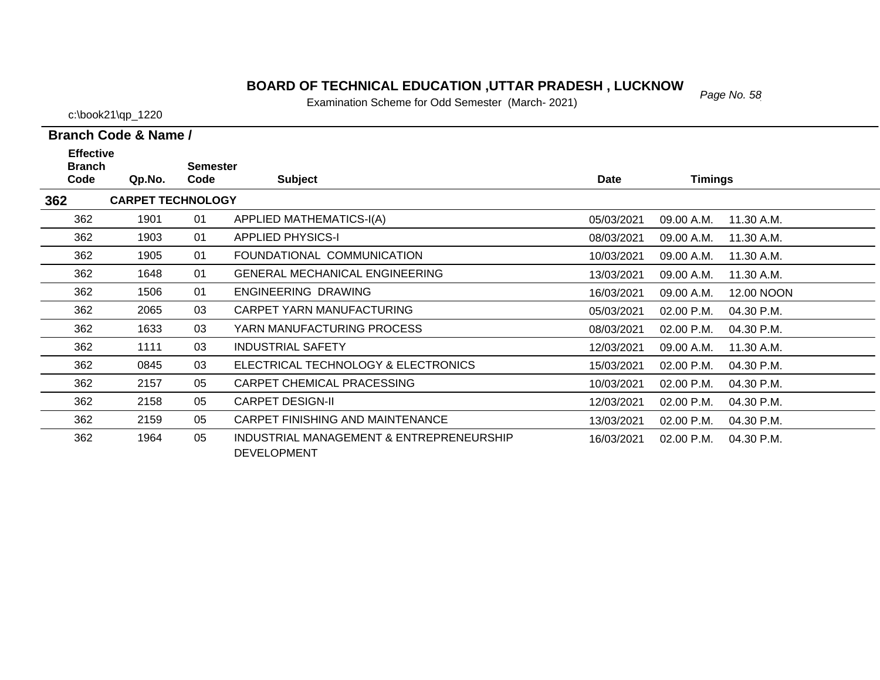# BOARD OF TECHNICAL EDUCATION ,UTTAR PRADESH , LUCKNOW

Examination Scheme for Odd Semester (March- 2021)

c:\book21\qp_1220

**Branch Code & Name /**

| Effective Branch Code | Qp.No. | Semester Code | Subject | Date | Timings | |
|---|---|---|---|---|---|---|
| **362** | **CARPET TECHNOLOGY** | | | | | |
| 362 | 1901 | 01 | APPLIED MATHEMATICS-I(A) | 05/03/2021 | 09.00 A.M. | 11.30 A.M. |
| 362 | 1903 | 01 | APPLIED PHYSICS-I | 08/03/2021 | 09.00 A.M. | 11.30 A.M. |
| 362 | 1905 | 01 | FOUNDATIONAL COMMUNICATION | 10/03/2021 | 09.00 A.M. | 11.30 A.M. |
| 362 | 1648 | 01 | GENERAL MECHANICAL ENGINEERING | 13/03/2021 | 09.00 A.M. | 11.30 A.M. |
| 362 | 1506 | 01 | ENGINEERING DRAWING | 16/03/2021 | 09.00 A.M. | 12.00 NOON |
| 362 | 2065 | 03 | CARPET YARN MANUFACTURING | 05/03/2021 | 02.00 P.M. | 04.30 P.M. |
| 362 | 1633 | 03 | YARN MANUFACTURING PROCESS | 08/03/2021 | 02.00 P.M. | 04.30 P.M. |
| 362 | 1111 | 03 | INDUSTRIAL SAFETY | 12/03/2021 | 09.00 A.M. | 11.30 A.M. |
| 362 | 0845 | 03 | ELECTRICAL TECHNOLOGY & ELECTRONICS | 15/03/2021 | 02.00 P.M. | 04.30 P.M. |
| 362 | 2157 | 05 | CARPET CHEMICAL PRACESSING | 10/03/2021 | 02.00 P.M. | 04.30 P.M. |
| 362 | 2158 | 05 | CARPET DESIGN-II | 12/03/2021 | 02.00 P.M. | 04.30 P.M. |
| 362 | 2159 | 05 | CARPET FINISHING AND MAINTENANCE | 13/03/2021 | 02.00 P.M. | 04.30 P.M. |
| 362 | 1964 | 05 | INDUSTRIAL MANAGEMENT & ENTREPRENEURSHIP DEVELOPMENT | 16/03/2021 | 02.00 P.M. | 04.30 P.M. |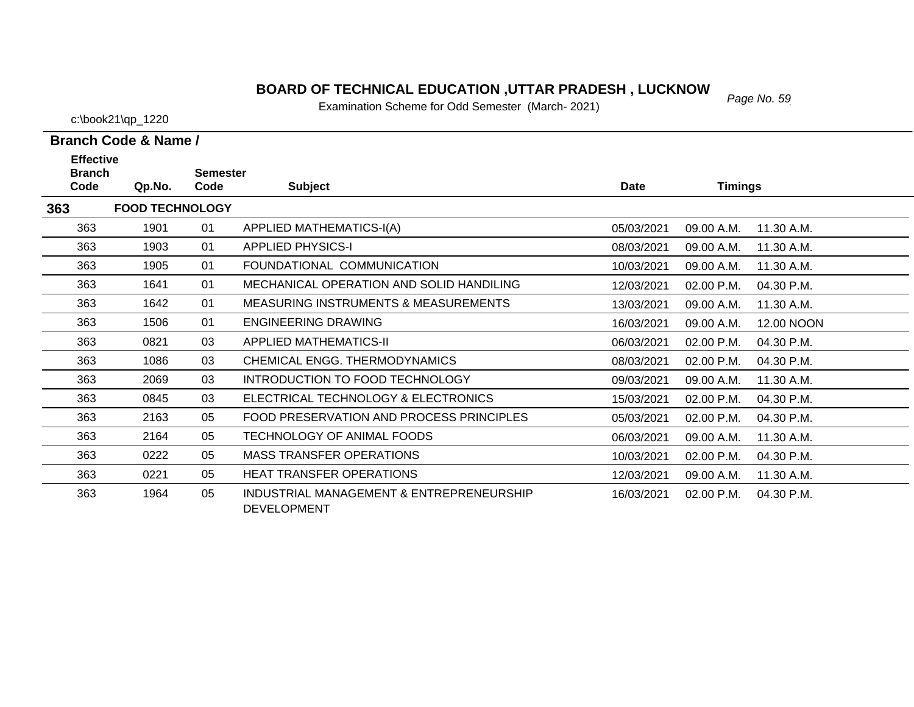# BOARD OF TECHNICAL EDUCATION ,UTTAR PRADESH , LUCKNOW

Examination Scheme for Odd Semester (March- 2021)

c:\book21\qp_1220

**Branch Code & Name /**

| Effective Branch Code | Qp.No. | Semester Code | Subject | Date | Timings | |
|---|---|---|---|---|---|---|
| **363** | **FOOD TECHNOLOGY** | | | | | |
| 363 | 1901 | 01 | APPLIED MATHEMATICS-I(A) | 05/03/2021 | 09.00 A.M. | 11.30 A.M. |
| 363 | 1903 | 01 | APPLIED PHYSICS-I | 08/03/2021 | 09.00 A.M. | 11.30 A.M. |
| 363 | 1905 | 01 | FOUNDATIONAL COMMUNICATION | 10/03/2021 | 09.00 A.M. | 11.30 A.M. |
| 363 | 1641 | 01 | MECHANICAL OPERATION AND SOLID HANDILING | 12/03/2021 | 02.00 P.M. | 04.30 P.M. |
| 363 | 1642 | 01 | MEASURING INSTRUMENTS & MEASUREMENTS | 13/03/2021 | 09.00 A.M. | 11.30 A.M. |
| 363 | 1506 | 01 | ENGINEERING DRAWING | 16/03/2021 | 09.00 A.M. | 12.00 NOON |
| 363 | 0821 | 03 | APPLIED MATHEMATICS-II | 06/03/2021 | 02.00 P.M. | 04.30 P.M. |
| 363 | 1086 | 03 | CHEMICAL ENGG. THERMODYNAMICS | 08/03/2021 | 02.00 P.M. | 04.30 P.M. |
| 363 | 2069 | 03 | INTRODUCTION TO FOOD TECHNOLOGY | 09/03/2021 | 09.00 A.M. | 11.30 A.M. |
| 363 | 0845 | 03 | ELECTRICAL TECHNOLOGY & ELECTRONICS | 15/03/2021 | 02.00 P.M. | 04.30 P.M. |
| 363 | 2163 | 05 | FOOD PRESERVATION AND PROCESS PRINCIPLES | 05/03/2021 | 02.00 P.M. | 04.30 P.M. |
| 363 | 2164 | 05 | TECHNOLOGY OF ANIMAL FOODS | 06/03/2021 | 09.00 A.M. | 11.30 A.M. |
| 363 | 0222 | 05 | MASS TRANSFER OPERATIONS | 10/03/2021 | 02.00 P.M. | 04.30 P.M. |
| 363 | 0221 | 05 | HEAT TRANSFER OPERATIONS | 12/03/2021 | 09.00 A.M. | 11.30 A.M. |
| 363 | 1964 | 05 | INDUSTRIAL MANAGEMENT & ENTREPRENEURSHIP DEVELOPMENT | 16/03/2021 | 02.00 P.M. | 04.30 P.M. |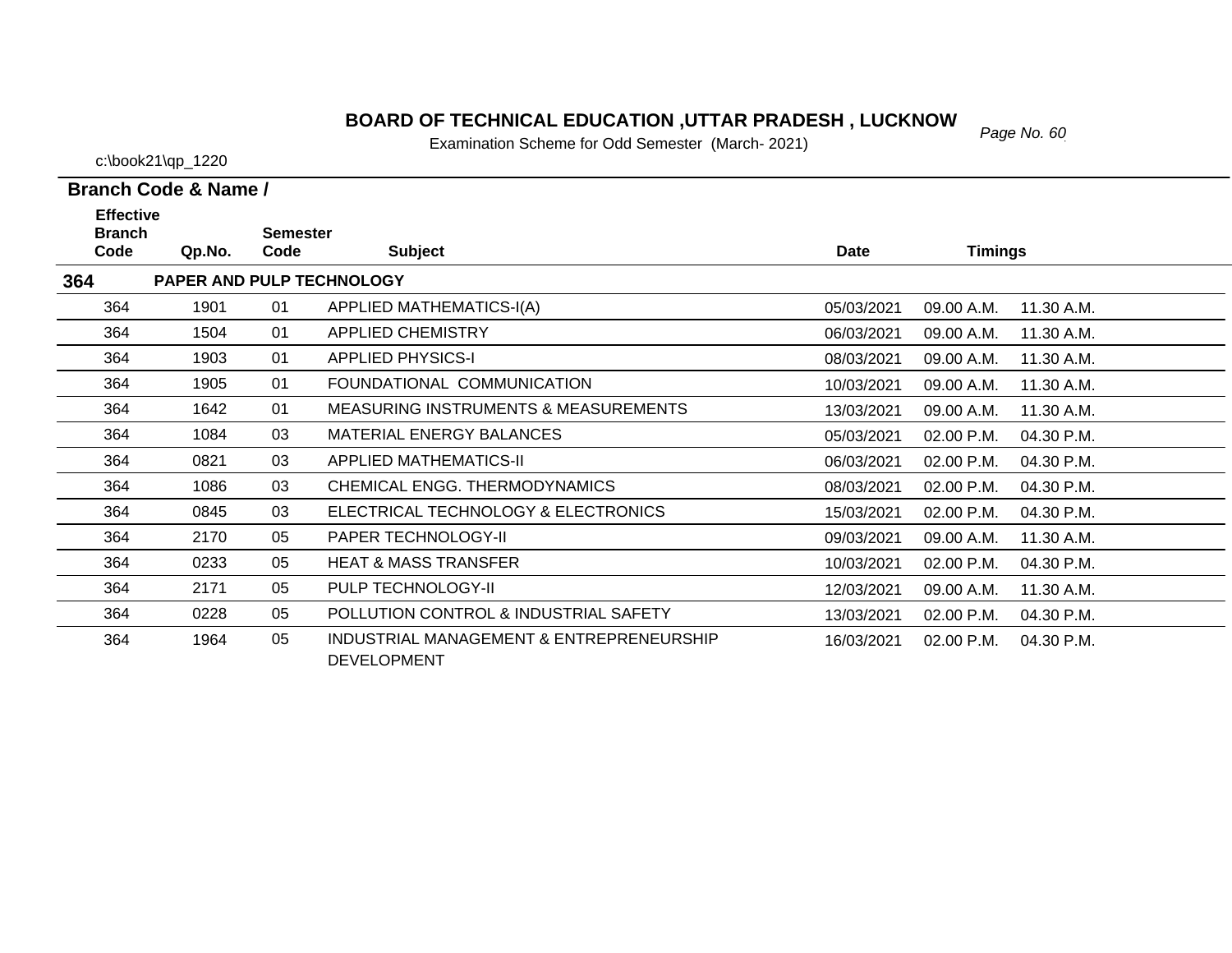# BOARD OF TECHNICAL EDUCATION ,UTTAR PRADESH , LUCKNOW

Examination Scheme for Odd Semester (March- 2021)

c:\book21\qp_1220

**Branch Code & Name /**

| Effective Branch Code | Qp.No. | Semester Code | Subject | Date | Timings | |
|---|---|---|---|---|---|---|
| **364** | **PAPER AND PULP TECHNOLOGY** | | | | | |
| 364 | 1901 | 01 | APPLIED MATHEMATICS-I(A) | 05/03/2021 | 09.00 A.M. | 11.30 A.M. |
| 364 | 1504 | 01 | APPLIED CHEMISTRY | 06/03/2021 | 09.00 A.M. | 11.30 A.M. |
| 364 | 1903 | 01 | APPLIED PHYSICS-I | 08/03/2021 | 09.00 A.M. | 11.30 A.M. |
| 364 | 1905 | 01 | FOUNDATIONAL COMMUNICATION | 10/03/2021 | 09.00 A.M. | 11.30 A.M. |
| 364 | 1642 | 01 | MEASURING INSTRUMENTS & MEASUREMENTS | 13/03/2021 | 09.00 A.M. | 11.30 A.M. |
| 364 | 1084 | 03 | MATERIAL ENERGY BALANCES | 05/03/2021 | 02.00 P.M. | 04.30 P.M. |
| 364 | 0821 | 03 | APPLIED MATHEMATICS-II | 06/03/2021 | 02.00 P.M. | 04.30 P.M. |
| 364 | 1086 | 03 | CHEMICAL ENGG. THERMODYNAMICS | 08/03/2021 | 02.00 P.M. | 04.30 P.M. |
| 364 | 0845 | 03 | ELECTRICAL TECHNOLOGY & ELECTRONICS | 15/03/2021 | 02.00 P.M. | 04.30 P.M. |
| 364 | 2170 | 05 | PAPER TECHNOLOGY-II | 09/03/2021 | 09.00 A.M. | 11.30 A.M. |
| 364 | 0233 | 05 | HEAT & MASS TRANSFER | 10/03/2021 | 02.00 P.M. | 04.30 P.M. |
| 364 | 2171 | 05 | PULP TECHNOLOGY-II | 12/03/2021 | 09.00 A.M. | 11.30 A.M. |
| 364 | 0228 | 05 | POLLUTION CONTROL & INDUSTRIAL SAFETY | 13/03/2021 | 02.00 P.M. | 04.30 P.M. |
| 364 | 1964 | 05 | INDUSTRIAL MANAGEMENT & ENTREPRENEURSHIP DEVELOPMENT | 16/03/2021 | 02.00 P.M. | 04.30 P.M. |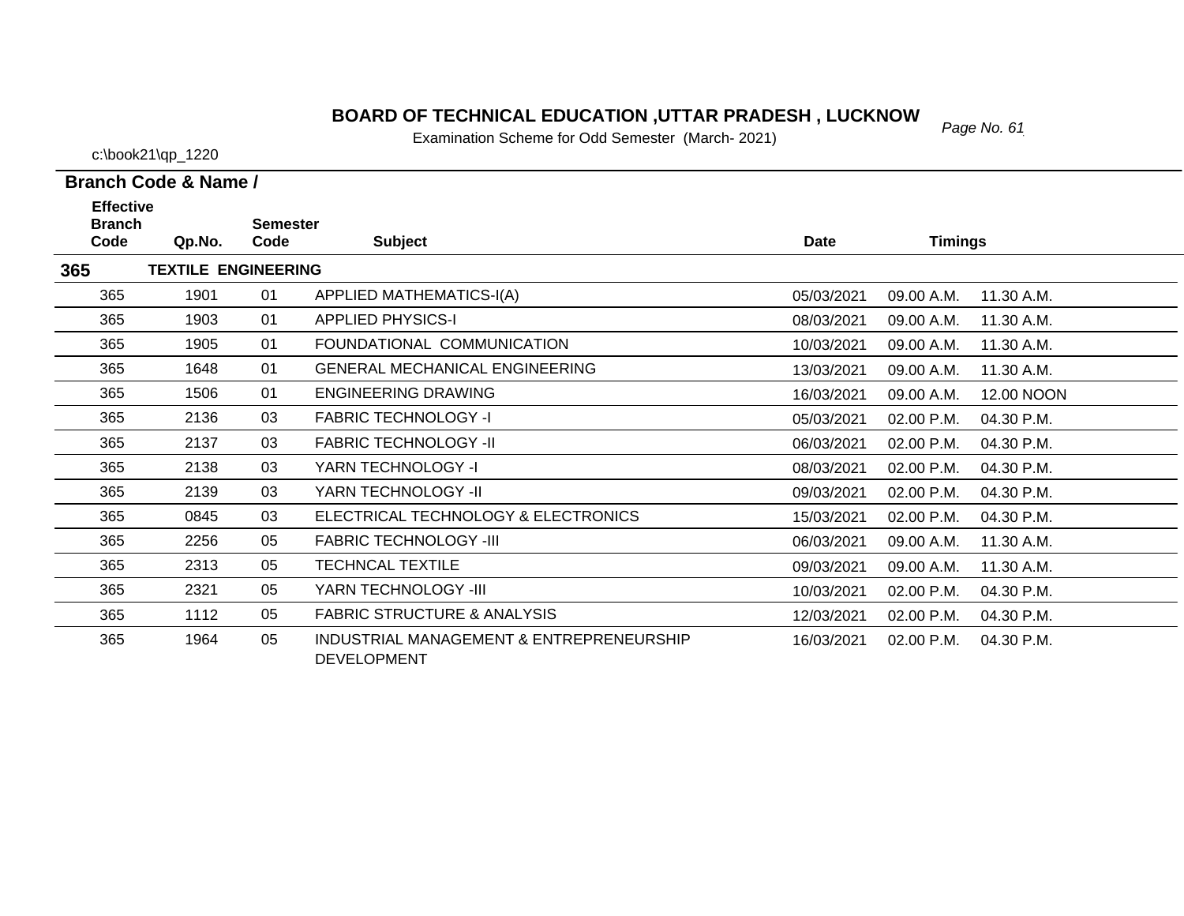# BOARD OF TECHNICAL EDUCATION ,UTTAR PRADESH , LUCKNOW

Examination Scheme for Odd Semester (March- 2021)

c:\book21\qp_1220

**Branch Code & Name /**

| Effective Branch Code | Qp.No. | Semester Code | Subject | Date | Timings | |
|---|---|---|---|---|---|---|
| **365** | **TEXTILE ENGINEERING** | | | | | |
| 365 | 1901 | 01 | APPLIED MATHEMATICS-I(A) | 05/03/2021 | 09.00 A.M. | 11.30 A.M. |
| 365 | 1903 | 01 | APPLIED PHYSICS-I | 08/03/2021 | 09.00 A.M. | 11.30 A.M. |
| 365 | 1905 | 01 | FOUNDATIONAL COMMUNICATION | 10/03/2021 | 09.00 A.M. | 11.30 A.M. |
| 365 | 1648 | 01 | GENERAL MECHANICAL ENGINEERING | 13/03/2021 | 09.00 A.M. | 11.30 A.M. |
| 365 | 1506 | 01 | ENGINEERING DRAWING | 16/03/2021 | 09.00 A.M. | 12.00 NOON |
| 365 | 2136 | 03 | FABRIC TECHNOLOGY -I | 05/03/2021 | 02.00 P.M. | 04.30 P.M. |
| 365 | 2137 | 03 | FABRIC TECHNOLOGY -II | 06/03/2021 | 02.00 P.M. | 04.30 P.M. |
| 365 | 2138 | 03 | YARN TECHNOLOGY -I | 08/03/2021 | 02.00 P.M. | 04.30 P.M. |
| 365 | 2139 | 03 | YARN TECHNOLOGY -II | 09/03/2021 | 02.00 P.M. | 04.30 P.M. |
| 365 | 0845 | 03 | ELECTRICAL TECHNOLOGY & ELECTRONICS | 15/03/2021 | 02.00 P.M. | 04.30 P.M. |
| 365 | 2256 | 05 | FABRIC TECHNOLOGY -III | 06/03/2021 | 09.00 A.M. | 11.30 A.M. |
| 365 | 2313 | 05 | TECHNCAL TEXTILE | 09/03/2021 | 09.00 A.M. | 11.30 A.M. |
| 365 | 2321 | 05 | YARN TECHNOLOGY -III | 10/03/2021 | 02.00 P.M. | 04.30 P.M. |
| 365 | 1112 | 05 | FABRIC STRUCTURE & ANALYSIS | 12/03/2021 | 02.00 P.M. | 04.30 P.M. |
| 365 | 1964 | 05 | INDUSTRIAL MANAGEMENT & ENTREPRENEURSHIP DEVELOPMENT | 16/03/2021 | 02.00 P.M. | 04.30 P.M. |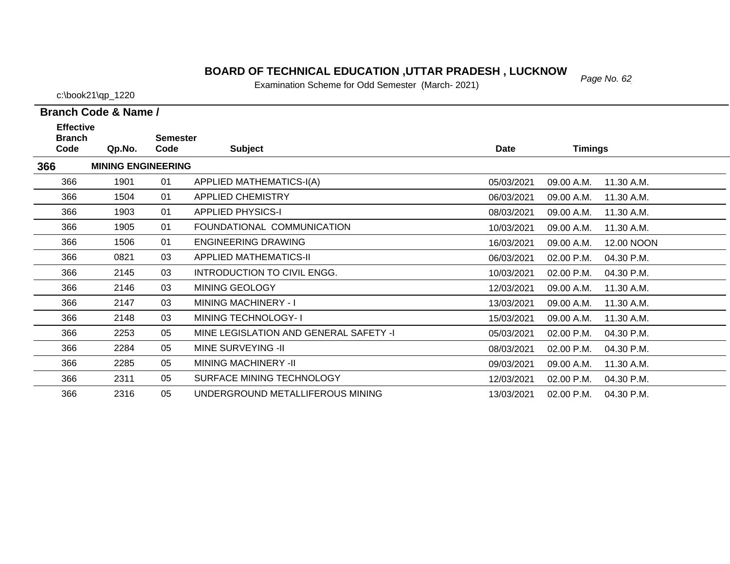# BOARD OF TECHNICAL EDUCATION ,UTTAR PRADESH , LUCKNOW

Examination Scheme for Odd Semester (March- 2021)

c:\book21\qp_1220

**Branch Code & Name /**

| Effective Branch Code | Qp.No. | Semester Code | Subject | Date | Timings | |
|---|---|---|---|---|---|---|
| **366** | **MINING ENGINEERING** | | | | | |
| 366 | 1901 | 01 | APPLIED MATHEMATICS-I(A) | 05/03/2021 | 09.00 A.M. | 11.30 A.M. |
| 366 | 1504 | 01 | APPLIED CHEMISTRY | 06/03/2021 | 09.00 A.M. | 11.30 A.M. |
| 366 | 1903 | 01 | APPLIED PHYSICS-I | 08/03/2021 | 09.00 A.M. | 11.30 A.M. |
| 366 | 1905 | 01 | FOUNDATIONAL COMMUNICATION | 10/03/2021 | 09.00 A.M. | 11.30 A.M. |
| 366 | 1506 | 01 | ENGINEERING DRAWING | 16/03/2021 | 09.00 A.M. | 12.00 NOON |
| 366 | 0821 | 03 | APPLIED MATHEMATICS-II | 06/03/2021 | 02.00 P.M. | 04.30 P.M. |
| 366 | 2145 | 03 | INTRODUCTION TO CIVIL ENGG. | 10/03/2021 | 02.00 P.M. | 04.30 P.M. |
| 366 | 2146 | 03 | MINING GEOLOGY | 12/03/2021 | 09.00 A.M. | 11.30 A.M. |
| 366 | 2147 | 03 | MINING MACHINERY - I | 13/03/2021 | 09.00 A.M. | 11.30 A.M. |
| 366 | 2148 | 03 | MINING TECHNOLOGY- I | 15/03/2021 | 09.00 A.M. | 11.30 A.M. |
| 366 | 2253 | 05 | MINE LEGISLATION AND GENERAL SAFETY -I | 05/03/2021 | 02.00 P.M. | 04.30 P.M. |
| 366 | 2284 | 05 | MINE SURVEYING -II | 08/03/2021 | 02.00 P.M. | 04.30 P.M. |
| 366 | 2285 | 05 | MINING MACHINERY -II | 09/03/2021 | 09.00 A.M. | 11.30 A.M. |
| 366 | 2311 | 05 | SURFACE MINING TECHNOLOGY | 12/03/2021 | 02.00 P.M. | 04.30 P.M. |
| 366 | 2316 | 05 | UNDERGROUND METALLIFEROUS MINING | 13/03/2021 | 02.00 P.M. | 04.30 P.M. |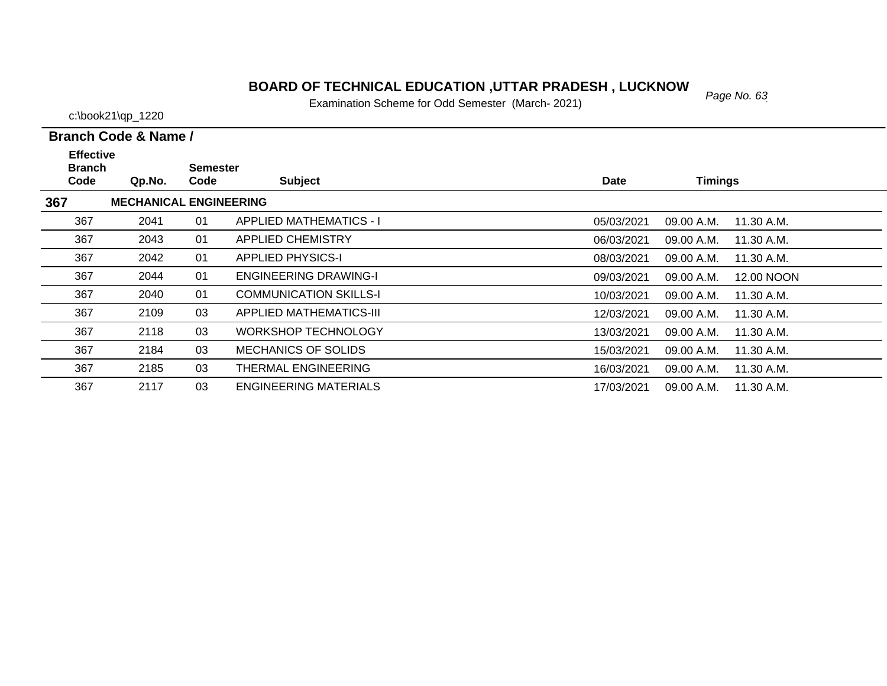# BOARD OF TECHNICAL EDUCATION ,UTTAR PRADESH , LUCKNOW

Examination Scheme for Odd Semester (March- 2021)

c:\book21\qp_1220

**Branch Code & Name /**

| Effective Branch Code | Qp.No. | Semester Code | Subject | Date | Timings | |
|---|---|---|---|---|---|---|
| **367** | **MECHANICAL ENGINEERING** | | | | | |
| 367 | 2041 | 01 | APPLIED MATHEMATICS - I | 05/03/2021 | 09.00 A.M. | 11.30 A.M. |
| 367 | 2043 | 01 | APPLIED CHEMISTRY | 06/03/2021 | 09.00 A.M. | 11.30 A.M. |
| 367 | 2042 | 01 | APPLIED PHYSICS-I | 08/03/2021 | 09.00 A.M. | 11.30 A.M. |
| 367 | 2044 | 01 | ENGINEERING DRAWING-I | 09/03/2021 | 09.00 A.M. | 12.00 NOON |
| 367 | 2040 | 01 | COMMUNICATION SKILLS-I | 10/03/2021 | 09.00 A.M. | 11.30 A.M. |
| 367 | 2109 | 03 | APPLIED MATHEMATICS-III | 12/03/2021 | 09.00 A.M. | 11.30 A.M. |
| 367 | 2118 | 03 | WORKSHOP TECHNOLOGY | 13/03/2021 | 09.00 A.M. | 11.30 A.M. |
| 367 | 2184 | 03 | MECHANICS OF SOLIDS | 15/03/2021 | 09.00 A.M. | 11.30 A.M. |
| 367 | 2185 | 03 | THERMAL ENGINEERING | 16/03/2021 | 09.00 A.M. | 11.30 A.M. |
| 367 | 2117 | 03 | ENGINEERING MATERIALS | 17/03/2021 | 09.00 A.M. | 11.30 A.M. |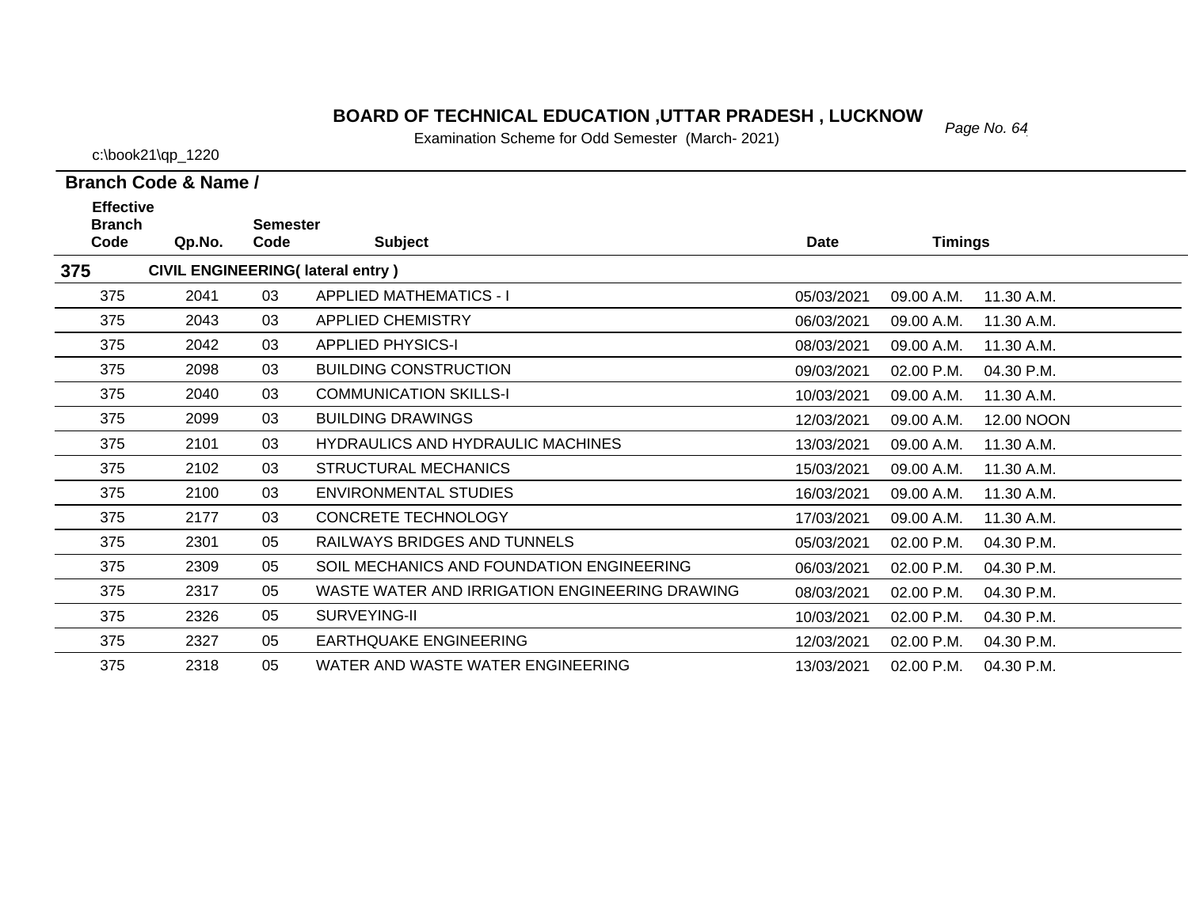# BOARD OF TECHNICAL EDUCATION ,UTTAR PRADESH , LUCKNOW

Examination Scheme for Odd Semester (March- 2021)

c:\book21\qp_1220

**Branch Code & Name /**

| Effective Branch Code | Qp.No. | Semester Code | Subject | Date | Timings | |
|---|---|---|---|---|---|---|
| **375** | **CIVIL ENGINEERING( lateral entry )** | | | | | |
| 375 | 2041 | 03 | APPLIED MATHEMATICS - I | 05/03/2021 | 09.00 A.M. | 11.30 A.M. |
| 375 | 2043 | 03 | APPLIED CHEMISTRY | 06/03/2021 | 09.00 A.M. | 11.30 A.M. |
| 375 | 2042 | 03 | APPLIED PHYSICS-I | 08/03/2021 | 09.00 A.M. | 11.30 A.M. |
| 375 | 2098 | 03 | BUILDING CONSTRUCTION | 09/03/2021 | 02.00 P.M. | 04.30 P.M. |
| 375 | 2040 | 03 | COMMUNICATION SKILLS-I | 10/03/2021 | 09.00 A.M. | 11.30 A.M. |
| 375 | 2099 | 03 | BUILDING DRAWINGS | 12/03/2021 | 09.00 A.M. | 12.00 NOON |
| 375 | 2101 | 03 | HYDRAULICS AND HYDRAULIC MACHINES | 13/03/2021 | 09.00 A.M. | 11.30 A.M. |
| 375 | 2102 | 03 | STRUCTURAL MECHANICS | 15/03/2021 | 09.00 A.M. | 11.30 A.M. |
| 375 | 2100 | 03 | ENVIRONMENTAL STUDIES | 16/03/2021 | 09.00 A.M. | 11.30 A.M. |
| 375 | 2177 | 03 | CONCRETE TECHNOLOGY | 17/03/2021 | 09.00 A.M. | 11.30 A.M. |
| 375 | 2301 | 05 | RAILWAYS BRIDGES AND TUNNELS | 05/03/2021 | 02.00 P.M. | 04.30 P.M. |
| 375 | 2309 | 05 | SOIL MECHANICS AND FOUNDATION ENGINEERING | 06/03/2021 | 02.00 P.M. | 04.30 P.M. |
| 375 | 2317 | 05 | WASTE WATER AND IRRIGATION ENGINEERING DRAWING | 08/03/2021 | 02.00 P.M. | 04.30 P.M. |
| 375 | 2326 | 05 | SURVEYING-II | 10/03/2021 | 02.00 P.M. | 04.30 P.M. |
| 375 | 2327 | 05 | EARTHQUAKE ENGINEERING | 12/03/2021 | 02.00 P.M. | 04.30 P.M. |
| 375 | 2318 | 05 | WATER AND WASTE WATER ENGINEERING | 13/03/2021 | 02.00 P.M. | 04.30 P.M. |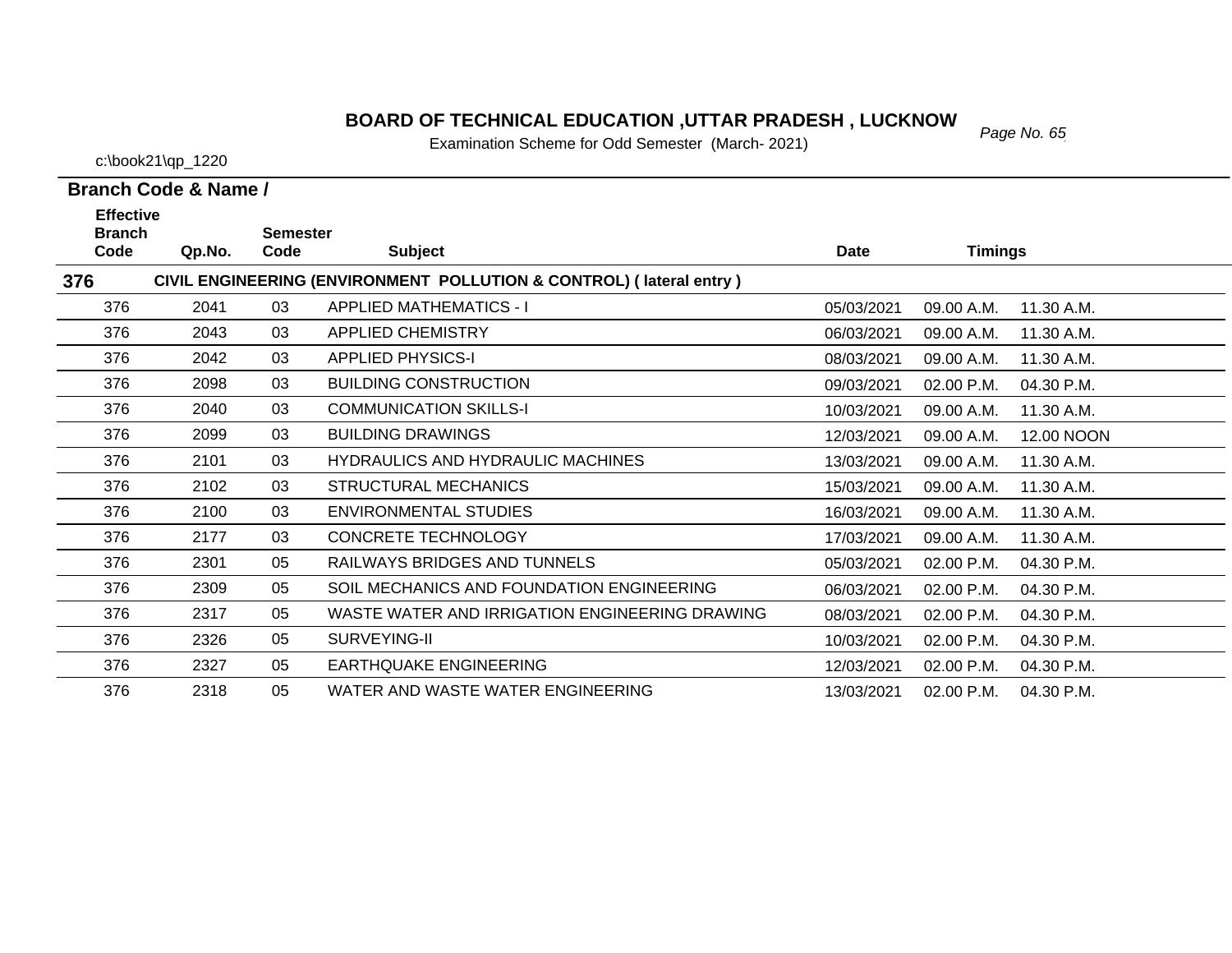# BOARD OF TECHNICAL EDUCATION ,UTTAR PRADESH , LUCKNOW

Examination Scheme for Odd Semester (March- 2021)

c:\book21\qp_1220

**Branch Code & Name /**

| Effective Branch Code | Qp.No. | Semester Code | Subject | Date | Timings | |
|---|---|---|---|---|---|---|
| **376** | **CIVIL ENGINEERING (ENVIRONMENT POLLUTION & CONTROL) ( lateral entry )** | | | | | |
| 376 | 2041 | 03 | APPLIED MATHEMATICS - I | 05/03/2021 | 09.00 A.M. | 11.30 A.M. |
| 376 | 2043 | 03 | APPLIED CHEMISTRY | 06/03/2021 | 09.00 A.M. | 11.30 A.M. |
| 376 | 2042 | 03 | APPLIED PHYSICS-I | 08/03/2021 | 09.00 A.M. | 11.30 A.M. |
| 376 | 2098 | 03 | BUILDING CONSTRUCTION | 09/03/2021 | 02.00 P.M. | 04.30 P.M. |
| 376 | 2040 | 03 | COMMUNICATION SKILLS-I | 10/03/2021 | 09.00 A.M. | 11.30 A.M. |
| 376 | 2099 | 03 | BUILDING DRAWINGS | 12/03/2021 | 09.00 A.M. | 12.00 NOON |
| 376 | 2101 | 03 | HYDRAULICS AND HYDRAULIC MACHINES | 13/03/2021 | 09.00 A.M. | 11.30 A.M. |
| 376 | 2102 | 03 | STRUCTURAL MECHANICS | 15/03/2021 | 09.00 A.M. | 11.30 A.M. |
| 376 | 2100 | 03 | ENVIRONMENTAL STUDIES | 16/03/2021 | 09.00 A.M. | 11.30 A.M. |
| 376 | 2177 | 03 | CONCRETE TECHNOLOGY | 17/03/2021 | 09.00 A.M. | 11.30 A.M. |
| 376 | 2301 | 05 | RAILWAYS BRIDGES AND TUNNELS | 05/03/2021 | 02.00 P.M. | 04.30 P.M. |
| 376 | 2309 | 05 | SOIL MECHANICS AND FOUNDATION ENGINEERING | 06/03/2021 | 02.00 P.M. | 04.30 P.M. |
| 376 | 2317 | 05 | WASTE WATER AND IRRIGATION ENGINEERING DRAWING | 08/03/2021 | 02.00 P.M. | 04.30 P.M. |
| 376 | 2326 | 05 | SURVEYING-II | 10/03/2021 | 02.00 P.M. | 04.30 P.M. |
| 376 | 2327 | 05 | EARTHQUAKE ENGINEERING | 12/03/2021 | 02.00 P.M. | 04.30 P.M. |
| 376 | 2318 | 05 | WATER AND WASTE WATER ENGINEERING | 13/03/2021 | 02.00 P.M. | 04.30 P.M. |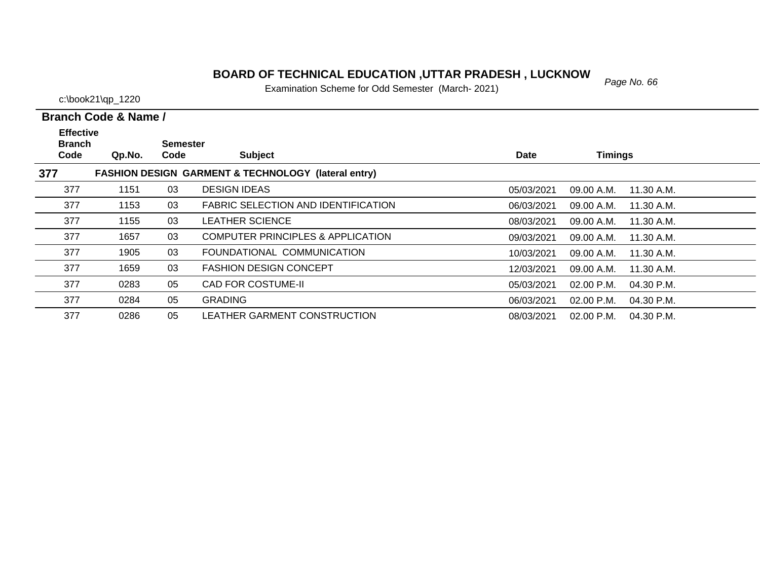# BOARD OF TECHNICAL EDUCATION ,UTTAR PRADESH , LUCKNOW

Examination Scheme for Odd Semester (March- 2021)

c:\book21\qp_1220

**Branch Code & Name /**

| Effective Branch Code | Qp.No. | Semester Code | Subject | Date | Timings | |
|---|---|---|---|---|---|---|
| **377** | | | **FASHION DESIGN GARMENT & TECHNOLOGY (lateral entry)** | | | |
| 377 | 1151 | 03 | DESIGN IDEAS | 05/03/2021 | 09.00 A.M. | 11.30 A.M. |
| 377 | 1153 | 03 | FABRIC SELECTION AND IDENTIFICATION | 06/03/2021 | 09.00 A.M. | 11.30 A.M. |
| 377 | 1155 | 03 | LEATHER SCIENCE | 08/03/2021 | 09.00 A.M. | 11.30 A.M. |
| 377 | 1657 | 03 | COMPUTER PRINCIPLES & APPLICATION | 09/03/2021 | 09.00 A.M. | 11.30 A.M. |
| 377 | 1905 | 03 | FOUNDATIONAL COMMUNICATION | 10/03/2021 | 09.00 A.M. | 11.30 A.M. |
| 377 | 1659 | 03 | FASHION DESIGN CONCEPT | 12/03/2021 | 09.00 A.M. | 11.30 A.M. |
| 377 | 0283 | 05 | CAD FOR COSTUME-II | 05/03/2021 | 02.00 P.M. | 04.30 P.M. |
| 377 | 0284 | 05 | GRADING | 06/03/2021 | 02.00 P.M. | 04.30 P.M. |
| 377 | 0286 | 05 | LEATHER GARMENT CONSTRUCTION | 08/03/2021 | 02.00 P.M. | 04.30 P.M. |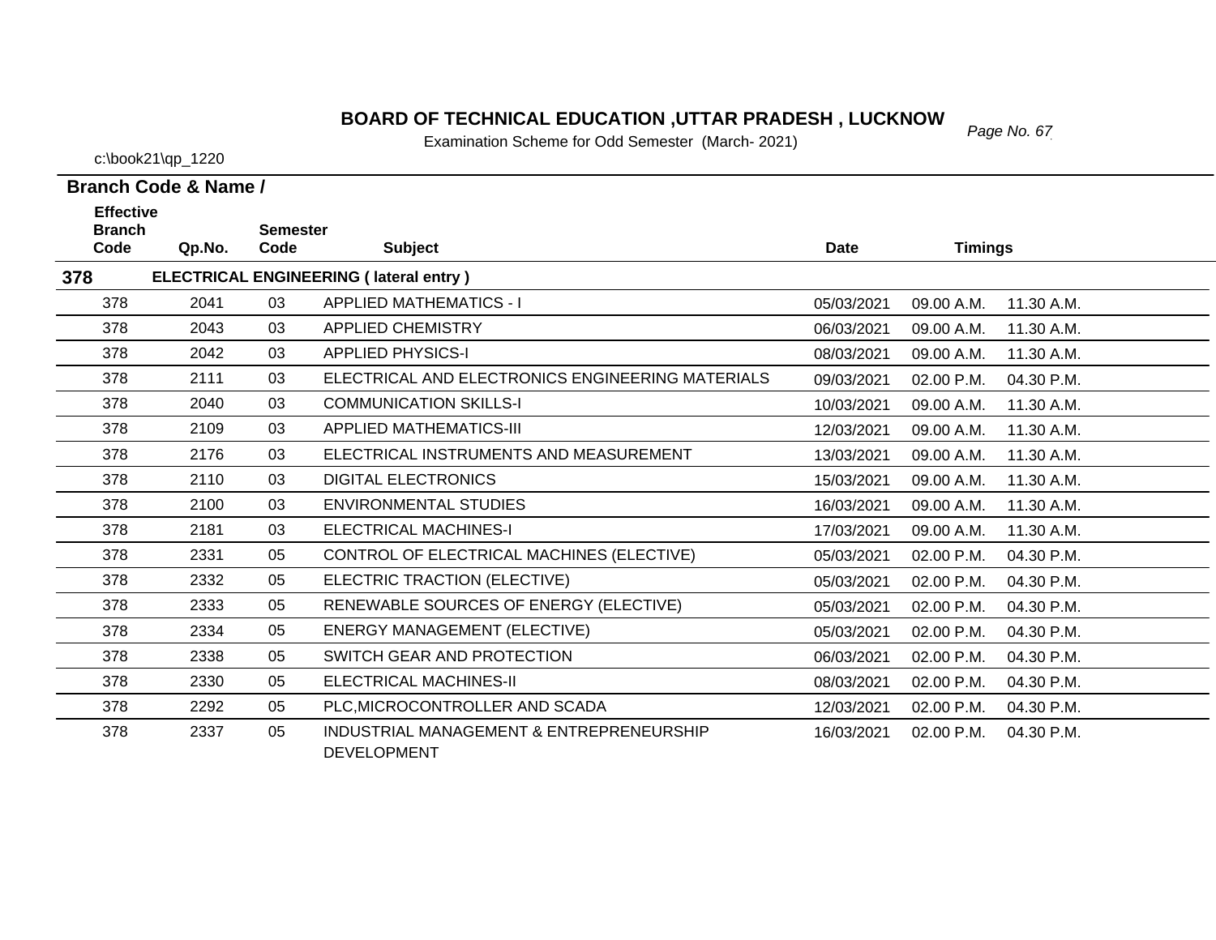# BOARD OF TECHNICAL EDUCATION ,UTTAR PRADESH , LUCKNOW

Examination Scheme for Odd Semester (March- 2021)

c:\book21\qp_1220

**Branch Code & Name /**

| Effective Branch Code | Qp.No. | Semester Code | Subject | Date | Timings | |
|---|---|---|---|---|---|---|
| **378** | **ELECTRICAL ENGINEERING ( lateral entry )** | | | | | |
| 378 | 2041 | 03 | APPLIED MATHEMATICS - I | 05/03/2021 | 09.00 A.M. | 11.30 A.M. |
| 378 | 2043 | 03 | APPLIED CHEMISTRY | 06/03/2021 | 09.00 A.M. | 11.30 A.M. |
| 378 | 2042 | 03 | APPLIED PHYSICS-I | 08/03/2021 | 09.00 A.M. | 11.30 A.M. |
| 378 | 2111 | 03 | ELECTRICAL AND ELECTRONICS ENGINEERING MATERIALS | 09/03/2021 | 02.00 P.M. | 04.30 P.M. |
| 378 | 2040 | 03 | COMMUNICATION SKILLS-I | 10/03/2021 | 09.00 A.M. | 11.30 A.M. |
| 378 | 2109 | 03 | APPLIED MATHEMATICS-III | 12/03/2021 | 09.00 A.M. | 11.30 A.M. |
| 378 | 2176 | 03 | ELECTRICAL INSTRUMENTS AND MEASUREMENT | 13/03/2021 | 09.00 A.M. | 11.30 A.M. |
| 378 | 2110 | 03 | DIGITAL ELECTRONICS | 15/03/2021 | 09.00 A.M. | 11.30 A.M. |
| 378 | 2100 | 03 | ENVIRONMENTAL STUDIES | 16/03/2021 | 09.00 A.M. | 11.30 A.M. |
| 378 | 2181 | 03 | ELECTRICAL MACHINES-I | 17/03/2021 | 09.00 A.M. | 11.30 A.M. |
| 378 | 2331 | 05 | CONTROL OF ELECTRICAL MACHINES (ELECTIVE) | 05/03/2021 | 02.00 P.M. | 04.30 P.M. |
| 378 | 2332 | 05 | ELECTRIC TRACTION (ELECTIVE) | 05/03/2021 | 02.00 P.M. | 04.30 P.M. |
| 378 | 2333 | 05 | RENEWABLE SOURCES OF ENERGY (ELECTIVE) | 05/03/2021 | 02.00 P.M. | 04.30 P.M. |
| 378 | 2334 | 05 | ENERGY MANAGEMENT (ELECTIVE) | 05/03/2021 | 02.00 P.M. | 04.30 P.M. |
| 378 | 2338 | 05 | SWITCH GEAR AND PROTECTION | 06/03/2021 | 02.00 P.M. | 04.30 P.M. |
| 378 | 2330 | 05 | ELECTRICAL MACHINES-II | 08/03/2021 | 02.00 P.M. | 04.30 P.M. |
| 378 | 2292 | 05 | PLC,MICROCONTROLLER AND SCADA | 12/03/2021 | 02.00 P.M. | 04.30 P.M. |
| 378 | 2337 | 05 | INDUSTRIAL MANAGEMENT & ENTREPRENEURSHIP DEVELOPMENT | 16/03/2021 | 02.00 P.M. | 04.30 P.M. |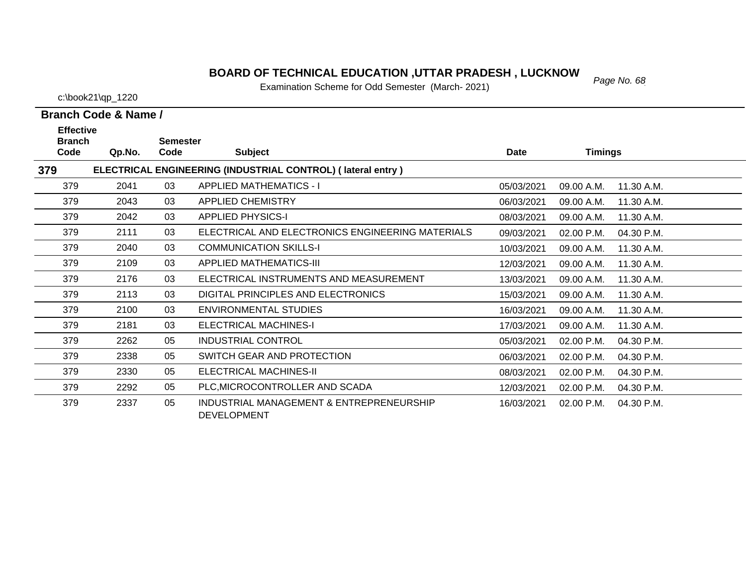# BOARD OF TECHNICAL EDUCATION ,UTTAR PRADESH , LUCKNOW

Examination Scheme for Odd Semester (March- 2021)

c:\book21\qp_1220

**Branch Code & Name /**

| Effective Branch Code | Qp.No. | Semester Code | Subject | Date | Timings | |
|---|---|---|---|---|---|---|
| **379** | **ELECTRICAL ENGINEERING (INDUSTRIAL CONTROL) ( lateral entry )** | | | | | |
| 379 | 2041 | 03 | APPLIED MATHEMATICS - I | 05/03/2021 | 09.00 A.M. | 11.30 A.M. |
| 379 | 2043 | 03 | APPLIED CHEMISTRY | 06/03/2021 | 09.00 A.M. | 11.30 A.M. |
| 379 | 2042 | 03 | APPLIED PHYSICS-I | 08/03/2021 | 09.00 A.M. | 11.30 A.M. |
| 379 | 2111 | 03 | ELECTRICAL AND ELECTRONICS ENGINEERING MATERIALS | 09/03/2021 | 02.00 P.M. | 04.30 P.M. |
| 379 | 2040 | 03 | COMMUNICATION SKILLS-I | 10/03/2021 | 09.00 A.M. | 11.30 A.M. |
| 379 | 2109 | 03 | APPLIED MATHEMATICS-III | 12/03/2021 | 09.00 A.M. | 11.30 A.M. |
| 379 | 2176 | 03 | ELECTRICAL INSTRUMENTS AND MEASUREMENT | 13/03/2021 | 09.00 A.M. | 11.30 A.M. |
| 379 | 2113 | 03 | DIGITAL PRINCIPLES AND ELECTRONICS | 15/03/2021 | 09.00 A.M. | 11.30 A.M. |
| 379 | 2100 | 03 | ENVIRONMENTAL STUDIES | 16/03/2021 | 09.00 A.M. | 11.30 A.M. |
| 379 | 2181 | 03 | ELECTRICAL MACHINES-I | 17/03/2021 | 09.00 A.M. | 11.30 A.M. |
| 379 | 2262 | 05 | INDUSTRIAL CONTROL | 05/03/2021 | 02.00 P.M. | 04.30 P.M. |
| 379 | 2338 | 05 | SWITCH GEAR AND PROTECTION | 06/03/2021 | 02.00 P.M. | 04.30 P.M. |
| 379 | 2330 | 05 | ELECTRICAL MACHINES-II | 08/03/2021 | 02.00 P.M. | 04.30 P.M. |
| 379 | 2292 | 05 | PLC,MICROCONTROLLER AND SCADA | 12/03/2021 | 02.00 P.M. | 04.30 P.M. |
| 379 | 2337 | 05 | INDUSTRIAL MANAGEMENT & ENTREPRENEURSHIP DEVELOPMENT | 16/03/2021 | 02.00 P.M. | 04.30 P.M. |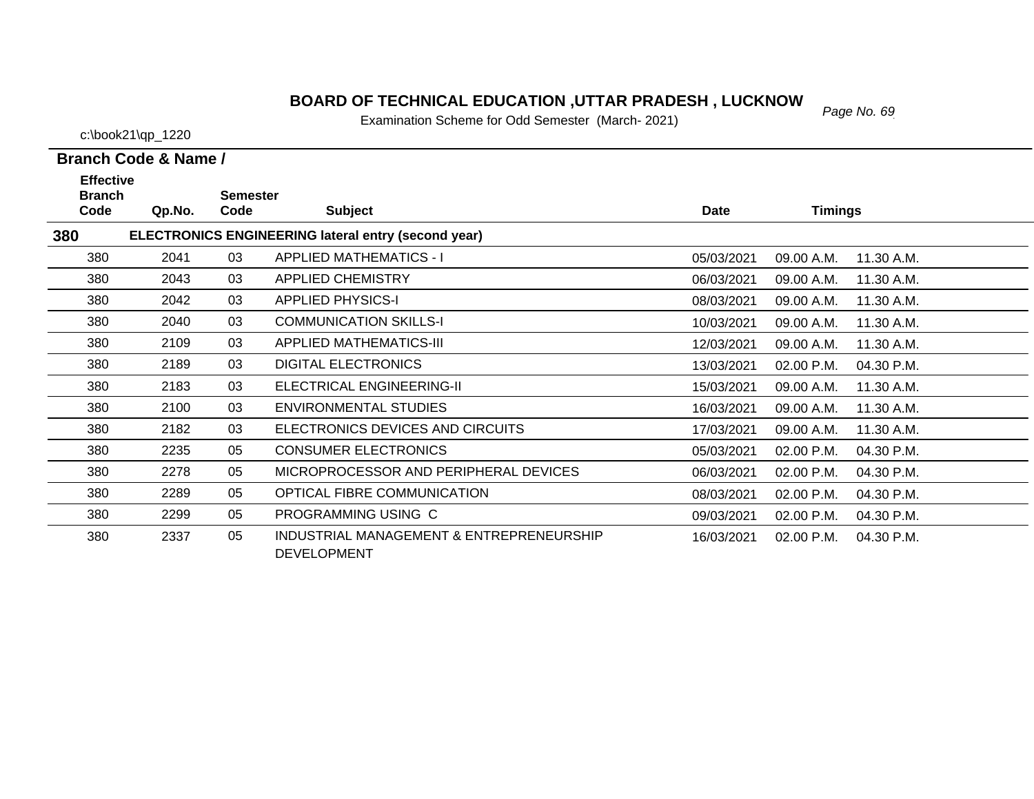# BOARD OF TECHNICAL EDUCATION ,UTTAR PRADESH , LUCKNOW

Examination Scheme for Odd Semester (March- 2021)

c:\book21\qp_1220

**Branch Code & Name /**

| Effective Branch Code | Qp.No. | Semester Code | Subject | Date | Timings | |
|---|---|---|---|---|---|---|
| **380** | | | **ELECTRONICS ENGINEERING lateral entry (second year)** | | | |
| 380 | 2041 | 03 | APPLIED MATHEMATICS - I | 05/03/2021 | 09.00 A.M. | 11.30 A.M. |
| 380 | 2043 | 03 | APPLIED CHEMISTRY | 06/03/2021 | 09.00 A.M. | 11.30 A.M. |
| 380 | 2042 | 03 | APPLIED PHYSICS-I | 08/03/2021 | 09.00 A.M. | 11.30 A.M. |
| 380 | 2040 | 03 | COMMUNICATION SKILLS-I | 10/03/2021 | 09.00 A.M. | 11.30 A.M. |
| 380 | 2109 | 03 | APPLIED MATHEMATICS-III | 12/03/2021 | 09.00 A.M. | 11.30 A.M. |
| 380 | 2189 | 03 | DIGITAL ELECTRONICS | 13/03/2021 | 02.00 P.M. | 04.30 P.M. |
| 380 | 2183 | 03 | ELECTRICAL ENGINEERING-II | 15/03/2021 | 09.00 A.M. | 11.30 A.M. |
| 380 | 2100 | 03 | ENVIRONMENTAL STUDIES | 16/03/2021 | 09.00 A.M. | 11.30 A.M. |
| 380 | 2182 | 03 | ELECTRONICS DEVICES AND CIRCUITS | 17/03/2021 | 09.00 A.M. | 11.30 A.M. |
| 380 | 2235 | 05 | CONSUMER ELECTRONICS | 05/03/2021 | 02.00 P.M. | 04.30 P.M. |
| 380 | 2278 | 05 | MICROPROCESSOR AND PERIPHERAL DEVICES | 06/03/2021 | 02.00 P.M. | 04.30 P.M. |
| 380 | 2289 | 05 | OPTICAL FIBRE COMMUNICATION | 08/03/2021 | 02.00 P.M. | 04.30 P.M. |
| 380 | 2299 | 05 | PROGRAMMING USING C | 09/03/2021 | 02.00 P.M. | 04.30 P.M. |
| 380 | 2337 | 05 | INDUSTRIAL MANAGEMENT & ENTREPRENEURSHIP DEVELOPMENT | 16/03/2021 | 02.00 P.M. | 04.30 P.M. |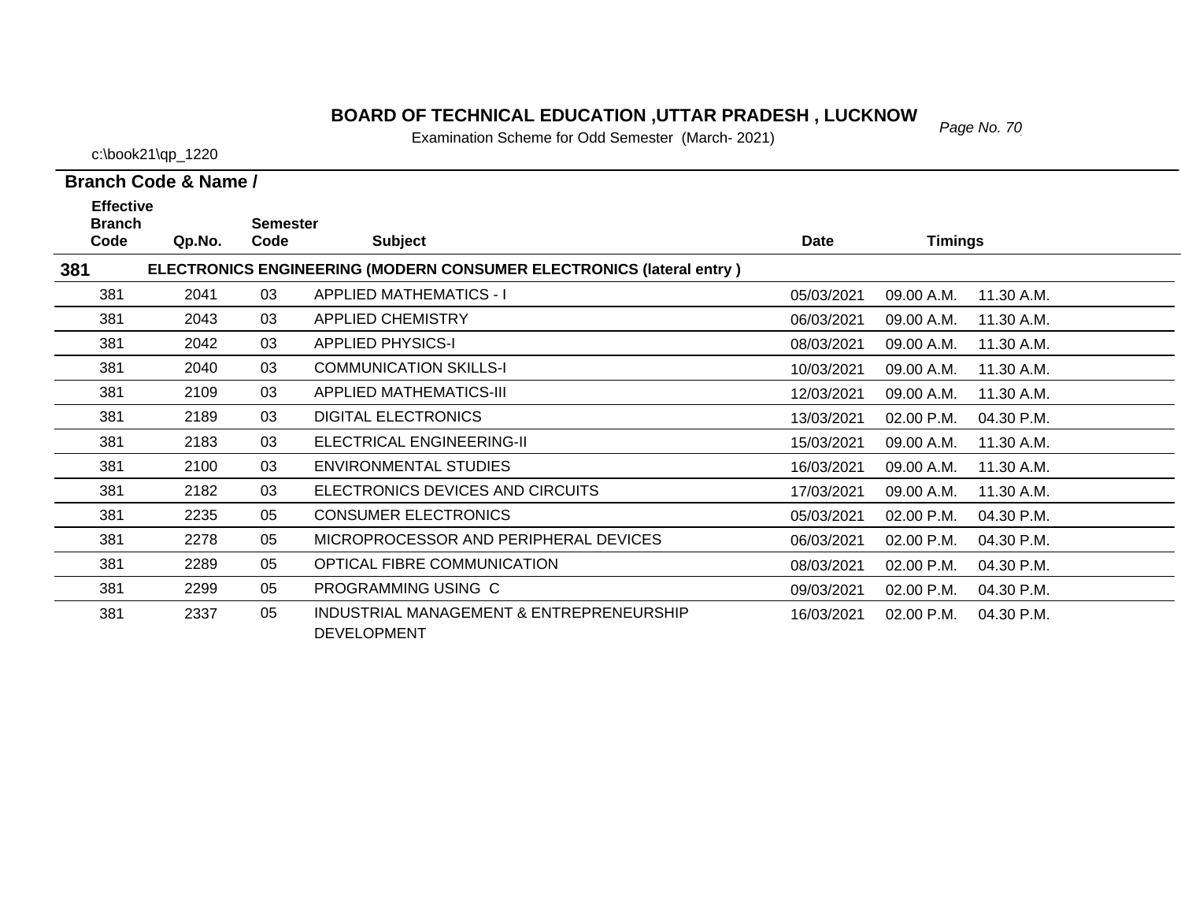# BOARD OF TECHNICAL EDUCATION ,UTTAR PRADESH , LUCKNOW

Examination Scheme for Odd Semester (March- 2021)

c:\book21\qp_1220

**Branch Code & Name /**

| Effective Branch Code | Qp.No. | Semester Code | Subject | Date | Timings | |
|---|---|---|---|---|---|---|
| **381** | | | **ELECTRONICS ENGINEERING (MODERN CONSUMER ELECTRONICS (lateral entry )** | | | |
| 381 | 2041 | 03 | APPLIED MATHEMATICS - I | 05/03/2021 | 09.00 A.M. | 11.30 A.M. |
| 381 | 2043 | 03 | APPLIED CHEMISTRY | 06/03/2021 | 09.00 A.M. | 11.30 A.M. |
| 381 | 2042 | 03 | APPLIED PHYSICS-I | 08/03/2021 | 09.00 A.M. | 11.30 A.M. |
| 381 | 2040 | 03 | COMMUNICATION SKILLS-I | 10/03/2021 | 09.00 A.M. | 11.30 A.M. |
| 381 | 2109 | 03 | APPLIED MATHEMATICS-III | 12/03/2021 | 09.00 A.M. | 11.30 A.M. |
| 381 | 2189 | 03 | DIGITAL ELECTRONICS | 13/03/2021 | 02.00 P.M. | 04.30 P.M. |
| 381 | 2183 | 03 | ELECTRICAL ENGINEERING-II | 15/03/2021 | 09.00 A.M. | 11.30 A.M. |
| 381 | 2100 | 03 | ENVIRONMENTAL STUDIES | 16/03/2021 | 09.00 A.M. | 11.30 A.M. |
| 381 | 2182 | 03 | ELECTRONICS DEVICES AND CIRCUITS | 17/03/2021 | 09.00 A.M. | 11.30 A.M. |
| 381 | 2235 | 05 | CONSUMER ELECTRONICS | 05/03/2021 | 02.00 P.M. | 04.30 P.M. |
| 381 | 2278 | 05 | MICROPROCESSOR AND PERIPHERAL DEVICES | 06/03/2021 | 02.00 P.M. | 04.30 P.M. |
| 381 | 2289 | 05 | OPTICAL FIBRE COMMUNICATION | 08/03/2021 | 02.00 P.M. | 04.30 P.M. |
| 381 | 2299 | 05 | PROGRAMMING USING C | 09/03/2021 | 02.00 P.M. | 04.30 P.M. |
| 381 | 2337 | 05 | INDUSTRIAL MANAGEMENT & ENTREPRENEURSHIP DEVELOPMENT | 16/03/2021 | 02.00 P.M. | 04.30 P.M. |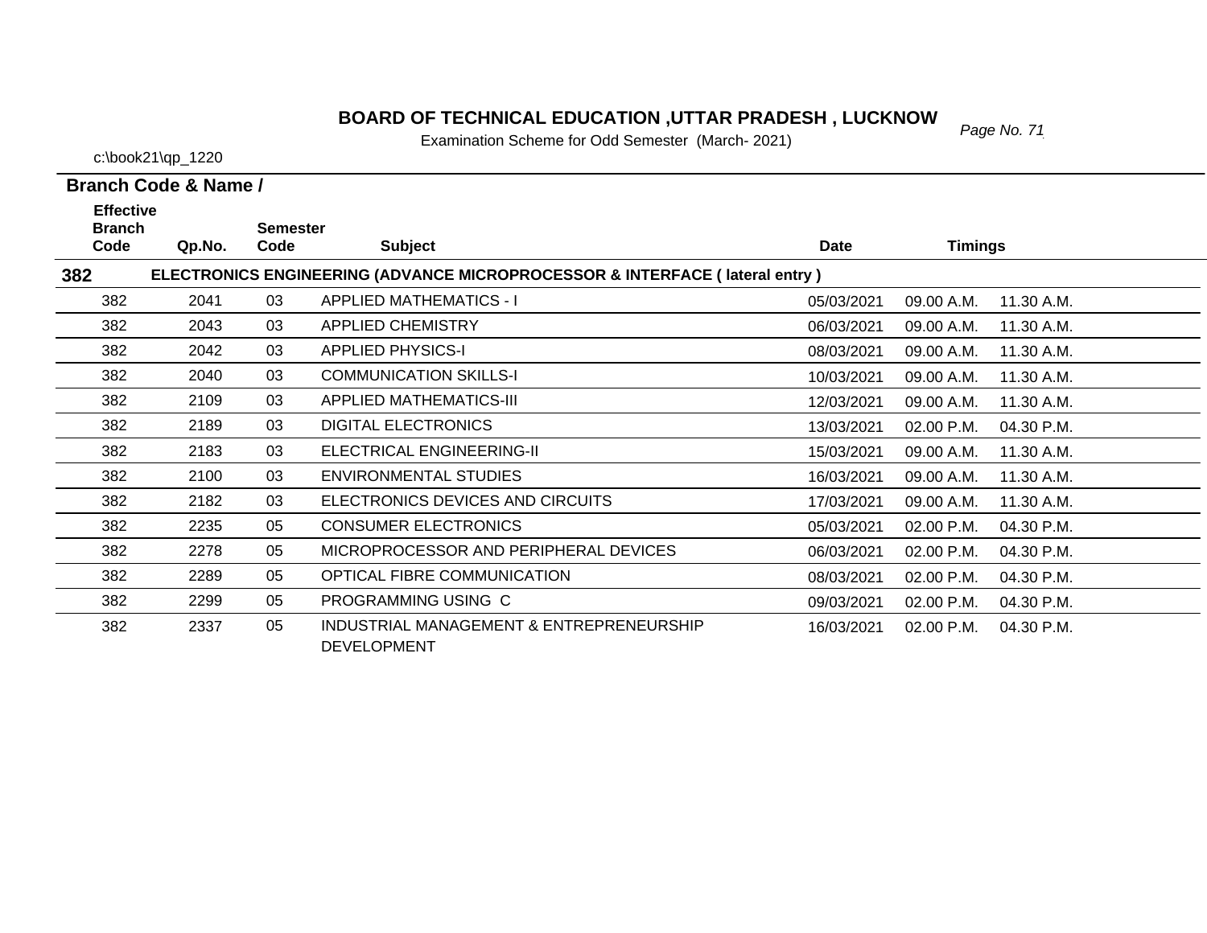# BOARD OF TECHNICAL EDUCATION ,UTTAR PRADESH , LUCKNOW

Examination Scheme for Odd Semester (March- 2021)

c:\book21\qp_1220

**Branch Code & Name /**

| Effective Branch Code | Qp.No. | Semester Code | Subject | Date | Timings | |
|---|---|---|---|---|---|---|
| **382** | **ELECTRONICS ENGINEERING (ADVANCE MICROPROCESSOR & INTERFACE ( lateral entry )** | | | | | |
| 382 | 2041 | 03 | APPLIED MATHEMATICS - I | 05/03/2021 | 09.00 A.M. | 11.30 A.M. |
| 382 | 2043 | 03 | APPLIED CHEMISTRY | 06/03/2021 | 09.00 A.M. | 11.30 A.M. |
| 382 | 2042 | 03 | APPLIED PHYSICS-I | 08/03/2021 | 09.00 A.M. | 11.30 A.M. |
| 382 | 2040 | 03 | COMMUNICATION SKILLS-I | 10/03/2021 | 09.00 A.M. | 11.30 A.M. |
| 382 | 2109 | 03 | APPLIED MATHEMATICS-III | 12/03/2021 | 09.00 A.M. | 11.30 A.M. |
| 382 | 2189 | 03 | DIGITAL ELECTRONICS | 13/03/2021 | 02.00 P.M. | 04.30 P.M. |
| 382 | 2183 | 03 | ELECTRICAL ENGINEERING-II | 15/03/2021 | 09.00 A.M. | 11.30 A.M. |
| 382 | 2100 | 03 | ENVIRONMENTAL STUDIES | 16/03/2021 | 09.00 A.M. | 11.30 A.M. |
| 382 | 2182 | 03 | ELECTRONICS DEVICES AND CIRCUITS | 17/03/2021 | 09.00 A.M. | 11.30 A.M. |
| 382 | 2235 | 05 | CONSUMER ELECTRONICS | 05/03/2021 | 02.00 P.M. | 04.30 P.M. |
| 382 | 2278 | 05 | MICROPROCESSOR AND PERIPHERAL DEVICES | 06/03/2021 | 02.00 P.M. | 04.30 P.M. |
| 382 | 2289 | 05 | OPTICAL FIBRE COMMUNICATION | 08/03/2021 | 02.00 P.M. | 04.30 P.M. |
| 382 | 2299 | 05 | PROGRAMMING USING C | 09/03/2021 | 02.00 P.M. | 04.30 P.M. |
| 382 | 2337 | 05 | INDUSTRIAL MANAGEMENT & ENTREPRENEURSHIP DEVELOPMENT | 16/03/2021 | 02.00 P.M. | 04.30 P.M. |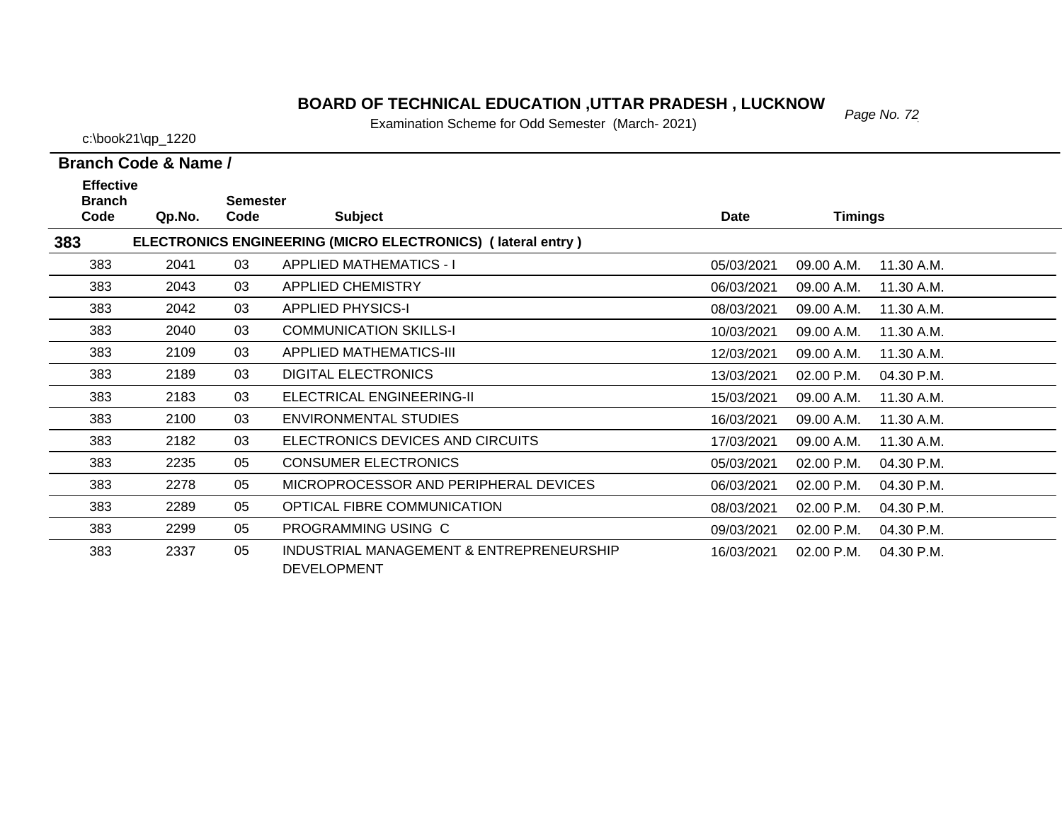# BOARD OF TECHNICAL EDUCATION ,UTTAR PRADESH , LUCKNOW

Examination Scheme for Odd Semester (March- 2021)

c:\book21\qp_1220

**Branch Code & Name /**

| Effective Branch Code | Qp.No. | Semester Code | Subject | Date | Timings | |
|---|---|---|---|---|---|---|
| **383** | **ELECTRONICS ENGINEERING (MICRO ELECTRONICS) ( lateral entry )** | | | | | |
| 383 | 2041 | 03 | APPLIED MATHEMATICS - I | 05/03/2021 | 09.00 A.M. | 11.30 A.M. |
| 383 | 2043 | 03 | APPLIED CHEMISTRY | 06/03/2021 | 09.00 A.M. | 11.30 A.M. |
| 383 | 2042 | 03 | APPLIED PHYSICS-I | 08/03/2021 | 09.00 A.M. | 11.30 A.M. |
| 383 | 2040 | 03 | COMMUNICATION SKILLS-I | 10/03/2021 | 09.00 A.M. | 11.30 A.M. |
| 383 | 2109 | 03 | APPLIED MATHEMATICS-III | 12/03/2021 | 09.00 A.M. | 11.30 A.M. |
| 383 | 2189 | 03 | DIGITAL ELECTRONICS | 13/03/2021 | 02.00 P.M. | 04.30 P.M. |
| 383 | 2183 | 03 | ELECTRICAL ENGINEERING-II | 15/03/2021 | 09.00 A.M. | 11.30 A.M. |
| 383 | 2100 | 03 | ENVIRONMENTAL STUDIES | 16/03/2021 | 09.00 A.M. | 11.30 A.M. |
| 383 | 2182 | 03 | ELECTRONICS DEVICES AND CIRCUITS | 17/03/2021 | 09.00 A.M. | 11.30 A.M. |
| 383 | 2235 | 05 | CONSUMER ELECTRONICS | 05/03/2021 | 02.00 P.M. | 04.30 P.M. |
| 383 | 2278 | 05 | MICROPROCESSOR AND PERIPHERAL DEVICES | 06/03/2021 | 02.00 P.M. | 04.30 P.M. |
| 383 | 2289 | 05 | OPTICAL FIBRE COMMUNICATION | 08/03/2021 | 02.00 P.M. | 04.30 P.M. |
| 383 | 2299 | 05 | PROGRAMMING USING C | 09/03/2021 | 02.00 P.M. | 04.30 P.M. |
| 383 | 2337 | 05 | INDUSTRIAL MANAGEMENT & ENTREPRENEURSHIP DEVELOPMENT | 16/03/2021 | 02.00 P.M. | 04.30 P.M. |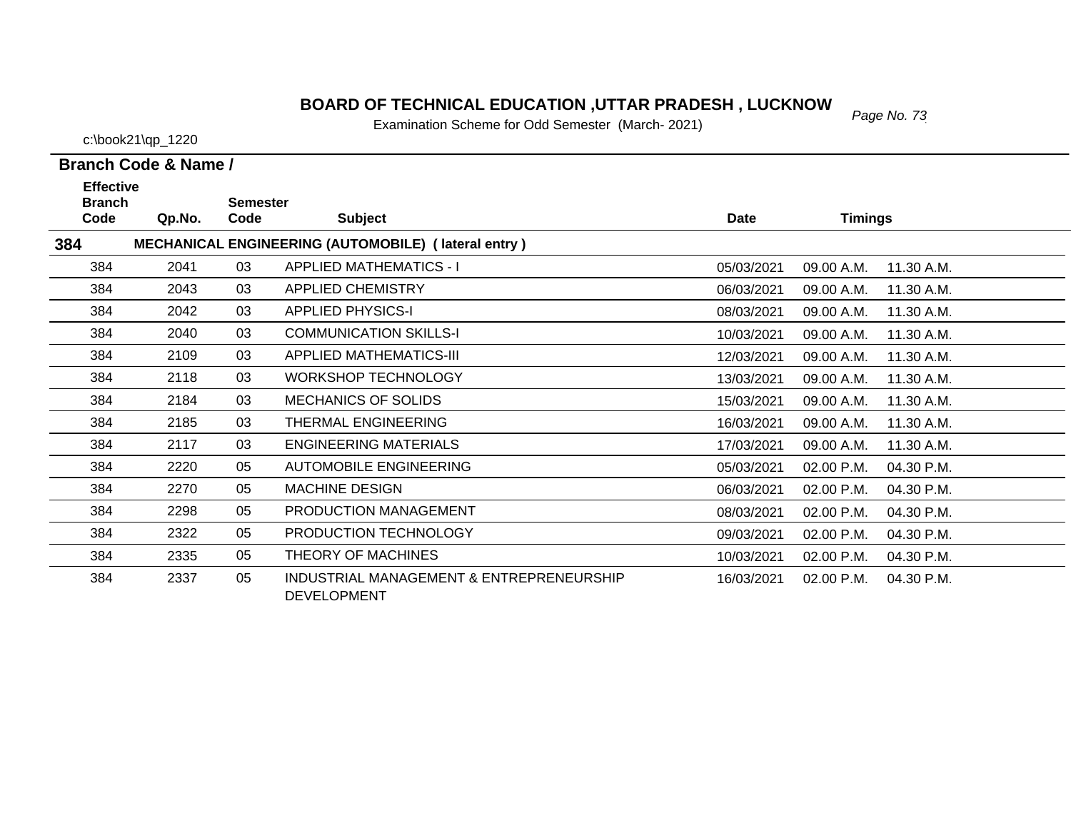# BOARD OF TECHNICAL EDUCATION ,UTTAR PRADESH , LUCKNOW

Examination Scheme for Odd Semester (March- 2021)

c:\book21\qp_1220

**Branch Code & Name /**

| Effective Branch Code | Qp.No. | Semester Code | Subject | Date | Timings | |
|---|---|---|---|---|---|---|
| **384** | | | **MECHANICAL ENGINEERING (AUTOMOBILE) ( lateral entry )** | | | |
| 384 | 2041 | 03 | APPLIED MATHEMATICS - I | 05/03/2021 | 09.00 A.M. | 11.30 A.M. |
| 384 | 2043 | 03 | APPLIED CHEMISTRY | 06/03/2021 | 09.00 A.M. | 11.30 A.M. |
| 384 | 2042 | 03 | APPLIED PHYSICS-I | 08/03/2021 | 09.00 A.M. | 11.30 A.M. |
| 384 | 2040 | 03 | COMMUNICATION SKILLS-I | 10/03/2021 | 09.00 A.M. | 11.30 A.M. |
| 384 | 2109 | 03 | APPLIED MATHEMATICS-III | 12/03/2021 | 09.00 A.M. | 11.30 A.M. |
| 384 | 2118 | 03 | WORKSHOP TECHNOLOGY | 13/03/2021 | 09.00 A.M. | 11.30 A.M. |
| 384 | 2184 | 03 | MECHANICS OF SOLIDS | 15/03/2021 | 09.00 A.M. | 11.30 A.M. |
| 384 | 2185 | 03 | THERMAL ENGINEERING | 16/03/2021 | 09.00 A.M. | 11.30 A.M. |
| 384 | 2117 | 03 | ENGINEERING MATERIALS | 17/03/2021 | 09.00 A.M. | 11.30 A.M. |
| 384 | 2220 | 05 | AUTOMOBILE ENGINEERING | 05/03/2021 | 02.00 P.M. | 04.30 P.M. |
| 384 | 2270 | 05 | MACHINE DESIGN | 06/03/2021 | 02.00 P.M. | 04.30 P.M. |
| 384 | 2298 | 05 | PRODUCTION MANAGEMENT | 08/03/2021 | 02.00 P.M. | 04.30 P.M. |
| 384 | 2322 | 05 | PRODUCTION TECHNOLOGY | 09/03/2021 | 02.00 P.M. | 04.30 P.M. |
| 384 | 2335 | 05 | THEORY OF MACHINES | 10/03/2021 | 02.00 P.M. | 04.30 P.M. |
| 384 | 2337 | 05 | INDUSTRIAL MANAGEMENT & ENTREPRENEURSHIP DEVELOPMENT | 16/03/2021 | 02.00 P.M. | 04.30 P.M. |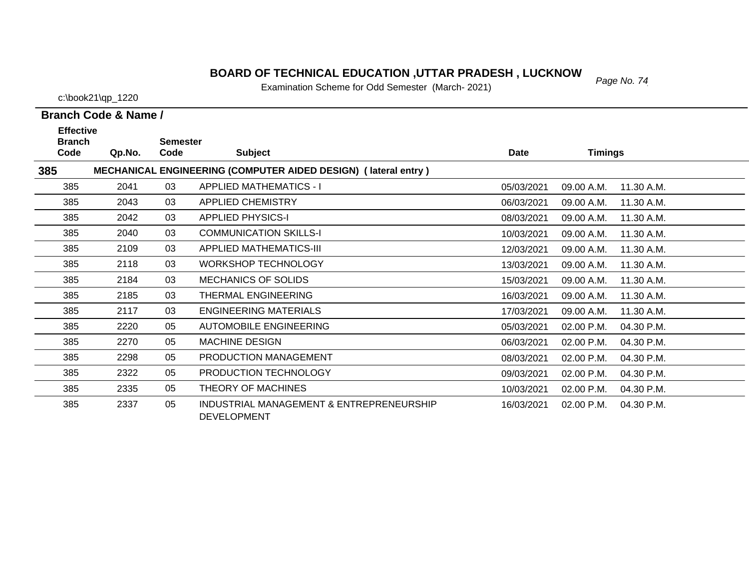# BOARD OF TECHNICAL EDUCATION ,UTTAR PRADESH , LUCKNOW

Examination Scheme for Odd Semester (March- 2021)

c:\book21\qp_1220

**Branch Code & Name /**

| Effective Branch Code | Qp.No. | Semester Code | Subject | Date | Timings | |
|---|---|---|---|---|---|---|
| **385** | **MECHANICAL ENGINEERING (COMPUTER AIDED DESIGN) ( lateral entry )** | | | | | |
| 385 | 2041 | 03 | APPLIED MATHEMATICS - I | 05/03/2021 | 09.00 A.M. | 11.30 A.M. |
| 385 | 2043 | 03 | APPLIED CHEMISTRY | 06/03/2021 | 09.00 A.M. | 11.30 A.M. |
| 385 | 2042 | 03 | APPLIED PHYSICS-I | 08/03/2021 | 09.00 A.M. | 11.30 A.M. |
| 385 | 2040 | 03 | COMMUNICATION SKILLS-I | 10/03/2021 | 09.00 A.M. | 11.30 A.M. |
| 385 | 2109 | 03 | APPLIED MATHEMATICS-III | 12/03/2021 | 09.00 A.M. | 11.30 A.M. |
| 385 | 2118 | 03 | WORKSHOP TECHNOLOGY | 13/03/2021 | 09.00 A.M. | 11.30 A.M. |
| 385 | 2184 | 03 | MECHANICS OF SOLIDS | 15/03/2021 | 09.00 A.M. | 11.30 A.M. |
| 385 | 2185 | 03 | THERMAL ENGINEERING | 16/03/2021 | 09.00 A.M. | 11.30 A.M. |
| 385 | 2117 | 03 | ENGINEERING MATERIALS | 17/03/2021 | 09.00 A.M. | 11.30 A.M. |
| 385 | 2220 | 05 | AUTOMOBILE ENGINEERING | 05/03/2021 | 02.00 P.M. | 04.30 P.M. |
| 385 | 2270 | 05 | MACHINE DESIGN | 06/03/2021 | 02.00 P.M. | 04.30 P.M. |
| 385 | 2298 | 05 | PRODUCTION MANAGEMENT | 08/03/2021 | 02.00 P.M. | 04.30 P.M. |
| 385 | 2322 | 05 | PRODUCTION TECHNOLOGY | 09/03/2021 | 02.00 P.M. | 04.30 P.M. |
| 385 | 2335 | 05 | THEORY OF MACHINES | 10/03/2021 | 02.00 P.M. | 04.30 P.M. |
| 385 | 2337 | 05 | INDUSTRIAL MANAGEMENT & ENTREPRENEURSHIP DEVELOPMENT | 16/03/2021 | 02.00 P.M. | 04.30 P.M. |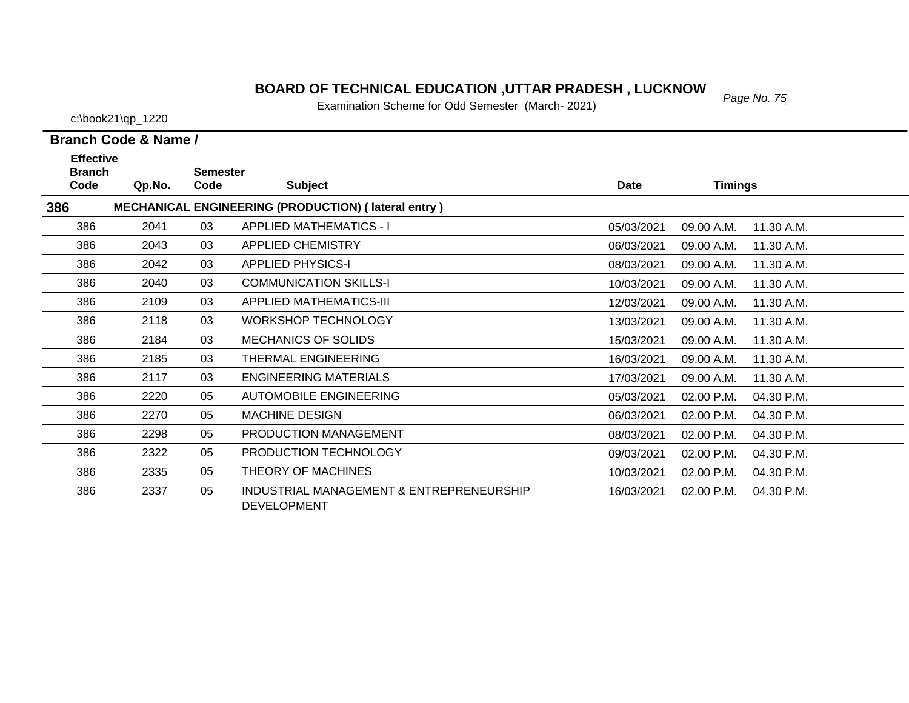# BOARD OF TECHNICAL EDUCATION ,UTTAR PRADESH , LUCKNOW

Examination Scheme for Odd Semester (March- 2021)

c:\book21\qp_1220

**Branch Code & Name /**

| Effective Branch Code | Qp.No. | Semester Code | Subject | Date | Timings | |
|---|---|---|---|---|---|---|
| **386** | | | **MECHANICAL ENGINEERING (PRODUCTION) ( lateral entry )** | | | |
| 386 | 2041 | 03 | APPLIED MATHEMATICS - I | 05/03/2021 | 09.00 A.M. | 11.30 A.M. |
| 386 | 2043 | 03 | APPLIED CHEMISTRY | 06/03/2021 | 09.00 A.M. | 11.30 A.M. |
| 386 | 2042 | 03 | APPLIED PHYSICS-I | 08/03/2021 | 09.00 A.M. | 11.30 A.M. |
| 386 | 2040 | 03 | COMMUNICATION SKILLS-I | 10/03/2021 | 09.00 A.M. | 11.30 A.M. |
| 386 | 2109 | 03 | APPLIED MATHEMATICS-III | 12/03/2021 | 09.00 A.M. | 11.30 A.M. |
| 386 | 2118 | 03 | WORKSHOP TECHNOLOGY | 13/03/2021 | 09.00 A.M. | 11.30 A.M. |
| 386 | 2184 | 03 | MECHANICS OF SOLIDS | 15/03/2021 | 09.00 A.M. | 11.30 A.M. |
| 386 | 2185 | 03 | THERMAL ENGINEERING | 16/03/2021 | 09.00 A.M. | 11.30 A.M. |
| 386 | 2117 | 03 | ENGINEERING MATERIALS | 17/03/2021 | 09.00 A.M. | 11.30 A.M. |
| 386 | 2220 | 05 | AUTOMOBILE ENGINEERING | 05/03/2021 | 02.00 P.M. | 04.30 P.M. |
| 386 | 2270 | 05 | MACHINE DESIGN | 06/03/2021 | 02.00 P.M. | 04.30 P.M. |
| 386 | 2298 | 05 | PRODUCTION MANAGEMENT | 08/03/2021 | 02.00 P.M. | 04.30 P.M. |
| 386 | 2322 | 05 | PRODUCTION TECHNOLOGY | 09/03/2021 | 02.00 P.M. | 04.30 P.M. |
| 386 | 2335 | 05 | THEORY OF MACHINES | 10/03/2021 | 02.00 P.M. | 04.30 P.M. |
| 386 | 2337 | 05 | INDUSTRIAL MANAGEMENT & ENTREPRENEURSHIP DEVELOPMENT | 16/03/2021 | 02.00 P.M. | 04.30 P.M. |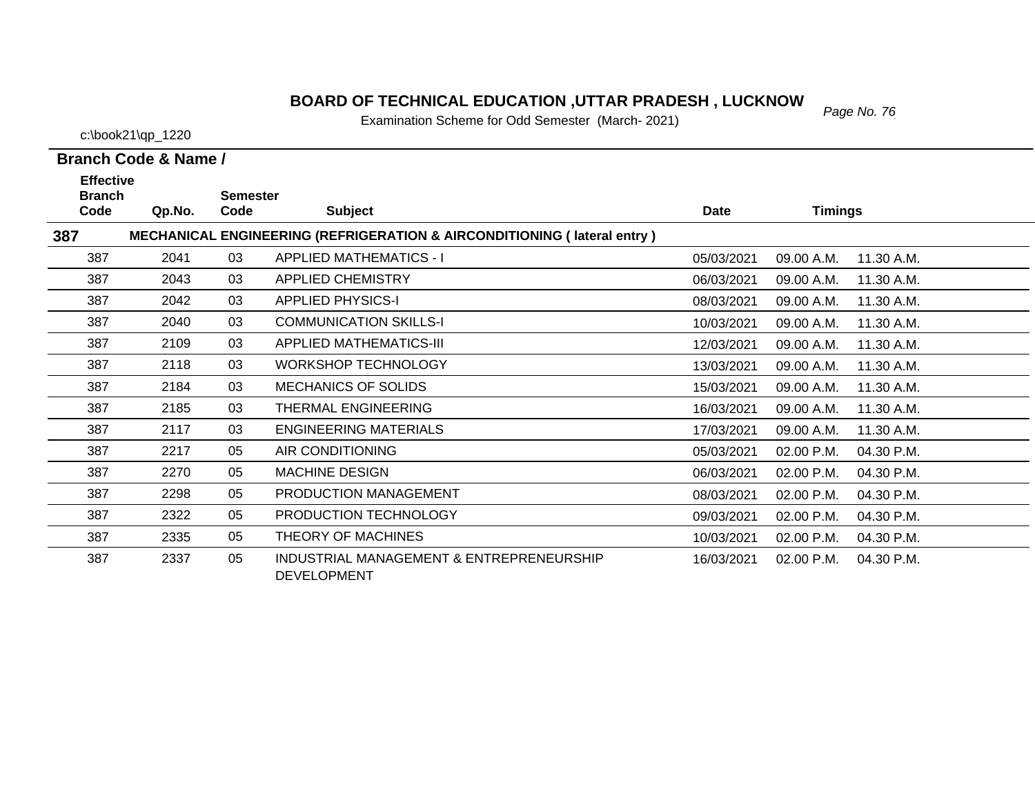# BOARD OF TECHNICAL EDUCATION ,UTTAR PRADESH , LUCKNOW

Examination Scheme for Odd Semester (March- 2021)

c:\book21\qp_1220

**Branch Code & Name /**

| Effective Branch Code | Qp.No. | Semester Code | Subject | Date | Timings | |
|---|---|---|---|---|---|---|
| **387** | **MECHANICAL ENGINEERING (REFRIGERATION & AIRCONDITIONING ( lateral entry )** | | | | | |
| 387 | 2041 | 03 | APPLIED MATHEMATICS - I | 05/03/2021 | 09.00 A.M. | 11.30 A.M. |
| 387 | 2043 | 03 | APPLIED CHEMISTRY | 06/03/2021 | 09.00 A.M. | 11.30 A.M. |
| 387 | 2042 | 03 | APPLIED PHYSICS-I | 08/03/2021 | 09.00 A.M. | 11.30 A.M. |
| 387 | 2040 | 03 | COMMUNICATION SKILLS-I | 10/03/2021 | 09.00 A.M. | 11.30 A.M. |
| 387 | 2109 | 03 | APPLIED MATHEMATICS-III | 12/03/2021 | 09.00 A.M. | 11.30 A.M. |
| 387 | 2118 | 03 | WORKSHOP TECHNOLOGY | 13/03/2021 | 09.00 A.M. | 11.30 A.M. |
| 387 | 2184 | 03 | MECHANICS OF SOLIDS | 15/03/2021 | 09.00 A.M. | 11.30 A.M. |
| 387 | 2185 | 03 | THERMAL ENGINEERING | 16/03/2021 | 09.00 A.M. | 11.30 A.M. |
| 387 | 2117 | 03 | ENGINEERING MATERIALS | 17/03/2021 | 09.00 A.M. | 11.30 A.M. |
| 387 | 2217 | 05 | AIR CONDITIONING | 05/03/2021 | 02.00 P.M. | 04.30 P.M. |
| 387 | 2270 | 05 | MACHINE DESIGN | 06/03/2021 | 02.00 P.M. | 04.30 P.M. |
| 387 | 2298 | 05 | PRODUCTION MANAGEMENT | 08/03/2021 | 02.00 P.M. | 04.30 P.M. |
| 387 | 2322 | 05 | PRODUCTION TECHNOLOGY | 09/03/2021 | 02.00 P.M. | 04.30 P.M. |
| 387 | 2335 | 05 | THEORY OF MACHINES | 10/03/2021 | 02.00 P.M. | 04.30 P.M. |
| 387 | 2337 | 05 | INDUSTRIAL MANAGEMENT & ENTREPRENEURSHIP DEVELOPMENT | 16/03/2021 | 02.00 P.M. | 04.30 P.M. |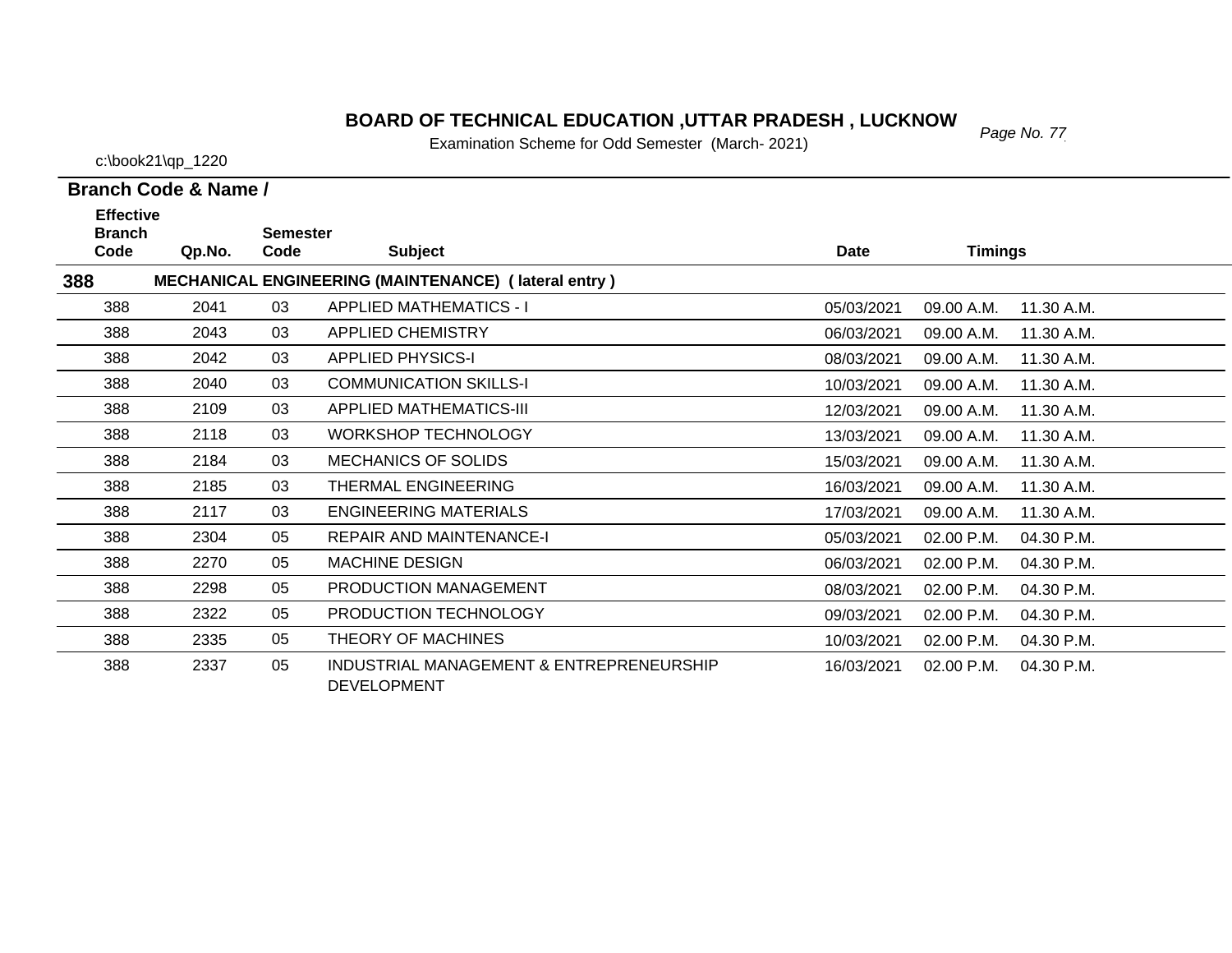# BOARD OF TECHNICAL EDUCATION ,UTTAR PRADESH , LUCKNOW

Examination Scheme for Odd Semester (March- 2021)

c:\book21\qp_1220

**Branch Code & Name /**

| Effective Branch Code | Qp.No. | Semester Code | Subject | Date | Timings | |
|---|---|---|---|---|---|---|
| **388** | | | **MECHANICAL ENGINEERING (MAINTENANCE) ( lateral entry )** | | | |
| 388 | 2041 | 03 | APPLIED MATHEMATICS - I | 05/03/2021 | 09.00 A.M. | 11.30 A.M. |
| 388 | 2043 | 03 | APPLIED CHEMISTRY | 06/03/2021 | 09.00 A.M. | 11.30 A.M. |
| 388 | 2042 | 03 | APPLIED PHYSICS-I | 08/03/2021 | 09.00 A.M. | 11.30 A.M. |
| 388 | 2040 | 03 | COMMUNICATION SKILLS-I | 10/03/2021 | 09.00 A.M. | 11.30 A.M. |
| 388 | 2109 | 03 | APPLIED MATHEMATICS-III | 12/03/2021 | 09.00 A.M. | 11.30 A.M. |
| 388 | 2118 | 03 | WORKSHOP TECHNOLOGY | 13/03/2021 | 09.00 A.M. | 11.30 A.M. |
| 388 | 2184 | 03 | MECHANICS OF SOLIDS | 15/03/2021 | 09.00 A.M. | 11.30 A.M. |
| 388 | 2185 | 03 | THERMAL ENGINEERING | 16/03/2021 | 09.00 A.M. | 11.30 A.M. |
| 388 | 2117 | 03 | ENGINEERING MATERIALS | 17/03/2021 | 09.00 A.M. | 11.30 A.M. |
| 388 | 2304 | 05 | REPAIR AND MAINTENANCE-I | 05/03/2021 | 02.00 P.M. | 04.30 P.M. |
| 388 | 2270 | 05 | MACHINE DESIGN | 06/03/2021 | 02.00 P.M. | 04.30 P.M. |
| 388 | 2298 | 05 | PRODUCTION MANAGEMENT | 08/03/2021 | 02.00 P.M. | 04.30 P.M. |
| 388 | 2322 | 05 | PRODUCTION TECHNOLOGY | 09/03/2021 | 02.00 P.M. | 04.30 P.M. |
| 388 | 2335 | 05 | THEORY OF MACHINES | 10/03/2021 | 02.00 P.M. | 04.30 P.M. |
| 388 | 2337 | 05 | INDUSTRIAL MANAGEMENT & ENTREPRENEURSHIP DEVELOPMENT | 16/03/2021 | 02.00 P.M. | 04.30 P.M. |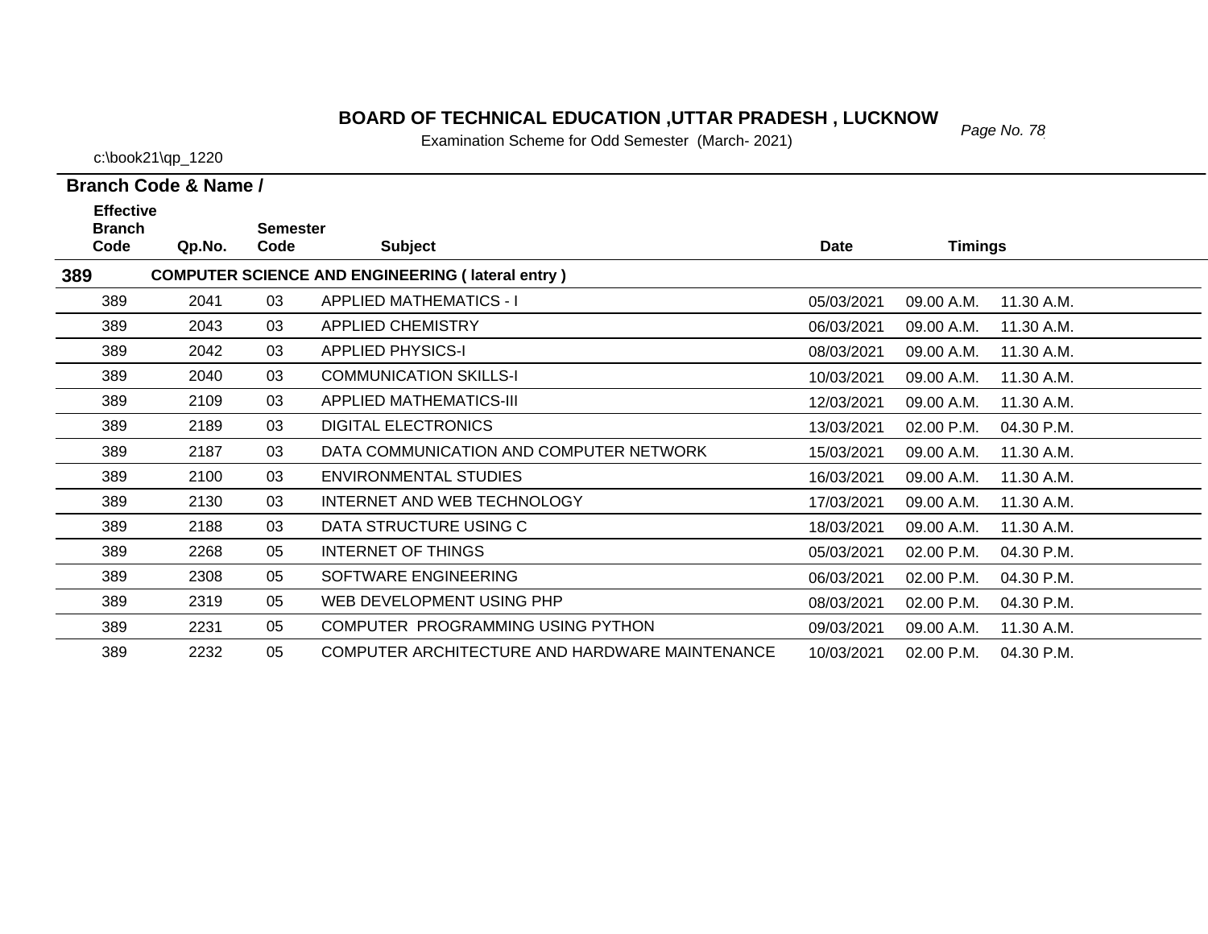# BOARD OF TECHNICAL EDUCATION ,UTTAR PRADESH , LUCKNOW

Examination Scheme for Odd Semester (March- 2021)

c:\book21\qp_1220

**Branch Code & Name /**

| Effective Branch Code | Qp.No. | Semester Code | Subject | Date | Timings | |
|---|---|---|---|---|---|---|
| **389** | | | **COMPUTER SCIENCE AND ENGINEERING ( lateral entry )** | | | |
| 389 | 2041 | 03 | APPLIED MATHEMATICS - I | 05/03/2021 | 09.00 A.M. | 11.30 A.M. |
| 389 | 2043 | 03 | APPLIED CHEMISTRY | 06/03/2021 | 09.00 A.M. | 11.30 A.M. |
| 389 | 2042 | 03 | APPLIED PHYSICS-I | 08/03/2021 | 09.00 A.M. | 11.30 A.M. |
| 389 | 2040 | 03 | COMMUNICATION SKILLS-I | 10/03/2021 | 09.00 A.M. | 11.30 A.M. |
| 389 | 2109 | 03 | APPLIED MATHEMATICS-III | 12/03/2021 | 09.00 A.M. | 11.30 A.M. |
| 389 | 2189 | 03 | DIGITAL ELECTRONICS | 13/03/2021 | 02.00 P.M. | 04.30 P.M. |
| 389 | 2187 | 03 | DATA COMMUNICATION AND COMPUTER NETWORK | 15/03/2021 | 09.00 A.M. | 11.30 A.M. |
| 389 | 2100 | 03 | ENVIRONMENTAL STUDIES | 16/03/2021 | 09.00 A.M. | 11.30 A.M. |
| 389 | 2130 | 03 | INTERNET AND WEB TECHNOLOGY | 17/03/2021 | 09.00 A.M. | 11.30 A.M. |
| 389 | 2188 | 03 | DATA STRUCTURE USING C | 18/03/2021 | 09.00 A.M. | 11.30 A.M. |
| 389 | 2268 | 05 | INTERNET OF THINGS | 05/03/2021 | 02.00 P.M. | 04.30 P.M. |
| 389 | 2308 | 05 | SOFTWARE ENGINEERING | 06/03/2021 | 02.00 P.M. | 04.30 P.M. |
| 389 | 2319 | 05 | WEB DEVELOPMENT USING PHP | 08/03/2021 | 02.00 P.M. | 04.30 P.M. |
| 389 | 2231 | 05 | COMPUTER PROGRAMMING USING PYTHON | 09/03/2021 | 09.00 A.M. | 11.30 A.M. |
| 389 | 2232 | 05 | COMPUTER ARCHITECTURE AND HARDWARE MAINTENANCE | 10/03/2021 | 02.00 P.M. | 04.30 P.M. |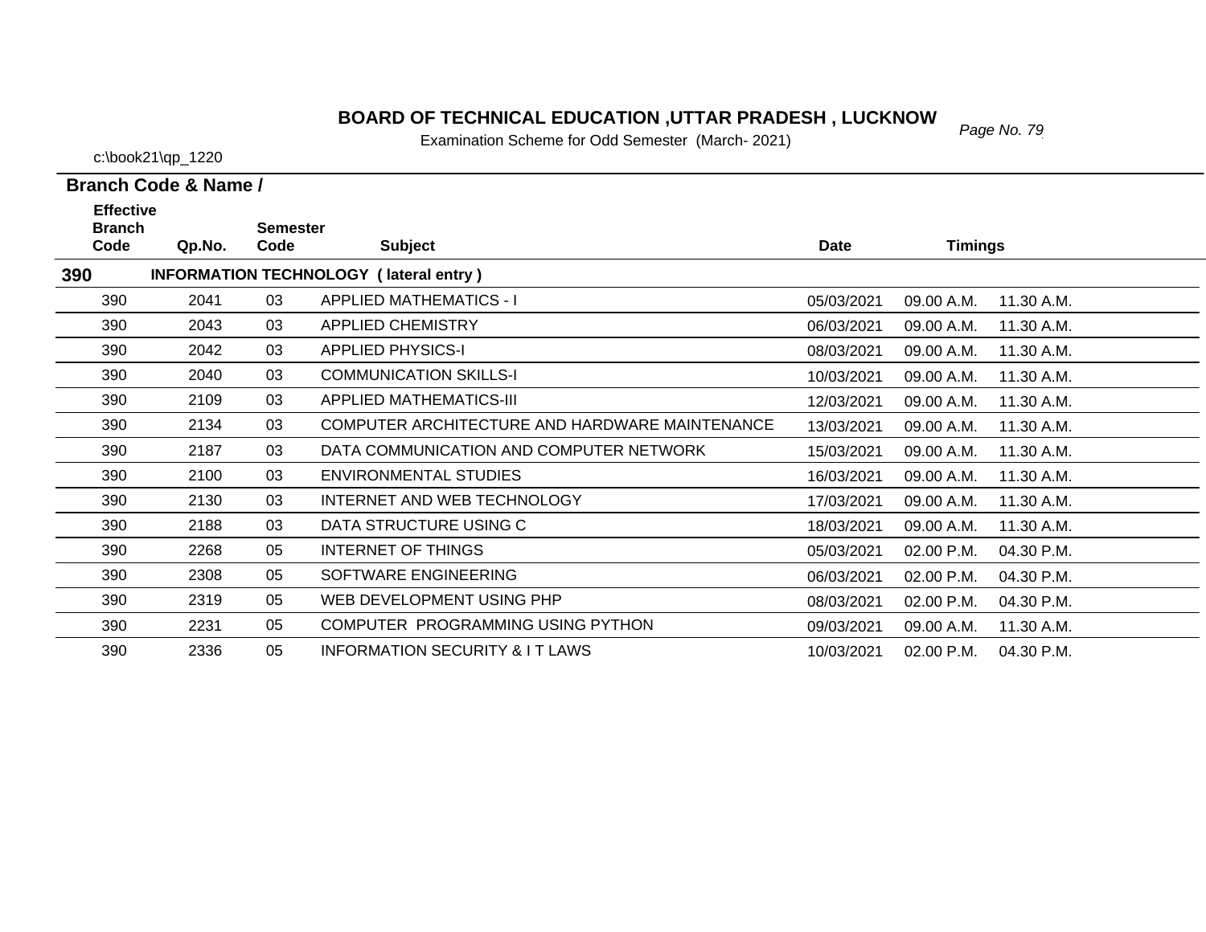# BOARD OF TECHNICAL EDUCATION ,UTTAR PRADESH , LUCKNOW

Examination Scheme for Odd Semester (March- 2021)

c:\book21\qp_1220

**Branch Code & Name /**

| Effective Branch Code | Qp.No. | Semester Code | Subject | Date | Timings | |
|---|---|---|---|---|---|---|
| **390** | **INFORMATION TECHNOLOGY ( lateral entry )** | | | | | |
| 390 | 2041 | 03 | APPLIED MATHEMATICS - I | 05/03/2021 | 09.00 A.M. | 11.30 A.M. |
| 390 | 2043 | 03 | APPLIED CHEMISTRY | 06/03/2021 | 09.00 A.M. | 11.30 A.M. |
| 390 | 2042 | 03 | APPLIED PHYSICS-I | 08/03/2021 | 09.00 A.M. | 11.30 A.M. |
| 390 | 2040 | 03 | COMMUNICATION SKILLS-I | 10/03/2021 | 09.00 A.M. | 11.30 A.M. |
| 390 | 2109 | 03 | APPLIED MATHEMATICS-III | 12/03/2021 | 09.00 A.M. | 11.30 A.M. |
| 390 | 2134 | 03 | COMPUTER ARCHITECTURE AND HARDWARE MAINTENANCE | 13/03/2021 | 09.00 A.M. | 11.30 A.M. |
| 390 | 2187 | 03 | DATA COMMUNICATION AND COMPUTER NETWORK | 15/03/2021 | 09.00 A.M. | 11.30 A.M. |
| 390 | 2100 | 03 | ENVIRONMENTAL STUDIES | 16/03/2021 | 09.00 A.M. | 11.30 A.M. |
| 390 | 2130 | 03 | INTERNET AND WEB TECHNOLOGY | 17/03/2021 | 09.00 A.M. | 11.30 A.M. |
| 390 | 2188 | 03 | DATA STRUCTURE USING C | 18/03/2021 | 09.00 A.M. | 11.30 A.M. |
| 390 | 2268 | 05 | INTERNET OF THINGS | 05/03/2021 | 02.00 P.M. | 04.30 P.M. |
| 390 | 2308 | 05 | SOFTWARE ENGINEERING | 06/03/2021 | 02.00 P.M. | 04.30 P.M. |
| 390 | 2319 | 05 | WEB DEVELOPMENT USING PHP | 08/03/2021 | 02.00 P.M. | 04.30 P.M. |
| 390 | 2231 | 05 | COMPUTER PROGRAMMING USING PYTHON | 09/03/2021 | 09.00 A.M. | 11.30 A.M. |
| 390 | 2336 | 05 | INFORMATION SECURITY & I T LAWS | 10/03/2021 | 02.00 P.M. | 04.30 P.M. |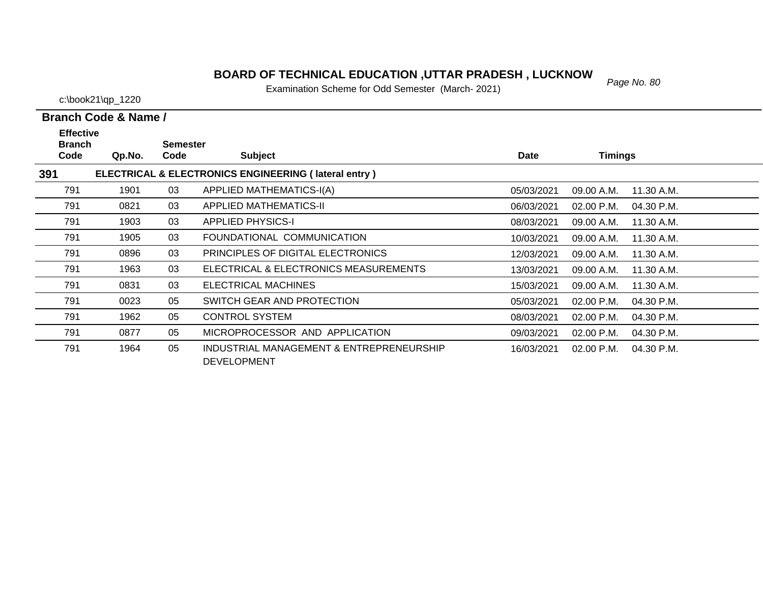# BOARD OF TECHNICAL EDUCATION ,UTTAR PRADESH , LUCKNOW

Examination Scheme for Odd Semester (March- 2021)

c:\book21\qp_1220

**Branch Code & Name /**

| Effective Branch Code | Qp.No. | Semester Code | Subject | Date | Timings | |
|---|---|---|---|---|---|---|
| **391** | | | **ELECTRICAL & ELECTRONICS ENGINEERING ( lateral entry )** | | | |
| 791 | 1901 | 03 | APPLIED MATHEMATICS-I(A) | 05/03/2021 | 09.00 A.M. | 11.30 A.M. |
| 791 | 0821 | 03 | APPLIED MATHEMATICS-II | 06/03/2021 | 02.00 P.M. | 04.30 P.M. |
| 791 | 1903 | 03 | APPLIED PHYSICS-I | 08/03/2021 | 09.00 A.M. | 11.30 A.M. |
| 791 | 1905 | 03 | FOUNDATIONAL COMMUNICATION | 10/03/2021 | 09.00 A.M. | 11.30 A.M. |
| 791 | 0896 | 03 | PRINCIPLES OF DIGITAL ELECTRONICS | 12/03/2021 | 09.00 A.M. | 11.30 A.M. |
| 791 | 1963 | 03 | ELECTRICAL & ELECTRONICS MEASUREMENTS | 13/03/2021 | 09.00 A.M. | 11.30 A.M. |
| 791 | 0831 | 03 | ELECTRICAL MACHINES | 15/03/2021 | 09.00 A.M. | 11.30 A.M. |
| 791 | 0023 | 05 | SWITCH GEAR AND PROTECTION | 05/03/2021 | 02.00 P.M. | 04.30 P.M. |
| 791 | 1962 | 05 | CONTROL SYSTEM | 08/03/2021 | 02.00 P.M. | 04.30 P.M. |
| 791 | 0877 | 05 | MICROPROCESSOR AND APPLICATION | 09/03/2021 | 02.00 P.M. | 04.30 P.M. |
| 791 | 1964 | 05 | INDUSTRIAL MANAGEMENT & ENTREPRENEURSHIP DEVELOPMENT | 16/03/2021 | 02.00 P.M. | 04.30 P.M. |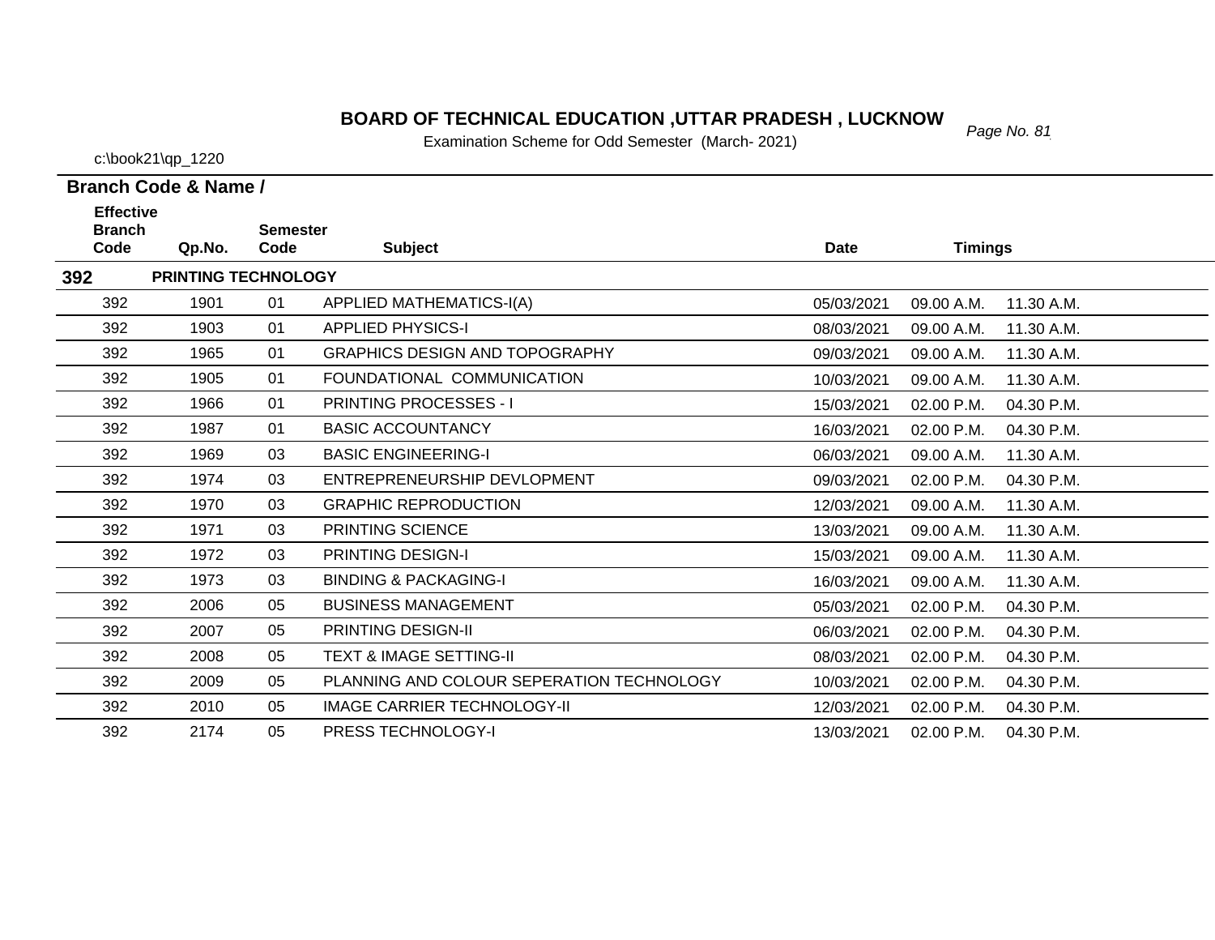# BOARD OF TECHNICAL EDUCATION ,UTTAR PRADESH , LUCKNOW

Examination Scheme for Odd Semester (March- 2021)

c:\book21\qp_1220

**Branch Code & Name /**

| Effective Branch Code | Qp.No. | Semester Code | Subject | Date | Timings | |
|---|---|---|---|---|---|---|
| **392** | **PRINTING TECHNOLOGY** | | | | | |
| 392 | 1901 | 01 | APPLIED MATHEMATICS-I(A) | 05/03/2021 | 09.00 A.M. | 11.30 A.M. |
| 392 | 1903 | 01 | APPLIED PHYSICS-I | 08/03/2021 | 09.00 A.M. | 11.30 A.M. |
| 392 | 1965 | 01 | GRAPHICS DESIGN AND TOPOGRAPHY | 09/03/2021 | 09.00 A.M. | 11.30 A.M. |
| 392 | 1905 | 01 | FOUNDATIONAL COMMUNICATION | 10/03/2021 | 09.00 A.M. | 11.30 A.M. |
| 392 | 1966 | 01 | PRINTING PROCESSES - I | 15/03/2021 | 02.00 P.M. | 04.30 P.M. |
| 392 | 1987 | 01 | BASIC ACCOUNTANCY | 16/03/2021 | 02.00 P.M. | 04.30 P.M. |
| 392 | 1969 | 03 | BASIC ENGINEERING-I | 06/03/2021 | 09.00 A.M. | 11.30 A.M. |
| 392 | 1974 | 03 | ENTREPRENEURSHIP DEVLOPMENT | 09/03/2021 | 02.00 P.M. | 04.30 P.M. |
| 392 | 1970 | 03 | GRAPHIC REPRODUCTION | 12/03/2021 | 09.00 A.M. | 11.30 A.M. |
| 392 | 1971 | 03 | PRINTING SCIENCE | 13/03/2021 | 09.00 A.M. | 11.30 A.M. |
| 392 | 1972 | 03 | PRINTING DESIGN-I | 15/03/2021 | 09.00 A.M. | 11.30 A.M. |
| 392 | 1973 | 03 | BINDING & PACKAGING-I | 16/03/2021 | 09.00 A.M. | 11.30 A.M. |
| 392 | 2006 | 05 | BUSINESS MANAGEMENT | 05/03/2021 | 02.00 P.M. | 04.30 P.M. |
| 392 | 2007 | 05 | PRINTING DESIGN-II | 06/03/2021 | 02.00 P.M. | 04.30 P.M. |
| 392 | 2008 | 05 | TEXT & IMAGE SETTING-II | 08/03/2021 | 02.00 P.M. | 04.30 P.M. |
| 392 | 2009 | 05 | PLANNING AND COLOUR SEPERATION TECHNOLOGY | 10/03/2021 | 02.00 P.M. | 04.30 P.M. |
| 392 | 2010 | 05 | IMAGE CARRIER TECHNOLOGY-II | 12/03/2021 | 02.00 P.M. | 04.30 P.M. |
| 392 | 2174 | 05 | PRESS TECHNOLOGY-I | 13/03/2021 | 02.00 P.M. | 04.30 P.M. |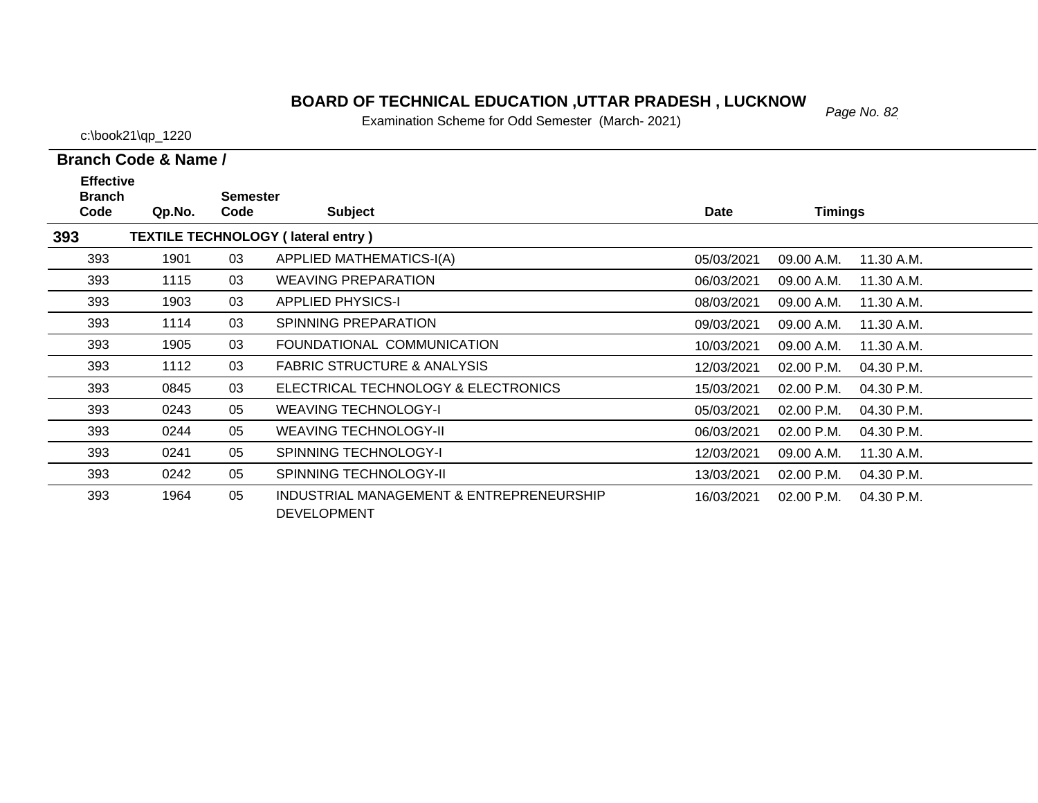# BOARD OF TECHNICAL EDUCATION ,UTTAR PRADESH , LUCKNOW

Examination Scheme for Odd Semester (March- 2021)

c:\book21\qp_1220

**Branch Code & Name /**

| Effective Branch Code | Qp.No. | Semester Code | Subject | Date | Timings | |
|---|---|---|---|---|---|---|
| **393** | | | **TEXTILE TECHNOLOGY ( lateral entry )** | | | |
| 393 | 1901 | 03 | APPLIED MATHEMATICS-I(A) | 05/03/2021 | 09.00 A.M. | 11.30 A.M. |
| 393 | 1115 | 03 | WEAVING PREPARATION | 06/03/2021 | 09.00 A.M. | 11.30 A.M. |
| 393 | 1903 | 03 | APPLIED PHYSICS-I | 08/03/2021 | 09.00 A.M. | 11.30 A.M. |
| 393 | 1114 | 03 | SPINNING PREPARATION | 09/03/2021 | 09.00 A.M. | 11.30 A.M. |
| 393 | 1905 | 03 | FOUNDATIONAL COMMUNICATION | 10/03/2021 | 09.00 A.M. | 11.30 A.M. |
| 393 | 1112 | 03 | FABRIC STRUCTURE & ANALYSIS | 12/03/2021 | 02.00 P.M. | 04.30 P.M. |
| 393 | 0845 | 03 | ELECTRICAL TECHNOLOGY & ELECTRONICS | 15/03/2021 | 02.00 P.M. | 04.30 P.M. |
| 393 | 0243 | 05 | WEAVING TECHNOLOGY-I | 05/03/2021 | 02.00 P.M. | 04.30 P.M. |
| 393 | 0244 | 05 | WEAVING TECHNOLOGY-II | 06/03/2021 | 02.00 P.M. | 04.30 P.M. |
| 393 | 0241 | 05 | SPINNING TECHNOLOGY-I | 12/03/2021 | 09.00 A.M. | 11.30 A.M. |
| 393 | 0242 | 05 | SPINNING TECHNOLOGY-II | 13/03/2021 | 02.00 P.M. | 04.30 P.M. |
| 393 | 1964 | 05 | INDUSTRIAL MANAGEMENT & ENTREPRENEURSHIP DEVELOPMENT | 16/03/2021 | 02.00 P.M. | 04.30 P.M. |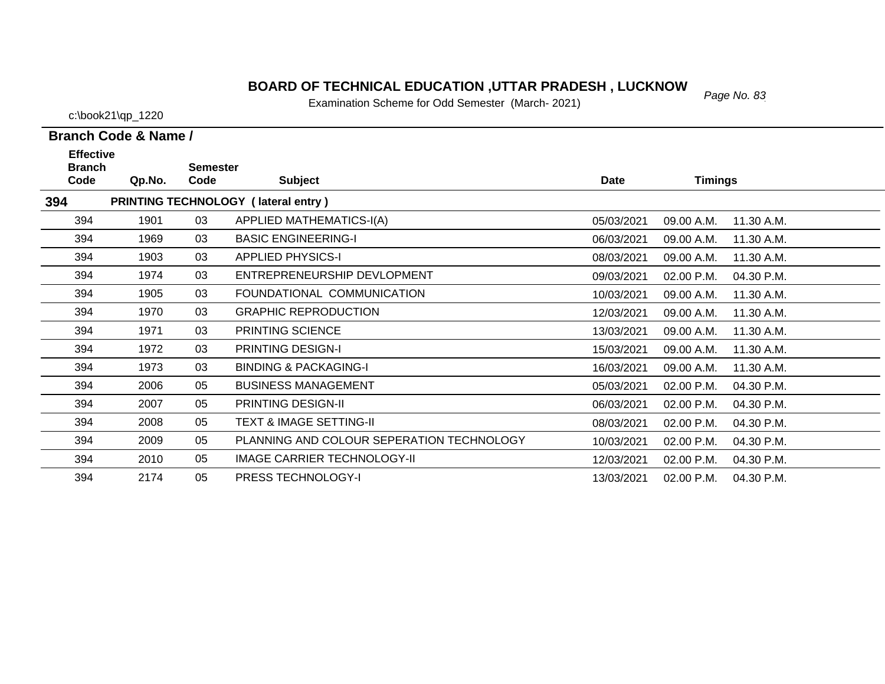# BOARD OF TECHNICAL EDUCATION ,UTTAR PRADESH , LUCKNOW

Examination Scheme for Odd Semester (March- 2021)

c:\book21\qp_1220

**Branch Code & Name /**

| Effective Branch Code | Qp.No. | Semester Code | Subject | Date | Timings | |
|---|---|---|---|---|---|---|
| **394** | **PRINTING TECHNOLOGY ( lateral entry )** | | | | | |
| 394 | 1901 | 03 | APPLIED MATHEMATICS-I(A) | 05/03/2021 | 09.00 A.M. | 11.30 A.M. |
| 394 | 1969 | 03 | BASIC ENGINEERING-I | 06/03/2021 | 09.00 A.M. | 11.30 A.M. |
| 394 | 1903 | 03 | APPLIED PHYSICS-I | 08/03/2021 | 09.00 A.M. | 11.30 A.M. |
| 394 | 1974 | 03 | ENTREPRENEURSHIP DEVLOPMENT | 09/03/2021 | 02.00 P.M. | 04.30 P.M. |
| 394 | 1905 | 03 | FOUNDATIONAL COMMUNICATION | 10/03/2021 | 09.00 A.M. | 11.30 A.M. |
| 394 | 1970 | 03 | GRAPHIC REPRODUCTION | 12/03/2021 | 09.00 A.M. | 11.30 A.M. |
| 394 | 1971 | 03 | PRINTING SCIENCE | 13/03/2021 | 09.00 A.M. | 11.30 A.M. |
| 394 | 1972 | 03 | PRINTING DESIGN-I | 15/03/2021 | 09.00 A.M. | 11.30 A.M. |
| 394 | 1973 | 03 | BINDING & PACKAGING-I | 16/03/2021 | 09.00 A.M. | 11.30 A.M. |
| 394 | 2006 | 05 | BUSINESS MANAGEMENT | 05/03/2021 | 02.00 P.M. | 04.30 P.M. |
| 394 | 2007 | 05 | PRINTING DESIGN-II | 06/03/2021 | 02.00 P.M. | 04.30 P.M. |
| 394 | 2008 | 05 | TEXT & IMAGE SETTING-II | 08/03/2021 | 02.00 P.M. | 04.30 P.M. |
| 394 | 2009 | 05 | PLANNING AND COLOUR SEPERATION TECHNOLOGY | 10/03/2021 | 02.00 P.M. | 04.30 P.M. |
| 394 | 2010 | 05 | IMAGE CARRIER TECHNOLOGY-II | 12/03/2021 | 02.00 P.M. | 04.30 P.M. |
| 394 | 2174 | 05 | PRESS TECHNOLOGY-I | 13/03/2021 | 02.00 P.M. | 04.30 P.M. |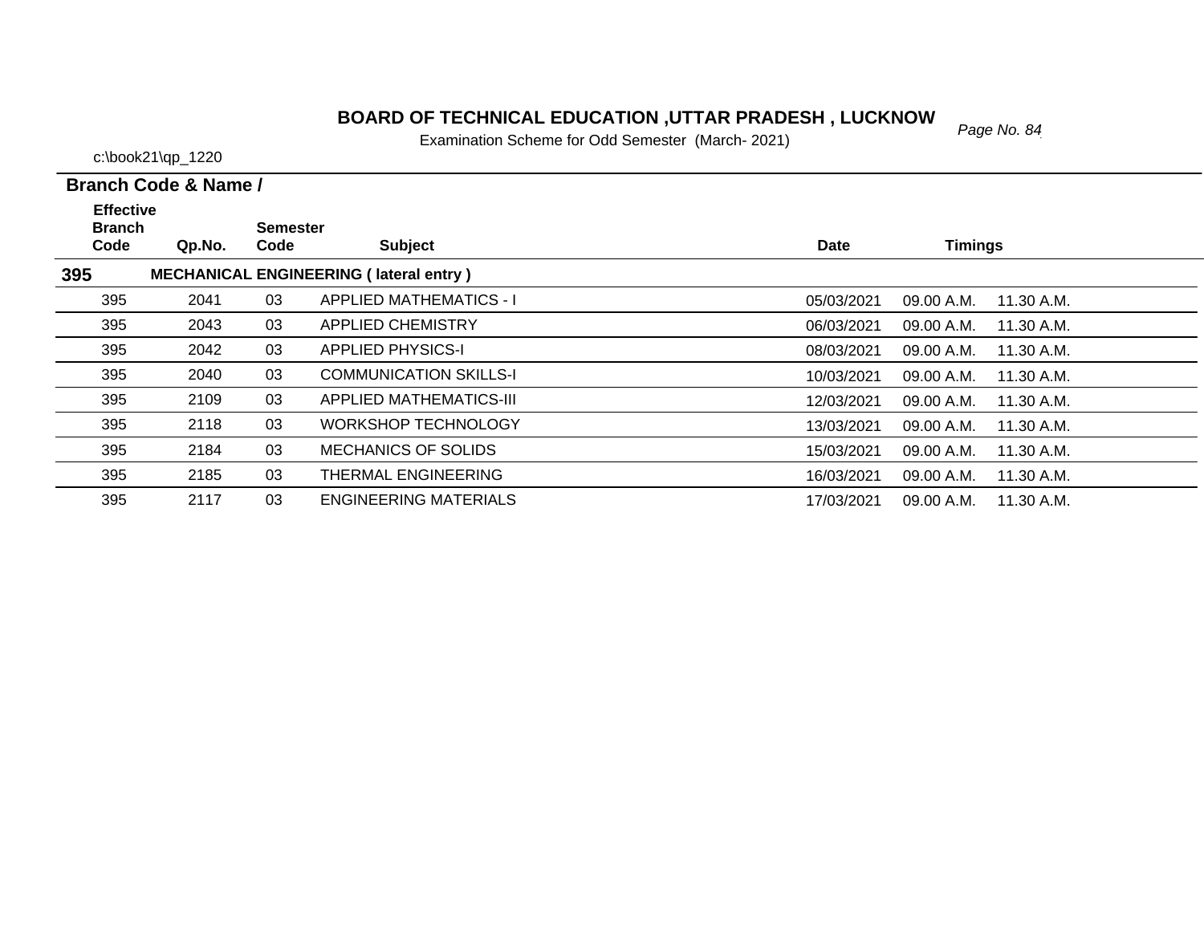# BOARD OF TECHNICAL EDUCATION ,UTTAR PRADESH , LUCKNOW

Examination Scheme for Odd Semester (March- 2021)

c:\book21\qp_1220

**Branch Code & Name /**

| Effective Branch Code | Qp.No. | Semester Code | Subject | Date | Timings | |
|---|---|---|---|---|---|---|
| **395** | **MECHANICAL ENGINEERING ( lateral entry )** | | | | | |
| 395 | 2041 | 03 | APPLIED MATHEMATICS - I | 05/03/2021 | 09.00 A.M. | 11.30 A.M. |
| 395 | 2043 | 03 | APPLIED CHEMISTRY | 06/03/2021 | 09.00 A.M. | 11.30 A.M. |
| 395 | 2042 | 03 | APPLIED PHYSICS-I | 08/03/2021 | 09.00 A.M. | 11.30 A.M. |
| 395 | 2040 | 03 | COMMUNICATION SKILLS-I | 10/03/2021 | 09.00 A.M. | 11.30 A.M. |
| 395 | 2109 | 03 | APPLIED MATHEMATICS-III | 12/03/2021 | 09.00 A.M. | 11.30 A.M. |
| 395 | 2118 | 03 | WORKSHOP TECHNOLOGY | 13/03/2021 | 09.00 A.M. | 11.30 A.M. |
| 395 | 2184 | 03 | MECHANICS OF SOLIDS | 15/03/2021 | 09.00 A.M. | 11.30 A.M. |
| 395 | 2185 | 03 | THERMAL ENGINEERING | 16/03/2021 | 09.00 A.M. | 11.30 A.M. |
| 395 | 2117 | 03 | ENGINEERING MATERIALS | 17/03/2021 | 09.00 A.M. | 11.30 A.M. |